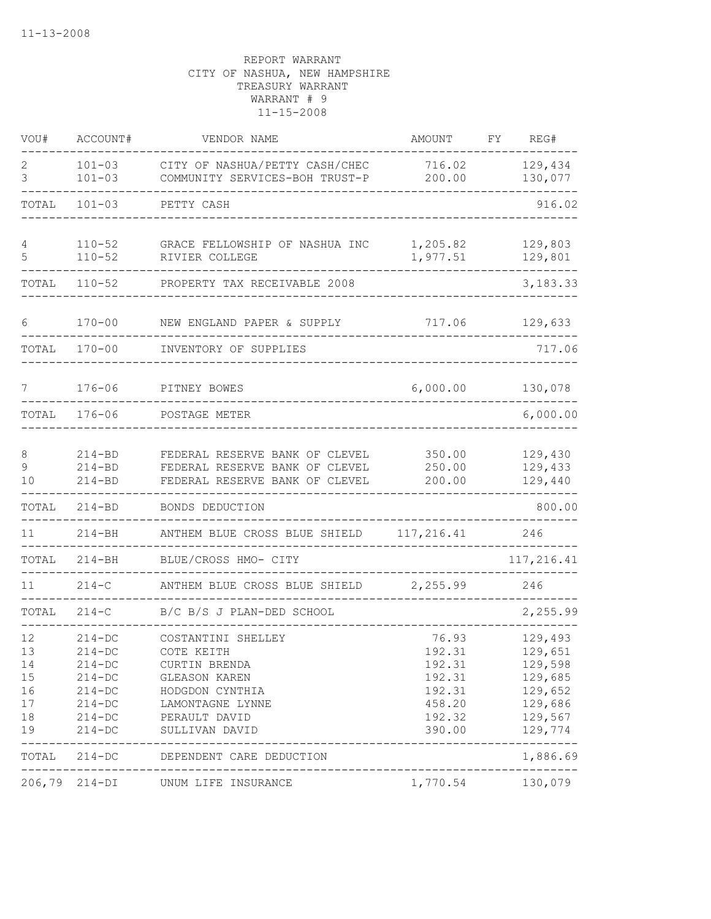11-13-2008

REPORT WARRANT
CITY OF NASHUA, NEW HAMPSHIRE
TREASURY WARRANT
WARRANT # 9
11-15-2008

| VOU# | ACCOUNT# | VENDOR NAME | AMOUNT | FY | REG# |
|---|---|---|---|---|---|
| 2 | 101-03 | CITY OF NASHUA/PETTY CASH/CHEC | 716.02 | | 129,434 |
| 3 | 101-03 | COMMUNITY SERVICES-BOH TRUST-P | 200.00 | | 130,077 |
| TOTAL | 101-03 | PETTY CASH | | | 916.02 |
| 4 | 110-52 | GRACE FELLOWSHIP OF NASHUA INC | 1,205.82 | | 129,803 |
| 5 | 110-52 | RIVIER COLLEGE | 1,977.51 | | 129,801 |
| TOTAL | 110-52 | PROPERTY TAX RECEIVABLE 2008 | | | 3,183.33 |
| 6 | 170-00 | NEW ENGLAND PAPER & SUPPLY | 717.06 | | 129,633 |
| TOTAL | 170-00 | INVENTORY OF SUPPLIES | | | 717.06 |
| 7 | 176-06 | PITNEY BOWES | 6,000.00 | | 130,078 |
| TOTAL | 176-06 | POSTAGE METER | | | 6,000.00 |
| 8 | 214-BD | FEDERAL RESERVE BANK OF CLEVEL | 350.00 | | 129,430 |
| 9 | 214-BD | FEDERAL RESERVE BANK OF CLEVEL | 250.00 | | 129,433 |
| 10 | 214-BD | FEDERAL RESERVE BANK OF CLEVEL | 200.00 | | 129,440 |
| TOTAL | 214-BD | BONDS DEDUCTION | | | 800.00 |
| 11 | 214-BH | ANTHEM BLUE CROSS BLUE SHIELD | 117,216.41 | | 246 |
| TOTAL | 214-BH | BLUE/CROSS HMO- CITY | | | 117,216.41 |
| 11 | 214-C | ANTHEM BLUE CROSS BLUE SHIELD | 2,255.99 | | 246 |
| TOTAL | 214-C | B/C B/S J PLAN-DED SCHOOL | | | 2,255.99 |
| 12 | 214-DC | COSTANTINI SHELLEY | 76.93 | | 129,493 |
| 13 | 214-DC | COTE KEITH | 192.31 | | 129,651 |
| 14 | 214-DC | CURTIN BRENDA | 192.31 | | 129,598 |
| 15 | 214-DC | GLEASON KAREN | 192.31 | | 129,685 |
| 16 | 214-DC | HODGDON CYNTHIA | 192.31 | | 129,652 |
| 17 | 214-DC | LAMONTAGNE LYNNE | 458.20 | | 129,686 |
| 18 | 214-DC | PERAULT DAVID | 192.32 | | 129,567 |
| 19 | 214-DC | SULLIVAN DAVID | 390.00 | | 129,774 |
| TOTAL | 214-DC | DEPENDENT CARE DEDUCTION | | | 1,886.69 |
| 206,79 | 214-DI | UNUM LIFE INSURANCE | 1,770.54 | | 130,079 |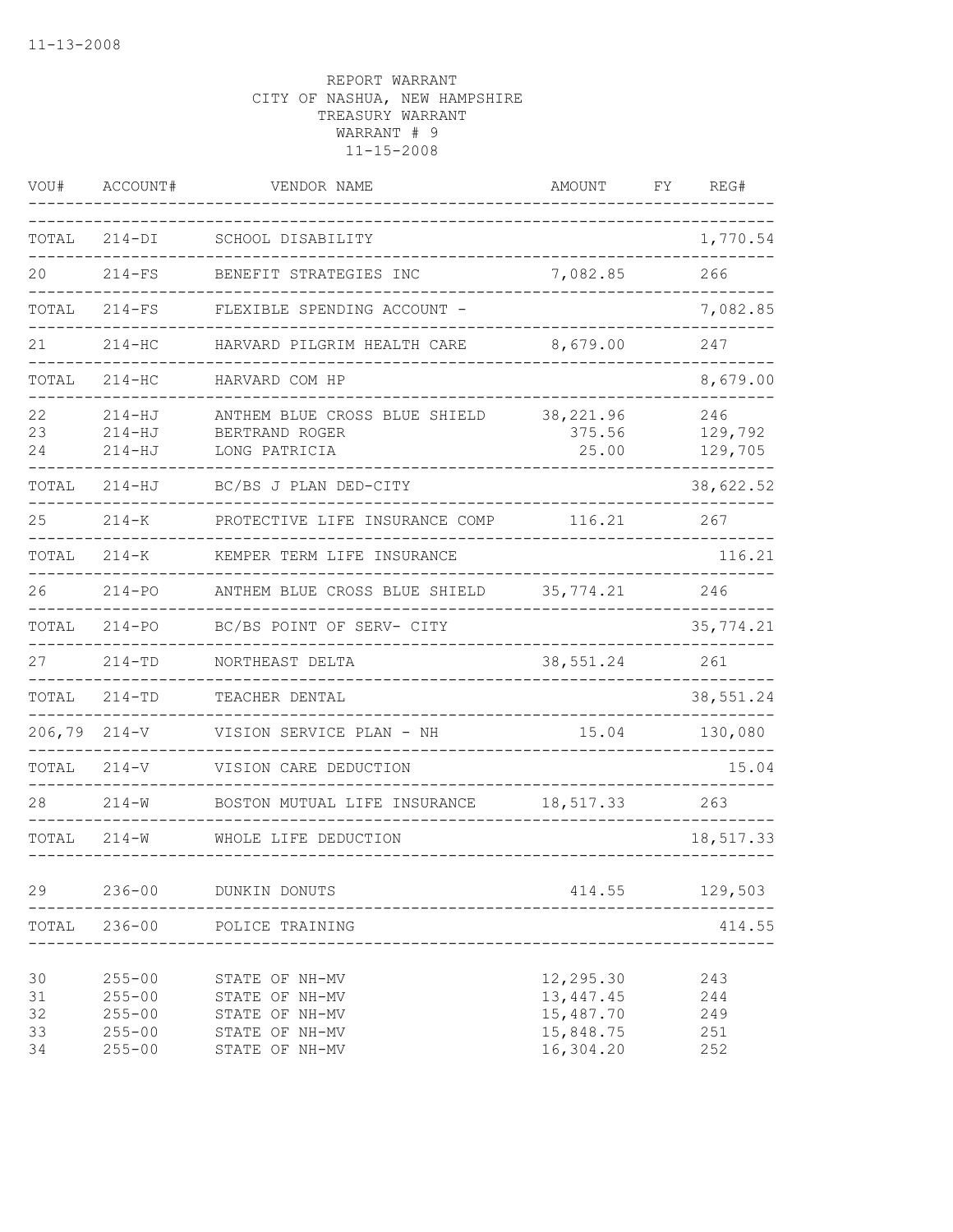REPORT WARRANT
CITY OF NASHUA, NEW HAMPSHIRE
TREASURY WARRANT
WARRANT # 9
11-15-2008

| VOU# | ACCOUNT# | VENDOR NAME | AMOUNT | FY | REG# |
|---|---|---|---|---|---|
| TOTAL | 214-DI | SCHOOL DISABILITY | | | 1,770.54 |
| 20 | 214-FS | BENEFIT STRATEGIES INC | 7,082.85 | | 266 |
| TOTAL | 214-FS | FLEXIBLE SPENDING ACCOUNT - | | | 7,082.85 |
| 21 | 214-HC | HARVARD PILGRIM HEALTH CARE | 8,679.00 | | 247 |
| TOTAL | 214-HC | HARVARD COM HP | | | 8,679.00 |
| 22 | 214-HJ | ANTHEM BLUE CROSS BLUE SHIELD | 38,221.96 | | 246 |
| 23 | 214-HJ | BERTRAND ROGER | 375.56 | | 129,792 |
| 24 | 214-HJ | LONG PATRICIA | 25.00 | | 129,705 |
| TOTAL | 214-HJ | BC/BS J PLAN DED-CITY | | | 38,622.52 |
| 25 | 214-K | PROTECTIVE LIFE INSURANCE COMP | 116.21 | | 267 |
| TOTAL | 214-K | KEMPER TERM LIFE INSURANCE | | | 116.21 |
| 26 | 214-PO | ANTHEM BLUE CROSS BLUE SHIELD | 35,774.21 | | 246 |
| TOTAL | 214-PO | BC/BS POINT OF SERV- CITY | | | 35,774.21 |
| 27 | 214-TD | NORTHEAST DELTA | 38,551.24 | | 261 |
| TOTAL | 214-TD | TEACHER DENTAL | | | 38,551.24 |
| 206,79 | 214-V | VISION SERVICE PLAN - NH | 15.04 | | 130,080 |
| TOTAL | 214-V | VISION CARE DEDUCTION | | | 15.04 |
| 28 | 214-W | BOSTON MUTUAL LIFE INSURANCE | 18,517.33 | | 263 |
| TOTAL | 214-W | WHOLE LIFE DEDUCTION | | | 18,517.33 |
| 29 | 236-00 | DUNKIN DONUTS | 414.55 | | 129,503 |
| TOTAL | 236-00 | POLICE TRAINING | | | 414.55 |
| 30 | 255-00 | STATE OF NH-MV | 12,295.30 | | 243 |
| 31 | 255-00 | STATE OF NH-MV | 13,447.45 | | 244 |
| 32 | 255-00 | STATE OF NH-MV | 15,487.70 | | 249 |
| 33 | 255-00 | STATE OF NH-MV | 15,848.75 | | 251 |
| 34 | 255-00 | STATE OF NH-MV | 16,304.20 | | 252 |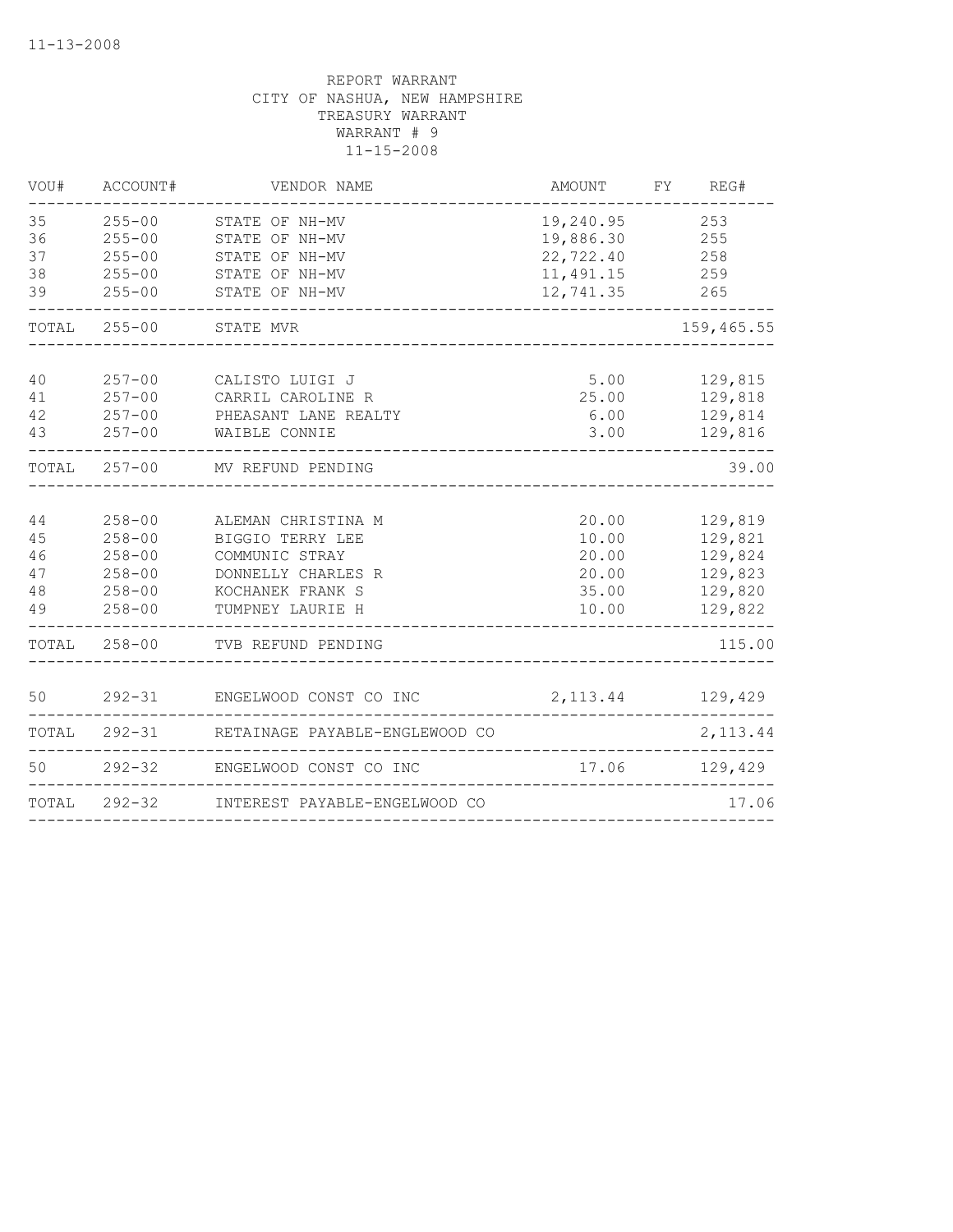11-13-2008

REPORT WARRANT
CITY OF NASHUA, NEW HAMPSHIRE
TREASURY WARRANT
WARRANT # 9
11-15-2008

| VOU# | ACCOUNT# | VENDOR NAME | AMOUNT | FY | REG# |
|---|---|---|---|---|---|
| 35 | 255-00 | STATE OF NH-MV | 19,240.95 | | 253 |
| 36 | 255-00 | STATE OF NH-MV | 19,886.30 | | 255 |
| 37 | 255-00 | STATE OF NH-MV | 22,722.40 | | 258 |
| 38 | 255-00 | STATE OF NH-MV | 11,491.15 | | 259 |
| 39 | 255-00 | STATE OF NH-MV | 12,741.35 | | 265 |
| TOTAL | 255-00 | STATE MVR | | | 159,465.55 |
| 40 | 257-00 | CALISTO LUIGI J | 5.00 | | 129,815 |
| 41 | 257-00 | CARRIL CAROLINE R | 25.00 | | 129,818 |
| 42 | 257-00 | PHEASANT LANE REALTY | 6.00 | | 129,814 |
| 43 | 257-00 | WAIBLE CONNIE | 3.00 | | 129,816 |
| TOTAL | 257-00 | MV REFUND PENDING | | | 39.00 |
| 44 | 258-00 | ALEMAN CHRISTINA M | 20.00 | | 129,819 |
| 45 | 258-00 | BIGGIO TERRY LEE | 10.00 | | 129,821 |
| 46 | 258-00 | COMMUNIC STRAY | 20.00 | | 129,824 |
| 47 | 258-00 | DONNELLY CHARLES R | 20.00 | | 129,823 |
| 48 | 258-00 | KOCHANEK FRANK S | 35.00 | | 129,820 |
| 49 | 258-00 | TUMPNEY LAURIE H | 10.00 | | 129,822 |
| TOTAL | 258-00 | TVB REFUND PENDING | | | 115.00 |
| 50 | 292-31 | ENGELWOOD CONST CO INC | 2,113.44 | | 129,429 |
| TOTAL | 292-31 | RETAINAGE PAYABLE-ENGELWOOD CO | | | 2,113.44 |
| 50 | 292-32 | ENGELWOOD CONST CO INC | 17.06 | | 129,429 |
| TOTAL | 292-32 | INTEREST PAYABLE-ENGELWOOD CO | | | 17.06 |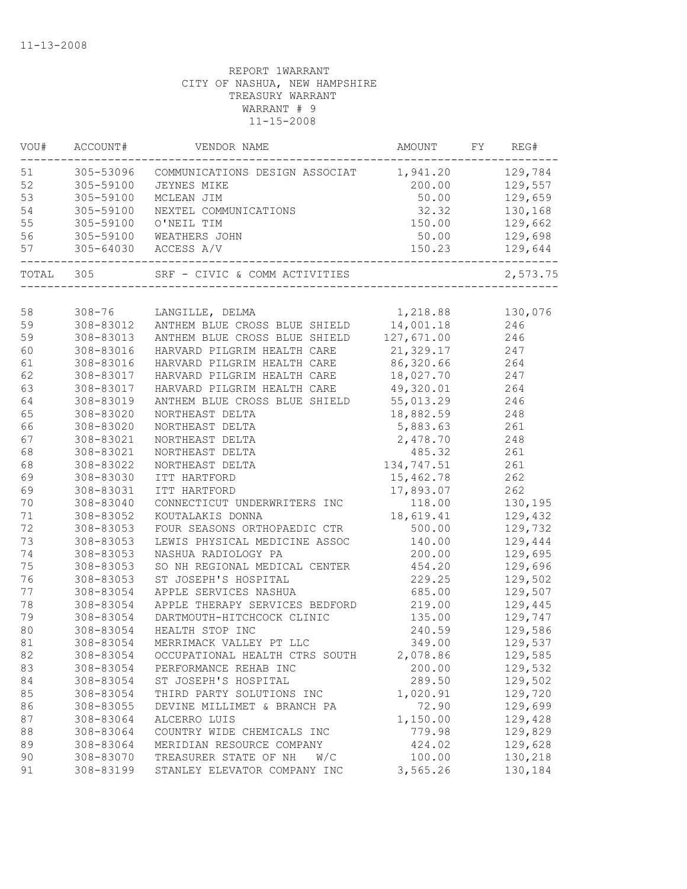11-13-2008

REPORT 1WARRANT
CITY OF NASHUA, NEW HAMPSHIRE
TREASURY WARRANT
WARRANT # 9
11-15-2008

| VOU# | ACCOUNT# | VENDOR NAME | AMOUNT | FY | REG# |
|---|---|---|---|---|---|
| 51 | 305-53096 | COMMUNICATIONS DESIGN ASSOCIAT | 1,941.20 | | 129,784 |
| 52 | 305-59100 | JEYNES MIKE | 200.00 | | 129,557 |
| 53 | 305-59100 | MCLEAN JIM | 50.00 | | 129,659 |
| 54 | 305-59100 | NEXTEL COMMUNICATIONS | 32.32 | | 130,168 |
| 55 | 305-59100 | O'NEIL TIM | 150.00 | | 129,662 |
| 56 | 305-59100 | WEATHERS JOHN | 50.00 | | 129,698 |
| 57 | 305-64030 | ACCESS A/V | 150.23 | | 129,644 |
| TOTAL | 305 | SRF - CIVIC & COMM ACTIVITIES | | | 2,573.75 |
| 58 | 308-76 | LANGILLE, DELMA | 1,218.88 | | 130,076 |
| 59 | 308-83012 | ANTHEM BLUE CROSS BLUE SHIELD | 14,001.18 | | 246 |
| 59 | 308-83013 | ANTHEM BLUE CROSS BLUE SHIELD | 127,671.00 | | 246 |
| 60 | 308-83016 | HARVARD PILGRIM HEALTH CARE | 21,329.17 | | 247 |
| 61 | 308-83016 | HARVARD PILGRIM HEALTH CARE | 86,320.66 | | 264 |
| 62 | 308-83017 | HARVARD PILGRIM HEALTH CARE | 18,027.70 | | 247 |
| 63 | 308-83017 | HARVARD PILGRIM HEALTH CARE | 49,320.01 | | 264 |
| 64 | 308-83019 | ANTHEM BLUE CROSS BLUE SHIELD | 55,013.29 | | 246 |
| 65 | 308-83020 | NORTHEAST DELTA | 18,882.59 | | 248 |
| 66 | 308-83020 | NORTHEAST DELTA | 5,883.63 | | 261 |
| 67 | 308-83021 | NORTHEAST DELTA | 2,478.70 | | 248 |
| 68 | 308-83021 | NORTHEAST DELTA | 485.32 | | 261 |
| 68 | 308-83022 | NORTHEAST DELTA | 134,747.51 | | 261 |
| 69 | 308-83030 | ITT HARTFORD | 15,462.78 | | 262 |
| 69 | 308-83031 | ITT HARTFORD | 17,893.07 | | 262 |
| 70 | 308-83040 | CONNECTICUT UNDERWRITERS INC | 118.00 | | 130,195 |
| 71 | 308-83052 | KOUTALAKIS DONNA | 18,619.41 | | 129,432 |
| 72 | 308-83053 | FOUR SEASONS ORTHOPAEDIC CTR | 500.00 | | 129,732 |
| 73 | 308-83053 | LEWIS PHYSICAL MEDICINE ASSOC | 140.00 | | 129,444 |
| 74 | 308-83053 | NASHUA RADIOLOGY PA | 200.00 | | 129,695 |
| 75 | 308-83053 | SO NH REGIONAL MEDICAL CENTER | 454.20 | | 129,696 |
| 76 | 308-83053 | ST JOSEPH'S HOSPITAL | 229.25 | | 129,502 |
| 77 | 308-83054 | APPLE SERVICES NASHUA | 685.00 | | 129,507 |
| 78 | 308-83054 | APPLE THERAPY SERVICES BEDFORD | 219.00 | | 129,445 |
| 79 | 308-83054 | DARTMOUTH-HITCHCOCK CLINIC | 135.00 | | 129,747 |
| 80 | 308-83054 | HEALTH STOP INC | 240.59 | | 129,586 |
| 81 | 308-83054 | MERRIMACK VALLEY PT LLC | 349.00 | | 129,537 |
| 82 | 308-83054 | OCCUPATIONAL HEALTH CTRS SOUTH | 2,078.86 | | 129,585 |
| 83 | 308-83054 | PERFORMANCE REHAB INC | 200.00 | | 129,532 |
| 84 | 308-83054 | ST JOSEPH'S HOSPITAL | 289.50 | | 129,502 |
| 85 | 308-83054 | THIRD PARTY SOLUTIONS INC | 1,020.91 | | 129,720 |
| 86 | 308-83055 | DEVINE MILLIMET & BRANCH PA | 72.90 | | 129,699 |
| 87 | 308-83064 | ALCERRO LUIS | 1,150.00 | | 129,428 |
| 88 | 308-83064 | COUNTRY WIDE CHEMICALS INC | 779.98 | | 129,829 |
| 89 | 308-83064 | MERIDIAN RESOURCE COMPANY | 424.02 | | 129,628 |
| 90 | 308-83070 | TREASURER STATE OF NH W/C | 100.00 | | 130,218 |
| 91 | 308-83199 | STANLEY ELEVATOR COMPANY INC | 3,565.26 | | 130,184 |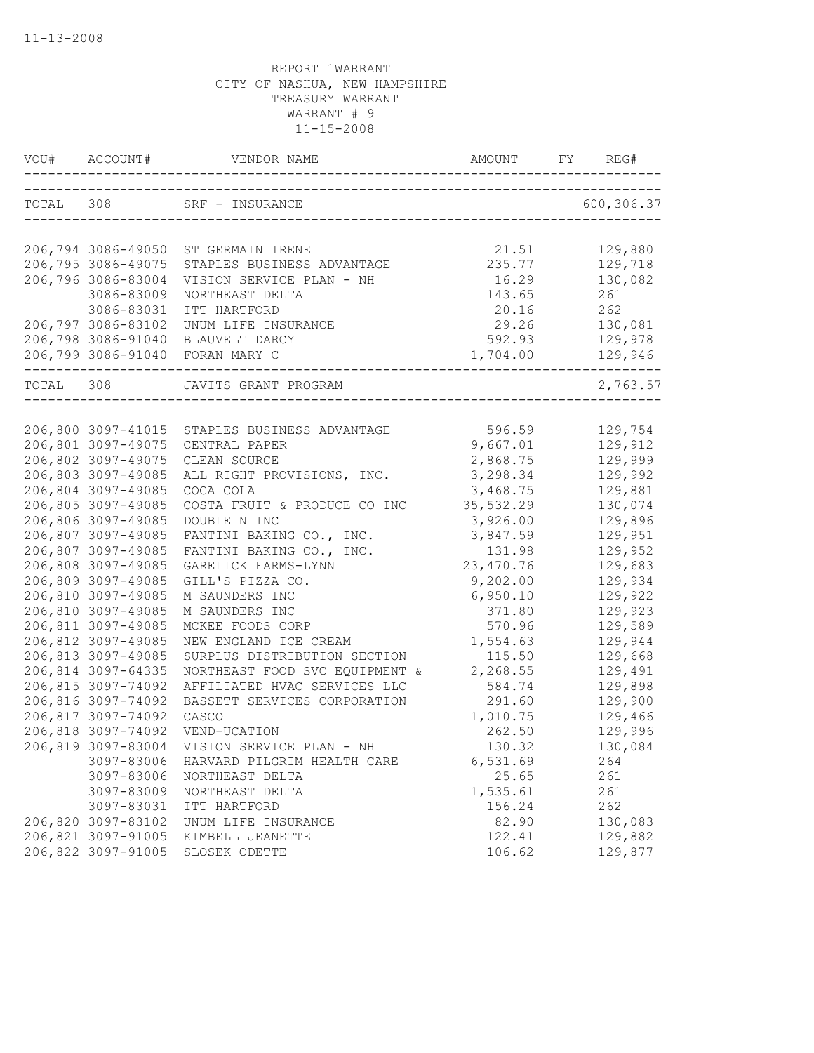11-13-2008

REPORT 1WARRANT
CITY OF NASHUA, NEW HAMPSHIRE
TREASURY WARRANT
WARRANT # 9
11-15-2008

| VOU# | ACCOUNT# | VENDOR NAME | AMOUNT | FY | REG# |
|---|---|---|---|---|---|
| TOTAL | 308 | SRF - INSURANCE | | | 600,306.37 |
| 206,794 | 3086-49050 | ST GERMAIN IRENE | 21.51 | | 129,880 |
| 206,795 | 3086-49075 | STAPLES BUSINESS ADVANTAGE | 235.77 | | 129,718 |
| 206,796 | 3086-83004 | VISION SERVICE PLAN - NH | 16.29 | | 130,082 |
| | 3086-83009 | NORTHEAST DELTA | 143.65 | | 261 |
| | 3086-83031 | ITT HARTFORD | 20.16 | | 262 |
| 206,797 | 3086-83102 | UNUM LIFE INSURANCE | 29.26 | | 130,081 |
| 206,798 | 3086-91040 | BLAUVELT DARCY | 592.93 | | 129,978 |
| 206,799 | 3086-91040 | FORAN MARY C | 1,704.00 | | 129,946 |
| TOTAL | 308 | JAVITS GRANT PROGRAM | | | 2,763.57 |
| 206,800 | 3097-41015 | STAPLES BUSINESS ADVANTAGE | 596.59 | | 129,754 |
| 206,801 | 3097-49075 | CENTRAL PAPER | 9,667.01 | | 129,912 |
| 206,802 | 3097-49075 | CLEAN SOURCE | 2,868.75 | | 129,999 |
| 206,803 | 3097-49085 | ALL RIGHT PROVISIONS, INC. | 3,298.34 | | 129,992 |
| 206,804 | 3097-49085 | COCA COLA | 3,468.75 | | 129,881 |
| 206,805 | 3097-49085 | COSTA FRUIT & PRODUCE CO INC | 35,532.29 | | 130,074 |
| 206,806 | 3097-49085 | DOUBLE N INC | 3,926.00 | | 129,896 |
| 206,807 | 3097-49085 | FANTINI BAKING CO., INC. | 3,847.59 | | 129,951 |
| 206,807 | 3097-49085 | FANTINI BAKING CO., INC. | 131.98 | | 129,952 |
| 206,808 | 3097-49085 | GARELICK FARMS-LYNN | 23,470.76 | | 129,683 |
| 206,809 | 3097-49085 | GILL'S PIZZA CO. | 9,202.00 | | 129,934 |
| 206,810 | 3097-49085 | M SAUNDERS INC | 6,950.10 | | 129,922 |
| 206,810 | 3097-49085 | M SAUNDERS INC | 371.80 | | 129,923 |
| 206,811 | 3097-49085 | MCKEE FOODS CORP | 570.96 | | 129,589 |
| 206,812 | 3097-49085 | NEW ENGLAND ICE CREAM | 1,554.63 | | 129,944 |
| 206,813 | 3097-49085 | SURPLUS DISTRIBUTION SECTION | 115.50 | | 129,668 |
| 206,814 | 3097-64335 | NORTHEAST FOOD SVC EQUIPMENT & | 2,268.55 | | 129,491 |
| 206,815 | 3097-74092 | AFFILIATED HVAC SERVICES LLC | 584.74 | | 129,898 |
| 206,816 | 3097-74092 | BASSETT SERVICES CORPORATION | 291.60 | | 129,900 |
| 206,817 | 3097-74092 | CASCO | 1,010.75 | | 129,466 |
| 206,818 | 3097-74092 | VEND-UCATION | 262.50 | | 129,996 |
| 206,819 | 3097-83004 | VISION SERVICE PLAN - NH | 130.32 | | 130,084 |
| | 3097-83006 | HARVARD PILGRIM HEALTH CARE | 6,531.69 | | 264 |
| | 3097-83006 | NORTHEAST DELTA | 25.65 | | 261 |
| | 3097-83009 | NORTHEAST DELTA | 1,535.61 | | 261 |
| | 3097-83031 | ITT HARTFORD | 156.24 | | 262 |
| 206,820 | 3097-83102 | UNUM LIFE INSURANCE | 82.90 | | 130,083 |
| 206,821 | 3097-91005 | KIMBELL JEANETTE | 122.41 | | 129,882 |
| 206,822 | 3097-91005 | SLOSEK ODETTE | 106.62 | | 129,877 |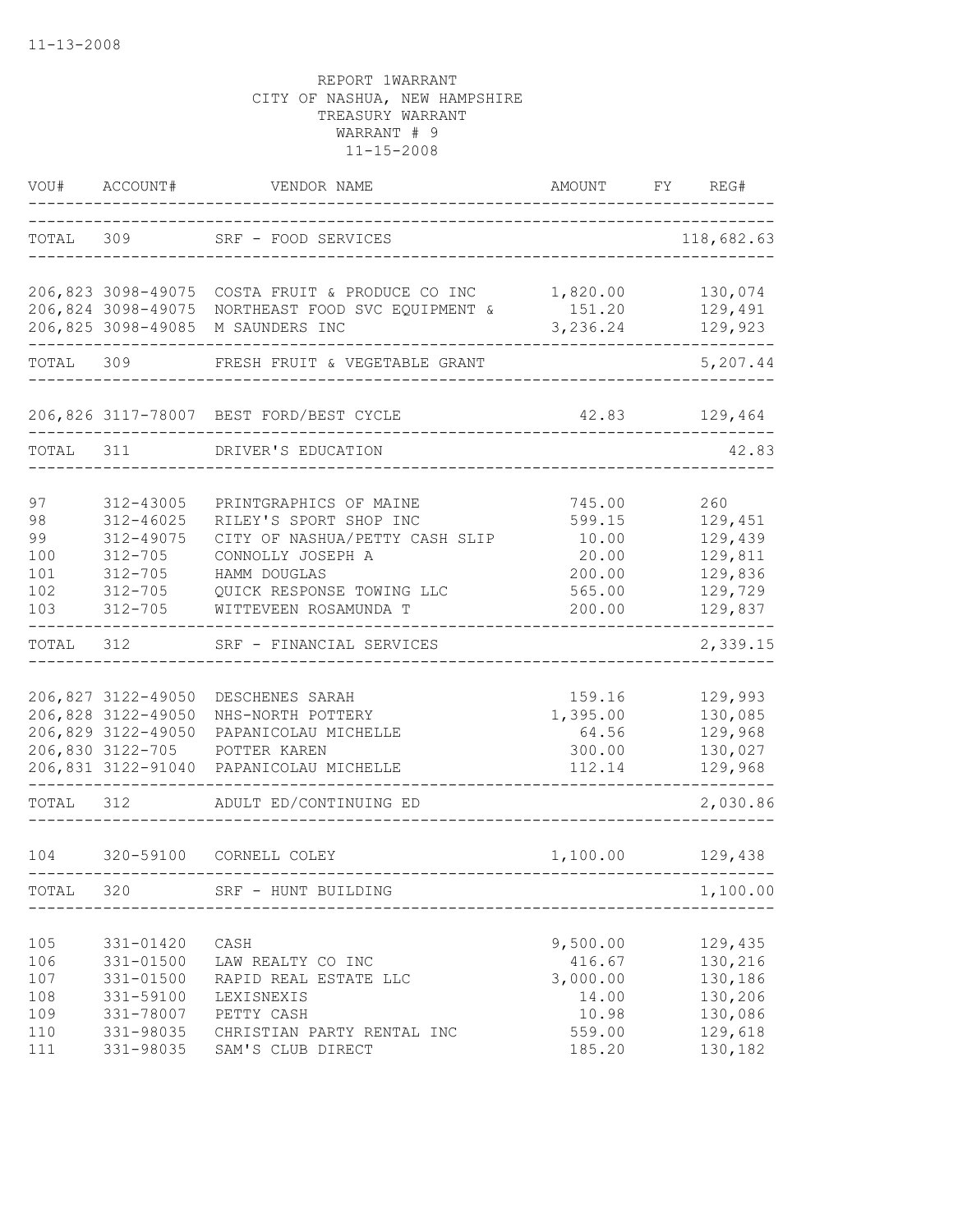11-13-2008

REPORT 1WARRANT
CITY OF NASHUA, NEW HAMPSHIRE
TREASURY WARRANT
WARRANT # 9
11-15-2008

| VOU# | ACCOUNT# | VENDOR NAME | AMOUNT | FY | REG# |
|---|---|---|---|---|---|
| TOTAL | 309 | SRF - FOOD SERVICES | | | 118,682.63 |
| 206,823 | 3098-49075 | COSTA FRUIT & PRODUCE CO INC | 1,820.00 | | 130,074 |
| 206,824 | 3098-49075 | NORTHEAST FOOD SVC EQUIPMENT & | 151.20 | | 129,491 |
| 206,825 | 3098-49085 | M SAUNDERS INC | 3,236.24 | | 129,923 |
| TOTAL | 309 | FRESH FRUIT & VEGETABLE GRANT | | | 5,207.44 |
| 206,826 | 3117-78007 | BEST FORD/BEST CYCLE | 42.83 | | 129,464 |
| TOTAL | 311 | DRIVER'S EDUCATION | | | 42.83 |
| 97 | 312-43005 | PRINTGRAPHICS OF MAINE | 745.00 | | 260 |
| 98 | 312-46025 | RILEY'S SPORT SHOP INC | 599.15 | | 129,451 |
| 99 | 312-49075 | CITY OF NASHUA/PETTY CASH SLIP | 10.00 | | 129,439 |
| 100 | 312-705 | CONNOLLY JOSEPH A | 20.00 | | 129,811 |
| 101 | 312-705 | HAMM DOUGLAS | 200.00 | | 129,836 |
| 102 | 312-705 | QUICK RESPONSE TOWING LLC | 565.00 | | 129,729 |
| 103 | 312-705 | WITTEVEEN ROSAMUNDA T | 200.00 | | 129,837 |
| TOTAL | 312 | SRF - FINANCIAL SERVICES | | | 2,339.15 |
| 206,827 | 3122-49050 | DESCHENES SARAH | 159.16 | | 129,993 |
| 206,828 | 3122-49050 | NHS-NORTH POTTERY | 1,395.00 | | 130,085 |
| 206,829 | 3122-49050 | PAPANICOLAU MICHELLE | 64.56 | | 129,968 |
| 206,830 | 3122-705 | POTTER KAREN | 300.00 | | 130,027 |
| 206,831 | 3122-91040 | PAPANICOLAU MICHELLE | 112.14 | | 129,968 |
| TOTAL | 312 | ADULT ED/CONTINUING ED | | | 2,030.86 |
| 104 | 320-59100 | CORNELL COLEY | 1,100.00 | | 129,438 |
| TOTAL | 320 | SRF - HUNT BUILDING | | | 1,100.00 |
| 105 | 331-01420 | CASH | 9,500.00 | | 129,435 |
| 106 | 331-01500 | LAW REALTY CO INC | 416.67 | | 130,216 |
| 107 | 331-01500 | RAPID REAL ESTATE LLC | 3,000.00 | | 130,186 |
| 108 | 331-59100 | LEXISNEXIS | 14.00 | | 130,206 |
| 109 | 331-78007 | PETTY CASH | 10.98 | | 130,086 |
| 110 | 331-98035 | CHRISTIAN PARTY RENTAL INC | 559.00 | | 129,618 |
| 111 | 331-98035 | SAM'S CLUB DIRECT | 185.20 | | 130,182 |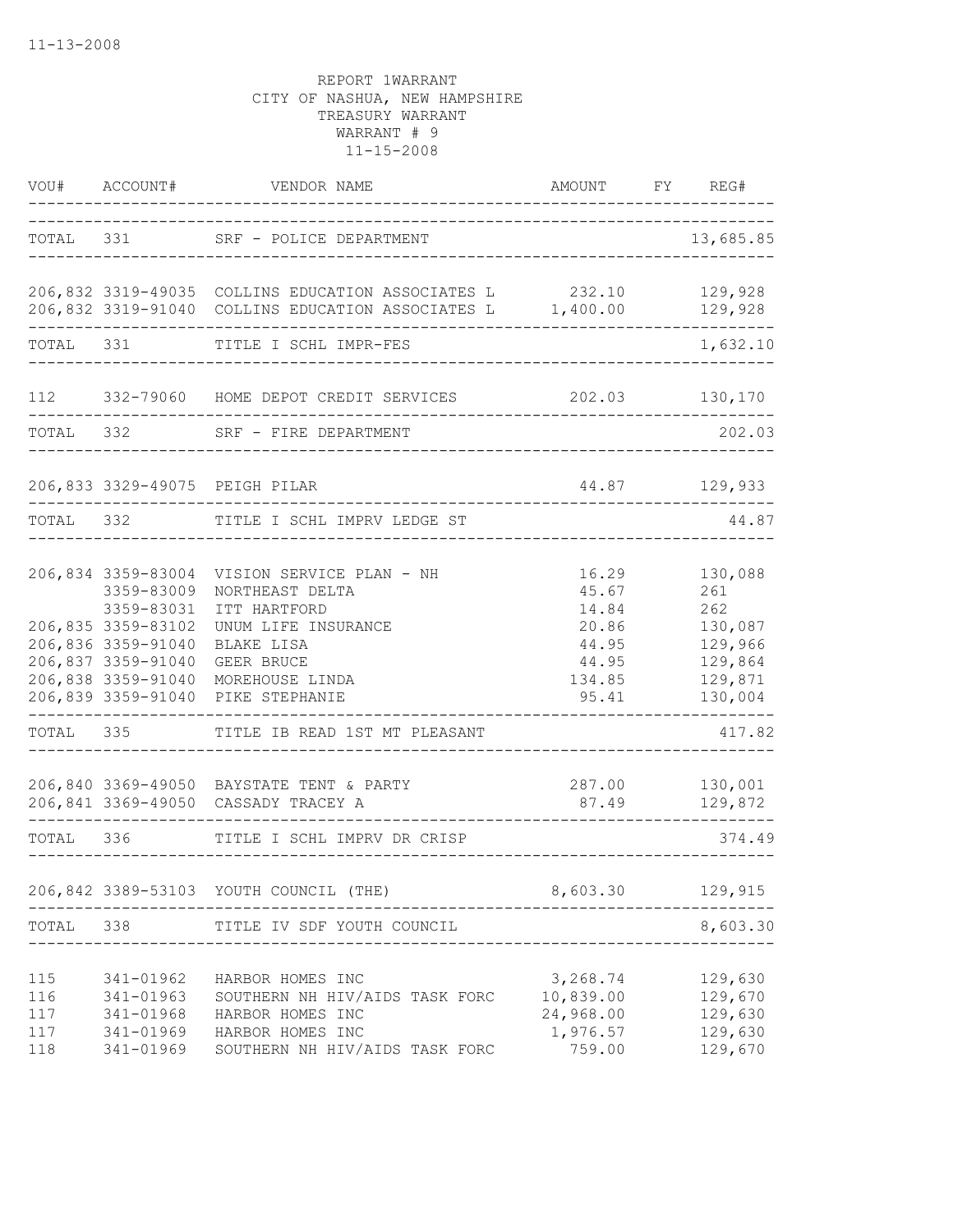11-13-2008

REPORT 1WARRANT
CITY OF NASHUA, NEW HAMPSHIRE
TREASURY WARRANT
WARRANT # 9
11-15-2008

| VOU# | ACCOUNT# | VENDOR NAME | AMOUNT | FY | REG# |
|---|---|---|---|---|---|
| TOTAL | 331 | SRF - POLICE DEPARTMENT | | | 13,685.85 |
| 206,832 | 3319-49035 | COLLINS EDUCATION ASSOCIATES L | 232.10 | | 129,928 |
| 206,832 | 3319-91040 | COLLINS EDUCATION ASSOCIATES L | 1,400.00 | | 129,928 |
| TOTAL | 331 | TITLE I SCHL IMPR-FES | | | 1,632.10 |
| 112 | 332-79060 | HOME DEPOT CREDIT SERVICES | 202.03 | | 130,170 |
| TOTAL | 332 | SRF - FIRE DEPARTMENT | | | 202.03 |
| 206,833 | 3329-49075 | PEIGH PILAR | 44.87 | | 129,933 |
| TOTAL | 332 | TITLE I SCHL IMPRV LEDGE ST | | | 44.87 |
| 206,834 | 3359-83004 | VISION SERVICE PLAN - NH | 16.29 | | 130,088 |
| | 3359-83009 | NORTHEAST DELTA | 45.67 | | 261 |
| | 3359-83031 | ITT HARTFORD | 14.84 | | 262 |
| 206,835 | 3359-83102 | UNUM LIFE INSURANCE | 20.86 | | 130,087 |
| 206,836 | 3359-91040 | BLAKE LISA | 44.95 | | 129,966 |
| 206,837 | 3359-91040 | GEER BRUCE | 44.95 | | 129,864 |
| 206,838 | 3359-91040 | MOREHOUSE LINDA | 134.85 | | 129,871 |
| 206,839 | 3359-91040 | PIKE STEPHANIE | 95.41 | | 130,004 |
| TOTAL | 335 | TITLE IB READ 1ST MT PLEASANT | | | 417.82 |
| 206,840 | 3369-49050 | BAYSTATE TENT & PARTY | 287.00 | | 130,001 |
| 206,841 | 3369-49050 | CASSADY TRACEY A | 87.49 | | 129,872 |
| TOTAL | 336 | TITLE I SCHL IMPRV DR CRISP | | | 374.49 |
| 206,842 | 3389-53103 | YOUTH COUNCIL (THE) | 8,603.30 | | 129,915 |
| TOTAL | 338 | TITLE IV SDF YOUTH COUNCIL | | | 8,603.30 |
| 115 | 341-01962 | HARBOR HOMES INC | 3,268.74 | | 129,630 |
| 116 | 341-01963 | SOUTHERN NH HIV/AIDS TASK FORC | 10,839.00 | | 129,670 |
| 117 | 341-01968 | HARBOR HOMES INC | 24,968.00 | | 129,630 |
| 117 | 341-01969 | HARBOR HOMES INC | 1,976.57 | | 129,630 |
| 118 | 341-01969 | SOUTHERN NH HIV/AIDS TASK FORC | 759.00 | | 129,670 |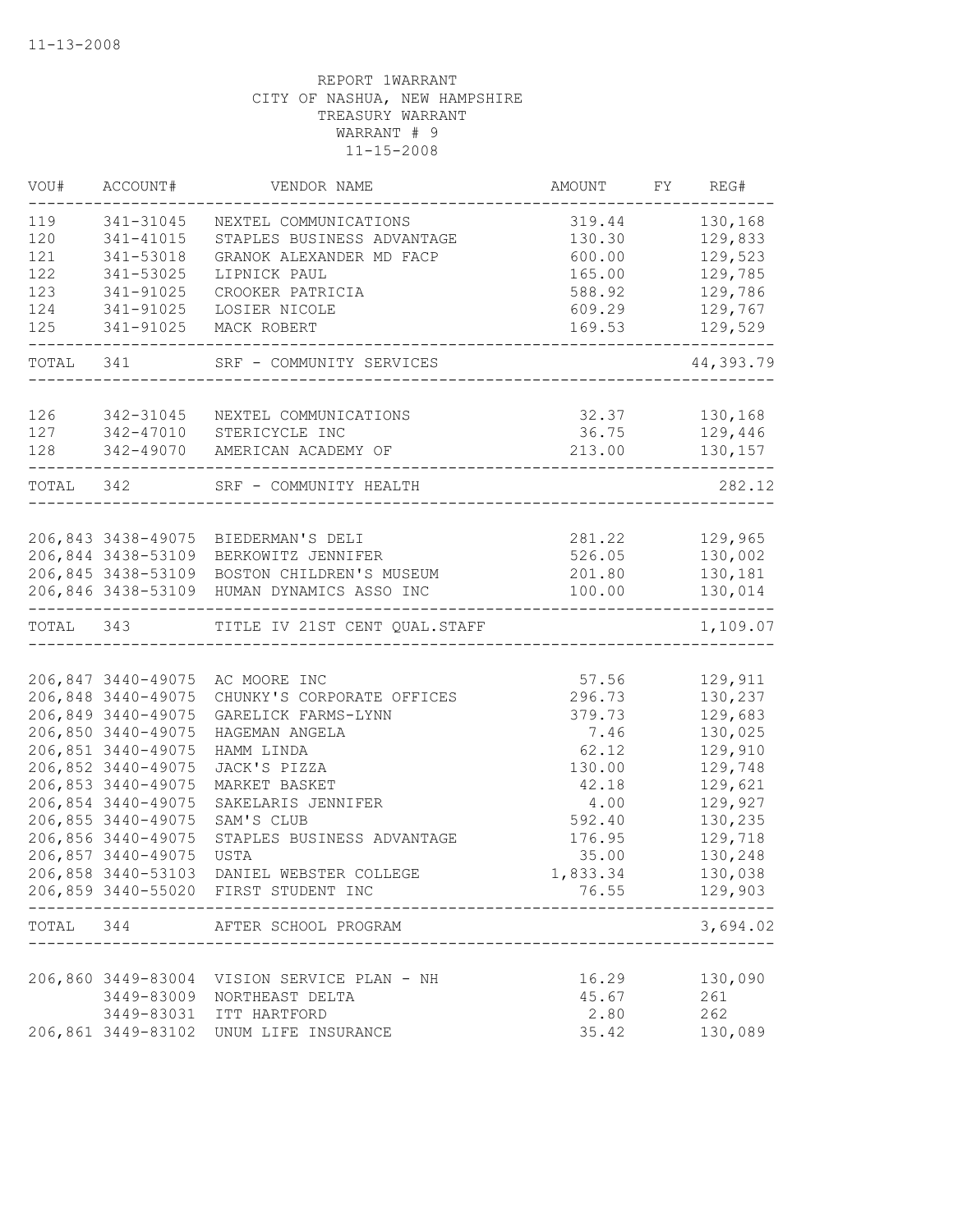11-13-2008

REPORT 1WARRANT
CITY OF NASHUA, NEW HAMPSHIRE
TREASURY WARRANT
WARRANT # 9
11-15-2008

| VOU# | ACCOUNT# | VENDOR NAME | AMOUNT | FY | REG# |
|---|---|---|---|---|---|
| 119 | 341-31045 | NEXTEL COMMUNICATIONS | 319.44 | | 130,168 |
| 120 | 341-41015 | STAPLES BUSINESS ADVANTAGE | 130.30 | | 129,833 |
| 121 | 341-53018 | GRANOK ALEXANDER MD FACP | 600.00 | | 129,523 |
| 122 | 341-53025 | LIPNICK PAUL | 165.00 | | 129,785 |
| 123 | 341-91025 | CROOKER PATRICIA | 588.92 | | 129,786 |
| 124 | 341-91025 | LOSIER NICOLE | 609.29 | | 129,767 |
| 125 | 341-91025 | MACK ROBERT | 169.53 | | 129,529 |
| TOTAL | 341 | SRF - COMMUNITY SERVICES | | | 44,393.79 |
| 126 | 342-31045 | NEXTEL COMMUNICATIONS | 32.37 | | 130,168 |
| 127 | 342-47010 | STERICYCLE INC | 36.75 | | 129,446 |
| 128 | 342-49070 | AMERICAN ACADEMY OF | 213.00 | | 130,157 |
| TOTAL | 342 | SRF - COMMUNITY HEALTH | | | 282.12 |
| 206,843 | 3438-49075 | BIEDERMAN'S DELI | 281.22 | | 129,965 |
| 206,844 | 3438-53109 | BERKOWITZ JENNIFER | 526.05 | | 130,002 |
| 206,845 | 3438-53109 | BOSTON CHILDREN'S MUSEUM | 201.80 | | 130,181 |
| 206,846 | 3438-53109 | HUMAN DYNAMICS ASSO INC | 100.00 | | 130,014 |
| TOTAL | 343 | TITLE IV 21ST CENT QUAL.STAFF | | | 1,109.07 |
| 206,847 | 3440-49075 | AC MOORE INC | 57.56 | | 129,911 |
| 206,848 | 3440-49075 | CHUNKY'S CORPORATE OFFICES | 296.73 | | 130,237 |
| 206,849 | 3440-49075 | GARELICK FARMS-LYNN | 379.73 | | 129,683 |
| 206,850 | 3440-49075 | HAGEMAN ANGELA | 7.46 | | 130,025 |
| 206,851 | 3440-49075 | HAMM LINDA | 62.12 | | 129,910 |
| 206,852 | 3440-49075 | JACK'S PIZZA | 130.00 | | 129,748 |
| 206,853 | 3440-49075 | MARKET BASKET | 42.18 | | 129,621 |
| 206,854 | 3440-49075 | SAKELARIS JENNIFER | 4.00 | | 129,927 |
| 206,855 | 3440-49075 | SAM'S CLUB | 592.40 | | 130,235 |
| 206,856 | 3440-49075 | STAPLES BUSINESS ADVANTAGE | 176.95 | | 129,718 |
| 206,857 | 3440-49075 | USTA | 35.00 | | 130,248 |
| 206,858 | 3440-53103 | DANIEL WEBSTER COLLEGE | 1,833.34 | | 130,038 |
| 206,859 | 3440-55020 | FIRST STUDENT INC | 76.55 | | 129,903 |
| TOTAL | 344 | AFTER SCHOOL PROGRAM | | | 3,694.02 |
| 206,860 | 3449-83004 | VISION SERVICE PLAN - NH | 16.29 | | 130,090 |
| | 3449-83009 | NORTHEAST DELTA | 45.67 | | 261 |
| | 3449-83031 | ITT HARTFORD | 2.80 | | 262 |
| 206,861 | 3449-83102 | UNUM LIFE INSURANCE | 35.42 | | 130,089 |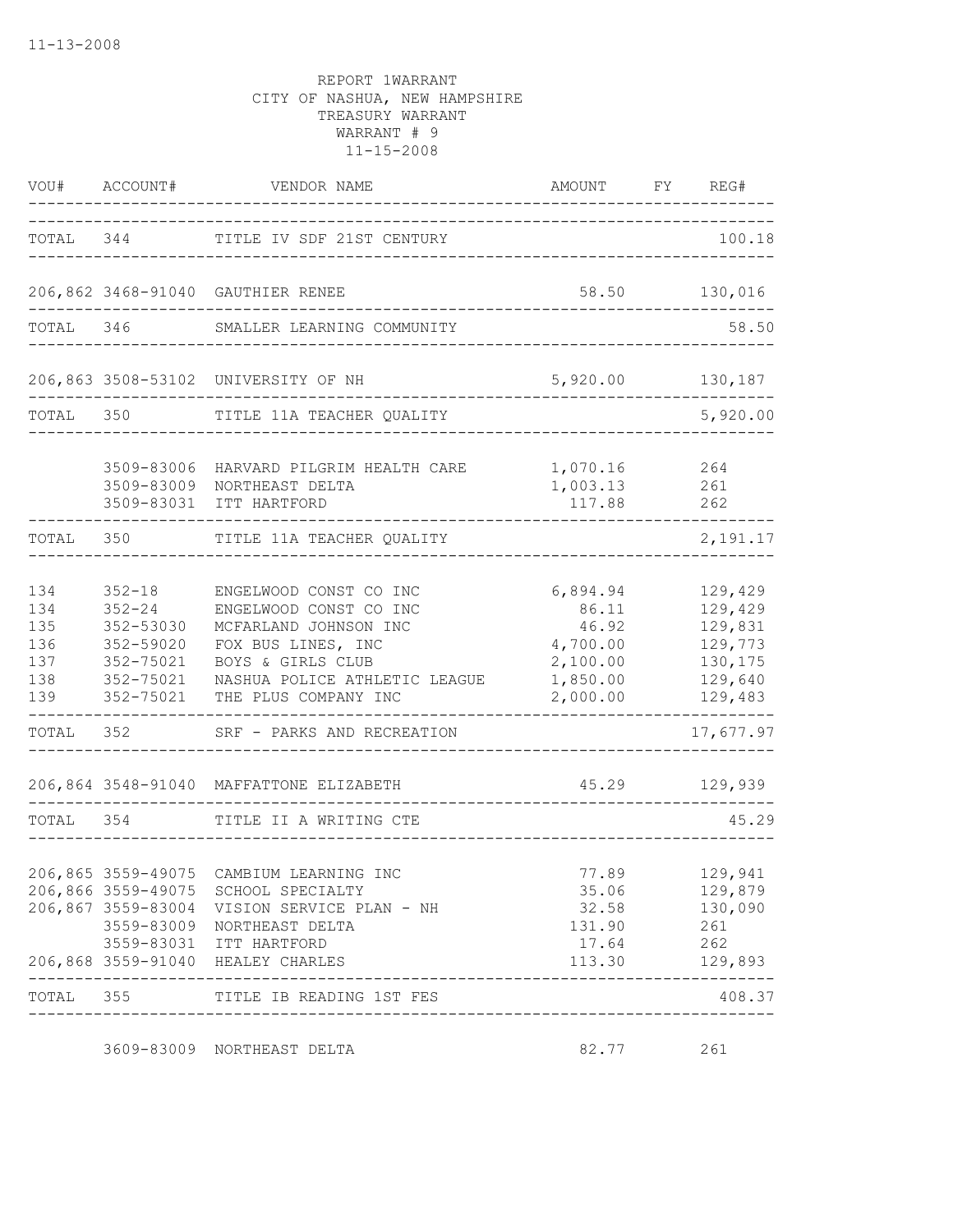REPORT 1WARRANT
CITY OF NASHUA, NEW HAMPSHIRE
TREASURY WARRANT
WARRANT # 9
11-15-2008

| VOU# | ACCOUNT# | VENDOR NAME | AMOUNT | FY | REG# |
|---|---|---|---|---|---|
| TOTAL | 344 | TITLE IV SDF 21ST CENTURY | | | 100.18 |
| 206,862 | 3468-91040 | GAUTHIER RENEE | 58.50 | | 130,016 |
| TOTAL | 346 | SMALLER LEARNING COMMUNITY | | | 58.50 |
| 206,863 | 3508-53102 | UNIVERSITY OF NH | 5,920.00 | | 130,187 |
| TOTAL | 350 | TITLE 11A TEACHER QUALITY | | | 5,920.00 |
| | 3509-83006 | HARVARD PILGRIM HEALTH CARE | 1,070.16 | | 264 |
| | 3509-83009 | NORTHEAST DELTA | 1,003.13 | | 261 |
| | 3509-83031 | ITT HARTFORD | 117.88 | | 262 |
| TOTAL | 350 | TITLE 11A TEACHER QUALITY | | | 2,191.17 |
| 134 | 352-18 | ENGELWOOD CONST CO INC | 6,894.94 | | 129,429 |
| 134 | 352-24 | ENGELWOOD CONST CO INC | 86.11 | | 129,429 |
| 135 | 352-53030 | MCFARLAND JOHNSON INC | 46.92 | | 129,831 |
| 136 | 352-59020 | FOX BUS LINES, INC | 4,700.00 | | 129,773 |
| 137 | 352-75021 | BOYS & GIRLS CLUB | 2,100.00 | | 130,175 |
| 138 | 352-75021 | NASHUA POLICE ATHLETIC LEAGUE | 1,850.00 | | 129,640 |
| 139 | 352-75021 | THE PLUS COMPANY INC | 2,000.00 | | 129,483 |
| TOTAL | 352 | SRF - PARKS AND RECREATION | | | 17,677.97 |
| 206,864 | 3548-91040 | MAFFATTONE ELIZABETH | 45.29 | | 129,939 |
| TOTAL | 354 | TITLE II A WRITING CTE | | | 45.29 |
| 206,865 | 3559-49075 | CAMBIUM LEARNING INC | 77.89 | | 129,941 |
| 206,866 | 3559-49075 | SCHOOL SPECIALTY | 35.06 | | 129,879 |
| 206,867 | 3559-83004 | VISION SERVICE PLAN - NH | 32.58 | | 130,090 |
| | 3559-83009 | NORTHEAST DELTA | 131.90 | | 261 |
| | 3559-83031 | ITT HARTFORD | 17.64 | | 262 |
| 206,868 | 3559-91040 | HEALEY CHARLES | 113.30 | | 129,893 |
| TOTAL | 355 | TITLE IB READING 1ST FES | | | 408.37 |
| | 3609-83009 | NORTHEAST DELTA | 82.77 | | 261 |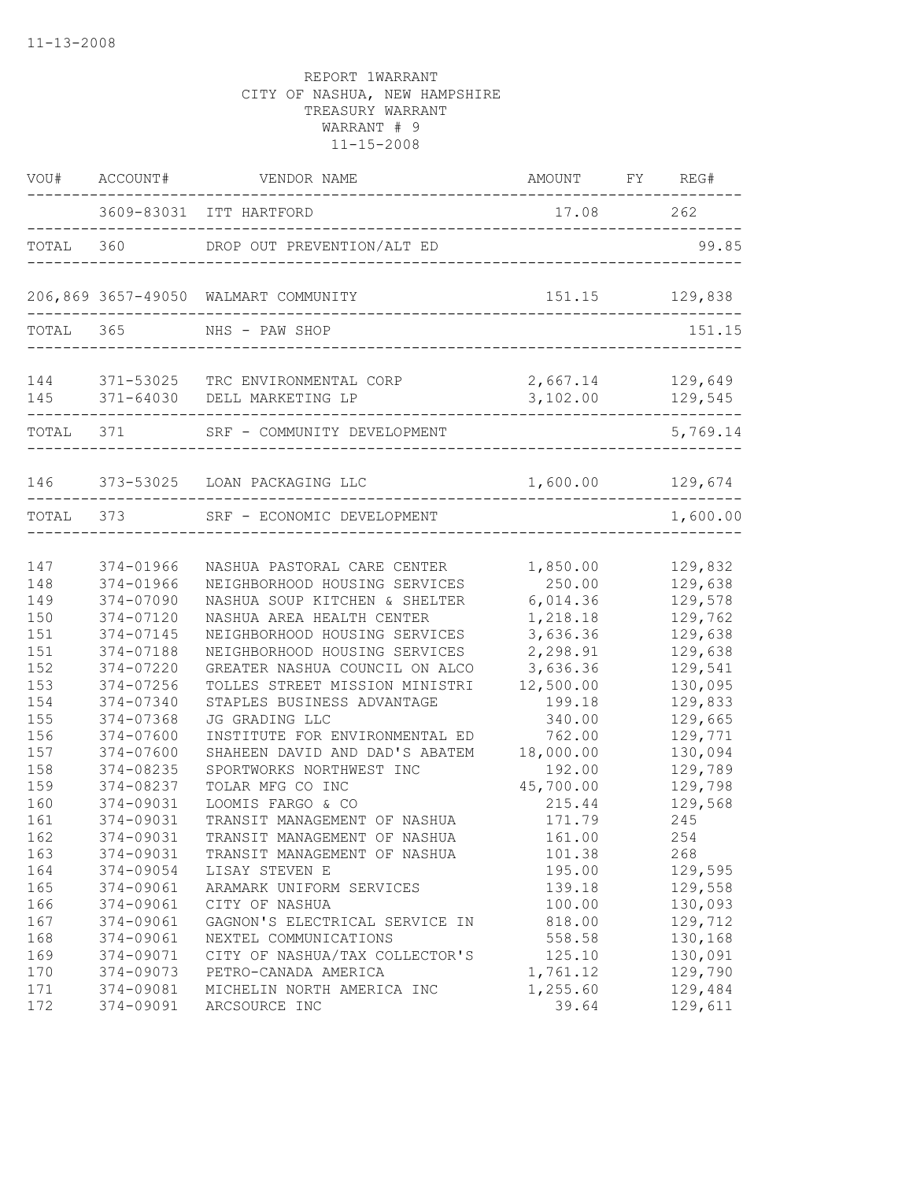11-13-2008

REPORT 1WARRANT
CITY OF NASHUA, NEW HAMPSHIRE
TREASURY WARRANT
WARRANT # 9
11-15-2008

| VOU# | ACCOUNT# | VENDOR NAME | AMOUNT | FY | REG# |
|---|---|---|---|---|---|
| | 3609-83031 | ITT HARTFORD | 17.08 | | 262 |
| TOTAL 360 | | DROP OUT PREVENTION/ALT ED | | | 99.85 |
| 206,869 | 3657-49050 | WALMART COMMUNITY | 151.15 | | 129,838 |
| TOTAL 365 | | NHS - PAW SHOP | | | 151.15 |
| 144 | 371-53025 | TRC ENVIRONMENTAL CORP | 2,667.14 | | 129,649 |
| 145 | 371-64030 | DELL MARKETING LP | 3,102.00 | | 129,545 |
| TOTAL 371 | | SRF - COMMUNITY DEVELOPMENT | | | 5,769.14 |
| 146 | 373-53025 | LOAN PACKAGING LLC | 1,600.00 | | 129,674 |
| TOTAL 373 | | SRF - ECONOMIC DEVELOPMENT | | | 1,600.00 |
| 147 | 374-01966 | NASHUA PASTORAL CARE CENTER | 1,850.00 | | 129,832 |
| 148 | 374-01966 | NEIGHBORHOOD HOUSING SERVICES | 250.00 | | 129,638 |
| 149 | 374-07090 | NASHUA SOUP KITCHEN & SHELTER | 6,014.36 | | 129,578 |
| 150 | 374-07120 | NASHUA AREA HEALTH CENTER | 1,218.18 | | 129,762 |
| 151 | 374-07145 | NEIGHBORHOOD HOUSING SERVICES | 3,636.36 | | 129,638 |
| 151 | 374-07188 | NEIGHBORHOOD HOUSING SERVICES | 2,298.91 | | 129,638 |
| 152 | 374-07220 | GREATER NASHUA COUNCIL ON ALCO | 3,636.36 | | 129,541 |
| 153 | 374-07256 | TOLLES STREET MISSION MINISTRI | 12,500.00 | | 130,095 |
| 154 | 374-07340 | STAPLES BUSINESS ADVANTAGE | 199.18 | | 129,833 |
| 155 | 374-07368 | JG GRADING LLC | 340.00 | | 129,665 |
| 156 | 374-07600 | INSTITUTE FOR ENVIRONMENTAL ED | 762.00 | | 129,771 |
| 157 | 374-07600 | SHAHEEN DAVID AND DAD'S ABATEM | 18,000.00 | | 130,094 |
| 158 | 374-08235 | SPORTWORKS NORTHWEST INC | 192.00 | | 129,789 |
| 159 | 374-08237 | TOLAR MFG CO INC | 45,700.00 | | 129,798 |
| 160 | 374-09031 | LOOMIS FARGO & CO | 215.44 | | 129,568 |
| 161 | 374-09031 | TRANSIT MANAGEMENT OF NASHUA | 171.79 | | 245 |
| 162 | 374-09031 | TRANSIT MANAGEMENT OF NASHUA | 161.00 | | 254 |
| 163 | 374-09031 | TRANSIT MANAGEMENT OF NASHUA | 101.38 | | 268 |
| 164 | 374-09054 | LISAY STEVEN E | 195.00 | | 129,595 |
| 165 | 374-09061 | ARAMARK UNIFORM SERVICES | 139.18 | | 129,558 |
| 166 | 374-09061 | CITY OF NASHUA | 100.00 | | 130,093 |
| 167 | 374-09061 | GAGNON'S ELECTRICAL SERVICE IN | 818.00 | | 129,712 |
| 168 | 374-09061 | NEXTEL COMMUNICATIONS | 558.58 | | 130,168 |
| 169 | 374-09071 | CITY OF NASHUA/TAX COLLECTOR'S | 125.10 | | 130,091 |
| 170 | 374-09073 | PETRO-CANADA AMERICA | 1,761.12 | | 129,790 |
| 171 | 374-09081 | MICHELIN NORTH AMERICA INC | 1,255.60 | | 129,484 |
| 172 | 374-09091 | ARCSOURCE INC | 39.64 | | 129,611 |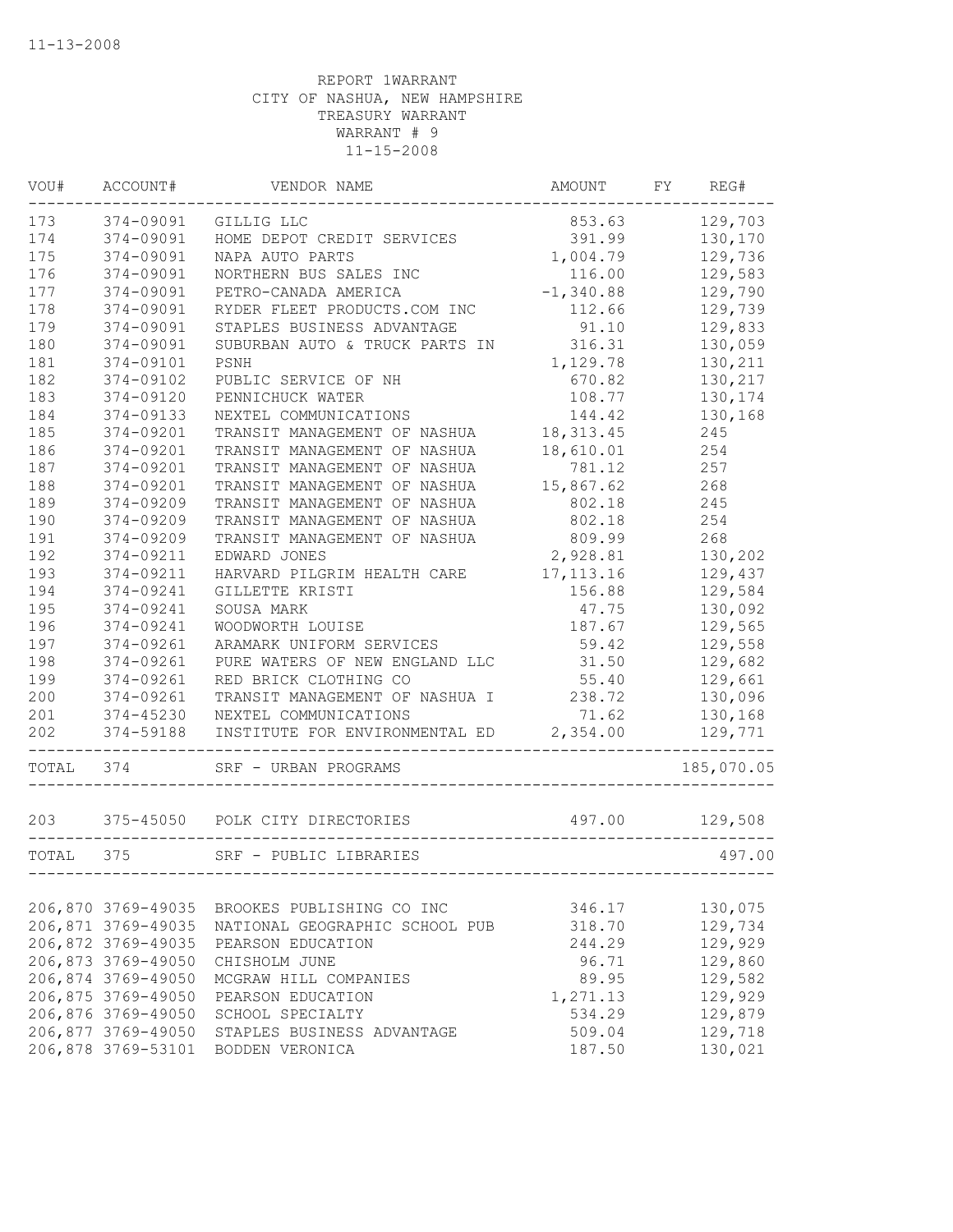11-13-2008

REPORT 1WARRANT
CITY OF NASHUA, NEW HAMPSHIRE
TREASURY WARRANT
WARRANT # 9
11-15-2008

| VOU# | ACCOUNT# | VENDOR NAME | AMOUNT | FY | REG# |
|---|---|---|---|---|---|
| 173 | 374-09091 | GILLIG LLC | 853.63 | | 129,703 |
| 174 | 374-09091 | HOME DEPOT CREDIT SERVICES | 391.99 | | 130,170 |
| 175 | 374-09091 | NAPA AUTO PARTS | 1,004.79 | | 129,736 |
| 176 | 374-09091 | NORTHERN BUS SALES INC | 116.00 | | 129,583 |
| 177 | 374-09091 | PETRO-CANADA AMERICA | -1,340.88 | | 129,790 |
| 178 | 374-09091 | RYDER FLEET PRODUCTS.COM INC | 112.66 | | 129,739 |
| 179 | 374-09091 | STAPLES BUSINESS ADVANTAGE | 91.10 | | 129,833 |
| 180 | 374-09091 | SUBURBAN AUTO & TRUCK PARTS IN | 316.31 | | 130,059 |
| 181 | 374-09101 | PSNH | 1,129.78 | | 130,211 |
| 182 | 374-09102 | PUBLIC SERVICE OF NH | 670.82 | | 130,217 |
| 183 | 374-09120 | PENNICHUCK WATER | 108.77 | | 130,174 |
| 184 | 374-09133 | NEXTEL COMMUNICATIONS | 144.42 | | 130,168 |
| 185 | 374-09201 | TRANSIT MANAGEMENT OF NASHUA | 18,313.45 | | 245 |
| 186 | 374-09201 | TRANSIT MANAGEMENT OF NASHUA | 18,610.01 | | 254 |
| 187 | 374-09201 | TRANSIT MANAGEMENT OF NASHUA | 781.12 | | 257 |
| 188 | 374-09201 | TRANSIT MANAGEMENT OF NASHUA | 15,867.62 | | 268 |
| 189 | 374-09209 | TRANSIT MANAGEMENT OF NASHUA | 802.18 | | 245 |
| 190 | 374-09209 | TRANSIT MANAGEMENT OF NASHUA | 802.18 | | 254 |
| 191 | 374-09209 | TRANSIT MANAGEMENT OF NASHUA | 809.99 | | 268 |
| 192 | 374-09211 | EDWARD JONES | 2,928.81 | | 130,202 |
| 193 | 374-09211 | HARVARD PILGRIM HEALTH CARE | 17,113.16 | | 129,437 |
| 194 | 374-09241 | GILLETTE KRISTI | 156.88 | | 129,584 |
| 195 | 374-09241 | SOUSA MARK | 47.75 | | 130,092 |
| 196 | 374-09241 | WOODWORTH LOUISE | 187.67 | | 129,565 |
| 197 | 374-09261 | ARAMARK UNIFORM SERVICES | 59.42 | | 129,558 |
| 198 | 374-09261 | PURE WATERS OF NEW ENGLAND LLC | 31.50 | | 129,682 |
| 199 | 374-09261 | RED BRICK CLOTHING CO | 55.40 | | 129,661 |
| 200 | 374-09261 | TRANSIT MANAGEMENT OF NASHUA I | 238.72 | | 130,096 |
| 201 | 374-45230 | NEXTEL COMMUNICATIONS | 71.62 | | 130,168 |
| 202 | 374-59188 | INSTITUTE FOR ENVIRONMENTAL ED | 2,354.00 | | 129,771 |
| TOTAL | 374 | SRF - URBAN PROGRAMS | | | 185,070.05 |
| 203 | 375-45050 | POLK CITY DIRECTORIES | 497.00 | | 129,508 |
| TOTAL | 375 | SRF - PUBLIC LIBRARIES | | | 497.00 |
| 206,870 | 3769-49035 | BROOKES PUBLISHING CO INC | 346.17 | | 130,075 |
| 206,871 | 3769-49035 | NATIONAL GEOGRAPHIC SCHOOL PUB | 318.70 | | 129,734 |
| 206,872 | 3769-49035 | PEARSON EDUCATION | 244.29 | | 129,929 |
| 206,873 | 3769-49050 | CHISHOLM JUNE | 96.71 | | 129,860 |
| 206,874 | 3769-49050 | MCGRAW HILL COMPANIES | 89.95 | | 129,582 |
| 206,875 | 3769-49050 | PEARSON EDUCATION | 1,271.13 | | 129,929 |
| 206,876 | 3769-49050 | SCHOOL SPECIALTY | 534.29 | | 129,879 |
| 206,877 | 3769-49050 | STAPLES BUSINESS ADVANTAGE | 509.04 | | 129,718 |
| 206,878 | 3769-53101 | BODDEN VERONICA | 187.50 | | 130,021 |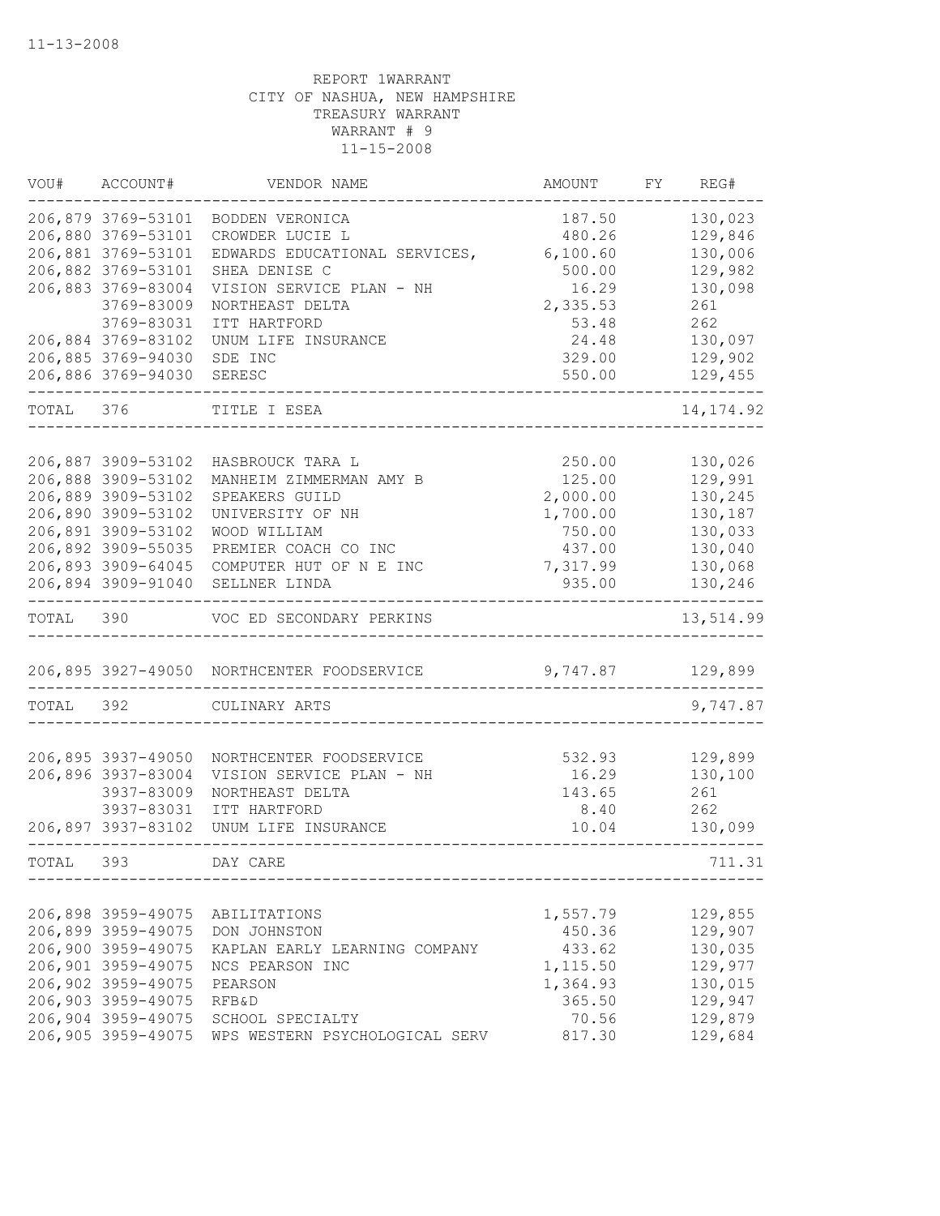11-13-2008

REPORT 1WARRANT
CITY OF NASHUA, NEW HAMPSHIRE
TREASURY WARRANT
WARRANT # 9
11-15-2008

| VOU# | ACCOUNT# | VENDOR NAME | AMOUNT | FY | REG# |
|---|---|---|---|---|---|
| 206,879 | 3769-53101 | BODDEN VERONICA | 187.50 | | 130,023 |
| 206,880 | 3769-53101 | CROWDER LUCIE L | 480.26 | | 129,846 |
| 206,881 | 3769-53101 | EDWARDS EDUCATIONAL SERVICES, | 6,100.60 | | 130,006 |
| 206,882 | 3769-53101 | SHEA DENISE C | 500.00 | | 129,982 |
| 206,883 | 3769-83004 | VISION SERVICE PLAN - NH | 16.29 | | 130,098 |
| | 3769-83009 | NORTHEAST DELTA | 2,335.53 | | 261 |
| | 3769-83031 | ITT HARTFORD | 53.48 | | 262 |
| 206,884 | 3769-83102 | UNUM LIFE INSURANCE | 24.48 | | 130,097 |
| 206,885 | 3769-94030 | SDE INC | 329.00 | | 129,902 |
| 206,886 | 3769-94030 | SERESC | 550.00 | | 129,455 |
| TOTAL | 376 | TITLE I ESEA | | | 14,174.92 |
| 206,887 | 3909-53102 | HASBROUCK TARA L | 250.00 | | 130,026 |
| 206,888 | 3909-53102 | MANHEIM ZIMMERMAN AMY B | 125.00 | | 129,991 |
| 206,889 | 3909-53102 | SPEAKERS GUILD | 2,000.00 | | 130,245 |
| 206,890 | 3909-53102 | UNIVERSITY OF NH | 1,700.00 | | 130,187 |
| 206,891 | 3909-53102 | WOOD WILLIAM | 750.00 | | 130,033 |
| 206,892 | 3909-55035 | PREMIER COACH CO INC | 437.00 | | 130,040 |
| 206,893 | 3909-64045 | COMPUTER HUT OF N E INC | 7,317.99 | | 130,068 |
| 206,894 | 3909-91040 | SELLNER LINDA | 935.00 | | 130,246 |
| TOTAL | 390 | VOC ED SECONDARY PERKINS | | | 13,514.99 |
| 206,895 | 3927-49050 | NORTHCENTER FOODSERVICE | 9,747.87 | | 129,899 |
| TOTAL | 392 | CULINARY ARTS | | | 9,747.87 |
| 206,895 | 3937-49050 | NORTHCENTER FOODSERVICE | 532.93 | | 129,899 |
| 206,896 | 3937-83004 | VISION SERVICE PLAN - NH | 16.29 | | 130,100 |
| | 3937-83009 | NORTHEAST DELTA | 143.65 | | 261 |
| | 3937-83031 | ITT HARTFORD | 8.40 | | 262 |
| 206,897 | 3937-83102 | UNUM LIFE INSURANCE | 10.04 | | 130,099 |
| TOTAL | 393 | DAY CARE | | | 711.31 |
| 206,898 | 3959-49075 | ABILITATIONS | 1,557.79 | | 129,855 |
| 206,899 | 3959-49075 | DON JOHNSTON | 450.36 | | 129,907 |
| 206,900 | 3959-49075 | KAPLAN EARLY LEARNING COMPANY | 433.62 | | 130,035 |
| 206,901 | 3959-49075 | NCS PEARSON INC | 1,115.50 | | 129,977 |
| 206,902 | 3959-49075 | PEARSON | 1,364.93 | | 130,015 |
| 206,903 | 3959-49075 | RFB&D | 365.50 | | 129,947 |
| 206,904 | 3959-49075 | SCHOOL SPECIALTY | 70.56 | | 129,879 |
| 206,905 | 3959-49075 | WPS WESTERN PSYCHOLOGICAL SERV | 817.30 | | 129,684 |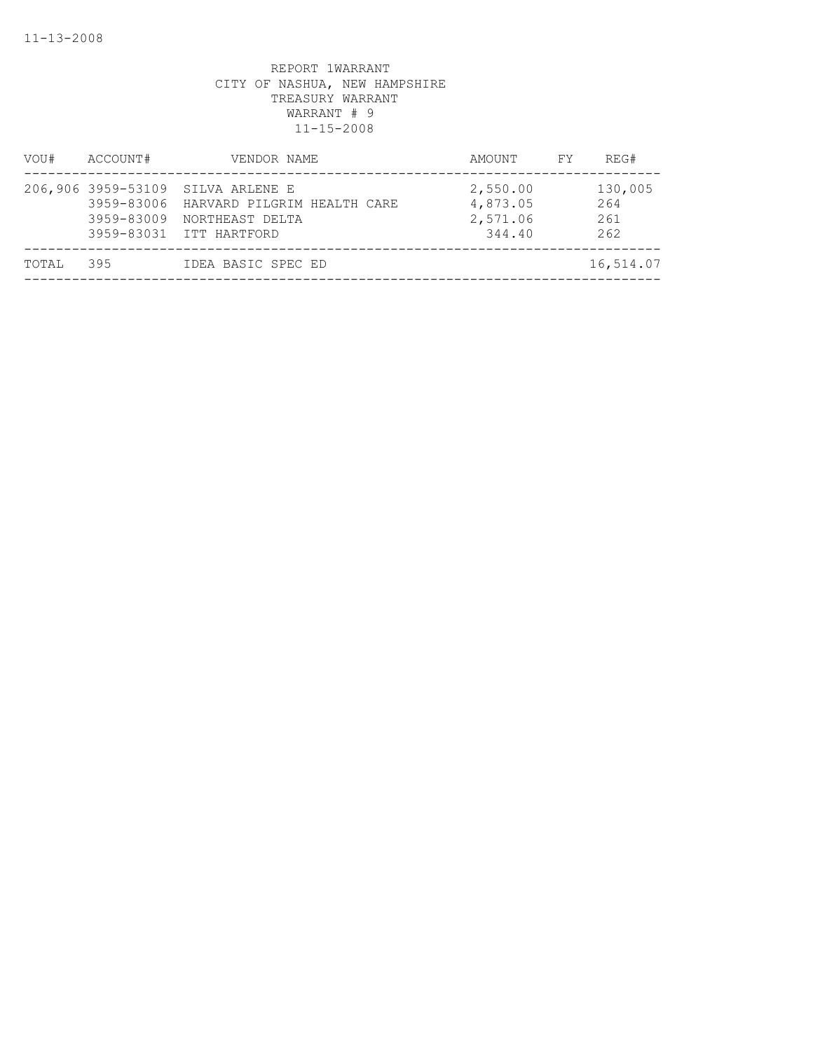11-13-2008

REPORT 1WARRANT
CITY OF NASHUA, NEW HAMPSHIRE
TREASURY WARRANT
WARRANT # 9
11-15-2008

| VOU# | ACCOUNT# | VENDOR NAME | AMOUNT | FY | REG# |
|---|---|---|---|---|---|
| 206,906 | 3959-53109 | SILVA ARLENE E | 2,550.00 | | 130,005 |
| | 3959-83006 | HARVARD PILGRIM HEALTH CARE | 4,873.05 | | 264 |
| | 3959-83009 | NORTHEAST DELTA | 2,571.06 | | 261 |
| | 3959-83031 | ITT HARTFORD | 344.40 | | 262 |
| TOTAL | 395 | IDEA BASIC SPEC ED | | | 16,514.07 |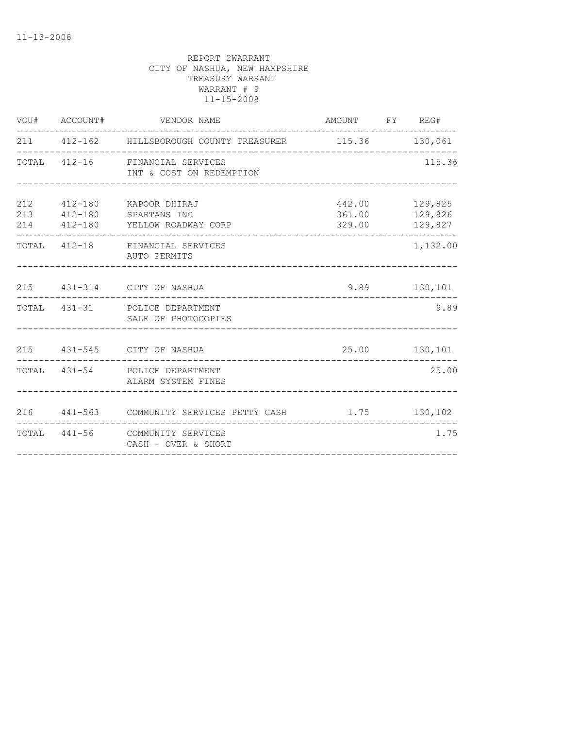11-13-2008

REPORT 2WARRANT
CITY OF NASHUA, NEW HAMPSHIRE
TREASURY WARRANT
WARRANT # 9
11-15-2008

| VOU# | ACCOUNT# | VENDOR NAME | AMOUNT | FY | REG# |
|---|---|---|---|---|---|
| 211 | 412-162 | HILLSBOROUGH COUNTY TREASURER | 115.36 | | 130,061 |
| TOTAL | 412-16 | FINANCIAL SERVICES INT & COST ON REDEMPTION | | | 115.36 |
| 212 | 412-180 | KAPOOR DHIRAJ | 442.00 | | 129,825 |
| 213 | 412-180 | SPARTANS INC | 361.00 | | 129,826 |
| 214 | 412-180 | YELLOW ROADWAY CORP | 329.00 | | 129,827 |
| TOTAL | 412-18 | FINANCIAL SERVICES AUTO PERMITS | | | 1,132.00 |
| 215 | 431-314 | CITY OF NASHUA | 9.89 | | 130,101 |
| TOTAL | 431-31 | POLICE DEPARTMENT SALE OF PHOTOCOPIES | | | 9.89 |
| 215 | 431-545 | CITY OF NASHUA | 25.00 | | 130,101 |
| TOTAL | 431-54 | POLICE DEPARTMENT ALARM SYSTEM FINES | | | 25.00 |
| 216 | 441-563 | COMMUNITY SERVICES PETTY CASH | 1.75 | | 130,102 |
| TOTAL | 441-56 | COMMUNITY SERVICES CASH - OVER & SHORT | | | 1.75 |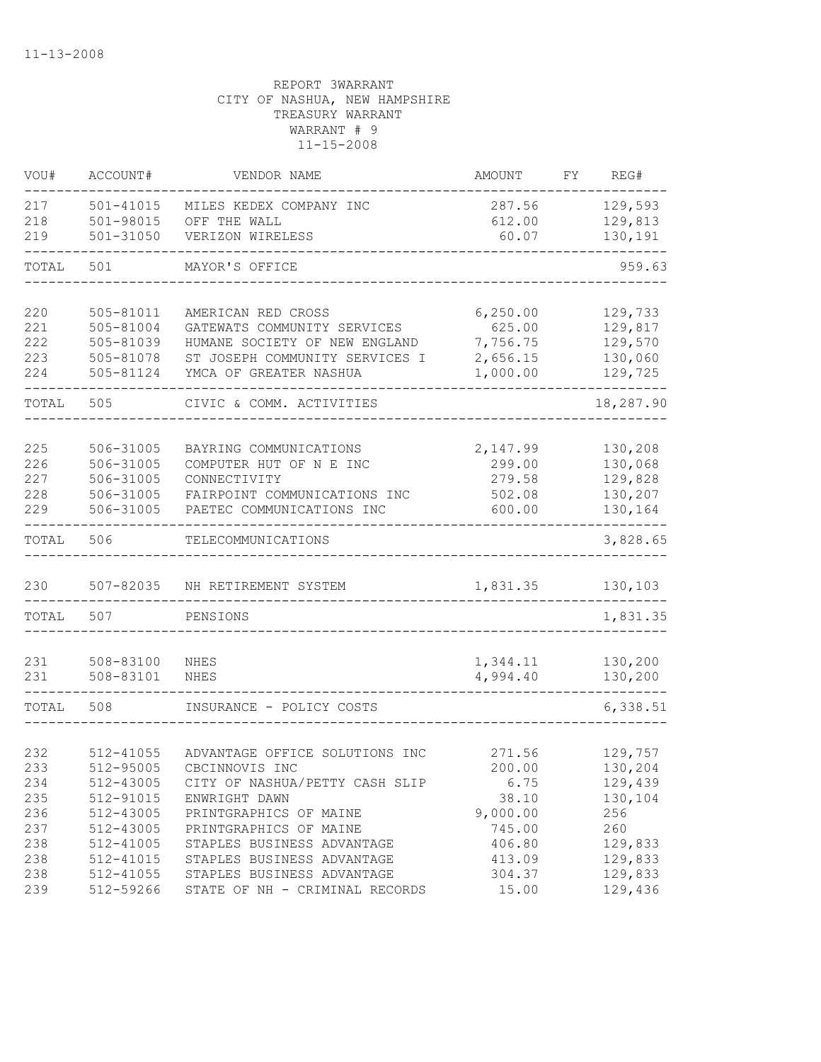11-13-2008

REPORT 3WARRANT
CITY OF NASHUA, NEW HAMPSHIRE
TREASURY WARRANT
WARRANT # 9
11-15-2008

| VOU# | ACCOUNT# | VENDOR NAME | AMOUNT | FY | REG# |
|---|---|---|---|---|---|
| 217 | 501-41015 | MILES KEDEX COMPANY INC | 287.56 | | 129,593 |
| 218 | 501-98015 | OFF THE WALL | 612.00 | | 129,813 |
| 219 | 501-31050 | VERIZON WIRELESS | 60.07 | | 130,191 |
| TOTAL | 501 | MAYOR'S OFFICE | | | 959.63 |
| 220 | 505-81011 | AMERICAN RED CROSS | 6,250.00 | | 129,733 |
| 221 | 505-81004 | GATEWATS COMMUNITY SERVICES | 625.00 | | 129,817 |
| 222 | 505-81039 | HUMANE SOCIETY OF NEW ENGLAND | 7,756.75 | | 129,570 |
| 223 | 505-81078 | ST JOSEPH COMMUNITY SERVICES I | 2,656.15 | | 130,060 |
| 224 | 505-81124 | YMCA OF GREATER NASHUA | 1,000.00 | | 129,725 |
| TOTAL | 505 | CIVIC & COMM. ACTIVITIES | | | 18,287.90 |
| 225 | 506-31005 | BAYRING COMMUNICATIONS | 2,147.99 | | 130,208 |
| 226 | 506-31005 | COMPUTER HUT OF N E INC | 299.00 | | 130,068 |
| 227 | 506-31005 | CONNECTIVITY | 279.58 | | 129,828 |
| 228 | 506-31005 | FAIRPOINT COMMUNICATIONS INC | 502.08 | | 130,207 |
| 229 | 506-31005 | PAETEC COMMUNICATIONS INC | 600.00 | | 130,164 |
| TOTAL | 506 | TELECOMMUNICATIONS | | | 3,828.65 |
| 230 | 507-82035 | NH RETIREMENT SYSTEM | 1,831.35 | | 130,103 |
| TOTAL | 507 | PENSIONS | | | 1,831.35 |
| 231 | 508-83100 | NHES | 1,344.11 | | 130,200 |
| 231 | 508-83101 | NHES | 4,994.40 | | 130,200 |
| TOTAL | 508 | INSURANCE - POLICY COSTS | | | 6,338.51 |
| 232 | 512-41055 | ADVANTAGE OFFICE SOLUTIONS INC | 271.56 | | 129,757 |
| 233 | 512-95005 | CBCINNOVIS INC | 200.00 | | 130,204 |
| 234 | 512-43005 | CITY OF NASHUA/PETTY CASH SLIP | 6.75 | | 129,439 |
| 235 | 512-91015 | ENWRIGHT DAWN | 38.10 | | 130,104 |
| 236 | 512-43005 | PRINTGRAPHICS OF MAINE | 9,000.00 | | 256 |
| 237 | 512-43005 | PRINTGRAPHICS OF MAINE | 745.00 | | 260 |
| 238 | 512-41005 | STAPLES BUSINESS ADVANTAGE | 406.80 | | 129,833 |
| 238 | 512-41015 | STAPLES BUSINESS ADVANTAGE | 413.09 | | 129,833 |
| 238 | 512-41055 | STAPLES BUSINESS ADVANTAGE | 304.37 | | 129,833 |
| 239 | 512-59266 | STATE OF NH - CRIMINAL RECORDS | 15.00 | | 129,436 |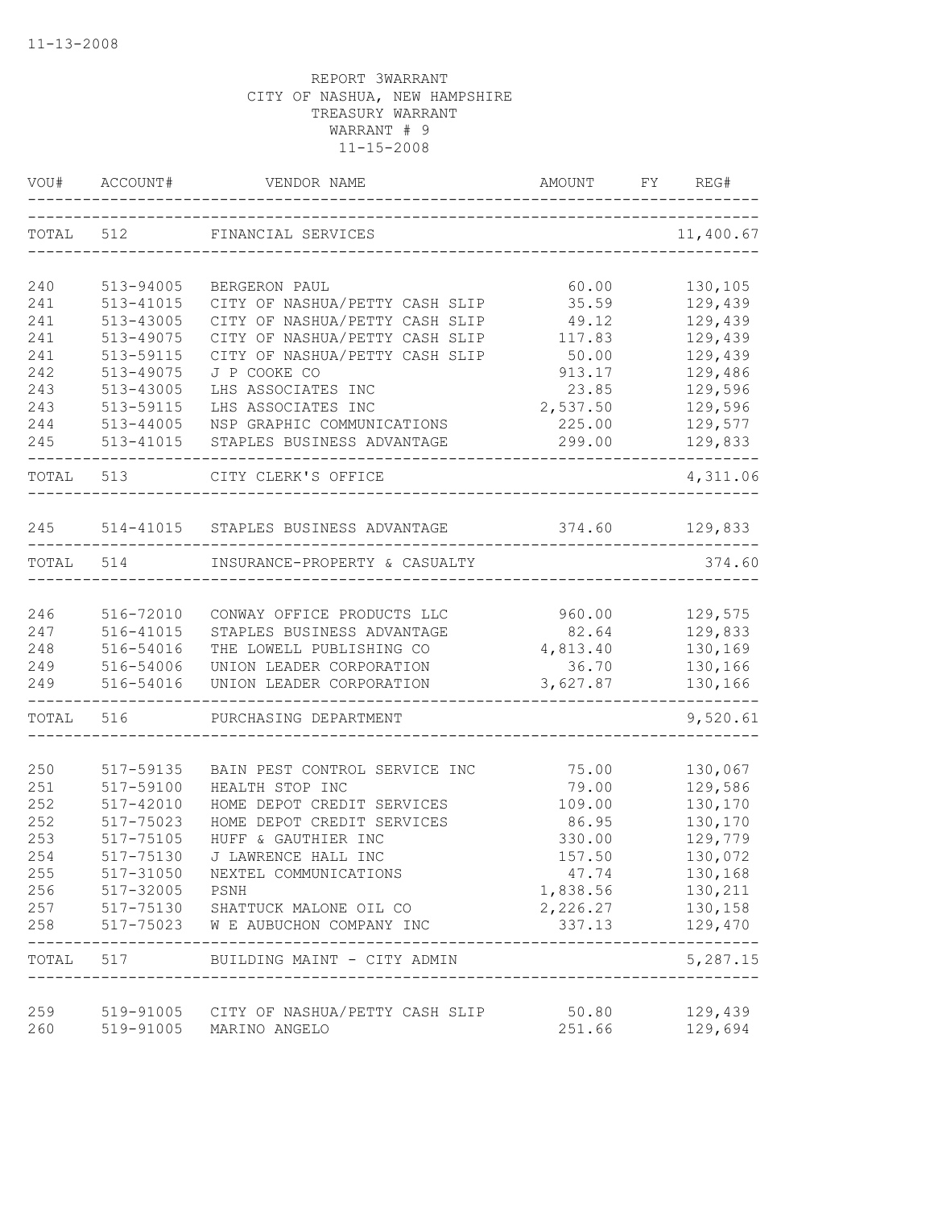REPORT 3WARRANT
CITY OF NASHUA, NEW HAMPSHIRE
TREASURY WARRANT
WARRANT # 9
11-15-2008

| VOU# | ACCOUNT# | VENDOR NAME | AMOUNT | FY | REG# |
|---|---|---|---|---|---|
| TOTAL | 512 | FINANCIAL SERVICES | | | 11,400.67 |
| 240 | 513-94005 | BERGERON PAUL | 60.00 | | 130,105 |
| 241 | 513-41015 | CITY OF NASHUA/PETTY CASH SLIP | 35.59 | | 129,439 |
| 241 | 513-43005 | CITY OF NASHUA/PETTY CASH SLIP | 49.12 | | 129,439 |
| 241 | 513-49075 | CITY OF NASHUA/PETTY CASH SLIP | 117.83 | | 129,439 |
| 241 | 513-59115 | CITY OF NASHUA/PETTY CASH SLIP | 50.00 | | 129,439 |
| 242 | 513-49075 | J P COOKE CO | 913.17 | | 129,486 |
| 243 | 513-43005 | LHS ASSOCIATES INC | 23.85 | | 129,596 |
| 243 | 513-59115 | LHS ASSOCIATES INC | 2,537.50 | | 129,596 |
| 244 | 513-44005 | NSP GRAPHIC COMMUNICATIONS | 225.00 | | 129,577 |
| 245 | 513-41015 | STAPLES BUSINESS ADVANTAGE | 299.00 | | 129,833 |
| TOTAL | 513 | CITY CLERK'S OFFICE | | | 4,311.06 |
| 245 | 514-41015 | STAPLES BUSINESS ADVANTAGE | 374.60 | | 129,833 |
| TOTAL | 514 | INSURANCE-PROPERTY & CASUALTY | | | 374.60 |
| 246 | 516-72010 | CONWAY OFFICE PRODUCTS LLC | 960.00 | | 129,575 |
| 247 | 516-41015 | STAPLES BUSINESS ADVANTAGE | 82.64 | | 129,833 |
| 248 | 516-54016 | THE LOWELL PUBLISHING CO | 4,813.40 | | 130,169 |
| 249 | 516-54006 | UNION LEADER CORPORATION | 36.70 | | 130,166 |
| 249 | 516-54016 | UNION LEADER CORPORATION | 3,627.87 | | 130,166 |
| TOTAL | 516 | PURCHASING DEPARTMENT | | | 9,520.61 |
| 250 | 517-59135 | BAIN PEST CONTROL SERVICE INC | 75.00 | | 130,067 |
| 251 | 517-59100 | HEALTH STOP INC | 79.00 | | 129,586 |
| 252 | 517-42010 | HOME DEPOT CREDIT SERVICES | 109.00 | | 130,170 |
| 252 | 517-75023 | HOME DEPOT CREDIT SERVICES | 86.95 | | 130,170 |
| 253 | 517-75105 | HUFF & GAUTHIER INC | 330.00 | | 129,779 |
| 254 | 517-75130 | J LAWRENCE HALL INC | 157.50 | | 130,072 |
| 255 | 517-31050 | NEXTEL COMMUNICATIONS | 47.74 | | 130,168 |
| 256 | 517-32005 | PSNH | 1,838.56 | | 130,211 |
| 257 | 517-75130 | SHATTUCK MALONE OIL CO | 2,226.27 | | 130,158 |
| 258 | 517-75023 | W E AUBUCHON COMPANY INC | 337.13 | | 129,470 |
| TOTAL | 517 | BUILDING MAINT - CITY ADMIN | | | 5,287.15 |
| 259 | 519-91005 | CITY OF NASHUA/PETTY CASH SLIP | 50.80 | | 129,439 |
| 260 | 519-91005 | MARINO ANGELO | 251.66 | | 129,694 |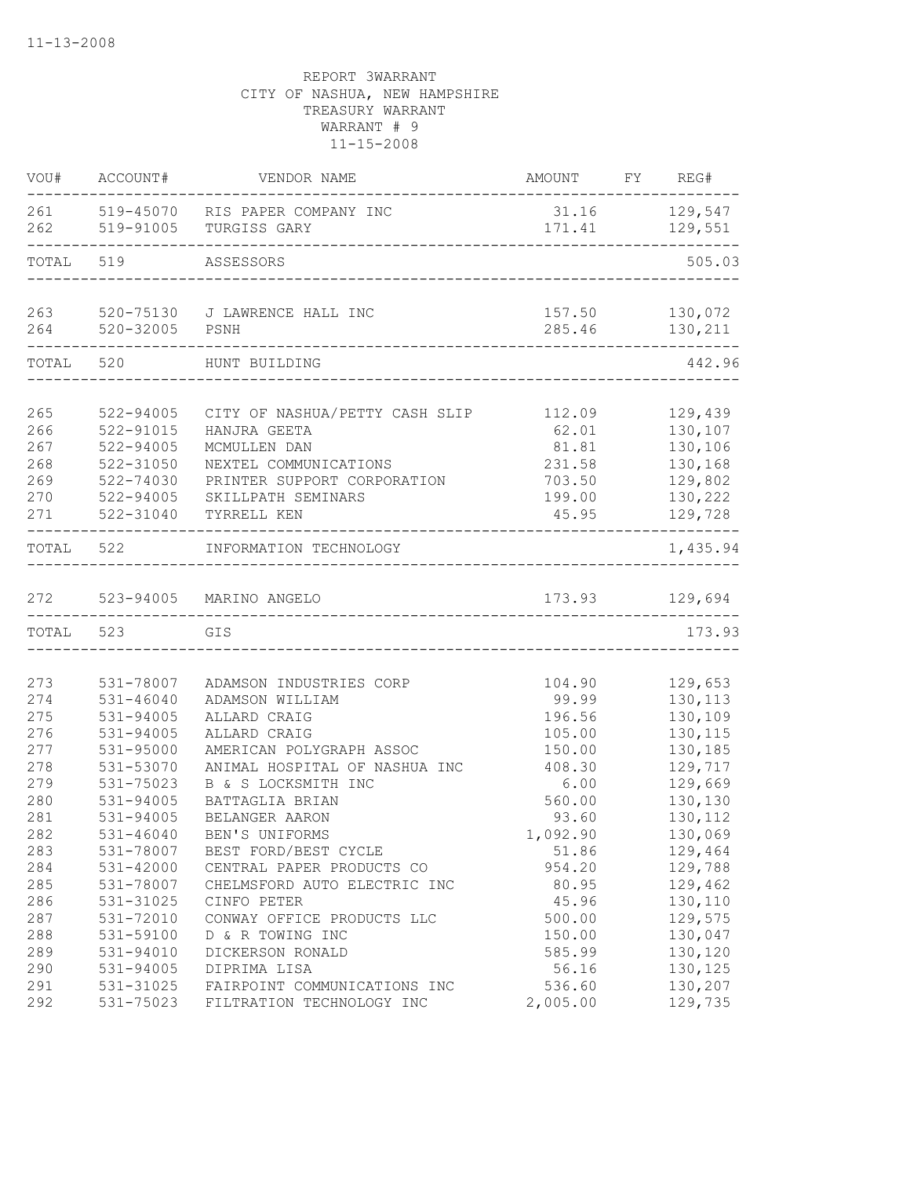11-13-2008

REPORT 3WARRANT
CITY OF NASHUA, NEW HAMPSHIRE
TREASURY WARRANT
WARRANT # 9
11-15-2008

| VOU# | ACCOUNT# | VENDOR NAME | AMOUNT | FY | REG# |
|---|---|---|---|---|---|
| 261 | 519-45070 | RIS PAPER COMPANY INC | 31.16 | | 129,547 |
| 262 | 519-91005 | TURGISS GARY | 171.41 | | 129,551 |
| TOTAL | 519 | ASSESSORS | | | 505.03 |
| 263 | 520-75130 | J LAWRENCE HALL INC | 157.50 | | 130,072 |
| 264 | 520-32005 | PSNH | 285.46 | | 130,211 |
| TOTAL | 520 | HUNT BUILDING | | | 442.96 |
| 265 | 522-94005 | CITY OF NASHUA/PETTY CASH SLIP | 112.09 | | 129,439 |
| 266 | 522-91015 | HANJRA GEETA | 62.01 | | 130,107 |
| 267 | 522-94005 | MCMULLEN DAN | 81.81 | | 130,106 |
| 268 | 522-31050 | NEXTEL COMMUNICATIONS | 231.58 | | 130,168 |
| 269 | 522-74030 | PRINTER SUPPORT CORPORATION | 703.50 | | 129,802 |
| 270 | 522-94005 | SKILLPATH SEMINARS | 199.00 | | 130,222 |
| 271 | 522-31040 | TYRRELL KEN | 45.95 | | 129,728 |
| TOTAL | 522 | INFORMATION TECHNOLOGY | | | 1,435.94 |
| 272 | 523-94005 | MARINO ANGELO | 173.93 | | 129,694 |
| TOTAL | 523 | GIS | | | 173.93 |
| 273 | 531-78007 | ADAMSON INDUSTRIES CORP | 104.90 | | 129,653 |
| 274 | 531-46040 | ADAMSON WILLIAM | 99.99 | | 130,113 |
| 275 | 531-94005 | ALLARD CRAIG | 196.56 | | 130,109 |
| 276 | 531-94005 | ALLARD CRAIG | 105.00 | | 130,115 |
| 277 | 531-95000 | AMERICAN POLYGRAPH ASSOC | 150.00 | | 130,185 |
| 278 | 531-53070 | ANIMAL HOSPITAL OF NASHUA INC | 408.30 | | 129,717 |
| 279 | 531-75023 | B & S LOCKSMITH INC | 6.00 | | 129,669 |
| 280 | 531-94005 | BATTAGLIA BRIAN | 560.00 | | 130,130 |
| 281 | 531-94005 | BELANGER AARON | 93.60 | | 130,112 |
| 282 | 531-46040 | BEN'S UNIFORMS | 1,092.90 | | 130,069 |
| 283 | 531-78007 | BEST FORD/BEST CYCLE | 51.86 | | 129,464 |
| 284 | 531-42000 | CENTRAL PAPER PRODUCTS CO | 954.20 | | 129,788 |
| 285 | 531-78007 | CHELMSFORD AUTO ELECTRIC INC | 80.95 | | 129,462 |
| 286 | 531-31025 | CINFO PETER | 45.96 | | 130,110 |
| 287 | 531-72010 | CONWAY OFFICE PRODUCTS LLC | 500.00 | | 129,575 |
| 288 | 531-59100 | D & R TOWING INC | 150.00 | | 130,047 |
| 289 | 531-94010 | DICKERSON RONALD | 585.99 | | 130,120 |
| 290 | 531-94005 | DIPRIMA LISA | 56.16 | | 130,125 |
| 291 | 531-31025 | FAIRPOINT COMMUNICATIONS INC | 536.60 | | 130,207 |
| 292 | 531-75023 | FILTRATION TECHNOLOGY INC | 2,005.00 | | 129,735 |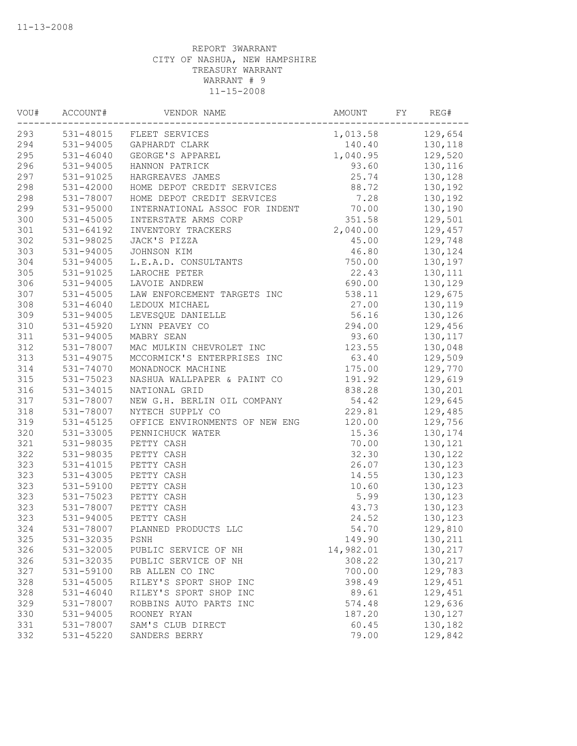11-13-2008

REPORT 3WARRANT
CITY OF NASHUA, NEW HAMPSHIRE
TREASURY WARRANT
WARRANT # 9
11-15-2008

| VOU# | ACCOUNT# | VENDOR NAME | AMOUNT | FY | REG# |
|---|---|---|---|---|---|
| 293 | 531-48015 | FLEET SERVICES | 1,013.58 | | 129,654 |
| 294 | 531-94005 | GAPHARDT CLARK | 140.40 | | 130,118 |
| 295 | 531-46040 | GEORGE'S APPAREL | 1,040.95 | | 129,520 |
| 296 | 531-94005 | HANNON PATRICK | 93.60 | | 130,116 |
| 297 | 531-91025 | HARGREAVES JAMES | 25.74 | | 130,128 |
| 298 | 531-42000 | HOME DEPOT CREDIT SERVICES | 88.72 | | 130,192 |
| 298 | 531-78007 | HOME DEPOT CREDIT SERVICES | 7.28 | | 130,192 |
| 299 | 531-95000 | INTERNATIONAL ASSOC FOR INDENT | 70.00 | | 130,190 |
| 300 | 531-45005 | INTERSTATE ARMS CORP | 351.58 | | 129,501 |
| 301 | 531-64192 | INVENTORY TRACKERS | 2,040.00 | | 129,457 |
| 302 | 531-98025 | JACK'S PIZZA | 45.00 | | 129,748 |
| 303 | 531-94005 | JOHNSON KIM | 46.80 | | 130,124 |
| 304 | 531-94005 | L.E.A.D. CONSULTANTS | 750.00 | | 130,197 |
| 305 | 531-91025 | LAROCHE PETER | 22.43 | | 130,111 |
| 306 | 531-94005 | LAVOIE ANDREW | 690.00 | | 130,129 |
| 307 | 531-45005 | LAW ENFORCEMENT TARGETS INC | 538.11 | | 129,675 |
| 308 | 531-46040 | LEDOUX MICHAEL | 27.00 | | 130,119 |
| 309 | 531-94005 | LEVESQUE DANIELLE | 56.16 | | 130,126 |
| 310 | 531-45920 | LYNN PEAVEY CO | 294.00 | | 129,456 |
| 311 | 531-94005 | MABRY SEAN | 93.60 | | 130,117 |
| 312 | 531-78007 | MAC MULKIN CHEVROLET INC | 123.55 | | 130,048 |
| 313 | 531-49075 | MCCORMICK'S ENTERPRISES INC | 63.40 | | 129,509 |
| 314 | 531-74070 | MONADNOCK MACHINE | 175.00 | | 129,770 |
| 315 | 531-75023 | NASHUA WALLPAPER & PAINT CO | 191.92 | | 129,619 |
| 316 | 531-34015 | NATIONAL GRID | 838.28 | | 130,201 |
| 317 | 531-78007 | NEW G.H. BERLIN OIL COMPANY | 54.42 | | 129,645 |
| 318 | 531-78007 | NYTECH SUPPLY CO | 229.81 | | 129,485 |
| 319 | 531-45125 | OFFICE ENVIRONMENTS OF NEW ENG | 120.00 | | 129,756 |
| 320 | 531-33005 | PENNICHUCK WATER | 15.36 | | 130,174 |
| 321 | 531-98035 | PETTY CASH | 70.00 | | 130,121 |
| 322 | 531-98035 | PETTY CASH | 32.30 | | 130,122 |
| 323 | 531-41015 | PETTY CASH | 26.07 | | 130,123 |
| 323 | 531-43005 | PETTY CASH | 14.55 | | 130,123 |
| 323 | 531-59100 | PETTY CASH | 10.60 | | 130,123 |
| 323 | 531-75023 | PETTY CASH | 5.99 | | 130,123 |
| 323 | 531-78007 | PETTY CASH | 43.73 | | 130,123 |
| 323 | 531-94005 | PETTY CASH | 24.52 | | 130,123 |
| 324 | 531-78007 | PLANNED PRODUCTS LLC | 54.70 | | 129,810 |
| 325 | 531-32035 | PSNH | 149.90 | | 130,211 |
| 326 | 531-32005 | PUBLIC SERVICE OF NH | 14,982.01 | | 130,217 |
| 326 | 531-32035 | PUBLIC SERVICE OF NH | 308.22 | | 130,217 |
| 327 | 531-59100 | RB ALLEN CO INC | 700.00 | | 129,783 |
| 328 | 531-45005 | RILEY'S SPORT SHOP INC | 398.49 | | 129,451 |
| 328 | 531-46040 | RILEY'S SPORT SHOP INC | 89.61 | | 129,451 |
| 329 | 531-78007 | ROBBINS AUTO PARTS INC | 574.48 | | 129,636 |
| 330 | 531-94005 | ROONEY RYAN | 187.20 | | 130,127 |
| 331 | 531-78007 | SAM'S CLUB DIRECT | 60.45 | | 130,182 |
| 332 | 531-45220 | SANDERS BERRY | 79.00 | | 129,842 |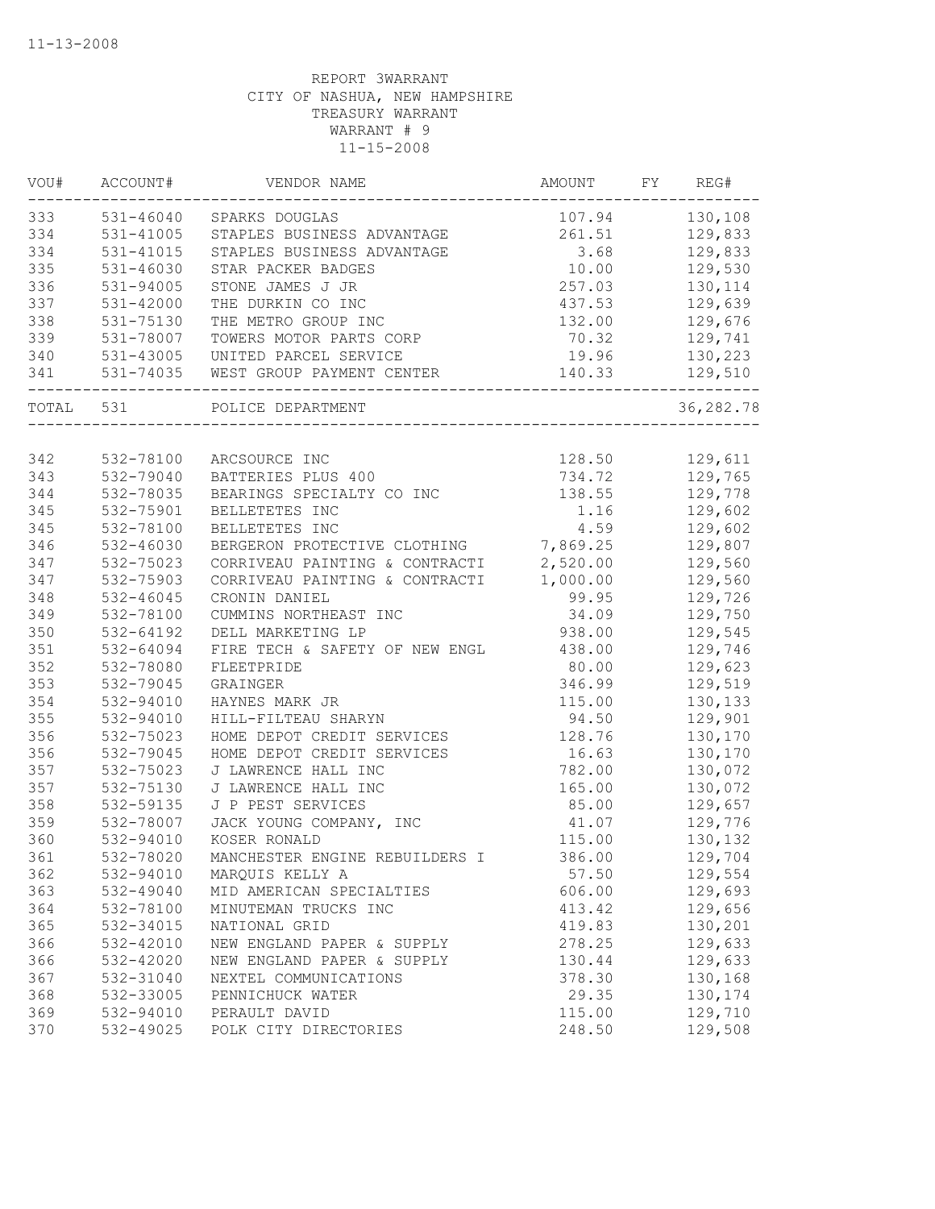11-13-2008

REPORT 3WARRANT
CITY OF NASHUA, NEW HAMPSHIRE
TREASURY WARRANT
WARRANT # 9
11-15-2008

| VOU# | ACCOUNT# | VENDOR NAME | AMOUNT | FY | REG# |
|---|---|---|---|---|---|
| 333 | 531-46040 | SPARKS DOUGLAS | 107.94 | | 130,108 |
| 334 | 531-41005 | STAPLES BUSINESS ADVANTAGE | 261.51 | | 129,833 |
| 334 | 531-41015 | STAPLES BUSINESS ADVANTAGE | 3.68 | | 129,833 |
| 335 | 531-46030 | STAR PACKER BADGES | 10.00 | | 129,530 |
| 336 | 531-94005 | STONE JAMES J JR | 257.03 | | 130,114 |
| 337 | 531-42000 | THE DURKIN CO INC | 437.53 | | 129,639 |
| 338 | 531-75130 | THE METRO GROUP INC | 132.00 | | 129,676 |
| 339 | 531-78007 | TOWERS MOTOR PARTS CORP | 70.32 | | 129,741 |
| 340 | 531-43005 | UNITED PARCEL SERVICE | 19.96 | | 130,223 |
| 341 | 531-74035 | WEST GROUP PAYMENT CENTER | 140.33 | | 129,510 |
| TOTAL | 531 | POLICE DEPARTMENT | | | 36,282.78 |
| 342 | 532-78100 | ARCSOURCE INC | 128.50 | | 129,611 |
| 343 | 532-79040 | BATTERIES PLUS 400 | 734.72 | | 129,765 |
| 344 | 532-78035 | BEARINGS SPECIALTY CO INC | 138.55 | | 129,778 |
| 345 | 532-75901 | BELLETETES INC | 1.16 | | 129,602 |
| 345 | 532-78100 | BELLETETES INC | 4.59 | | 129,602 |
| 346 | 532-46030 | BERGERON PROTECTIVE CLOTHING | 7,869.25 | | 129,807 |
| 347 | 532-75023 | CORRIVEAU PAINTING & CONTRACTI | 2,520.00 | | 129,560 |
| 347 | 532-75903 | CORRIVEAU PAINTING & CONTRACTI | 1,000.00 | | 129,560 |
| 348 | 532-46045 | CRONIN DANIEL | 99.95 | | 129,726 |
| 349 | 532-78100 | CUMMINS NORTHEAST INC | 34.09 | | 129,750 |
| 350 | 532-64192 | DELL MARKETING LP | 938.00 | | 129,545 |
| 351 | 532-64094 | FIRE TECH & SAFETY OF NEW ENGL | 438.00 | | 129,746 |
| 352 | 532-78080 | FLEETPRIDE | 80.00 | | 129,623 |
| 353 | 532-79045 | GRAINGER | 346.99 | | 129,519 |
| 354 | 532-94010 | HAYNES MARK JR | 115.00 | | 130,133 |
| 355 | 532-94010 | HILL-FILTEAU SHARYN | 94.50 | | 129,901 |
| 356 | 532-75023 | HOME DEPOT CREDIT SERVICES | 128.76 | | 130,170 |
| 356 | 532-79045 | HOME DEPOT CREDIT SERVICES | 16.63 | | 130,170 |
| 357 | 532-75023 | J LAWRENCE HALL INC | 782.00 | | 130,072 |
| 357 | 532-75130 | J LAWRENCE HALL INC | 165.00 | | 130,072 |
| 358 | 532-59135 | J P PEST SERVICES | 85.00 | | 129,657 |
| 359 | 532-78007 | JACK YOUNG COMPANY, INC | 41.07 | | 129,776 |
| 360 | 532-94010 | KOSER RONALD | 115.00 | | 130,132 |
| 361 | 532-78020 | MANCHESTER ENGINE REBUILDERS I | 386.00 | | 129,704 |
| 362 | 532-94010 | MARQUIS KELLY A | 57.50 | | 129,554 |
| 363 | 532-49040 | MID AMERICAN SPECIALTIES | 606.00 | | 129,693 |
| 364 | 532-78100 | MINUTEMAN TRUCKS INC | 413.42 | | 129,656 |
| 365 | 532-34015 | NATIONAL GRID | 419.83 | | 130,201 |
| 366 | 532-42010 | NEW ENGLAND PAPER & SUPPLY | 278.25 | | 129,633 |
| 366 | 532-42020 | NEW ENGLAND PAPER & SUPPLY | 130.44 | | 129,633 |
| 367 | 532-31040 | NEXTEL COMMUNICATIONS | 378.30 | | 130,168 |
| 368 | 532-33005 | PENNICHUCK WATER | 29.35 | | 130,174 |
| 369 | 532-94010 | PERAULT DAVID | 115.00 | | 129,710 |
| 370 | 532-49025 | POLK CITY DIRECTORIES | 248.50 | | 129,508 |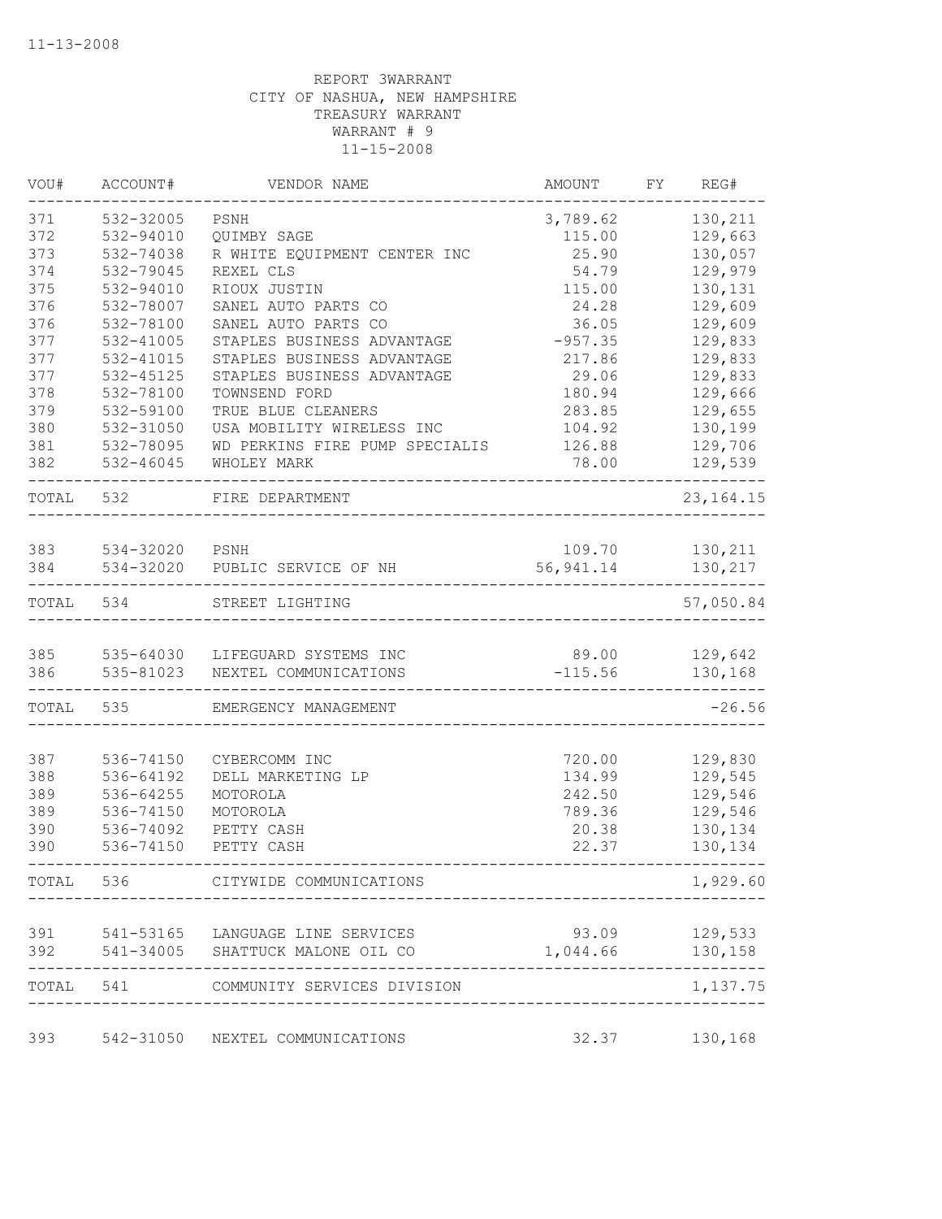REPORT 3WARRANT
CITY OF NASHUA, NEW HAMPSHIRE
TREASURY WARRANT
WARRANT # 9
11-15-2008

| VOU# | ACCOUNT# | VENDOR NAME | AMOUNT | FY | REG# |
|---|---|---|---|---|---|
| 371 | 532-32005 | PSNH | 3,789.62 | | 130,211 |
| 372 | 532-94010 | QUIMBY SAGE | 115.00 | | 129,663 |
| 373 | 532-74038 | R WHITE EQUIPMENT CENTER INC | 25.90 | | 130,057 |
| 374 | 532-79045 | REXEL CLS | 54.79 | | 129,979 |
| 375 | 532-94010 | RIOUX JUSTIN | 115.00 | | 130,131 |
| 376 | 532-78007 | SANEL AUTO PARTS CO | 24.28 | | 129,609 |
| 376 | 532-78100 | SANEL AUTO PARTS CO | 36.05 | | 129,609 |
| 377 | 532-41005 | STAPLES BUSINESS ADVANTAGE | -957.35 | | 129,833 |
| 377 | 532-41015 | STAPLES BUSINESS ADVANTAGE | 217.86 | | 129,833 |
| 377 | 532-45125 | STAPLES BUSINESS ADVANTAGE | 29.06 | | 129,833 |
| 378 | 532-78100 | TOWNSEND FORD | 180.94 | | 129,666 |
| 379 | 532-59100 | TRUE BLUE CLEANERS | 283.85 | | 129,655 |
| 380 | 532-31050 | USA MOBILITY WIRELESS INC | 104.92 | | 130,199 |
| 381 | 532-78095 | WD PERKINS FIRE PUMP SPECIALIS | 126.88 | | 129,706 |
| 382 | 532-46045 | WHOLEY MARK | 78.00 | | 129,539 |
| TOTAL | 532 | FIRE DEPARTMENT | | | 23,164.15 |
| 383 | 534-32020 | PSNH | 109.70 | | 130,211 |
| 384 | 534-32020 | PUBLIC SERVICE OF NH | 56,941.14 | | 130,217 |
| TOTAL | 534 | STREET LIGHTING | | | 57,050.84 |
| 385 | 535-64030 | LIFEGUARD SYSTEMS INC | 89.00 | | 129,642 |
| 386 | 535-81023 | NEXTEL COMMUNICATIONS | -115.56 | | 130,168 |
| TOTAL | 535 | EMERGENCY MANAGEMENT | | | -26.56 |
| 387 | 536-74150 | CYBERCOMM INC | 720.00 | | 129,830 |
| 388 | 536-64192 | DELL MARKETING LP | 134.99 | | 129,545 |
| 389 | 536-64255 | MOTOROLA | 242.50 | | 129,546 |
| 389 | 536-74150 | MOTOROLA | 789.36 | | 129,546 |
| 390 | 536-74092 | PETTY CASH | 20.38 | | 130,134 |
| 390 | 536-74150 | PETTY CASH | 22.37 | | 130,134 |
| TOTAL | 536 | CITYWIDE COMMUNICATIONS | | | 1,929.60 |
| 391 | 541-53165 | LANGUAGE LINE SERVICES | 93.09 | | 129,533 |
| 392 | 541-34005 | SHATTUCK MALONE OIL CO | 1,044.66 | | 130,158 |
| TOTAL | 541 | COMMUNITY SERVICES DIVISION | | | 1,137.75 |
| 393 | 542-31050 | NEXTEL COMMUNICATIONS | 32.37 | | 130,168 |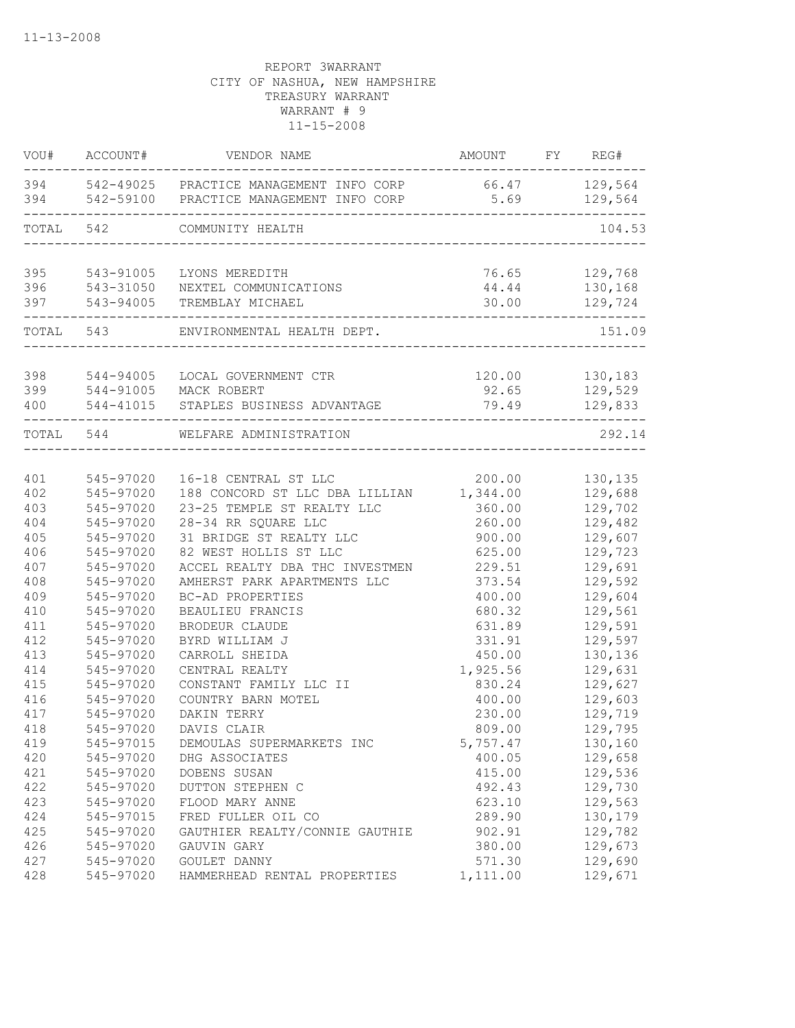11-13-2008

REPORT 3WARRANT
CITY OF NASHUA, NEW HAMPSHIRE
TREASURY WARRANT
WARRANT # 9
11-15-2008

| VOU# | ACCOUNT# | VENDOR NAME | AMOUNT | FY | REG# |
|---|---|---|---|---|---|
| 394 | 542-49025 | PRACTICE MANAGEMENT INFO CORP | 66.47 | | 129,564 |
| 394 | 542-59100 | PRACTICE MANAGEMENT INFO CORP | 5.69 | | 129,564 |
| TOTAL | 542 | COMMUNITY HEALTH | | | 104.53 |
| 395 | 543-91005 | LYONS MEREDITH | 76.65 | | 129,768 |
| 396 | 543-31050 | NEXTEL COMMUNICATIONS | 44.44 | | 130,168 |
| 397 | 543-94005 | TREMBLAY MICHAEL | 30.00 | | 129,724 |
| TOTAL | 543 | ENVIRONMENTAL HEALTH DEPT. | | | 151.09 |
| 398 | 544-94005 | LOCAL GOVERNMENT CTR | 120.00 | | 130,183 |
| 399 | 544-91005 | MACK ROBERT | 92.65 | | 129,529 |
| 400 | 544-41015 | STAPLES BUSINESS ADVANTAGE | 79.49 | | 129,833 |
| TOTAL | 544 | WELFARE ADMINISTRATION | | | 292.14 |
| 401 | 545-97020 | 16-18 CENTRAL ST LLC | 200.00 | | 130,135 |
| 402 | 545-97020 | 188 CONCORD ST LLC DBA LILLIAN | 1,344.00 | | 129,688 |
| 403 | 545-97020 | 23-25 TEMPLE ST REALTY LLC | 360.00 | | 129,702 |
| 404 | 545-97020 | 28-34 RR SQUARE LLC | 260.00 | | 129,482 |
| 405 | 545-97020 | 31 BRIDGE ST REALTY LLC | 900.00 | | 129,607 |
| 406 | 545-97020 | 82 WEST HOLLIS ST LLC | 625.00 | | 129,723 |
| 407 | 545-97020 | ACCEL REALTY DBA THC INVESTMEN | 229.51 | | 129,691 |
| 408 | 545-97020 | AMHERST PARK APARTMENTS LLC | 373.54 | | 129,592 |
| 409 | 545-97020 | BC-AD PROPERTIES | 400.00 | | 129,604 |
| 410 | 545-97020 | BEAULIEU FRANCIS | 680.32 | | 129,561 |
| 411 | 545-97020 | BRODEUR CLAUDE | 631.89 | | 129,591 |
| 412 | 545-97020 | BYRD WILLIAM J | 331.91 | | 129,597 |
| 413 | 545-97020 | CARROLL SHEIDA | 450.00 | | 130,136 |
| 414 | 545-97020 | CENTRAL REALTY | 1,925.56 | | 129,631 |
| 415 | 545-97020 | CONSTANT FAMILY LLC II | 830.24 | | 129,627 |
| 416 | 545-97020 | COUNTRY BARN MOTEL | 400.00 | | 129,603 |
| 417 | 545-97020 | DAKIN TERRY | 230.00 | | 129,719 |
| 418 | 545-97020 | DAVIS CLAIR | 809.00 | | 129,795 |
| 419 | 545-97015 | DEMOULAS SUPERMARKETS INC | 5,757.47 | | 130,160 |
| 420 | 545-97020 | DHG ASSOCIATES | 400.05 | | 129,658 |
| 421 | 545-97020 | DOBENS SUSAN | 415.00 | | 129,536 |
| 422 | 545-97020 | DUTTON STEPHEN C | 492.43 | | 129,730 |
| 423 | 545-97020 | FLOOD MARY ANNE | 623.10 | | 129,563 |
| 424 | 545-97015 | FRED FULLER OIL CO | 289.90 | | 130,179 |
| 425 | 545-97020 | GAUTHIER REALTY/CONNIE GAUTHIE | 902.91 | | 129,782 |
| 426 | 545-97020 | GAUVIN GARY | 380.00 | | 129,673 |
| 427 | 545-97020 | GOULET DANNY | 571.30 | | 129,690 |
| 428 | 545-97020 | HAMMERHEAD RENTAL PROPERTIES | 1,111.00 | | 129,671 |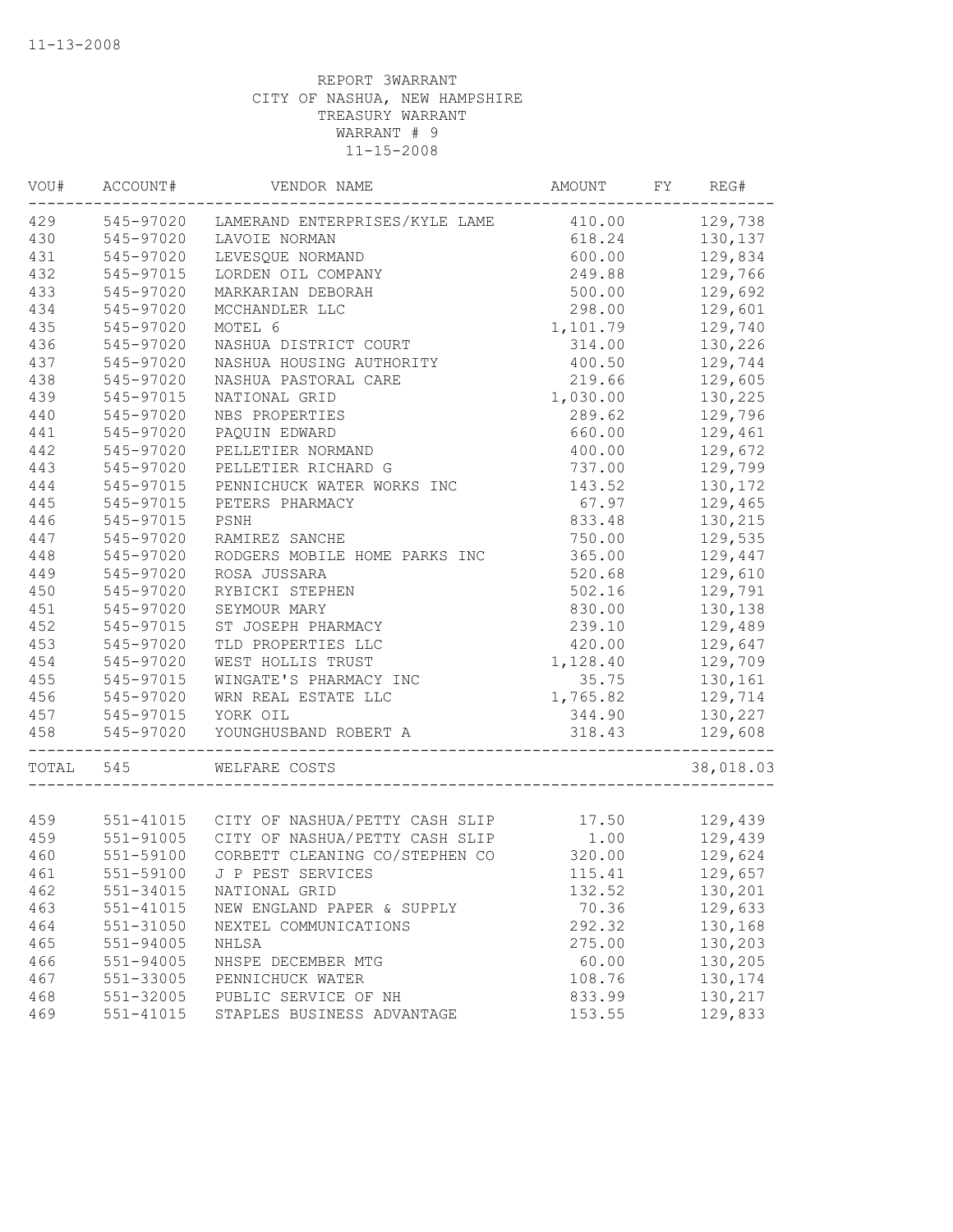11-13-2008

REPORT 3WARRANT
CITY OF NASHUA, NEW HAMPSHIRE
TREASURY WARRANT
WARRANT # 9
11-15-2008

| VOU# | ACCOUNT# | VENDOR NAME | AMOUNT | FY | REG# |
|---|---|---|---|---|---|
| 429 | 545-97020 | LAMERAND ENTERPRISES/KYLE LAME | 410.00 | | 129,738 |
| 430 | 545-97020 | LAVOIE NORMAN | 618.24 | | 130,137 |
| 431 | 545-97020 | LEVESQUE NORMAND | 600.00 | | 129,834 |
| 432 | 545-97015 | LORDEN OIL COMPANY | 249.88 | | 129,766 |
| 433 | 545-97020 | MARKARIAN DEBORAH | 500.00 | | 129,692 |
| 434 | 545-97020 | MCCHANDLER LLC | 298.00 | | 129,601 |
| 435 | 545-97020 | MOTEL 6 | 1,101.79 | | 129,740 |
| 436 | 545-97020 | NASHUA DISTRICT COURT | 314.00 | | 130,226 |
| 437 | 545-97020 | NASHUA HOUSING AUTHORITY | 400.50 | | 129,744 |
| 438 | 545-97020 | NASHUA PASTORAL CARE | 219.66 | | 129,605 |
| 439 | 545-97015 | NATIONAL GRID | 1,030.00 | | 130,225 |
| 440 | 545-97020 | NBS PROPERTIES | 289.62 | | 129,796 |
| 441 | 545-97020 | PAQUIN EDWARD | 660.00 | | 129,461 |
| 442 | 545-97020 | PELLETIER NORMAND | 400.00 | | 129,672 |
| 443 | 545-97020 | PELLETIER RICHARD G | 737.00 | | 129,799 |
| 444 | 545-97015 | PENNICHUCK WATER WORKS INC | 143.52 | | 130,172 |
| 445 | 545-97015 | PETERS PHARMACY | 67.97 | | 129,465 |
| 446 | 545-97015 | PSNH | 833.48 | | 130,215 |
| 447 | 545-97020 | RAMIREZ SANCHE | 750.00 | | 129,535 |
| 448 | 545-97020 | RODGERS MOBILE HOME PARKS INC | 365.00 | | 129,447 |
| 449 | 545-97020 | ROSA JUSSARA | 520.68 | | 129,610 |
| 450 | 545-97020 | RYBICKI STEPHEN | 502.16 | | 129,791 |
| 451 | 545-97020 | SEYMOUR MARY | 830.00 | | 130,138 |
| 452 | 545-97015 | ST JOSEPH PHARMACY | 239.10 | | 129,489 |
| 453 | 545-97020 | TLD PROPERTIES LLC | 420.00 | | 129,647 |
| 454 | 545-97020 | WEST HOLLIS TRUST | 1,128.40 | | 129,709 |
| 455 | 545-97015 | WINGATE'S PHARMACY INC | 35.75 | | 130,161 |
| 456 | 545-97020 | WRN REAL ESTATE LLC | 1,765.82 | | 129,714 |
| 457 | 545-97015 | YORK OIL | 344.90 | | 130,227 |
| 458 | 545-97020 | YOUNGHUSBAND ROBERT A | 318.43 | | 129,608 |
| TOTAL | 545 | WELFARE COSTS | | | 38,018.03 |
| 459 | 551-41015 | CITY OF NASHUA/PETTY CASH SLIP | 17.50 | | 129,439 |
| 459 | 551-91005 | CITY OF NASHUA/PETTY CASH SLIP | 1.00 | | 129,439 |
| 460 | 551-59100 | CORBETT CLEANING CO/STEPHEN CO | 320.00 | | 129,624 |
| 461 | 551-59100 | J P PEST SERVICES | 115.41 | | 129,657 |
| 462 | 551-34015 | NATIONAL GRID | 132.52 | | 130,201 |
| 463 | 551-41015 | NEW ENGLAND PAPER & SUPPLY | 70.36 | | 129,633 |
| 464 | 551-31050 | NEXTEL COMMUNICATIONS | 292.32 | | 130,168 |
| 465 | 551-94005 | NHLSA | 275.00 | | 130,203 |
| 466 | 551-94005 | NHSPE DECEMBER MTG | 60.00 | | 130,205 |
| 467 | 551-33005 | PENNICHUCK WATER | 108.76 | | 130,174 |
| 468 | 551-32005 | PUBLIC SERVICE OF NH | 833.99 | | 130,217 |
| 469 | 551-41015 | STAPLES BUSINESS ADVANTAGE | 153.55 | | 129,833 |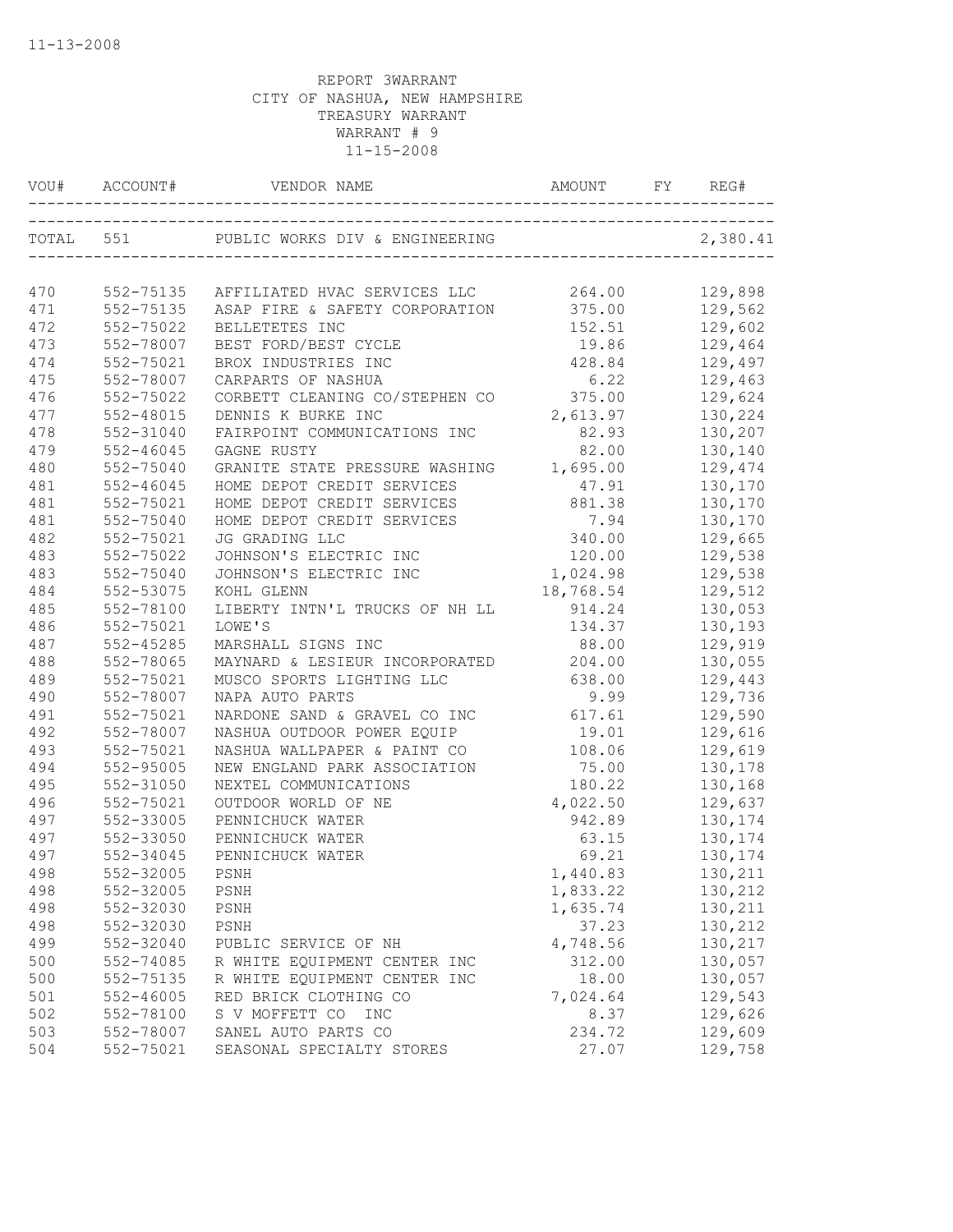11-13-2008

REPORT 3WARRANT
CITY OF NASHUA, NEW HAMPSHIRE
TREASURY WARRANT
WARRANT # 9
11-15-2008

| VOU# | ACCOUNT# | VENDOR NAME | AMOUNT | FY | REG# |
|---|---|---|---|---|---|
| TOTAL | 551 | PUBLIC WORKS DIV & ENGINEERING | | | 2,380.41 |
| 470 | 552-75135 | AFFILIATED HVAC SERVICES LLC | 264.00 | | 129,898 |
| 471 | 552-75135 | ASAP FIRE & SAFETY CORPORATION | 375.00 | | 129,562 |
| 472 | 552-75022 | BELLETETES INC | 152.51 | | 129,602 |
| 473 | 552-78007 | BEST FORD/BEST CYCLE | 19.86 | | 129,464 |
| 474 | 552-75021 | BROX INDUSTRIES INC | 428.84 | | 129,497 |
| 475 | 552-78007 | CARPARTS OF NASHUA | 6.22 | | 129,463 |
| 476 | 552-75022 | CORBETT CLEANING CO/STEPHEN CO | 375.00 | | 129,624 |
| 477 | 552-48015 | DENNIS K BURKE INC | 2,613.97 | | 130,224 |
| 478 | 552-31040 | FAIRPOINT COMMUNICATIONS INC | 82.93 | | 130,207 |
| 479 | 552-46045 | GAGNE RUSTY | 82.00 | | 130,140 |
| 480 | 552-75040 | GRANITE STATE PRESSURE WASHING | 1,695.00 | | 129,474 |
| 481 | 552-46045 | HOME DEPOT CREDIT SERVICES | 47.91 | | 130,170 |
| 481 | 552-75021 | HOME DEPOT CREDIT SERVICES | 881.38 | | 130,170 |
| 481 | 552-75040 | HOME DEPOT CREDIT SERVICES | 7.94 | | 130,170 |
| 482 | 552-75021 | JG GRADING LLC | 340.00 | | 129,665 |
| 483 | 552-75022 | JOHNSON'S ELECTRIC INC | 120.00 | | 129,538 |
| 483 | 552-75040 | JOHNSON'S ELECTRIC INC | 1,024.98 | | 129,538 |
| 484 | 552-53075 | KOHL GLENN | 18,768.54 | | 129,512 |
| 485 | 552-78100 | LIBERTY INTN'L TRUCKS OF NH LL | 914.24 | | 130,053 |
| 486 | 552-75021 | LOWE'S | 134.37 | | 130,193 |
| 487 | 552-45285 | MARSHALL SIGNS INC | 88.00 | | 129,919 |
| 488 | 552-78065 | MAYNARD & LESIEUR INCORPORATED | 204.00 | | 130,055 |
| 489 | 552-75021 | MUSCO SPORTS LIGHTING LLC | 638.00 | | 129,443 |
| 490 | 552-78007 | NAPA AUTO PARTS | 9.99 | | 129,736 |
| 491 | 552-75021 | NARDONE SAND & GRAVEL CO INC | 617.61 | | 129,590 |
| 492 | 552-78007 | NASHUA OUTDOOR POWER EQUIP | 19.01 | | 129,616 |
| 493 | 552-75021 | NASHUA WALLPAPER & PAINT CO | 108.06 | | 129,619 |
| 494 | 552-95005 | NEW ENGLAND PARK ASSOCIATION | 75.00 | | 130,178 |
| 495 | 552-31050 | NEXTEL COMMUNICATIONS | 180.22 | | 130,168 |
| 496 | 552-75021 | OUTDOOR WORLD OF NE | 4,022.50 | | 129,637 |
| 497 | 552-33005 | PENNICHUCK WATER | 942.89 | | 130,174 |
| 497 | 552-33050 | PENNICHUCK WATER | 63.15 | | 130,174 |
| 497 | 552-34045 | PENNICHUCK WATER | 69.21 | | 130,174 |
| 498 | 552-32005 | PSNH | 1,440.83 | | 130,211 |
| 498 | 552-32005 | PSNH | 1,833.22 | | 130,212 |
| 498 | 552-32030 | PSNH | 1,635.74 | | 130,211 |
| 498 | 552-32030 | PSNH | 37.23 | | 130,212 |
| 499 | 552-32040 | PUBLIC SERVICE OF NH | 4,748.56 | | 130,217 |
| 500 | 552-74085 | R WHITE EQUIPMENT CENTER INC | 312.00 | | 130,057 |
| 500 | 552-75135 | R WHITE EQUIPMENT CENTER INC | 18.00 | | 130,057 |
| 501 | 552-46005 | RED BRICK CLOTHING CO | 7,024.64 | | 129,543 |
| 502 | 552-78100 | S V MOFFETT CO INC | 8.37 | | 129,626 |
| 503 | 552-78007 | SANEL AUTO PARTS CO | 234.72 | | 129,609 |
| 504 | 552-75021 | SEASONAL SPECIALTY STORES | 27.07 | | 129,758 |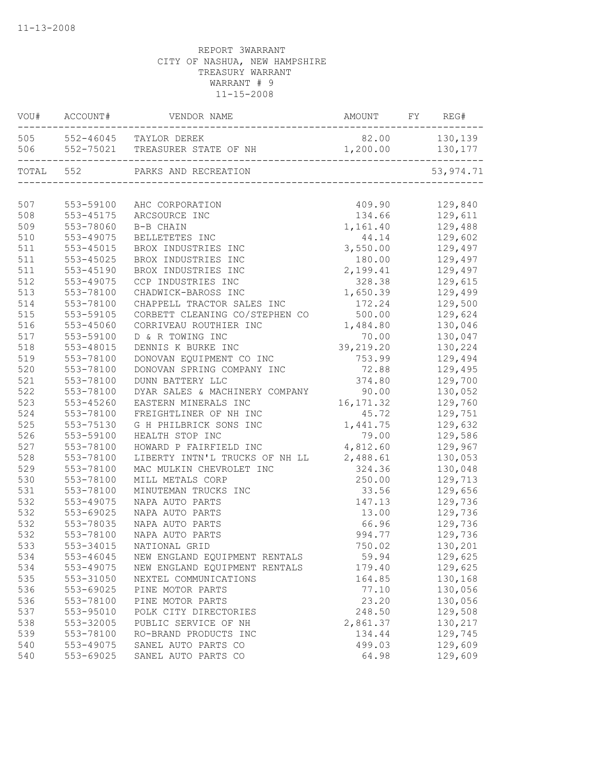REPORT 3WARRANT
CITY OF NASHUA, NEW HAMPSHIRE
TREASURY WARRANT
WARRANT # 9
11-15-2008

| VOU# | ACCOUNT# | VENDOR NAME | AMOUNT | FY | REG# |
|---|---|---|---|---|---|
| 505 | 552-46045 | TAYLOR DEREK | 82.00 | | 130,139 |
| 506 | 552-75021 | TREASURER STATE OF NH | 1,200.00 | | 130,177 |
| TOTAL | 552 | PARKS AND RECREATION | | | 53,974.71 |
| 507 | 553-59100 | AHC CORPORATION | 409.90 | | 129,840 |
| 508 | 553-45175 | ARCSOURCE INC | 134.66 | | 129,611 |
| 509 | 553-78060 | B-B CHAIN | 1,161.40 | | 129,488 |
| 510 | 553-49075 | BELLETETES INC | 44.14 | | 129,602 |
| 511 | 553-45015 | BROX INDUSTRIES INC | 3,550.00 | | 129,497 |
| 511 | 553-45025 | BROX INDUSTRIES INC | 180.00 | | 129,497 |
| 511 | 553-45190 | BROX INDUSTRIES INC | 2,199.41 | | 129,497 |
| 512 | 553-49075 | CCP INDUSTRIES INC | 328.38 | | 129,615 |
| 513 | 553-78100 | CHADWICK-BAROSS INC | 1,650.39 | | 129,499 |
| 514 | 553-78100 | CHAPPELL TRACTOR SALES INC | 172.24 | | 129,500 |
| 515 | 553-59105 | CORBETT CLEANING CO/STEPHEN CO | 500.00 | | 129,624 |
| 516 | 553-45060 | CORRIVEAU ROUTHIER INC | 1,484.80 | | 130,046 |
| 517 | 553-59100 | D & R TOWING INC | 70.00 | | 130,047 |
| 518 | 553-48015 | DENNIS K BURKE INC | 39,219.20 | | 130,224 |
| 519 | 553-78100 | DONOVAN EQUIPMENT CO INC | 753.99 | | 129,494 |
| 520 | 553-78100 | DONOVAN SPRING COMPANY INC | 72.88 | | 129,495 |
| 521 | 553-78100 | DUNN BATTERY LLC | 374.80 | | 129,700 |
| 522 | 553-78100 | DYAR SALES & MACHINERY COMPANY | 90.00 | | 130,052 |
| 523 | 553-45260 | EASTERN MINERALS INC | 16,171.32 | | 129,760 |
| 524 | 553-78100 | FREIGHTLINER OF NH INC | 45.72 | | 129,751 |
| 525 | 553-75130 | G H PHILBRICK SONS INC | 1,441.75 | | 129,632 |
| 526 | 553-59100 | HEALTH STOP INC | 79.00 | | 129,586 |
| 527 | 553-78100 | HOWARD P FAIRFIELD INC | 4,812.60 | | 129,967 |
| 528 | 553-78100 | LIBERTY INTN'L TRUCKS OF NH LL | 2,488.61 | | 130,053 |
| 529 | 553-78100 | MAC MULKIN CHEVROLET INC | 324.36 | | 130,048 |
| 530 | 553-78100 | MILL METALS CORP | 250.00 | | 129,713 |
| 531 | 553-78100 | MINUTEMAN TRUCKS INC | 33.56 | | 129,656 |
| 532 | 553-49075 | NAPA AUTO PARTS | 147.13 | | 129,736 |
| 532 | 553-69025 | NAPA AUTO PARTS | 13.00 | | 129,736 |
| 532 | 553-78035 | NAPA AUTO PARTS | 66.96 | | 129,736 |
| 532 | 553-78100 | NAPA AUTO PARTS | 994.77 | | 129,736 |
| 533 | 553-34015 | NATIONAL GRID | 750.02 | | 130,201 |
| 534 | 553-46045 | NEW ENGLAND EQUIPMENT RENTALS | 59.94 | | 129,625 |
| 534 | 553-49075 | NEW ENGLAND EQUIPMENT RENTALS | 179.40 | | 129,625 |
| 535 | 553-31050 | NEXTEL COMMUNICATIONS | 164.85 | | 130,168 |
| 536 | 553-69025 | PINE MOTOR PARTS | 77.10 | | 130,056 |
| 536 | 553-78100 | PINE MOTOR PARTS | 23.20 | | 130,056 |
| 537 | 553-95010 | POLK CITY DIRECTORIES | 248.50 | | 129,508 |
| 538 | 553-32005 | PUBLIC SERVICE OF NH | 2,861.37 | | 130,217 |
| 539 | 553-78100 | RO-BRAND PRODUCTS INC | 134.44 | | 129,745 |
| 540 | 553-49075 | SANEL AUTO PARTS CO | 499.03 | | 129,609 |
| 540 | 553-69025 | SANEL AUTO PARTS CO | 64.98 | | 129,609 |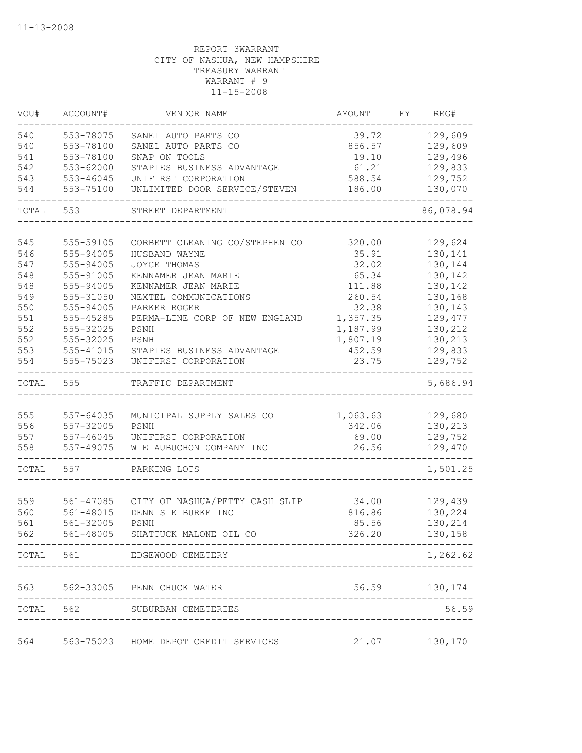11-13-2008

REPORT 3WARRANT
CITY OF NASHUA, NEW HAMPSHIRE
TREASURY WARRANT
WARRANT # 9
11-15-2008

| VOU# | ACCOUNT# | VENDOR NAME | AMOUNT | FY | REG# |
|---|---|---|---|---|---|
| 540 | 553-78075 | SANEL AUTO PARTS CO | 39.72 | | 129,609 |
| 540 | 553-78100 | SANEL AUTO PARTS CO | 856.57 | | 129,609 |
| 541 | 553-78100 | SNAP ON TOOLS | 19.10 | | 129,496 |
| 542 | 553-62000 | STAPLES BUSINESS ADVANTAGE | 61.21 | | 129,833 |
| 543 | 553-46045 | UNIFIRST CORPORATION | 588.54 | | 129,752 |
| 544 | 553-75100 | UNLIMITED DOOR SERVICE/STEVEN | 186.00 | | 130,070 |
| TOTAL | 553 | STREET DEPARTMENT | | | 86,078.94 |
| 545 | 555-59105 | CORBETT CLEANING CO/STEPHEN CO | 320.00 | | 129,624 |
| 546 | 555-94005 | HUSBAND WAYNE | 35.91 | | 130,141 |
| 547 | 555-94005 | JOYCE THOMAS | 32.02 | | 130,144 |
| 548 | 555-91005 | KENNAMER JEAN MARIE | 65.34 | | 130,142 |
| 548 | 555-94005 | KENNAMER JEAN MARIE | 111.88 | | 130,142 |
| 549 | 555-31050 | NEXTEL COMMUNICATIONS | 260.54 | | 130,168 |
| 550 | 555-94005 | PARKER ROGER | 32.38 | | 130,143 |
| 551 | 555-45285 | PERMA-LINE CORP OF NEW ENGLAND | 1,357.35 | | 129,477 |
| 552 | 555-32025 | PSNH | 1,187.99 | | 130,212 |
| 552 | 555-32025 | PSNH | 1,807.19 | | 130,213 |
| 553 | 555-41015 | STAPLES BUSINESS ADVANTAGE | 452.59 | | 129,833 |
| 554 | 555-75023 | UNIFIRST CORPORATION | 23.75 | | 129,752 |
| TOTAL | 555 | TRAFFIC DEPARTMENT | | | 5,686.94 |
| 555 | 557-64035 | MUNICIPAL SUPPLY SALES CO | 1,063.63 | | 129,680 |
| 556 | 557-32005 | PSNH | 342.06 | | 130,213 |
| 557 | 557-46045 | UNIFIRST CORPORATION | 69.00 | | 129,752 |
| 558 | 557-49075 | W E AUBUCHON COMPANY INC | 26.56 | | 129,470 |
| TOTAL | 557 | PARKING LOTS | | | 1,501.25 |
| 559 | 561-47085 | CITY OF NASHUA/PETTY CASH SLIP | 34.00 | | 129,439 |
| 560 | 561-48015 | DENNIS K BURKE INC | 816.86 | | 130,224 |
| 561 | 561-32005 | PSNH | 85.56 | | 130,214 |
| 562 | 561-48005 | SHATTUCK MALONE OIL CO | 326.20 | | 130,158 |
| TOTAL | 561 | EDGEWOOD CEMETERY | | | 1,262.62 |
| 563 | 562-33005 | PENNICHUCK WATER | 56.59 | | 130,174 |
| TOTAL | 562 | SUBURBAN CEMETERIES | | | 56.59 |
| 564 | 563-75023 | HOME DEPOT CREDIT SERVICES | 21.07 | | 130,170 |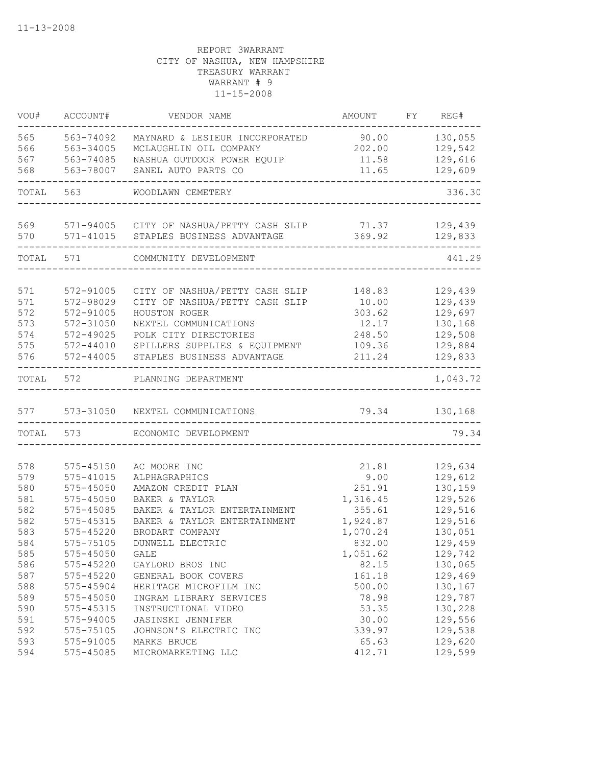11-13-2008

REPORT 3WARRANT
CITY OF NASHUA, NEW HAMPSHIRE
TREASURY WARRANT
WARRANT # 9
11-15-2008

| VOU# | ACCOUNT# | VENDOR NAME | AMOUNT | FY | REG# |
|---|---|---|---|---|---|
| 565 | 563-74092 | MAYNARD & LESIEUR INCORPORATED | 90.00 | | 130,055 |
| 566 | 563-34005 | MCLAUGHLIN OIL COMPANY | 202.00 | | 129,542 |
| 567 | 563-74085 | NASHUA OUTDOOR POWER EQUIP | 11.58 | | 129,616 |
| 568 | 563-78007 | SANEL AUTO PARTS CO | 11.65 | | 129,609 |
| TOTAL | 563 | WOODLAWN CEMETERY | | | 336.30 |
| 569 | 571-94005 | CITY OF NASHUA/PETTY CASH SLIP | 71.37 | | 129,439 |
| 570 | 571-41015 | STAPLES BUSINESS ADVANTAGE | 369.92 | | 129,833 |
| TOTAL | 571 | COMMUNITY DEVELOPMENT | | | 441.29 |
| 571 | 572-91005 | CITY OF NASHUA/PETTY CASH SLIP | 148.83 | | 129,439 |
| 571 | 572-98029 | CITY OF NASHUA/PETTY CASH SLIP | 10.00 | | 129,439 |
| 572 | 572-91005 | HOUSTON ROGER | 303.62 | | 129,697 |
| 573 | 572-31050 | NEXTEL COMMUNICATIONS | 12.17 | | 130,168 |
| 574 | 572-49025 | POLK CITY DIRECTORIES | 248.50 | | 129,508 |
| 575 | 572-44010 | SPILLERS SUPPLIES & EQUIPMENT | 109.36 | | 129,884 |
| 576 | 572-44005 | STAPLES BUSINESS ADVANTAGE | 211.24 | | 129,833 |
| TOTAL | 572 | PLANNING DEPARTMENT | | | 1,043.72 |
| 577 | 573-31050 | NEXTEL COMMUNICATIONS | 79.34 | | 130,168 |
| TOTAL | 573 | ECONOMIC DEVELOPMENT | | | 79.34 |
| 578 | 575-45150 | AC MOORE INC | 21.81 | | 129,634 |
| 579 | 575-41015 | ALPHAGRAPHICS | 9.00 | | 129,612 |
| 580 | 575-45050 | AMAZON CREDIT PLAN | 251.91 | | 130,159 |
| 581 | 575-45050 | BAKER & TAYLOR | 1,316.45 | | 129,526 |
| 582 | 575-45085 | BAKER & TAYLOR ENTERTAINMENT | 355.61 | | 129,516 |
| 582 | 575-45315 | BAKER & TAYLOR ENTERTAINMENT | 1,924.87 | | 129,516 |
| 583 | 575-45220 | BRODART COMPANY | 1,070.24 | | 130,051 |
| 584 | 575-75105 | DUNWELL ELECTRIC | 832.00 | | 129,459 |
| 585 | 575-45050 | GALE | 1,051.62 | | 129,742 |
| 586 | 575-45220 | GAYLORD BROS INC | 82.15 | | 130,065 |
| 587 | 575-45220 | GENERAL BOOK COVERS | 161.18 | | 129,469 |
| 588 | 575-45904 | HERITAGE MICROFILM INC | 500.00 | | 130,167 |
| 589 | 575-45050 | INGRAM LIBRARY SERVICES | 78.98 | | 129,787 |
| 590 | 575-45315 | INSTRUCTIONAL VIDEO | 53.35 | | 130,228 |
| 591 | 575-94005 | JASINSKI JENNIFER | 30.00 | | 129,556 |
| 592 | 575-75105 | JOHNSON'S ELECTRIC INC | 339.97 | | 129,538 |
| 593 | 575-91005 | MARKS BRUCE | 65.63 | | 129,620 |
| 594 | 575-45085 | MICROMARKETING LLC | 412.71 | | 129,599 |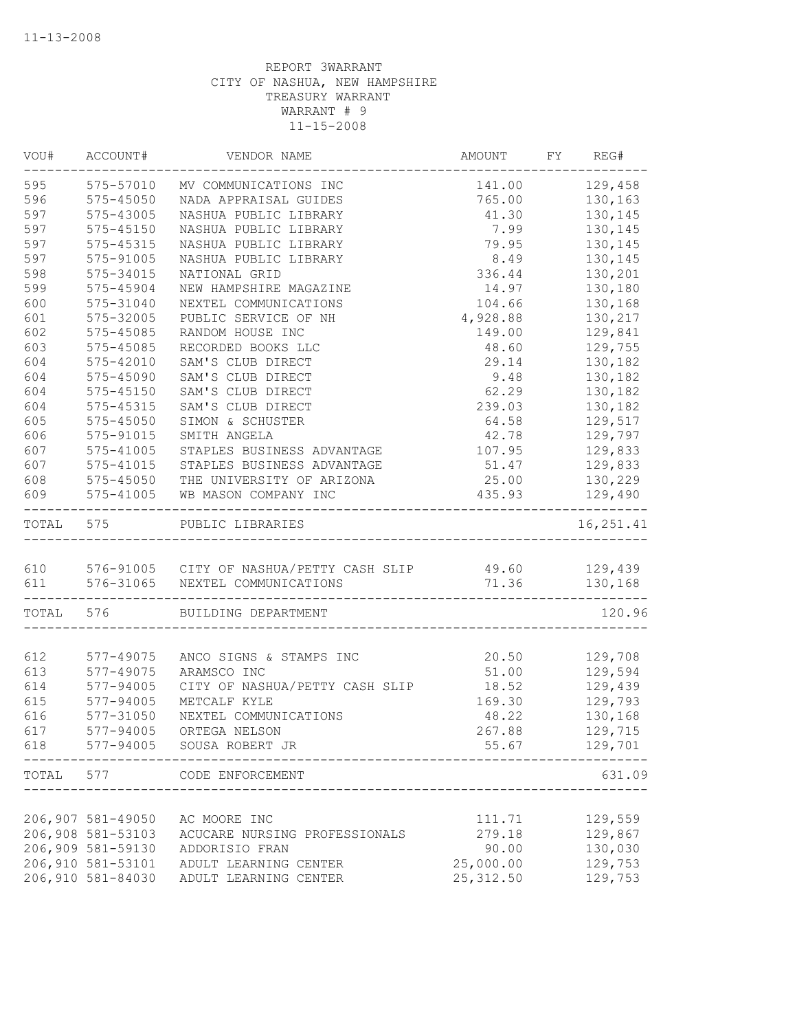11-13-2008

REPORT 3WARRANT
CITY OF NASHUA, NEW HAMPSHIRE
TREASURY WARRANT
WARRANT # 9
11-15-2008

| VOU# | ACCOUNT# | VENDOR NAME | AMOUNT | FY | REG# |
|---|---|---|---|---|---|
| 595 | 575-57010 | MV COMMUNICATIONS INC | 141.00 | | 129,458 |
| 596 | 575-45050 | NADA APPRAISAL GUIDES | 765.00 | | 130,163 |
| 597 | 575-43005 | NASHUA PUBLIC LIBRARY | 41.30 | | 130,145 |
| 597 | 575-45150 | NASHUA PUBLIC LIBRARY | 7.99 | | 130,145 |
| 597 | 575-45315 | NASHUA PUBLIC LIBRARY | 79.95 | | 130,145 |
| 597 | 575-91005 | NASHUA PUBLIC LIBRARY | 8.49 | | 130,145 |
| 598 | 575-34015 | NATIONAL GRID | 336.44 | | 130,201 |
| 599 | 575-45904 | NEW HAMPSHIRE MAGAZINE | 14.97 | | 130,180 |
| 600 | 575-31040 | NEXTEL COMMUNICATIONS | 104.66 | | 130,168 |
| 601 | 575-32005 | PUBLIC SERVICE OF NH | 4,928.88 | | 130,217 |
| 602 | 575-45085 | RANDOM HOUSE INC | 149.00 | | 129,841 |
| 603 | 575-45085 | RECORDED BOOKS LLC | 48.60 | | 129,755 |
| 604 | 575-42010 | SAM'S CLUB DIRECT | 29.14 | | 130,182 |
| 604 | 575-45090 | SAM'S CLUB DIRECT | 9.48 | | 130,182 |
| 604 | 575-45150 | SAM'S CLUB DIRECT | 62.29 | | 130,182 |
| 604 | 575-45315 | SAM'S CLUB DIRECT | 239.03 | | 130,182 |
| 605 | 575-45050 | SIMON & SCHUSTER | 64.58 | | 129,517 |
| 606 | 575-91015 | SMITH ANGELA | 42.78 | | 129,797 |
| 607 | 575-41005 | STAPLES BUSINESS ADVANTAGE | 107.95 | | 129,833 |
| 607 | 575-41015 | STAPLES BUSINESS ADVANTAGE | 51.47 | | 129,833 |
| 608 | 575-45050 | THE UNIVERSITY OF ARIZONA | 25.00 | | 130,229 |
| 609 | 575-41005 | WB MASON COMPANY INC | 435.93 | | 129,490 |
| TOTAL | 575 | PUBLIC LIBRARIES | | | 16,251.41 |
| 610 | 576-91005 | CITY OF NASHUA/PETTY CASH SLIP | 49.60 | | 129,439 |
| 611 | 576-31065 | NEXTEL COMMUNICATIONS | 71.36 | | 130,168 |
| TOTAL | 576 | BUILDING DEPARTMENT | | | 120.96 |
| 612 | 577-49075 | ANCO SIGNS & STAMPS INC | 20.50 | | 129,708 |
| 613 | 577-49075 | ARAMSCO INC | 51.00 | | 129,594 |
| 614 | 577-94005 | CITY OF NASHUA/PETTY CASH SLIP | 18.52 | | 129,439 |
| 615 | 577-94005 | METCALF KYLE | 169.30 | | 129,793 |
| 616 | 577-31050 | NEXTEL COMMUNICATIONS | 48.22 | | 130,168 |
| 617 | 577-94005 | ORTEGA NELSON | 267.88 | | 129,715 |
| 618 | 577-94005 | SOUSA ROBERT JR | 55.67 | | 129,701 |
| TOTAL | 577 | CODE ENFORCEMENT | | | 631.09 |
| 206,907 | 581-49050 | AC MOORE INC | 111.71 | | 129,559 |
| 206,908 | 581-53103 | ACUCARE NURSING PROFESSIONALS | 279.18 | | 129,867 |
| 206,909 | 581-59130 | ADDORISIO FRAN | 90.00 | | 130,030 |
| 206,910 | 581-53101 | ADULT LEARNING CENTER | 25,000.00 | | 129,753 |
| 206,910 | 581-84030 | ADULT LEARNING CENTER | 25,312.50 | | 129,753 |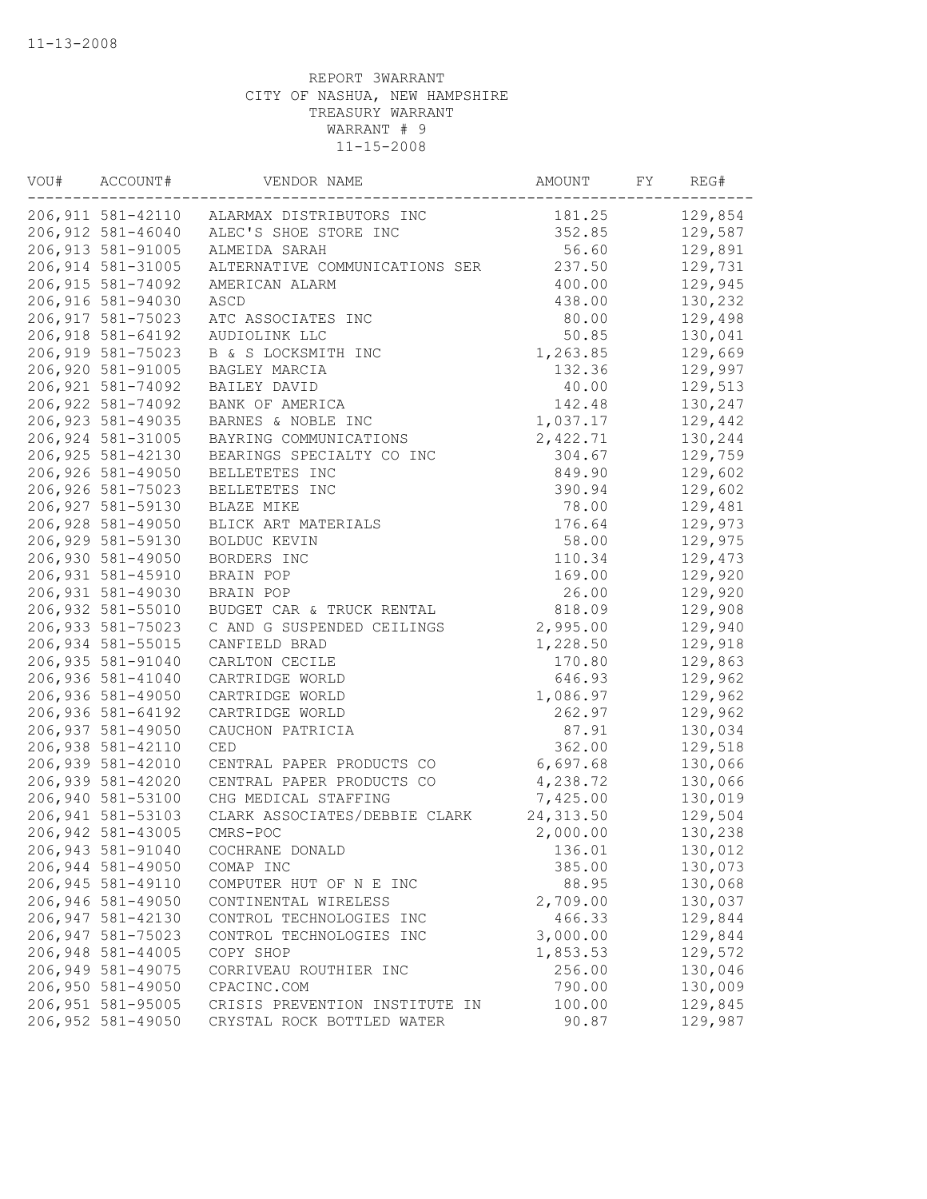11-13-2008

REPORT 3WARRANT
CITY OF NASHUA, NEW HAMPSHIRE
TREASURY WARRANT
WARRANT # 9
11-15-2008

| VOU# | ACCOUNT# | VENDOR NAME | AMOUNT | FY | REG# |
|---|---|---|---|---|---|
| 206,911 | 581-42110 | ALARMAX DISTRIBUTORS INC | 181.25 | | 129,854 |
| 206,912 | 581-46040 | ALEC'S SHOE STORE INC | 352.85 | | 129,587 |
| 206,913 | 581-91005 | ALMEIDA SARAH | 56.60 | | 129,891 |
| 206,914 | 581-31005 | ALTERNATIVE COMMUNICATIONS SER | 237.50 | | 129,731 |
| 206,915 | 581-74092 | AMERICAN ALARM | 400.00 | | 129,945 |
| 206,916 | 581-94030 | ASCD | 438.00 | | 130,232 |
| 206,917 | 581-75023 | ATC ASSOCIATES INC | 80.00 | | 129,498 |
| 206,918 | 581-64192 | AUDIOLINK LLC | 50.85 | | 130,041 |
| 206,919 | 581-75023 | B & S LOCKSMITH INC | 1,263.85 | | 129,669 |
| 206,920 | 581-91005 | BAGLEY MARCIA | 132.36 | | 129,997 |
| 206,921 | 581-74092 | BAILEY DAVID | 40.00 | | 129,513 |
| 206,922 | 581-74092 | BANK OF AMERICA | 142.48 | | 130,247 |
| 206,923 | 581-49035 | BARNES & NOBLE INC | 1,037.17 | | 129,442 |
| 206,924 | 581-31005 | BAYRING COMMUNICATIONS | 2,422.71 | | 130,244 |
| 206,925 | 581-42130 | BEARINGS SPECIALTY CO INC | 304.67 | | 129,759 |
| 206,926 | 581-49050 | BELLETETES INC | 849.90 | | 129,602 |
| 206,926 | 581-75023 | BELLETETES INC | 390.94 | | 129,602 |
| 206,927 | 581-59130 | BLAZE MIKE | 78.00 | | 129,481 |
| 206,928 | 581-49050 | BLICK ART MATERIALS | 176.64 | | 129,973 |
| 206,929 | 581-59130 | BOLDUC KEVIN | 58.00 | | 129,975 |
| 206,930 | 581-49050 | BORDERS INC | 110.34 | | 129,473 |
| 206,931 | 581-45910 | BRAIN POP | 169.00 | | 129,920 |
| 206,931 | 581-49030 | BRAIN POP | 26.00 | | 129,920 |
| 206,932 | 581-55010 | BUDGET CAR & TRUCK RENTAL | 818.09 | | 129,908 |
| 206,933 | 581-75023 | C AND G SUSPENDED CEILINGS | 2,995.00 | | 129,940 |
| 206,934 | 581-55015 | CANFIELD BRAD | 1,228.50 | | 129,918 |
| 206,935 | 581-91040 | CARLTON CECILE | 170.80 | | 129,863 |
| 206,936 | 581-41040 | CARTRIDGE WORLD | 646.93 | | 129,962 |
| 206,936 | 581-49050 | CARTRIDGE WORLD | 1,086.97 | | 129,962 |
| 206,936 | 581-64192 | CARTRIDGE WORLD | 262.97 | | 129,962 |
| 206,937 | 581-49050 | CAUCHON PATRICIA | 87.91 | | 130,034 |
| 206,938 | 581-42110 | CED | 362.00 | | 129,518 |
| 206,939 | 581-42010 | CENTRAL PAPER PRODUCTS CO | 6,697.68 | | 130,066 |
| 206,939 | 581-42020 | CENTRAL PAPER PRODUCTS CO | 4,238.72 | | 130,066 |
| 206,940 | 581-53100 | CHG MEDICAL STAFFING | 7,425.00 | | 130,019 |
| 206,941 | 581-53103 | CLARK ASSOCIATES/DEBBIE CLARK | 24,313.50 | | 129,504 |
| 206,942 | 581-43005 | CMRS-POC | 2,000.00 | | 130,238 |
| 206,943 | 581-91040 | COCHRANE DONALD | 136.01 | | 130,012 |
| 206,944 | 581-49050 | COMAP INC | 385.00 | | 130,073 |
| 206,945 | 581-49110 | COMPUTER HUT OF N E INC | 88.95 | | 130,068 |
| 206,946 | 581-49050 | CONTINENTAL WIRELESS | 2,709.00 | | 130,037 |
| 206,947 | 581-42130 | CONTROL TECHNOLOGIES INC | 466.33 | | 129,844 |
| 206,947 | 581-75023 | CONTROL TECHNOLOGIES INC | 3,000.00 | | 129,844 |
| 206,948 | 581-44005 | COPY SHOP | 1,853.53 | | 129,572 |
| 206,949 | 581-49075 | CORRIVEAU ROUTHIER INC | 256.00 | | 130,046 |
| 206,950 | 581-49050 | CPACINC.COM | 790.00 | | 130,009 |
| 206,951 | 581-95005 | CRISIS PREVENTION INSTITUTE IN | 100.00 | | 129,845 |
| 206,952 | 581-49050 | CRYSTAL ROCK BOTTLED WATER | 90.87 | | 129,987 |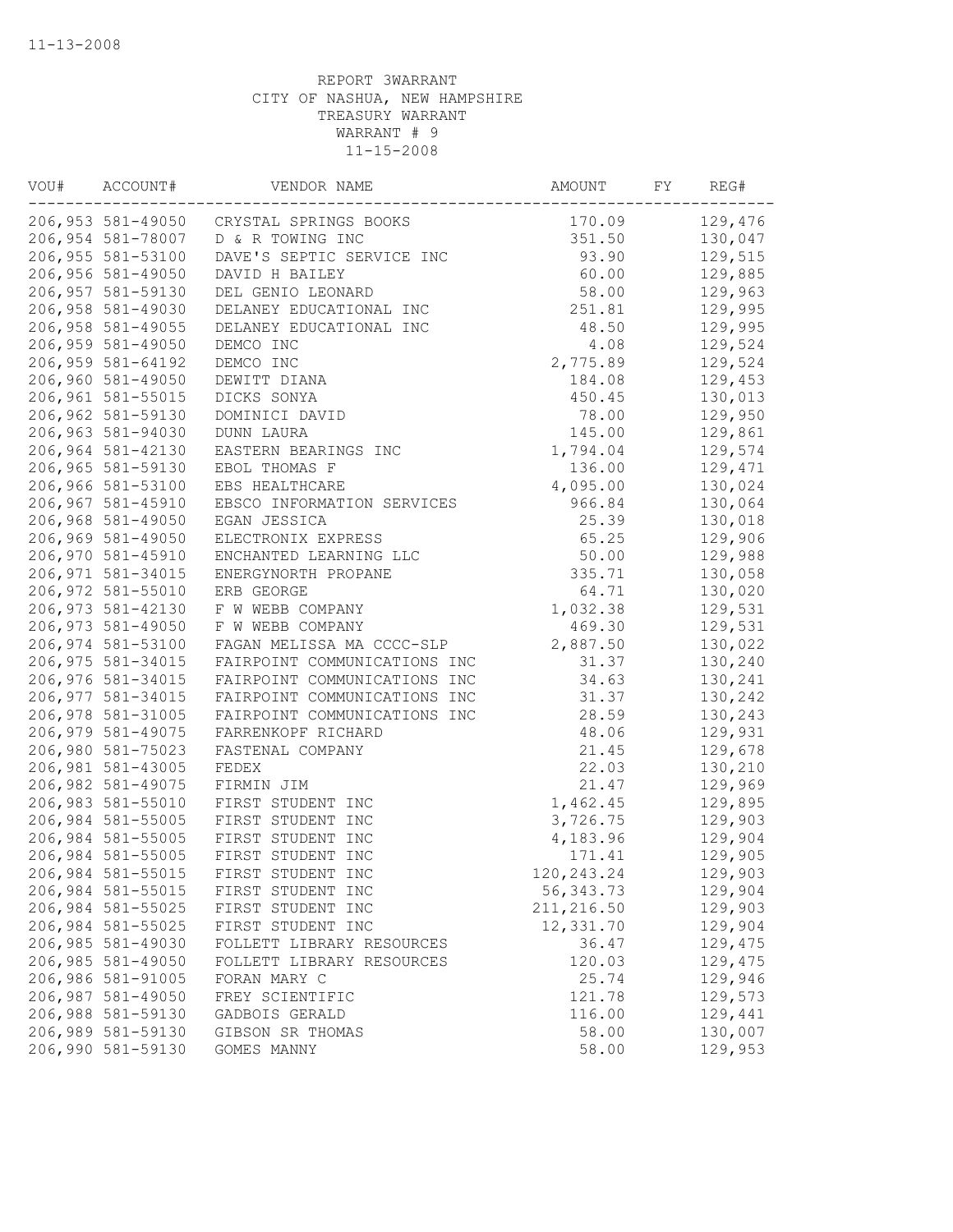REPORT 3WARRANT
CITY OF NASHUA, NEW HAMPSHIRE
TREASURY WARRANT
WARRANT # 9
11-15-2008

| VOU# | ACCOUNT# | VENDOR NAME | AMOUNT | FY | REG# |
|---|---|---|---|---|---|
| 206,953 | 581-49050 | CRYSTAL SPRINGS BOOKS | 170.09 | | 129,476 |
| 206,954 | 581-78007 | D & R TOWING INC | 351.50 | | 130,047 |
| 206,955 | 581-53100 | DAVE'S SEPTIC SERVICE INC | 93.90 | | 129,515 |
| 206,956 | 581-49050 | DAVID H BAILEY | 60.00 | | 129,885 |
| 206,957 | 581-59130 | DEL GENIO LEONARD | 58.00 | | 129,963 |
| 206,958 | 581-49030 | DELANEY EDUCATIONAL INC | 251.81 | | 129,995 |
| 206,958 | 581-49055 | DELANEY EDUCATIONAL INC | 48.50 | | 129,995 |
| 206,959 | 581-49050 | DEMCO INC | 4.08 | | 129,524 |
| 206,959 | 581-64192 | DEMCO INC | 2,775.89 | | 129,524 |
| 206,960 | 581-49050 | DEWITT DIANA | 184.08 | | 129,453 |
| 206,961 | 581-55015 | DICKS SONYA | 450.45 | | 130,013 |
| 206,962 | 581-59130 | DOMINICI DAVID | 78.00 | | 129,950 |
| 206,963 | 581-94030 | DUNN LAURA | 145.00 | | 129,861 |
| 206,964 | 581-42130 | EASTERN BEARINGS INC | 1,794.04 | | 129,574 |
| 206,965 | 581-59130 | EBOL THOMAS F | 136.00 | | 129,471 |
| 206,966 | 581-53100 | EBS HEALTHCARE | 4,095.00 | | 130,024 |
| 206,967 | 581-45910 | EBSCO INFORMATION SERVICES | 966.84 | | 130,064 |
| 206,968 | 581-49050 | EGAN JESSICA | 25.39 | | 130,018 |
| 206,969 | 581-49050 | ELECTRONIX EXPRESS | 65.25 | | 129,906 |
| 206,970 | 581-45910 | ENCHANTED LEARNING LLC | 50.00 | | 129,988 |
| 206,971 | 581-34015 | ENERGYNORTH PROPANE | 335.71 | | 130,058 |
| 206,972 | 581-55010 | ERB GEORGE | 64.71 | | 130,020 |
| 206,973 | 581-42130 | F W WEBB COMPANY | 1,032.38 | | 129,531 |
| 206,973 | 581-49050 | F W WEBB COMPANY | 469.30 | | 129,531 |
| 206,974 | 581-53100 | FAGAN MELISSA MA CCCC-SLP | 2,887.50 | | 130,022 |
| 206,975 | 581-34015 | FAIRPOINT COMMUNICATIONS INC | 31.37 | | 130,240 |
| 206,976 | 581-34015 | FAIRPOINT COMMUNICATIONS INC | 34.63 | | 130,241 |
| 206,977 | 581-34015 | FAIRPOINT COMMUNICATIONS INC | 31.37 | | 130,242 |
| 206,978 | 581-31005 | FAIRPOINT COMMUNICATIONS INC | 28.59 | | 130,243 |
| 206,979 | 581-49075 | FARRENKOPF RICHARD | 48.06 | | 129,931 |
| 206,980 | 581-75023 | FASTENAL COMPANY | 21.45 | | 129,678 |
| 206,981 | 581-43005 | FEDEX | 22.03 | | 130,210 |
| 206,982 | 581-49075 | FIRMIN JIM | 21.47 | | 129,969 |
| 206,983 | 581-55010 | FIRST STUDENT INC | 1,462.45 | | 129,895 |
| 206,984 | 581-55005 | FIRST STUDENT INC | 3,726.75 | | 129,903 |
| 206,984 | 581-55005 | FIRST STUDENT INC | 4,183.96 | | 129,904 |
| 206,984 | 581-55005 | FIRST STUDENT INC | 171.41 | | 129,905 |
| 206,984 | 581-55015 | FIRST STUDENT INC | 120,243.24 | | 129,903 |
| 206,984 | 581-55015 | FIRST STUDENT INC | 56,343.73 | | 129,904 |
| 206,984 | 581-55025 | FIRST STUDENT INC | 211,216.50 | | 129,903 |
| 206,984 | 581-55025 | FIRST STUDENT INC | 12,331.70 | | 129,904 |
| 206,985 | 581-49030 | FOLLETT LIBRARY RESOURCES | 36.47 | | 129,475 |
| 206,985 | 581-49050 | FOLLETT LIBRARY RESOURCES | 120.03 | | 129,475 |
| 206,986 | 581-91005 | FORAN MARY C | 25.74 | | 129,946 |
| 206,987 | 581-49050 | FREY SCIENTIFIC | 121.78 | | 129,573 |
| 206,988 | 581-59130 | GADBOIS GERALD | 116.00 | | 129,441 |
| 206,989 | 581-59130 | GIBSON SR THOMAS | 58.00 | | 130,007 |
| 206,990 | 581-59130 | GOMES MANNY | 58.00 | | 129,953 |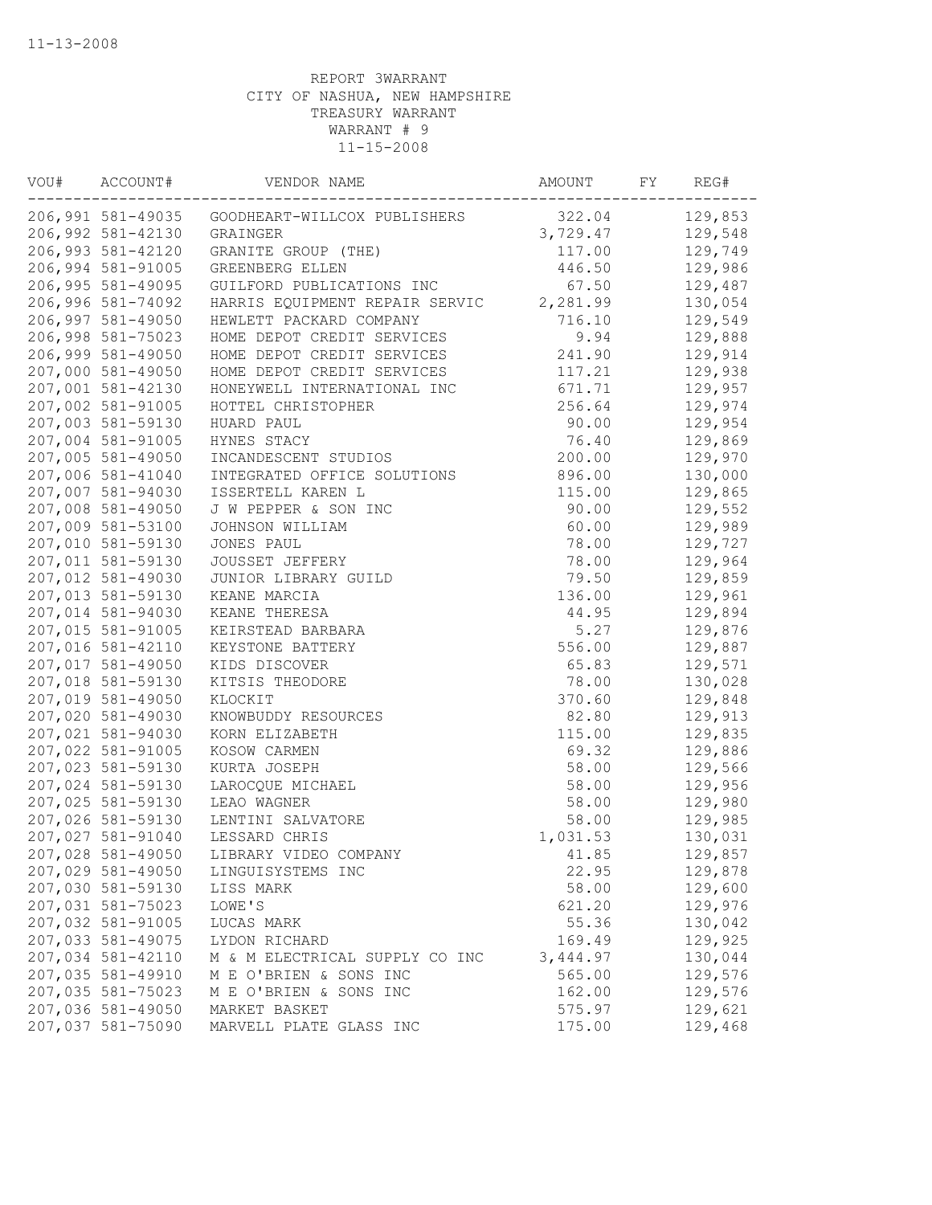11-13-2008

REPORT 3WARRANT
CITY OF NASHUA, NEW HAMPSHIRE
TREASURY WARRANT
WARRANT # 9
11-15-2008

| VOU# | ACCOUNT# | VENDOR NAME | AMOUNT | FY | REG# |
|---|---|---|---|---|---|
| 206,991 | 581-49035 | GOODHEART-WILLCOX PUBLISHERS | 322.04 | | 129,853 |
| 206,992 | 581-42130 | GRAINGER | 3,729.47 | | 129,548 |
| 206,993 | 581-42120 | GRANITE GROUP (THE) | 117.00 | | 129,749 |
| 206,994 | 581-91005 | GREENBERG ELLEN | 446.50 | | 129,986 |
| 206,995 | 581-49095 | GUILFORD PUBLICATIONS INC | 67.50 | | 129,487 |
| 206,996 | 581-74092 | HARRIS EQUIPMENT REPAIR SERVIC | 2,281.99 | | 130,054 |
| 206,997 | 581-49050 | HEWLETT PACKARD COMPANY | 716.10 | | 129,549 |
| 206,998 | 581-75023 | HOME DEPOT CREDIT SERVICES | 9.94 | | 129,888 |
| 206,999 | 581-49050 | HOME DEPOT CREDIT SERVICES | 241.90 | | 129,914 |
| 207,000 | 581-49050 | HOME DEPOT CREDIT SERVICES | 117.21 | | 129,938 |
| 207,001 | 581-42130 | HONEYWELL INTERNATIONAL INC | 671.71 | | 129,957 |
| 207,002 | 581-91005 | HOTTEL CHRISTOPHER | 256.64 | | 129,974 |
| 207,003 | 581-59130 | HUARD PAUL | 90.00 | | 129,954 |
| 207,004 | 581-91005 | HYNES STACY | 76.40 | | 129,869 |
| 207,005 | 581-49050 | INCANDESCENT STUDIOS | 200.00 | | 129,970 |
| 207,006 | 581-41040 | INTEGRATED OFFICE SOLUTIONS | 896.00 | | 130,000 |
| 207,007 | 581-94030 | ISSERTELL KAREN L | 115.00 | | 129,865 |
| 207,008 | 581-49050 | J W PEPPER & SON INC | 90.00 | | 129,552 |
| 207,009 | 581-53100 | JOHNSON WILLIAM | 60.00 | | 129,989 |
| 207,010 | 581-59130 | JONES PAUL | 78.00 | | 129,727 |
| 207,011 | 581-59130 | JOUSSET JEFFERY | 78.00 | | 129,964 |
| 207,012 | 581-49030 | JUNIOR LIBRARY GUILD | 79.50 | | 129,859 |
| 207,013 | 581-59130 | KEANE MARCIA | 136.00 | | 129,961 |
| 207,014 | 581-94030 | KEANE THERESA | 44.95 | | 129,894 |
| 207,015 | 581-91005 | KEIRSTEAD BARBARA | 5.27 | | 129,876 |
| 207,016 | 581-42110 | KEYSTONE BATTERY | 556.00 | | 129,887 |
| 207,017 | 581-49050 | KIDS DISCOVER | 65.83 | | 129,571 |
| 207,018 | 581-59130 | KITSIS THEODORE | 78.00 | | 130,028 |
| 207,019 | 581-49050 | KLOCKIT | 370.60 | | 129,848 |
| 207,020 | 581-49030 | KNOWBUDDY RESOURCES | 82.80 | | 129,913 |
| 207,021 | 581-94030 | KORN ELIZABETH | 115.00 | | 129,835 |
| 207,022 | 581-91005 | KOSOW CARMEN | 69.32 | | 129,886 |
| 207,023 | 581-59130 | KURTA JOSEPH | 58.00 | | 129,566 |
| 207,024 | 581-59130 | LAROCQUE MICHAEL | 58.00 | | 129,956 |
| 207,025 | 581-59130 | LEAO WAGNER | 58.00 | | 129,980 |
| 207,026 | 581-59130 | LENTINI SALVATORE | 58.00 | | 129,985 |
| 207,027 | 581-91040 | LESSARD CHRIS | 1,031.53 | | 130,031 |
| 207,028 | 581-49050 | LIBRARY VIDEO COMPANY | 41.85 | | 129,857 |
| 207,029 | 581-49050 | LINGUISYSTEMS INC | 22.95 | | 129,878 |
| 207,030 | 581-59130 | LISS MARK | 58.00 | | 129,600 |
| 207,031 | 581-75023 | LOWE'S | 621.20 | | 129,976 |
| 207,032 | 581-91005 | LUCAS MARK | 55.36 | | 130,042 |
| 207,033 | 581-49075 | LYDON RICHARD | 169.49 | | 129,925 |
| 207,034 | 581-42110 | M & M ELECTRICAL SUPPLY CO INC | 3,444.97 | | 130,044 |
| 207,035 | 581-49910 | M E O'BRIEN & SONS INC | 565.00 | | 129,576 |
| 207,035 | 581-75023 | M E O'BRIEN & SONS INC | 162.00 | | 129,576 |
| 207,036 | 581-49050 | MARKET BASKET | 575.97 | | 129,621 |
| 207,037 | 581-75090 | MARVELL PLATE GLASS INC | 175.00 | | 129,468 |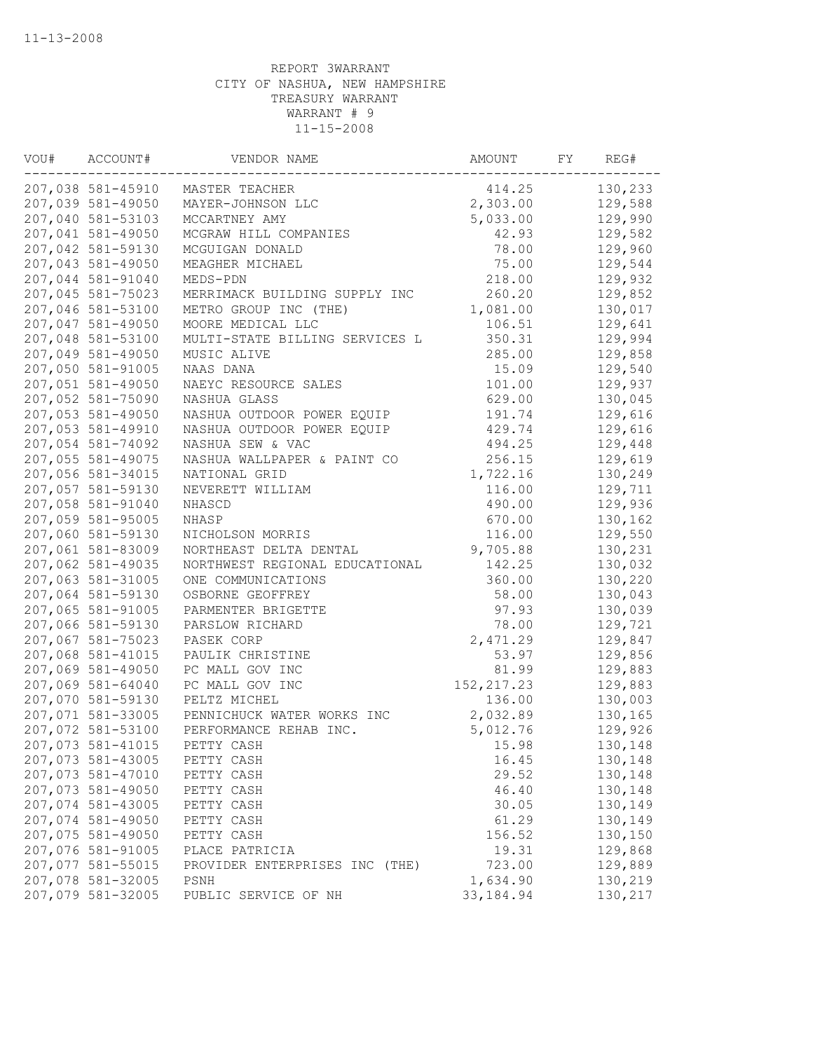11-13-2008

REPORT 3WARRANT
CITY OF NASHUA, NEW HAMPSHIRE
TREASURY WARRANT
WARRANT # 9
11-15-2008

| VOU# | ACCOUNT# | VENDOR NAME | AMOUNT | FY | REG# |
|---|---|---|---|---|---|
| 207,038 | 581-45910 | MASTER TEACHER | 414.25 | | 130,233 |
| 207,039 | 581-49050 | MAYER-JOHNSON LLC | 2,303.00 | | 129,588 |
| 207,040 | 581-53103 | MCCARTNEY AMY | 5,033.00 | | 129,990 |
| 207,041 | 581-49050 | MCGRAW HILL COMPANIES | 42.93 | | 129,582 |
| 207,042 | 581-59130 | MCGUIGAN DONALD | 78.00 | | 129,960 |
| 207,043 | 581-49050 | MEAGHER MICHAEL | 75.00 | | 129,544 |
| 207,044 | 581-91040 | MEDS-PDN | 218.00 | | 129,932 |
| 207,045 | 581-75023 | MERRIMACK BUILDING SUPPLY INC | 260.20 | | 129,852 |
| 207,046 | 581-53100 | METRO GROUP INC (THE) | 1,081.00 | | 130,017 |
| 207,047 | 581-49050 | MOORE MEDICAL LLC | 106.51 | | 129,641 |
| 207,048 | 581-53100 | MULTI-STATE BILLING SERVICES L | 350.31 | | 129,994 |
| 207,049 | 581-49050 | MUSIC ALIVE | 285.00 | | 129,858 |
| 207,050 | 581-91005 | NAAS DANA | 15.09 | | 129,540 |
| 207,051 | 581-49050 | NAEYC RESOURCE SALES | 101.00 | | 129,937 |
| 207,052 | 581-75090 | NASHUA GLASS | 629.00 | | 130,045 |
| 207,053 | 581-49050 | NASHUA OUTDOOR POWER EQUIP | 191.74 | | 129,616 |
| 207,053 | 581-49910 | NASHUA OUTDOOR POWER EQUIP | 429.74 | | 129,616 |
| 207,054 | 581-74092 | NASHUA SEW & VAC | 494.25 | | 129,448 |
| 207,055 | 581-49075 | NASHUA WALLPAPER & PAINT CO | 256.15 | | 129,619 |
| 207,056 | 581-34015 | NATIONAL GRID | 1,722.16 | | 130,249 |
| 207,057 | 581-59130 | NEVERETT WILLIAM | 116.00 | | 129,711 |
| 207,058 | 581-91040 | NHASCD | 490.00 | | 129,936 |
| 207,059 | 581-95005 | NHASP | 670.00 | | 130,162 |
| 207,060 | 581-59130 | NICHOLSON MORRIS | 116.00 | | 129,550 |
| 207,061 | 581-83009 | NORTHEAST DELTA DENTAL | 9,705.88 | | 130,231 |
| 207,062 | 581-49035 | NORTHWEST REGIONAL EDUCATIONAL | 142.25 | | 130,032 |
| 207,063 | 581-31005 | ONE COMMUNICATIONS | 360.00 | | 130,220 |
| 207,064 | 581-59130 | OSBORNE GEOFFREY | 58.00 | | 130,043 |
| 207,065 | 581-91005 | PARMENTER BRIGETTE | 97.93 | | 130,039 |
| 207,066 | 581-59130 | PARSLOW RICHARD | 78.00 | | 129,721 |
| 207,067 | 581-75023 | PASEK CORP | 2,471.29 | | 129,847 |
| 207,068 | 581-41015 | PAULIK CHRISTINE | 53.97 | | 129,856 |
| 207,069 | 581-49050 | PC MALL GOV INC | 81.99 | | 129,883 |
| 207,069 | 581-64040 | PC MALL GOV INC | 152,217.23 | | 129,883 |
| 207,070 | 581-59130 | PELTZ MICHEL | 136.00 | | 130,003 |
| 207,071 | 581-33005 | PENNICHUCK WATER WORKS INC | 2,032.89 | | 130,165 |
| 207,072 | 581-53100 | PERFORMANCE REHAB INC. | 5,012.76 | | 129,926 |
| 207,073 | 581-41015 | PETTY CASH | 15.98 | | 130,148 |
| 207,073 | 581-43005 | PETTY CASH | 16.45 | | 130,148 |
| 207,073 | 581-47010 | PETTY CASH | 29.52 | | 130,148 |
| 207,073 | 581-49050 | PETTY CASH | 46.40 | | 130,148 |
| 207,074 | 581-43005 | PETTY CASH | 30.05 | | 130,149 |
| 207,074 | 581-49050 | PETTY CASH | 61.29 | | 130,149 |
| 207,075 | 581-49050 | PETTY CASH | 156.52 | | 130,150 |
| 207,076 | 581-91005 | PLACE PATRICIA | 19.31 | | 129,868 |
| 207,077 | 581-55015 | PROVIDER ENTERPRISES INC (THE) | 723.00 | | 129,889 |
| 207,078 | 581-32005 | PSNH | 1,634.90 | | 130,219 |
| 207,079 | 581-32005 | PUBLIC SERVICE OF NH | 33,184.94 | | 130,217 |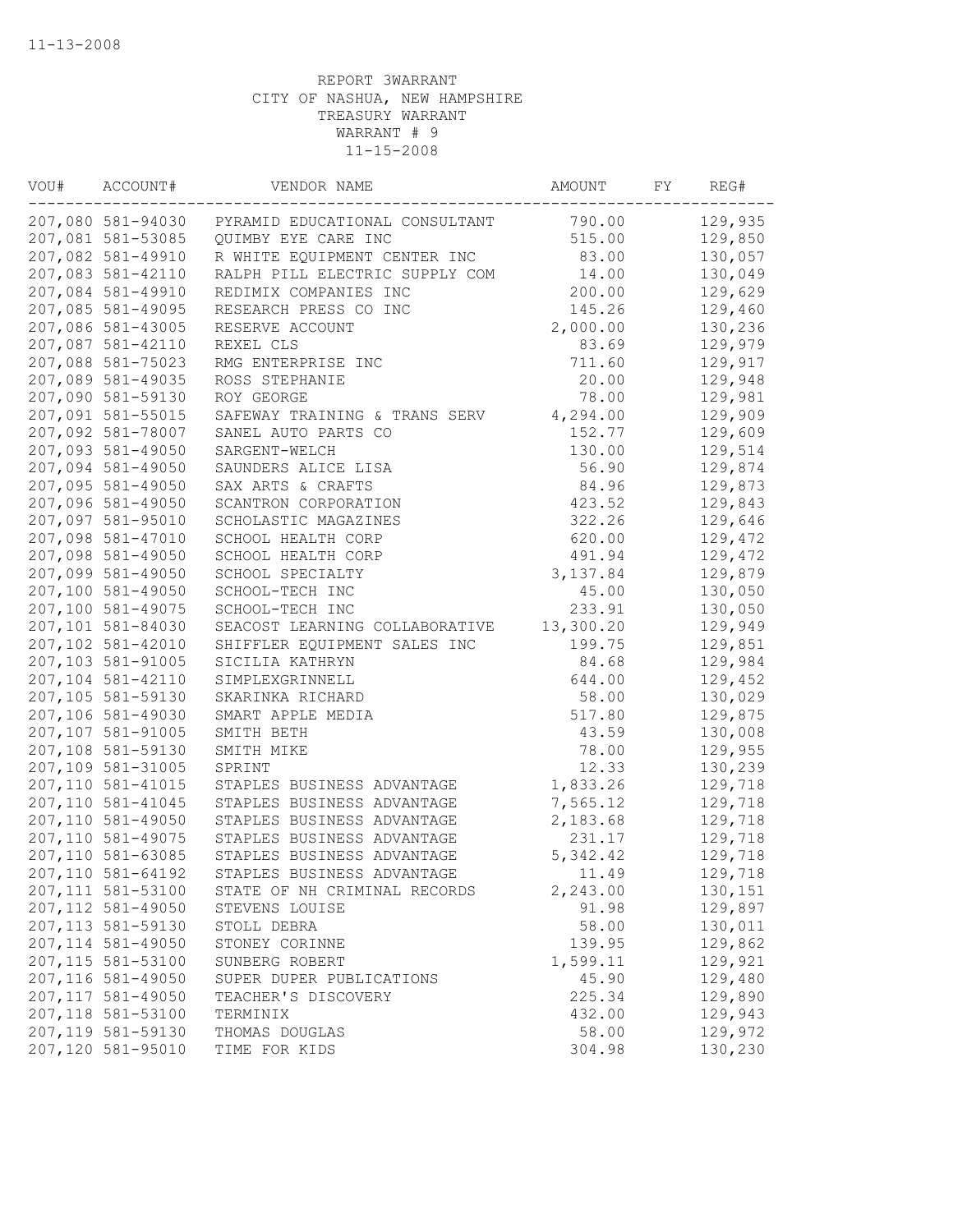11-13-2008

REPORT 3WARRANT
CITY OF NASHUA, NEW HAMPSHIRE
TREASURY WARRANT
WARRANT # 9
11-15-2008

| VOU# | ACCOUNT# | VENDOR NAME | AMOUNT | FY | REG# |
|---|---|---|---|---|---|
| 207,080 | 581-94030 | PYRAMID EDUCATIONAL CONSULTANT | 790.00 | | 129,935 |
| 207,081 | 581-53085 | QUIMBY EYE CARE INC | 515.00 | | 129,850 |
| 207,082 | 581-49910 | R WHITE EQUIPMENT CENTER INC | 83.00 | | 130,057 |
| 207,083 | 581-42110 | RALPH PILL ELECTRIC SUPPLY COM | 14.00 | | 130,049 |
| 207,084 | 581-49910 | REDIMIX COMPANIES INC | 200.00 | | 129,629 |
| 207,085 | 581-49095 | RESEARCH PRESS CO INC | 145.26 | | 129,460 |
| 207,086 | 581-43005 | RESERVE ACCOUNT | 2,000.00 | | 130,236 |
| 207,087 | 581-42110 | REXEL CLS | 83.69 | | 129,979 |
| 207,088 | 581-75023 | RMG ENTERPRISE INC | 711.60 | | 129,917 |
| 207,089 | 581-49035 | ROSS STEPHANIE | 20.00 | | 129,948 |
| 207,090 | 581-59130 | ROY GEORGE | 78.00 | | 129,981 |
| 207,091 | 581-55015 | SAFEWAY TRAINING & TRANS SERV | 4,294.00 | | 129,909 |
| 207,092 | 581-78007 | SANEL AUTO PARTS CO | 152.77 | | 129,609 |
| 207,093 | 581-49050 | SARGENT-WELCH | 130.00 | | 129,514 |
| 207,094 | 581-49050 | SAUNDERS ALICE LISA | 56.90 | | 129,874 |
| 207,095 | 581-49050 | SAX ARTS & CRAFTS | 84.96 | | 129,873 |
| 207,096 | 581-49050 | SCANTRON CORPORATION | 423.52 | | 129,843 |
| 207,097 | 581-95010 | SCHOLASTIC MAGAZINES | 322.26 | | 129,646 |
| 207,098 | 581-47010 | SCHOOL HEALTH CORP | 620.00 | | 129,472 |
| 207,098 | 581-49050 | SCHOOL HEALTH CORP | 491.94 | | 129,472 |
| 207,099 | 581-49050 | SCHOOL SPECIALTY | 3,137.84 | | 129,879 |
| 207,100 | 581-49050 | SCHOOL-TECH INC | 45.00 | | 130,050 |
| 207,100 | 581-49075 | SCHOOL-TECH INC | 233.91 | | 130,050 |
| 207,101 | 581-84030 | SEACOST LEARNING COLLABORATIVE | 13,300.20 | | 129,949 |
| 207,102 | 581-42010 | SHIFFLER EQUIPMENT SALES INC | 199.75 | | 129,851 |
| 207,103 | 581-91005 | SICILIA KATHRYN | 84.68 | | 129,984 |
| 207,104 | 581-42110 | SIMPLEXGRINNELL | 644.00 | | 129,452 |
| 207,105 | 581-59130 | SKARINKA RICHARD | 58.00 | | 130,029 |
| 207,106 | 581-49030 | SMART APPLE MEDIA | 517.80 | | 129,875 |
| 207,107 | 581-91005 | SMITH BETH | 43.59 | | 130,008 |
| 207,108 | 581-59130 | SMITH MIKE | 78.00 | | 129,955 |
| 207,109 | 581-31005 | SPRINT | 12.33 | | 130,239 |
| 207,110 | 581-41015 | STAPLES BUSINESS ADVANTAGE | 1,833.26 | | 129,718 |
| 207,110 | 581-41045 | STAPLES BUSINESS ADVANTAGE | 7,565.12 | | 129,718 |
| 207,110 | 581-49050 | STAPLES BUSINESS ADVANTAGE | 2,183.68 | | 129,718 |
| 207,110 | 581-49075 | STAPLES BUSINESS ADVANTAGE | 231.17 | | 129,718 |
| 207,110 | 581-63085 | STAPLES BUSINESS ADVANTAGE | 5,342.42 | | 129,718 |
| 207,110 | 581-64192 | STAPLES BUSINESS ADVANTAGE | 11.49 | | 129,718 |
| 207,111 | 581-53100 | STATE OF NH CRIMINAL RECORDS | 2,243.00 | | 130,151 |
| 207,112 | 581-49050 | STEVENS LOUISE | 91.98 | | 129,897 |
| 207,113 | 581-59130 | STOLL DEBRA | 58.00 | | 130,011 |
| 207,114 | 581-49050 | STONEY CORINNE | 139.95 | | 129,862 |
| 207,115 | 581-53100 | SUNBERG ROBERT | 1,599.11 | | 129,921 |
| 207,116 | 581-49050 | SUPER DUPER PUBLICATIONS | 45.90 | | 129,480 |
| 207,117 | 581-49050 | TEACHER'S DISCOVERY | 225.34 | | 129,890 |
| 207,118 | 581-53100 | TERMINIX | 432.00 | | 129,943 |
| 207,119 | 581-59130 | THOMAS DOUGLAS | 58.00 | | 129,972 |
| 207,120 | 581-95010 | TIME FOR KIDS | 304.98 | | 130,230 |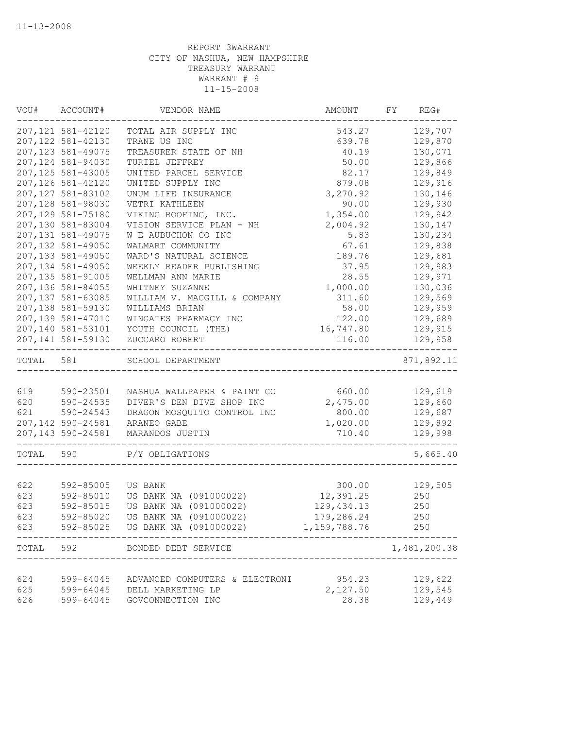REPORT 3WARRANT
CITY OF NASHUA, NEW HAMPSHIRE
TREASURY WARRANT
WARRANT # 9
11-15-2008

| VOU# | ACCOUNT# | VENDOR NAME | AMOUNT | FY | REG# |
|---|---|---|---|---|---|
| 207,121 | 581-42120 | TOTAL AIR SUPPLY INC | 543.27 | | 129,707 |
| 207,122 | 581-42130 | TRANE US INC | 639.78 | | 129,870 |
| 207,123 | 581-49075 | TREASURER STATE OF NH | 40.19 | | 130,071 |
| 207,124 | 581-94030 | TURIEL JEFFREY | 50.00 | | 129,866 |
| 207,125 | 581-43005 | UNITED PARCEL SERVICE | 82.17 | | 129,849 |
| 207,126 | 581-42120 | UNITED SUPPLY INC | 879.08 | | 129,916 |
| 207,127 | 581-83102 | UNUM LIFE INSURANCE | 3,270.92 | | 130,146 |
| 207,128 | 581-98030 | VETRI KATHLEEN | 90.00 | | 129,930 |
| 207,129 | 581-75180 | VIKING ROOFING, INC. | 1,354.00 | | 129,942 |
| 207,130 | 581-83004 | VISION SERVICE PLAN - NH | 2,004.92 | | 130,147 |
| 207,131 | 581-49075 | W E AUBUCHON CO INC | 5.83 | | 130,234 |
| 207,132 | 581-49050 | WALMART COMMUNITY | 67.61 | | 129,838 |
| 207,133 | 581-49050 | WARD'S NATURAL SCIENCE | 189.76 | | 129,681 |
| 207,134 | 581-49050 | WEEKLY READER PUBLISHING | 37.95 | | 129,983 |
| 207,135 | 581-91005 | WELLMAN ANN MARIE | 28.55 | | 129,971 |
| 207,136 | 581-84055 | WHITNEY SUZANNE | 1,000.00 | | 130,036 |
| 207,137 | 581-63085 | WILLIAM V. MACGILL & COMPANY | 311.60 | | 129,569 |
| 207,138 | 581-59130 | WILLIAMS BRIAN | 58.00 | | 129,959 |
| 207,139 | 581-47010 | WINGATES PHARMACY INC | 122.00 | | 129,689 |
| 207,140 | 581-53101 | YOUTH COUNCIL (THE) | 16,747.80 | | 129,915 |
| 207,141 | 581-59130 | ZUCCARO ROBERT | 116.00 | | 129,958 |
| TOTAL | 581 | SCHOOL DEPARTMENT | | | 871,892.11 |
| 619 | 590-23501 | NASHUA WALLPAPER & PAINT CO | 660.00 | | 129,619 |
| 620 | 590-24535 | DIVER'S DEN DIVE SHOP INC | 2,475.00 | | 129,660 |
| 621 | 590-24543 | DRAGON MOSQUITO CONTROL INC | 800.00 | | 129,687 |
| 207,142 | 590-24581 | ARANEO GABE | 1,020.00 | | 129,892 |
| 207,143 | 590-24581 | MARANDOS JUSTIN | 710.40 | | 129,998 |
| TOTAL | 590 | P/Y OBLIGATIONS | | | 5,665.40 |
| 622 | 592-85005 | US BANK | 300.00 | | 129,505 |
| 623 | 592-85010 | US BANK NA (091000022) | 12,391.25 | | 250 |
| 623 | 592-85015 | US BANK NA (091000022) | 129,434.13 | | 250 |
| 623 | 592-85020 | US BANK NA (091000022) | 179,286.24 | | 250 |
| 623 | 592-85025 | US BANK NA (091000022) | 1,159,788.76 | | 250 |
| TOTAL | 592 | BONDED DEBT SERVICE | | | 1,481,200.38 |
| 624 | 599-64045 | ADVANCED COMPUTERS & ELECTRONI | 954.23 | | 129,622 |
| 625 | 599-64045 | DELL MARKETING LP | 2,127.50 | | 129,545 |
| 626 | 599-64045 | GOVCONNECTION INC | 28.38 | | 129,449 |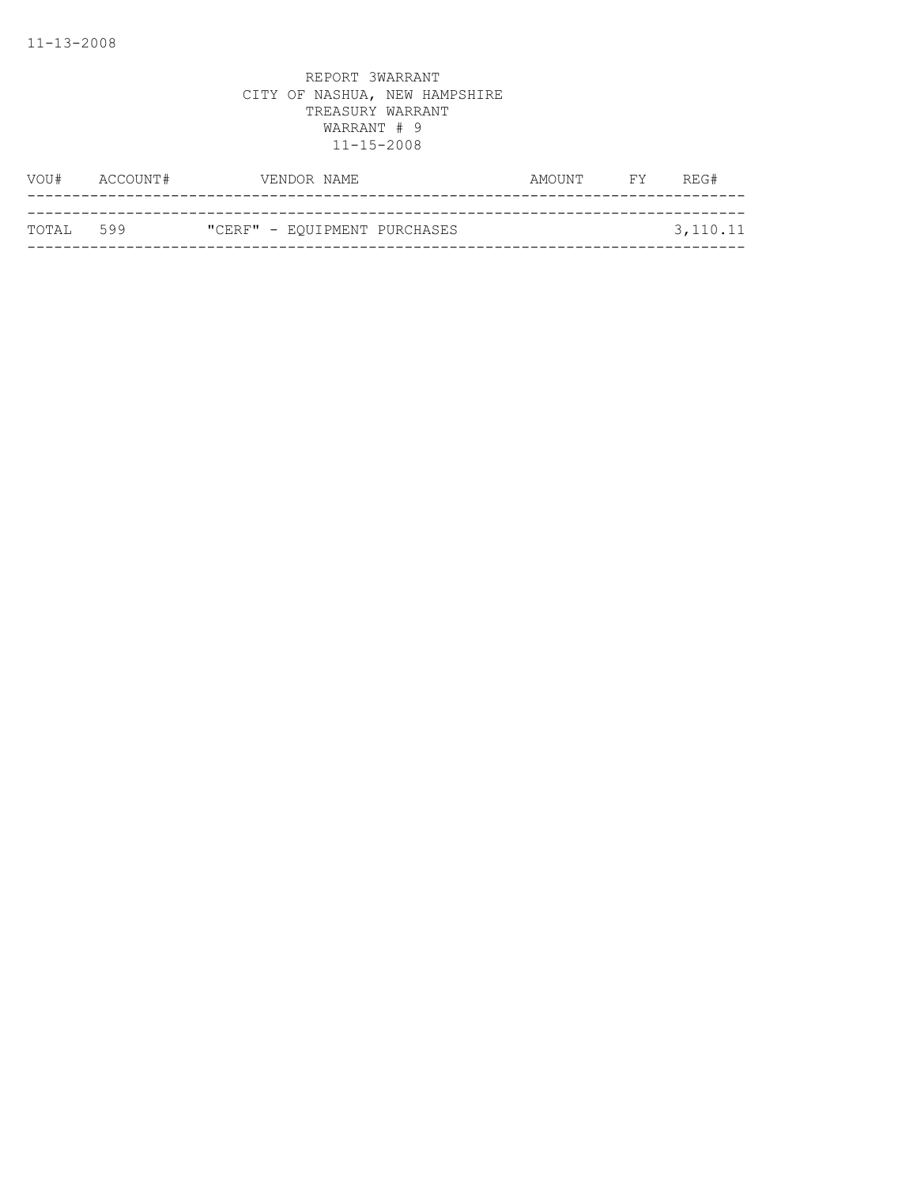REPORT 3WARRANT
CITY OF NASHUA, NEW HAMPSHIRE
TREASURY WARRANT
WARRANT # 9
11-15-2008

| VOU# | ACCOUNT# | VENDOR NAME | AMOUNT | FY | REG# |
|---|---|---|---|---|---|
| TOTAL | 599 | "CERF" - EQUIPMENT PURCHASES | | | 3,110.11 |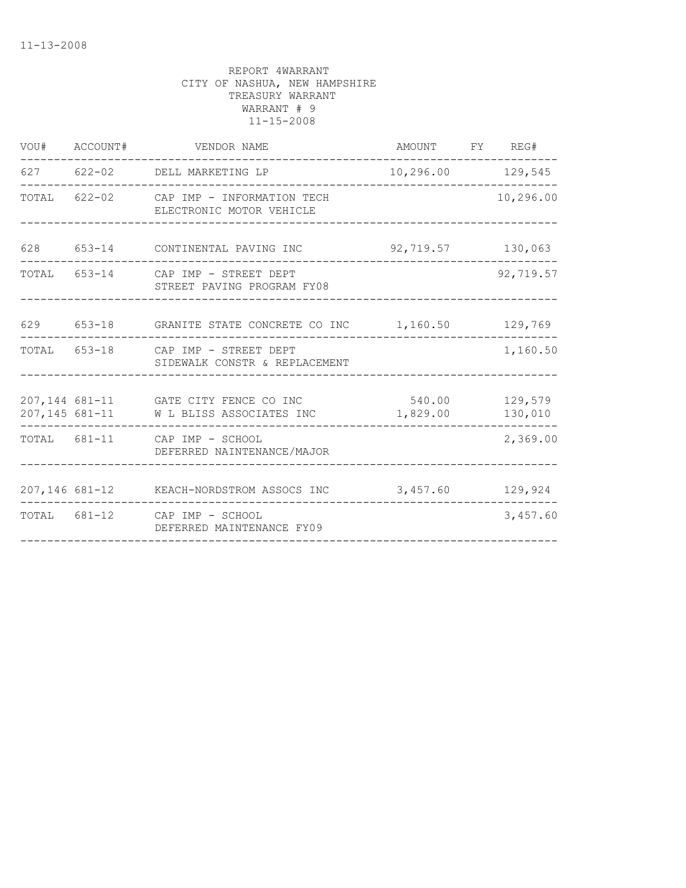11-13-2008

REPORT 4WARRANT
CITY OF NASHUA, NEW HAMPSHIRE
TREASURY WARRANT
WARRANT # 9
11-15-2008

| VOU# | ACCOUNT# | VENDOR NAME | AMOUNT | FY | REG# |
|---|---|---|---|---|---|
| 627 | 622-02 | DELL MARKETING LP | 10,296.00 | | 129,545 |
| TOTAL | 622-02 | CAP IMP - INFORMATION TECH<br>ELECTRONIC MOTOR VEHICLE | | | 10,296.00 |
| 628 | 653-14 | CONTINENTAL PAVING INC | 92,719.57 | | 130,063 |
| TOTAL | 653-14 | CAP IMP - STREET DEPT<br>STREET PAVING PROGRAM FY08 | | | 92,719.57 |
| 629 | 653-18 | GRANITE STATE CONCRETE CO INC | 1,160.50 | | 129,769 |
| TOTAL | 653-18 | CAP IMP - STREET DEPT<br>SIDEWALK CONSTR & REPLACEMENT | | | 1,160.50 |
| 207,144 | 681-11 | GATE CITY FENCE CO INC | 540.00 | | 129,579 |
| 207,145 | 681-11 | W L BLISS ASSOCIATES INC | 1,829.00 | | 130,010 |
| TOTAL | 681-11 | CAP IMP - SCHOOL<br>DEFERRED NAINTENANCE/MAJOR | | | 2,369.00 |
| 207,146 | 681-12 | KEACH-NORDSTROM ASSOCS INC | 3,457.60 | | 129,924 |
| TOTAL | 681-12 | CAP IMP - SCHOOL<br>DEFERRED MAINTENANCE FY09 | | | 3,457.60 |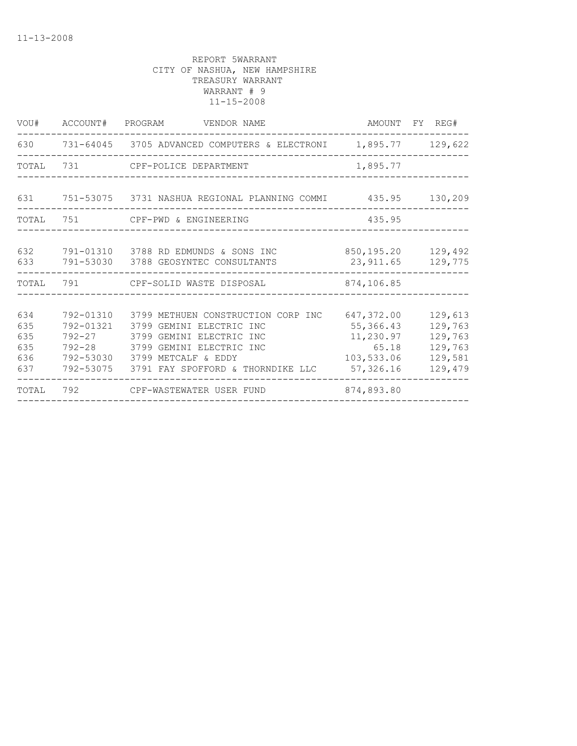11-13-2008

REPORT 5WARRANT
CITY OF NASHUA, NEW HAMPSHIRE
TREASURY WARRANT
WARRANT # 9
11-15-2008

| VOU# | ACCOUNT# | PROGRAM | VENDOR NAME | AMOUNT | FY | REG# |
|---|---|---|---|---|---|---|
| 630 | 731-64045 | 3705 | ADVANCED COMPUTERS & ELECTRONI | 1,895.77 | | 129,622 |
| TOTAL | 731 | | CPF-POLICE DEPARTMENT | 1,895.77 | | |
| 631 | 751-53075 | 3731 | NASHUA REGIONAL PLANNING COMMI | 435.95 | | 130,209 |
| TOTAL | 751 | | CPF-PWD & ENGINEERING | 435.95 | | |
| 632 | 791-01310 | 3788 | RD EDMUNDS & SONS INC | 850,195.20 | | 129,492 |
| 633 | 791-53030 | 3788 | GEOSYNTEC CONSULTANTS | 23,911.65 | | 129,775 |
| TOTAL | 791 | | CPF-SOLID WASTE DISPOSAL | 874,106.85 | | |
| 634 | 792-01310 | 3799 | METHUEN CONSTRUCTION CORP INC | 647,372.00 | | 129,613 |
| 635 | 792-01321 | 3799 | GEMINI ELECTRIC INC | 55,366.43 | | 129,763 |
| 635 | 792-27 | 3799 | GEMINI ELECTRIC INC | 11,230.97 | | 129,763 |
| 635 | 792-28 | 3799 | GEMINI ELECTRIC INC | 65.18 | | 129,763 |
| 636 | 792-53030 | 3799 | METCALF & EDDY | 103,533.06 | | 129,581 |
| 637 | 792-53075 | 3791 | FAY SPOFFORD & THORNDIKE LLC | 57,326.16 | | 129,479 |
| TOTAL | 792 | | CPF-WASTEWATER USER FUND | 874,893.80 | | |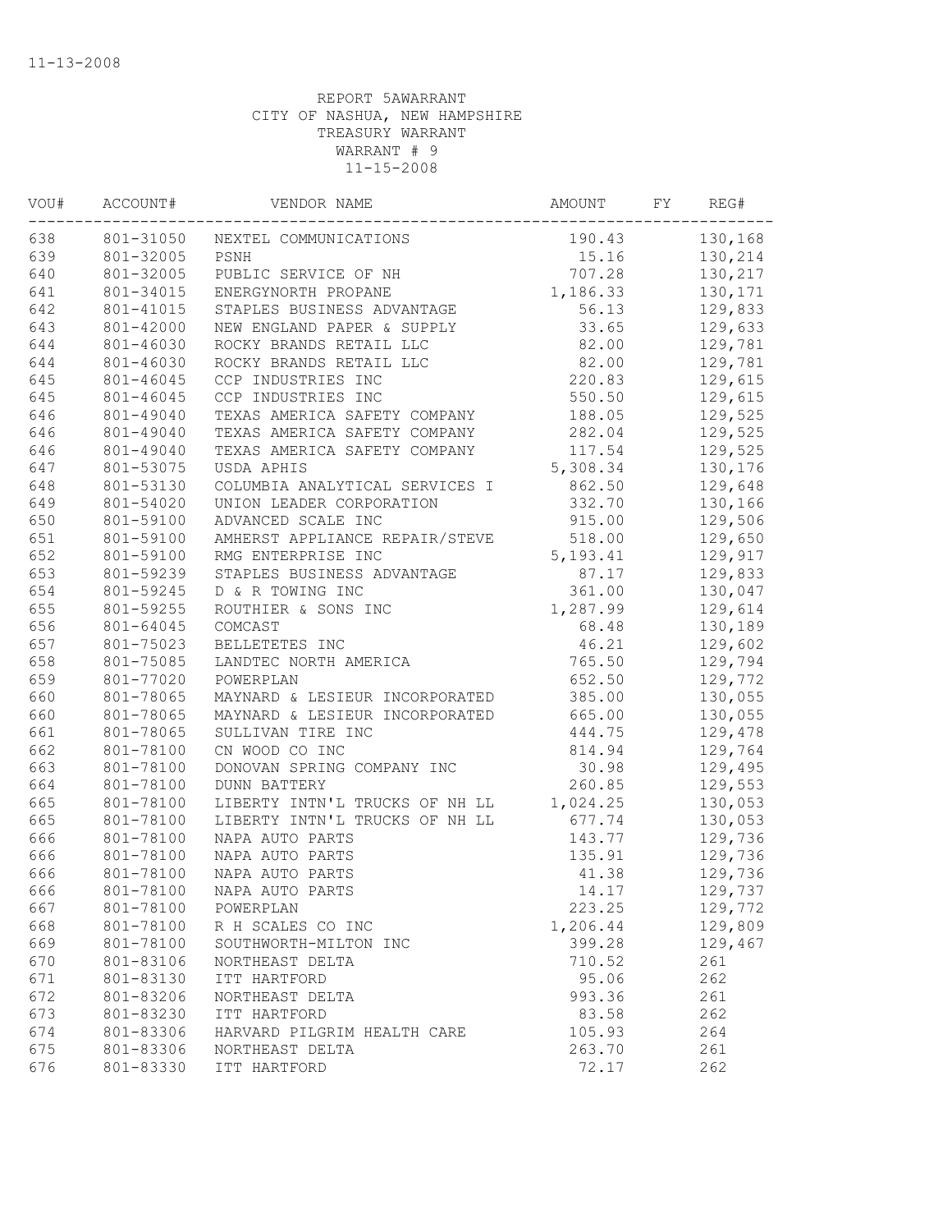11-13-2008

REPORT 5AWARRANT
CITY OF NASHUA, NEW HAMPSHIRE
TREASURY WARRANT
WARRANT # 9
11-15-2008

| VOU# | ACCOUNT# | VENDOR NAME | AMOUNT | FY | REG# |
|---|---|---|---|---|---|
| 638 | 801-31050 | NEXTEL COMMUNICATIONS | 190.43 | | 130,168 |
| 639 | 801-32005 | PSNH | 15.16 | | 130,214 |
| 640 | 801-32005 | PUBLIC SERVICE OF NH | 707.28 | | 130,217 |
| 641 | 801-34015 | ENERGYNORTH PROPANE | 1,186.33 | | 130,171 |
| 642 | 801-41015 | STAPLES BUSINESS ADVANTAGE | 56.13 | | 129,833 |
| 643 | 801-42000 | NEW ENGLAND PAPER & SUPPLY | 33.65 | | 129,633 |
| 644 | 801-46030 | ROCKY BRANDS RETAIL LLC | 82.00 | | 129,781 |
| 644 | 801-46030 | ROCKY BRANDS RETAIL LLC | 82.00 | | 129,781 |
| 645 | 801-46045 | CCP INDUSTRIES INC | 220.83 | | 129,615 |
| 645 | 801-46045 | CCP INDUSTRIES INC | 550.50 | | 129,615 |
| 646 | 801-49040 | TEXAS AMERICA SAFETY COMPANY | 188.05 | | 129,525 |
| 646 | 801-49040 | TEXAS AMERICA SAFETY COMPANY | 282.04 | | 129,525 |
| 646 | 801-49040 | TEXAS AMERICA SAFETY COMPANY | 117.54 | | 129,525 |
| 647 | 801-53075 | USDA APHIS | 5,308.34 | | 130,176 |
| 648 | 801-53130 | COLUMBIA ANALYTICAL SERVICES I | 862.50 | | 129,648 |
| 649 | 801-54020 | UNION LEADER CORPORATION | 332.70 | | 130,166 |
| 650 | 801-59100 | ADVANCED SCALE INC | 915.00 | | 129,506 |
| 651 | 801-59100 | AMHERST APPLIANCE REPAIR/STEVE | 518.00 | | 129,650 |
| 652 | 801-59100 | RMG ENTERPRISE INC | 5,193.41 | | 129,917 |
| 653 | 801-59239 | STAPLES BUSINESS ADVANTAGE | 87.17 | | 129,833 |
| 654 | 801-59245 | D & R TOWING INC | 361.00 | | 130,047 |
| 655 | 801-59255 | ROUTHIER & SONS INC | 1,287.99 | | 129,614 |
| 656 | 801-64045 | COMCAST | 68.48 | | 130,189 |
| 657 | 801-75023 | BELLETETES INC | 46.21 | | 129,602 |
| 658 | 801-75085 | LANDTEC NORTH AMERICA | 765.50 | | 129,794 |
| 659 | 801-77020 | POWERPLAN | 652.50 | | 129,772 |
| 660 | 801-78065 | MAYNARD & LESIEUR INCORPORATED | 385.00 | | 130,055 |
| 660 | 801-78065 | MAYNARD & LESIEUR INCORPORATED | 665.00 | | 130,055 |
| 661 | 801-78065 | SULLIVAN TIRE INC | 444.75 | | 129,478 |
| 662 | 801-78100 | CN WOOD CO INC | 814.94 | | 129,764 |
| 663 | 801-78100 | DONOVAN SPRING COMPANY INC | 30.98 | | 129,495 |
| 664 | 801-78100 | DUNN BATTERY | 260.85 | | 129,553 |
| 665 | 801-78100 | LIBERTY INTN'L TRUCKS OF NH LL | 1,024.25 | | 130,053 |
| 665 | 801-78100 | LIBERTY INTN'L TRUCKS OF NH LL | 677.74 | | 130,053 |
| 666 | 801-78100 | NAPA AUTO PARTS | 143.77 | | 129,736 |
| 666 | 801-78100 | NAPA AUTO PARTS | 135.91 | | 129,736 |
| 666 | 801-78100 | NAPA AUTO PARTS | 41.38 | | 129,736 |
| 666 | 801-78100 | NAPA AUTO PARTS | 14.17 | | 129,737 |
| 667 | 801-78100 | POWERPLAN | 223.25 | | 129,772 |
| 668 | 801-78100 | R H SCALES CO INC | 1,206.44 | | 129,809 |
| 669 | 801-78100 | SOUTHWORTH-MILTON INC | 399.28 | | 129,467 |
| 670 | 801-83106 | NORTHEAST DELTA | 710.52 | | 261 |
| 671 | 801-83130 | ITT HARTFORD | 95.06 | | 262 |
| 672 | 801-83206 | NORTHEAST DELTA | 993.36 | | 261 |
| 673 | 801-83230 | ITT HARTFORD | 83.58 | | 262 |
| 674 | 801-83306 | HARVARD PILGRIM HEALTH CARE | 105.93 | | 264 |
| 675 | 801-83306 | NORTHEAST DELTA | 263.70 | | 261 |
| 676 | 801-83330 | ITT HARTFORD | 72.17 | | 262 |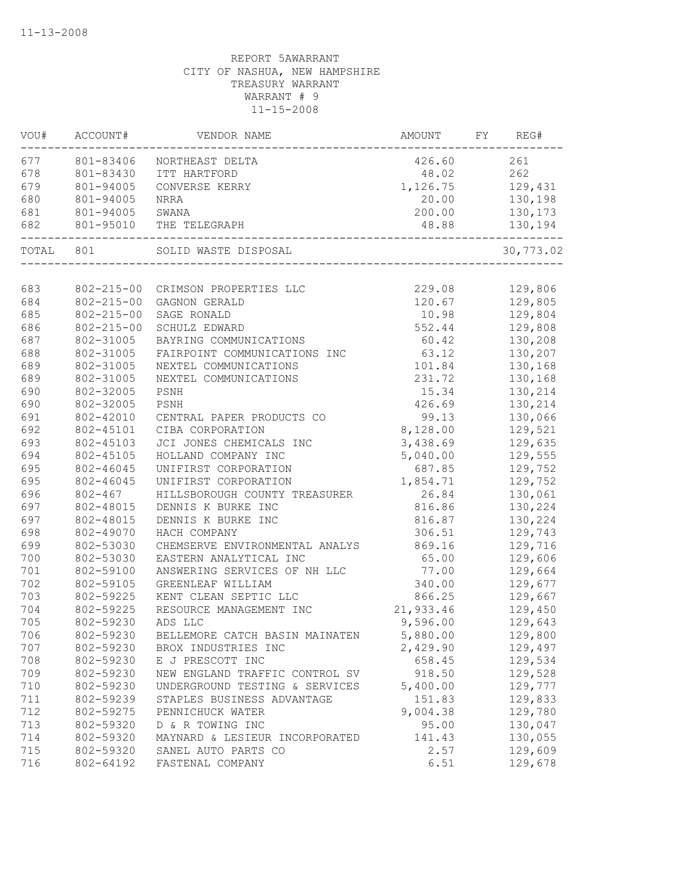11-13-2008

REPORT 5AWARRANT
CITY OF NASHUA, NEW HAMPSHIRE
TREASURY WARRANT
WARRANT # 9
11-15-2008

| VOU# | ACCOUNT# | VENDOR NAME | AMOUNT | FY | REG# |
|---|---|---|---|---|---|
| 677 | 801-83406 | NORTHEAST DELTA | 426.60 | | 261 |
| 678 | 801-83430 | ITT HARTFORD | 48.02 | | 262 |
| 679 | 801-94005 | CONVERSE KERRY | 1,126.75 | | 129,431 |
| 680 | 801-94005 | NRRA | 20.00 | | 130,198 |
| 681 | 801-94005 | SWANA | 200.00 | | 130,173 |
| 682 | 801-95010 | THE TELEGRAPH | 48.88 | | 130,194 |
| TOTAL | 801 | SOLID WASTE DISPOSAL | | | 30,773.02 |
| 683 | 802-215-00 | CRIMSON PROPERTIES LLC | 229.08 | | 129,806 |
| 684 | 802-215-00 | GAGNON GERALD | 120.67 | | 129,805 |
| 685 | 802-215-00 | SAGE RONALD | 10.98 | | 129,804 |
| 686 | 802-215-00 | SCHULZ EDWARD | 552.44 | | 129,808 |
| 687 | 802-31005 | BAYRING COMMUNICATIONS | 60.42 | | 130,208 |
| 688 | 802-31005 | FAIRPOINT COMMUNICATIONS INC | 63.12 | | 130,207 |
| 689 | 802-31005 | NEXTEL COMMUNICATIONS | 101.84 | | 130,168 |
| 689 | 802-31005 | NEXTEL COMMUNICATIONS | 231.72 | | 130,168 |
| 690 | 802-32005 | PSNH | 15.34 | | 130,214 |
| 690 | 802-32005 | PSNH | 426.69 | | 130,214 |
| 691 | 802-42010 | CENTRAL PAPER PRODUCTS CO | 99.13 | | 130,066 |
| 692 | 802-45101 | CIBA CORPORATION | 8,128.00 | | 129,521 |
| 693 | 802-45103 | JCI JONES CHEMICALS INC | 3,438.69 | | 129,635 |
| 694 | 802-45105 | HOLLAND COMPANY INC | 5,040.00 | | 129,555 |
| 695 | 802-46045 | UNIFIRST CORPORATION | 687.85 | | 129,752 |
| 695 | 802-46045 | UNIFIRST CORPORATION | 1,854.71 | | 129,752 |
| 696 | 802-467 | HILLSBOROUGH COUNTY TREASURER | 26.84 | | 130,061 |
| 697 | 802-48015 | DENNIS K BURKE INC | 816.86 | | 130,224 |
| 697 | 802-48015 | DENNIS K BURKE INC | 816.87 | | 130,224 |
| 698 | 802-49070 | HACH COMPANY | 306.51 | | 129,743 |
| 699 | 802-53030 | CHEMSERVE ENVIRONMENTAL ANALYS | 869.16 | | 129,716 |
| 700 | 802-53030 | EASTERN ANALYTICAL INC | 65.00 | | 129,606 |
| 701 | 802-59100 | ANSWERING SERVICES OF NH LLC | 77.00 | | 129,664 |
| 702 | 802-59105 | GREENLEAF WILLIAM | 340.00 | | 129,677 |
| 703 | 802-59225 | KENT CLEAN SEPTIC LLC | 866.25 | | 129,667 |
| 704 | 802-59225 | RESOURCE MANAGEMENT INC | 21,933.46 | | 129,450 |
| 705 | 802-59230 | ADS LLC | 9,596.00 | | 129,643 |
| 706 | 802-59230 | BELLEMORE CATCH BASIN MAINATEN | 5,880.00 | | 129,800 |
| 707 | 802-59230 | BROX INDUSTRIES INC | 2,429.90 | | 129,497 |
| 708 | 802-59230 | E J PRESCOTT INC | 658.45 | | 129,534 |
| 709 | 802-59230 | NEW ENGLAND TRAFFIC CONTROL SV | 918.50 | | 129,528 |
| 710 | 802-59230 | UNDERGROUND TESTING & SERVICES | 5,400.00 | | 129,777 |
| 711 | 802-59239 | STAPLES BUSINESS ADVANTAGE | 151.83 | | 129,833 |
| 712 | 802-59275 | PENNICHUCK WATER | 9,004.38 | | 129,780 |
| 713 | 802-59320 | D & R TOWING INC | 95.00 | | 130,047 |
| 714 | 802-59320 | MAYNARD & LESIEUR INCORPORATED | 141.43 | | 130,055 |
| 715 | 802-59320 | SANEL AUTO PARTS CO | 2.57 | | 129,609 |
| 716 | 802-64192 | FASTENAL COMPANY | 6.51 | | 129,678 |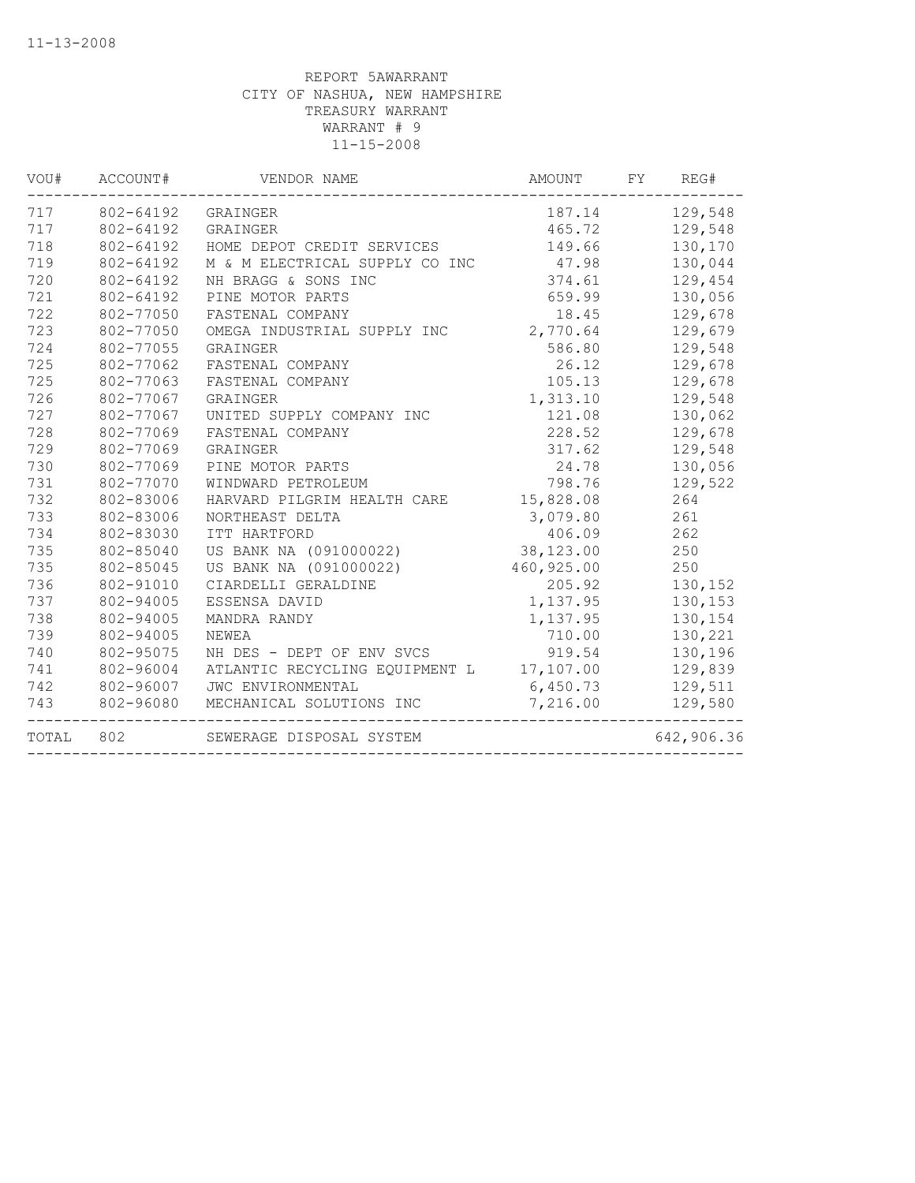11-13-2008

REPORT 5AWARRANT
CITY OF NASHUA, NEW HAMPSHIRE
TREASURY WARRANT
WARRANT # 9
11-15-2008

| VOU# | ACCOUNT# | VENDOR NAME | AMOUNT | FY | REG# |
|---|---|---|---|---|---|
| 717 | 802-64192 | GRAINGER | 187.14 | | 129,548 |
| 717 | 802-64192 | GRAINGER | 465.72 | | 129,548 |
| 718 | 802-64192 | HOME DEPOT CREDIT SERVICES | 149.66 | | 130,170 |
| 719 | 802-64192 | M & M ELECTRICAL SUPPLY CO INC | 47.98 | | 130,044 |
| 720 | 802-64192 | NH BRAGG & SONS INC | 374.61 | | 129,454 |
| 721 | 802-64192 | PINE MOTOR PARTS | 659.99 | | 130,056 |
| 722 | 802-77050 | FASTENAL COMPANY | 18.45 | | 129,678 |
| 723 | 802-77050 | OMEGA INDUSTRIAL SUPPLY INC | 2,770.64 | | 129,679 |
| 724 | 802-77055 | GRAINGER | 586.80 | | 129,548 |
| 725 | 802-77062 | FASTENAL COMPANY | 26.12 | | 129,678 |
| 725 | 802-77063 | FASTENAL COMPANY | 105.13 | | 129,678 |
| 726 | 802-77067 | GRAINGER | 1,313.10 | | 129,548 |
| 727 | 802-77067 | UNITED SUPPLY COMPANY INC | 121.08 | | 130,062 |
| 728 | 802-77069 | FASTENAL COMPANY | 228.52 | | 129,678 |
| 729 | 802-77069 | GRAINGER | 317.62 | | 129,548 |
| 730 | 802-77069 | PINE MOTOR PARTS | 24.78 | | 130,056 |
| 731 | 802-77070 | WINDWARD PETROLEUM | 798.76 | | 129,522 |
| 732 | 802-83006 | HARVARD PILGRIM HEALTH CARE | 15,828.08 | | 264 |
| 733 | 802-83006 | NORTHEAST DELTA | 3,079.80 | | 261 |
| 734 | 802-83030 | ITT HARTFORD | 406.09 | | 262 |
| 735 | 802-85040 | US BANK NA (091000022) | 38,123.00 | | 250 |
| 735 | 802-85045 | US BANK NA (091000022) | 460,925.00 | | 250 |
| 736 | 802-91010 | CIARDELLI GERALDINE | 205.92 | | 130,152 |
| 737 | 802-94005 | ESSENSA DAVID | 1,137.95 | | 130,153 |
| 738 | 802-94005 | MANDRA RANDY | 1,137.95 | | 130,154 |
| 739 | 802-94005 | NEWEA | 710.00 | | 130,221 |
| 740 | 802-95075 | NH DES - DEPT OF ENV SVCS | 919.54 | | 130,196 |
| 741 | 802-96004 | ATLANTIC RECYCLING EQUIPMENT L | 17,107.00 | | 129,839 |
| 742 | 802-96007 | JWC ENVIRONMENTAL | 6,450.73 | | 129,511 |
| 743 | 802-96080 | MECHANICAL SOLUTIONS INC | 7,216.00 | | 129,580 |
| TOTAL | 802 | SEWERAGE DISPOSAL SYSTEM | | | 642,906.36 |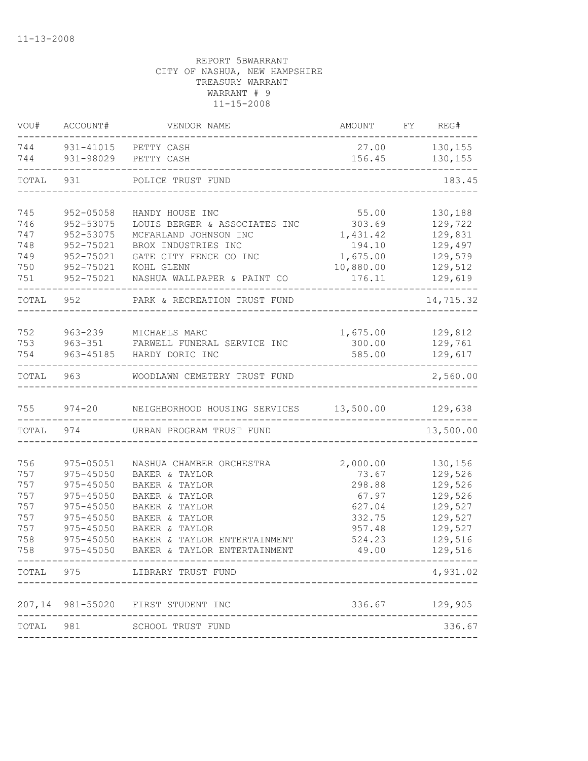11-13-2008

REPORT 5BWARRANT
CITY OF NASHUA, NEW HAMPSHIRE
TREASURY WARRANT
WARRANT # 9
11-15-2008

| VOU# | ACCOUNT# | VENDOR NAME | AMOUNT | FY | REG# |
|---|---|---|---|---|---|
| 744 | 931-41015 | PETTY CASH | 27.00 | | 130,155 |
| 744 | 931-98029 | PETTY CASH | 156.45 | | 130,155 |
| TOTAL | 931 | POLICE TRUST FUND | | | 183.45 |
| 745 | 952-05058 | HANDY HOUSE INC | 55.00 | | 130,188 |
| 746 | 952-53075 | LOUIS BERGER & ASSOCIATES INC | 303.69 | | 129,722 |
| 747 | 952-53075 | MCFARLAND JOHNSON INC | 1,431.42 | | 129,831 |
| 748 | 952-75021 | BROX INDUSTRIES INC | 194.10 | | 129,497 |
| 749 | 952-75021 | GATE CITY FENCE CO INC | 1,675.00 | | 129,579 |
| 750 | 952-75021 | KOHL GLENN | 10,880.00 | | 129,512 |
| 751 | 952-75021 | NASHUA WALLPAPER & PAINT CO | 176.11 | | 129,619 |
| TOTAL | 952 | PARK & RECREATION TRUST FUND | | | 14,715.32 |
| 752 | 963-239 | MICHAELS MARC | 1,675.00 | | 129,812 |
| 753 | 963-351 | FARWELL FUNERAL SERVICE INC | 300.00 | | 129,761 |
| 754 | 963-45185 | HARDY DORIC INC | 585.00 | | 129,617 |
| TOTAL | 963 | WOODLAWN CEMETERY TRUST FUND | | | 2,560.00 |
| 755 | 974-20 | NEIGHBORHOOD HOUSING SERVICES | 13,500.00 | | 129,638 |
| TOTAL | 974 | URBAN PROGRAM TRUST FUND | | | 13,500.00 |
| 756 | 975-05051 | NASHUA CHAMBER ORCHESTRA | 2,000.00 | | 130,156 |
| 757 | 975-45050 | BAKER & TAYLOR | 73.67 | | 129,526 |
| 757 | 975-45050 | BAKER & TAYLOR | 298.88 | | 129,526 |
| 757 | 975-45050 | BAKER & TAYLOR | 67.97 | | 129,526 |
| 757 | 975-45050 | BAKER & TAYLOR | 627.04 | | 129,527 |
| 757 | 975-45050 | BAKER & TAYLOR | 332.75 | | 129,527 |
| 757 | 975-45050 | BAKER & TAYLOR | 957.48 | | 129,527 |
| 758 | 975-45050 | BAKER & TAYLOR ENTERTAINMENT | 524.23 | | 129,516 |
| 758 | 975-45050 | BAKER & TAYLOR ENTERTAINMENT | 49.00 | | 129,516 |
| TOTAL | 975 | LIBRARY TRUST FUND | | | 4,931.02 |
| 207,14 | 981-55020 | FIRST STUDENT INC | 336.67 | | 129,905 |
| TOTAL | 981 | SCHOOL TRUST FUND | | | 336.67 |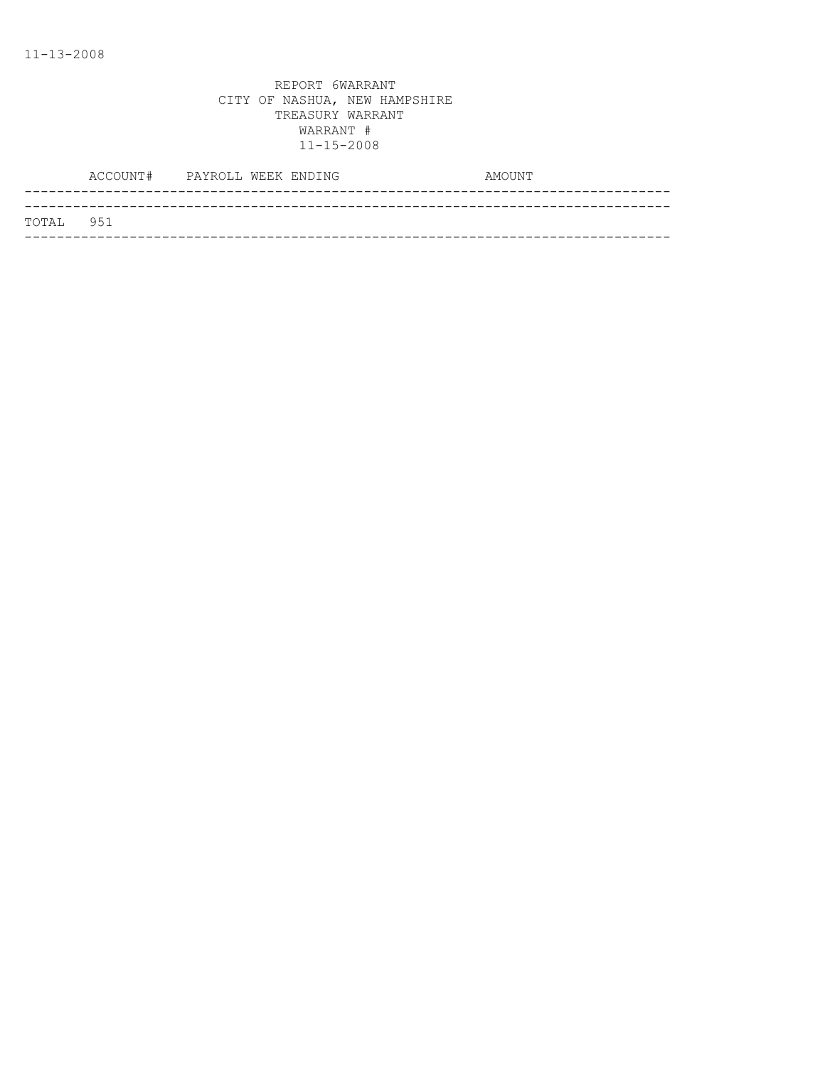11-13-2008

REPORT 6WARRANT
CITY OF NASHUA, NEW HAMPSHIRE
TREASURY WARRANT
WARRANT #
11-15-2008

| ACCOUNT# | PAYROLL WEEK ENDING | AMOUNT |
|---|---|---|
| TOTAL 951 | | |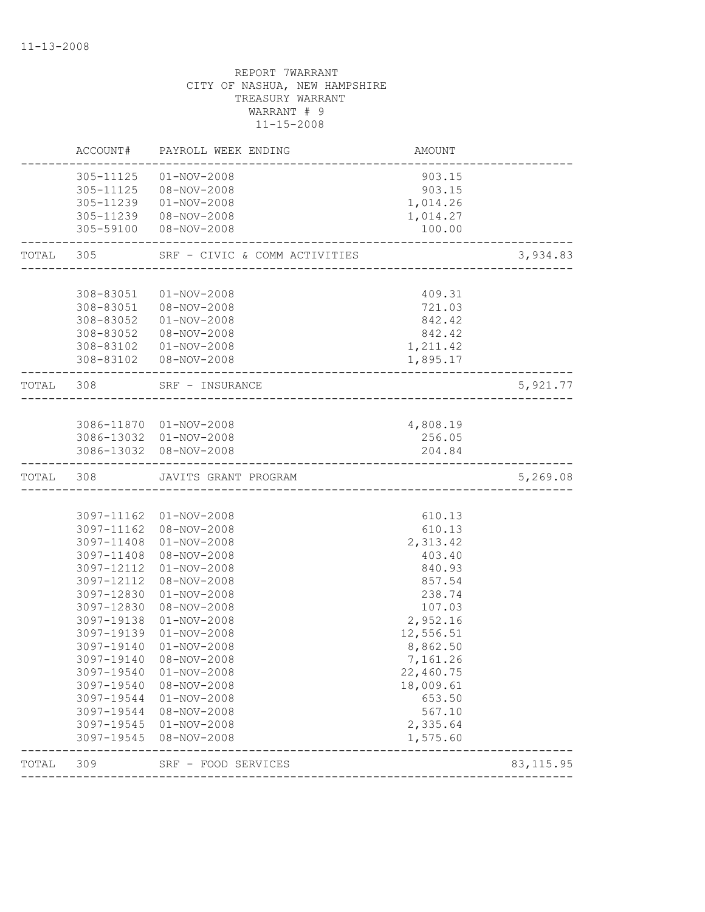11-13-2008

REPORT 7WARRANT
CITY OF NASHUA, NEW HAMPSHIRE
TREASURY WARRANT
WARRANT # 9
11-15-2008

| | ACCOUNT# | PAYROLL WEEK ENDING | AMOUNT | |
|---|---|---|---|---|
| | 305-11125 | 01-NOV-2008 | 903.15 | |
| | 305-11125 | 08-NOV-2008 | 903.15 | |
| | 305-11239 | 01-NOV-2008 | 1,014.26 | |
| | 305-11239 | 08-NOV-2008 | 1,014.27 | |
| | 305-59100 | 08-NOV-2008 | 100.00 | |
| TOTAL | 305 | SRF - CIVIC & COMM ACTIVITIES | | 3,934.83 |
| | 308-83051 | 01-NOV-2008 | 409.31 | |
| | 308-83051 | 08-NOV-2008 | 721.03 | |
| | 308-83052 | 01-NOV-2008 | 842.42 | |
| | 308-83052 | 08-NOV-2008 | 842.42 | |
| | 308-83102 | 01-NOV-2008 | 1,211.42 | |
| | 308-83102 | 08-NOV-2008 | 1,895.17 | |
| TOTAL | 308 | SRF - INSURANCE | | 5,921.77 |
| | 3086-11870 | 01-NOV-2008 | 4,808.19 | |
| | 3086-13032 | 01-NOV-2008 | 256.05 | |
| | 3086-13032 | 08-NOV-2008 | 204.84 | |
| TOTAL | 308 | JAVITS GRANT PROGRAM | | 5,269.08 |
| | 3097-11162 | 01-NOV-2008 | 610.13 | |
| | 3097-11162 | 08-NOV-2008 | 610.13 | |
| | 3097-11408 | 01-NOV-2008 | 2,313.42 | |
| | 3097-11408 | 08-NOV-2008 | 403.40 | |
| | 3097-12112 | 01-NOV-2008 | 840.93 | |
| | 3097-12112 | 08-NOV-2008 | 857.54 | |
| | 3097-12830 | 01-NOV-2008 | 238.74 | |
| | 3097-12830 | 08-NOV-2008 | 107.03 | |
| | 3097-19138 | 01-NOV-2008 | 2,952.16 | |
| | 3097-19139 | 01-NOV-2008 | 12,556.51 | |
| | 3097-19140 | 01-NOV-2008 | 8,862.50 | |
| | 3097-19140 | 08-NOV-2008 | 7,161.26 | |
| | 3097-19540 | 01-NOV-2008 | 22,460.75 | |
| | 3097-19540 | 08-NOV-2008 | 18,009.61 | |
| | 3097-19544 | 01-NOV-2008 | 653.50 | |
| | 3097-19544 | 08-NOV-2008 | 567.10 | |
| | 3097-19545 | 01-NOV-2008 | 2,335.64 | |
| | 3097-19545 | 08-NOV-2008 | 1,575.60 | |
| TOTAL | 309 | SRF - FOOD SERVICES | | 83,115.95 |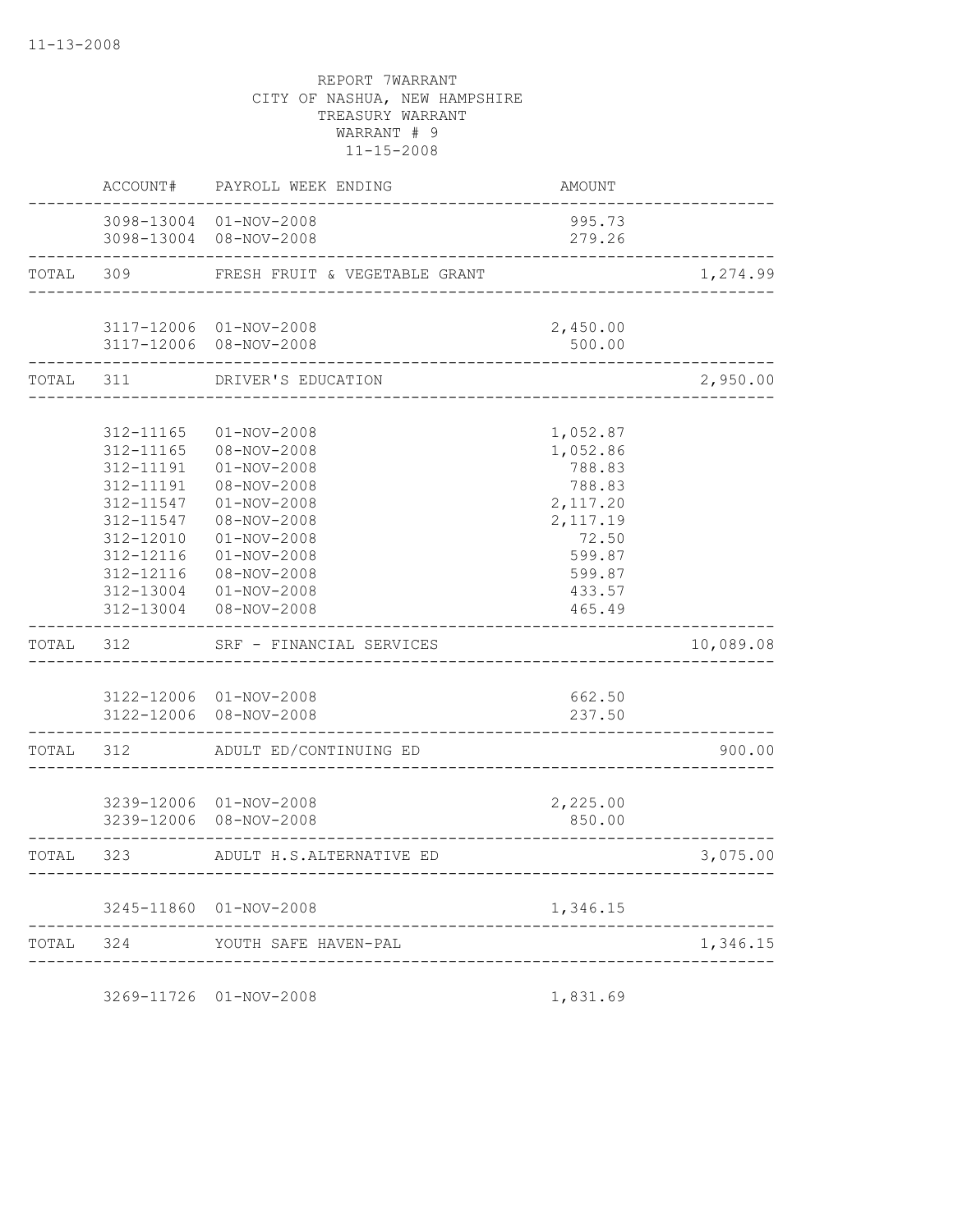11-13-2008

REPORT 7WARRANT
CITY OF NASHUA, NEW HAMPSHIRE
TREASURY WARRANT
WARRANT # 9
11-15-2008

| | ACCOUNT# | PAYROLL WEEK ENDING | AMOUNT | |
|---|---|---|---|---|
| | 3098-13004 | 01-NOV-2008 | 995.73 | |
| | 3098-13004 | 08-NOV-2008 | 279.26 | |
| TOTAL | 309 | FRESH FRUIT & VEGETABLE GRANT | | 1,274.99 |
| | 3117-12006 | 01-NOV-2008 | 2,450.00 | |
| | 3117-12006 | 08-NOV-2008 | 500.00 | |
| TOTAL | 311 | DRIVER'S EDUCATION | | 2,950.00 |
| | 312-11165 | 01-NOV-2008 | 1,052.87 | |
| | 312-11165 | 08-NOV-2008 | 1,052.86 | |
| | 312-11191 | 01-NOV-2008 | 788.83 | |
| | 312-11191 | 08-NOV-2008 | 788.83 | |
| | 312-11547 | 01-NOV-2008 | 2,117.20 | |
| | 312-11547 | 08-NOV-2008 | 2,117.19 | |
| | 312-12010 | 01-NOV-2008 | 72.50 | |
| | 312-12116 | 01-NOV-2008 | 599.87 | |
| | 312-12116 | 08-NOV-2008 | 599.87 | |
| | 312-13004 | 01-NOV-2008 | 433.57 | |
| | 312-13004 | 08-NOV-2008 | 465.49 | |
| TOTAL | 312 | SRF - FINANCIAL SERVICES | | 10,089.08 |
| | 3122-12006 | 01-NOV-2008 | 662.50 | |
| | 3122-12006 | 08-NOV-2008 | 237.50 | |
| TOTAL | 312 | ADULT ED/CONTINUING ED | | 900.00 |
| | 3239-12006 | 01-NOV-2008 | 2,225.00 | |
| | 3239-12006 | 08-NOV-2008 | 850.00 | |
| TOTAL | 323 | ADULT H.S.ALTERNATIVE ED | | 3,075.00 |
| | 3245-11860 | 01-NOV-2008 | 1,346.15 | |
| TOTAL | 324 | YOUTH SAFE HAVEN-PAL | | 1,346.15 |
| | 3269-11726 | 01-NOV-2008 | 1,831.69 | |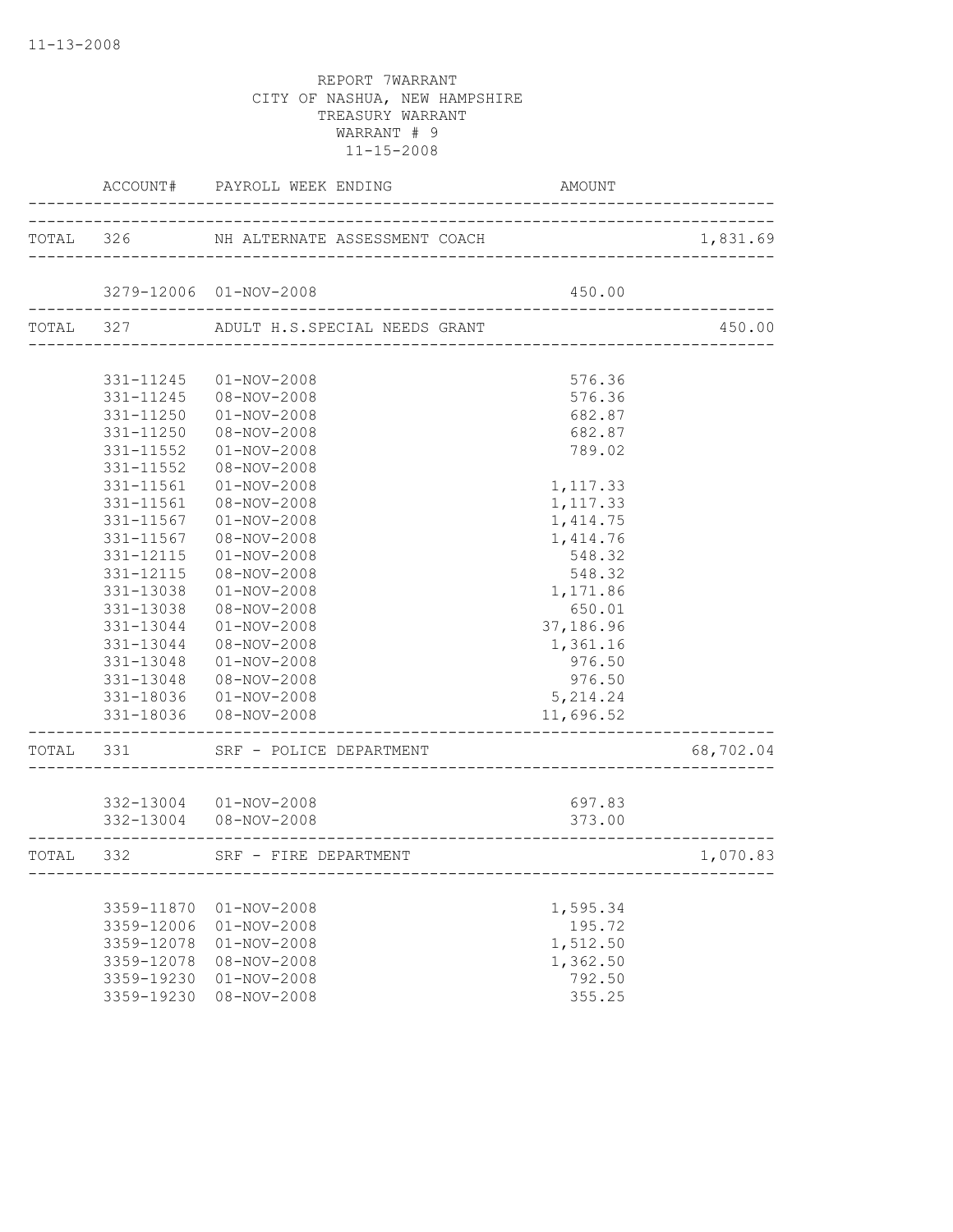REPORT 7WARRANT
CITY OF NASHUA, NEW HAMPSHIRE
TREASURY WARRANT
WARRANT # 9
11-15-2008

| | ACCOUNT# | PAYROLL WEEK ENDING | AMOUNT | |
|---|---|---|---|---|
| TOTAL | 326 | NH ALTERNATE ASSESSMENT COACH | | 1,831.69 |
| | 3279-12006 | 01-NOV-2008 | 450.00 | |
| TOTAL | 327 | ADULT H.S.SPECIAL NEEDS GRANT | | 450.00 |
| | 331-11245 | 01-NOV-2008 | 576.36 | |
| | 331-11245 | 08-NOV-2008 | 576.36 | |
| | 331-11250 | 01-NOV-2008 | 682.87 | |
| | 331-11250 | 08-NOV-2008 | 682.87 | |
| | 331-11552 | 01-NOV-2008 | 789.02 | |
| | 331-11552 | 08-NOV-2008 | | |
| | 331-11561 | 01-NOV-2008 | 1,117.33 | |
| | 331-11561 | 08-NOV-2008 | 1,117.33 | |
| | 331-11567 | 01-NOV-2008 | 1,414.75 | |
| | 331-11567 | 08-NOV-2008 | 1,414.76 | |
| | 331-12115 | 01-NOV-2008 | 548.32 | |
| | 331-12115 | 08-NOV-2008 | 548.32 | |
| | 331-13038 | 01-NOV-2008 | 1,171.86 | |
| | 331-13038 | 08-NOV-2008 | 650.01 | |
| | 331-13044 | 01-NOV-2008 | 37,186.96 | |
| | 331-13044 | 08-NOV-2008 | 1,361.16 | |
| | 331-13048 | 01-NOV-2008 | 976.50 | |
| | 331-13048 | 08-NOV-2008 | 976.50 | |
| | 331-18036 | 01-NOV-2008 | 5,214.24 | |
| | 331-18036 | 08-NOV-2008 | 11,696.52 | |
| TOTAL | 331 | SRF - POLICE DEPARTMENT | | 68,702.04 |
| | 332-13004 | 01-NOV-2008 | 697.83 | |
| | 332-13004 | 08-NOV-2008 | 373.00 | |
| TOTAL | 332 | SRF - FIRE DEPARTMENT | | 1,070.83 |
| | 3359-11870 | 01-NOV-2008 | 1,595.34 | |
| | 3359-12006 | 01-NOV-2008 | 195.72 | |
| | 3359-12078 | 01-NOV-2008 | 1,512.50 | |
| | 3359-12078 | 08-NOV-2008 | 1,362.50 | |
| | 3359-19230 | 01-NOV-2008 | 792.50 | |
| | 3359-19230 | 08-NOV-2008 | 355.25 | |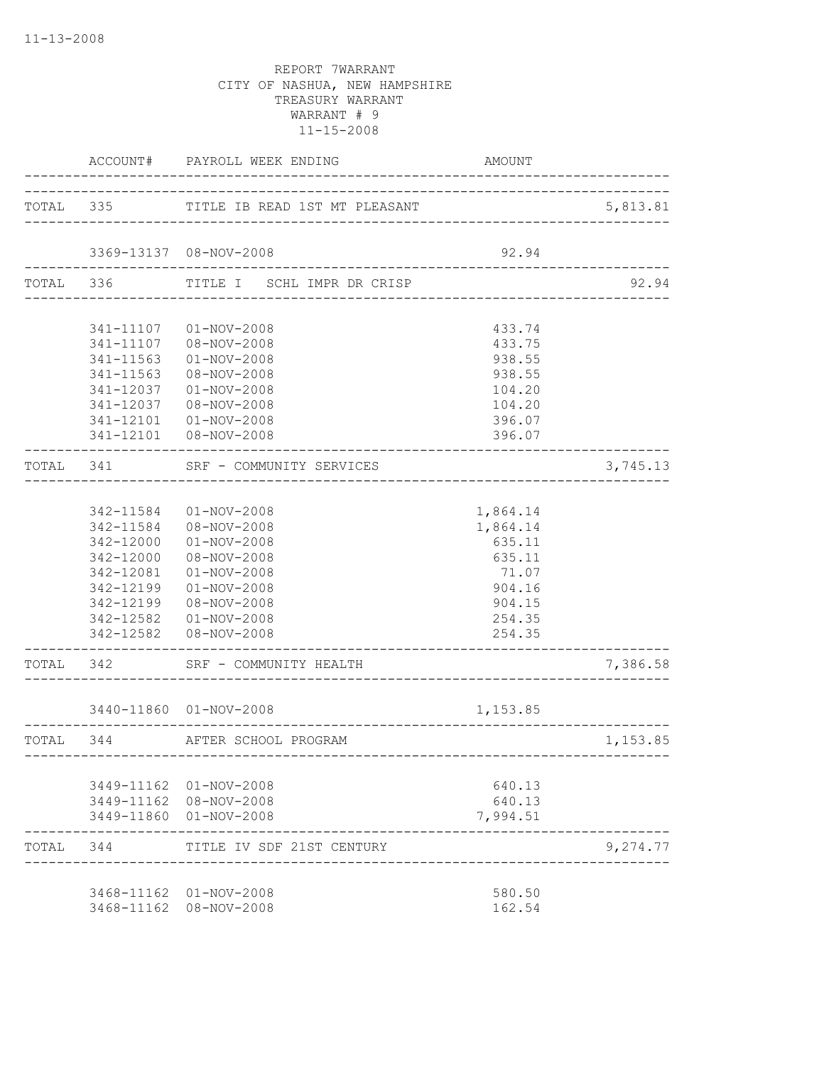REPORT 7WARRANT
CITY OF NASHUA, NEW HAMPSHIRE
TREASURY WARRANT
WARRANT # 9
11-15-2008

| | ACCOUNT# | PAYROLL WEEK ENDING | AMOUNT | |
|---|---|---|---|---|
| TOTAL | 335 | TITLE IB READ 1ST MT PLEASANT | | 5,813.81 |
| | 3369-13137 | 08-NOV-2008 | 92.94 | |
| TOTAL | 336 | TITLE I SCHL IMPR DR CRISP | | 92.94 |
| | 341-11107 | 01-NOV-2008 | 433.74 | |
| | 341-11107 | 08-NOV-2008 | 433.75 | |
| | 341-11563 | 01-NOV-2008 | 938.55 | |
| | 341-11563 | 08-NOV-2008 | 938.55 | |
| | 341-12037 | 01-NOV-2008 | 104.20 | |
| | 341-12037 | 08-NOV-2008 | 104.20 | |
| | 341-12101 | 01-NOV-2008 | 396.07 | |
| | 341-12101 | 08-NOV-2008 | 396.07 | |
| TOTAL | 341 | SRF - COMMUNITY SERVICES | | 3,745.13 |
| | 342-11584 | 01-NOV-2008 | 1,864.14 | |
| | 342-11584 | 08-NOV-2008 | 1,864.14 | |
| | 342-12000 | 01-NOV-2008 | 635.11 | |
| | 342-12000 | 08-NOV-2008 | 635.11 | |
| | 342-12081 | 01-NOV-2008 | 71.07 | |
| | 342-12199 | 01-NOV-2008 | 904.16 | |
| | 342-12199 | 08-NOV-2008 | 904.15 | |
| | 342-12582 | 01-NOV-2008 | 254.35 | |
| | 342-12582 | 08-NOV-2008 | 254.35 | |
| TOTAL | 342 | SRF - COMMUNITY HEALTH | | 7,386.58 |
| | 3440-11860 | 01-NOV-2008 | 1,153.85 | |
| TOTAL | 344 | AFTER SCHOOL PROGRAM | | 1,153.85 |
| | 3449-11162 | 01-NOV-2008 | 640.13 | |
| | 3449-11162 | 08-NOV-2008 | 640.13 | |
| | 3449-11860 | 01-NOV-2008 | 7,994.51 | |
| TOTAL | 344 | TITLE IV SDF 21ST CENTURY | | 9,274.77 |
| | 3468-11162 | 01-NOV-2008 | 580.50 | |
| | 3468-11162 | 08-NOV-2008 | 162.54 | |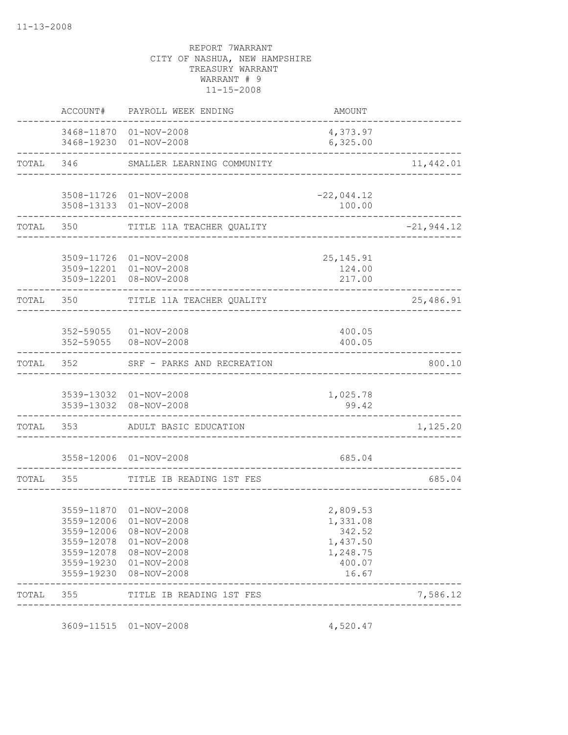REPORT 7WARRANT
CITY OF NASHUA, NEW HAMPSHIRE
TREASURY WARRANT
WARRANT # 9
11-15-2008

| | ACCOUNT# | PAYROLL WEEK ENDING | AMOUNT | |
|---|---|---|---|---|
| | 3468-11870 | 01-NOV-2008 | 4,373.97 | |
| | 3468-19230 | 01-NOV-2008 | 6,325.00 | |
| TOTAL | 346 | SMALLER LEARNING COMMUNITY | | 11,442.01 |
| | 3508-11726 | 01-NOV-2008 | -22,044.12 | |
| | 3508-13133 | 01-NOV-2008 | 100.00 | |
| TOTAL | 350 | TITLE 11A TEACHER QUALITY | | -21,944.12 |
| | 3509-11726 | 01-NOV-2008 | 25,145.91 | |
| | 3509-12201 | 01-NOV-2008 | 124.00 | |
| | 3509-12201 | 08-NOV-2008 | 217.00 | |
| TOTAL | 350 | TITLE 11A TEACHER QUALITY | | 25,486.91 |
| | 352-59055 | 01-NOV-2008 | 400.05 | |
| | 352-59055 | 08-NOV-2008 | 400.05 | |
| TOTAL | 352 | SRF - PARKS AND RECREATION | | 800.10 |
| | 3539-13032 | 01-NOV-2008 | 1,025.78 | |
| | 3539-13032 | 08-NOV-2008 | 99.42 | |
| TOTAL | 353 | ADULT BASIC EDUCATION | | 1,125.20 |
| | 3558-12006 | 01-NOV-2008 | 685.04 | |
| TOTAL | 355 | TITLE IB READING 1ST FES | | 685.04 |
| | 3559-11870 | 01-NOV-2008 | 2,809.53 | |
| | 3559-12006 | 01-NOV-2008 | 1,331.08 | |
| | 3559-12006 | 08-NOV-2008 | 342.52 | |
| | 3559-12078 | 01-NOV-2008 | 1,437.50 | |
| | 3559-12078 | 08-NOV-2008 | 1,248.75 | |
| | 3559-19230 | 01-NOV-2008 | 400.07 | |
| | 3559-19230 | 08-NOV-2008 | 16.67 | |
| TOTAL | 355 | TITLE IB READING 1ST FES | | 7,586.12 |
| | 3609-11515 | 01-NOV-2008 | 4,520.47 | |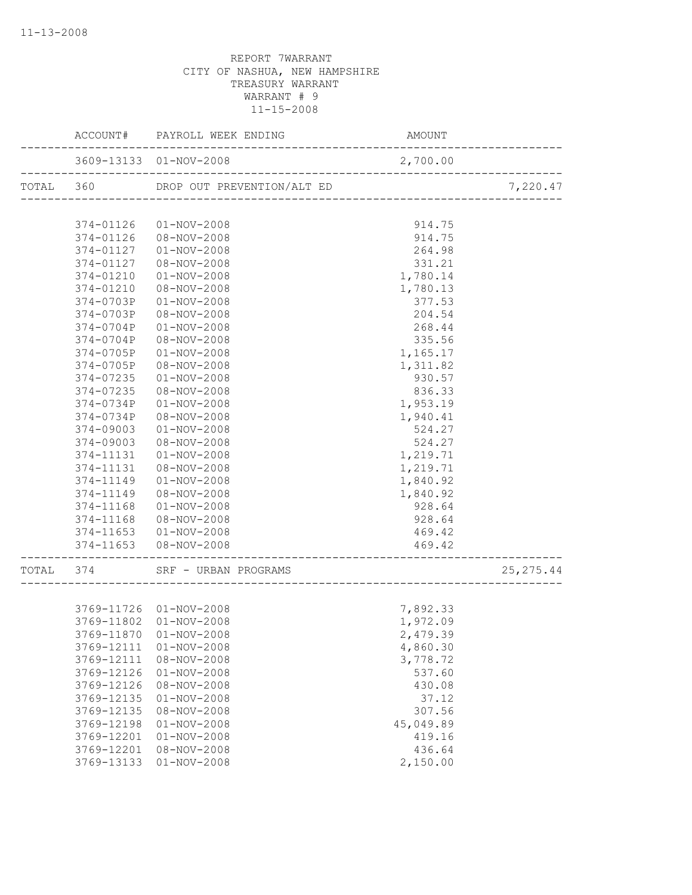REPORT 7WARRANT
CITY OF NASHUA, NEW HAMPSHIRE
TREASURY WARRANT
WARRANT # 9
11-15-2008

| | ACCOUNT# | PAYROLL WEEK ENDING | AMOUNT | |
|---|---|---|---|---|
| | 3609-13133 | 01-NOV-2008 | 2,700.00 | |
| TOTAL | 360 | DROP OUT PREVENTION/ALT ED | | 7,220.47 |
| | 374-01126 | 01-NOV-2008 | 914.75 | |
| | 374-01126 | 08-NOV-2008 | 914.75 | |
| | 374-01127 | 01-NOV-2008 | 264.98 | |
| | 374-01127 | 08-NOV-2008 | 331.21 | |
| | 374-01210 | 01-NOV-2008 | 1,780.14 | |
| | 374-01210 | 08-NOV-2008 | 1,780.13 | |
| | 374-0703P | 01-NOV-2008 | 377.53 | |
| | 374-0703P | 08-NOV-2008 | 204.54 | |
| | 374-0704P | 01-NOV-2008 | 268.44 | |
| | 374-0704P | 08-NOV-2008 | 335.56 | |
| | 374-0705P | 01-NOV-2008 | 1,165.17 | |
| | 374-0705P | 08-NOV-2008 | 1,311.82 | |
| | 374-07235 | 01-NOV-2008 | 930.57 | |
| | 374-07235 | 08-NOV-2008 | 836.33 | |
| | 374-0734P | 01-NOV-2008 | 1,953.19 | |
| | 374-0734P | 08-NOV-2008 | 1,940.41 | |
| | 374-09003 | 01-NOV-2008 | 524.27 | |
| | 374-09003 | 08-NOV-2008 | 524.27 | |
| | 374-11131 | 01-NOV-2008 | 1,219.71 | |
| | 374-11131 | 08-NOV-2008 | 1,219.71 | |
| | 374-11149 | 01-NOV-2008 | 1,840.92 | |
| | 374-11149 | 08-NOV-2008 | 1,840.92 | |
| | 374-11168 | 01-NOV-2008 | 928.64 | |
| | 374-11168 | 08-NOV-2008 | 928.64 | |
| | 374-11653 | 01-NOV-2008 | 469.42 | |
| | 374-11653 | 08-NOV-2008 | 469.42 | |
| TOTAL | 374 | SRF - URBAN PROGRAMS | | 25,275.44 |
| | 3769-11726 | 01-NOV-2008 | 7,892.33 | |
| | 3769-11802 | 01-NOV-2008 | 1,972.09 | |
| | 3769-11870 | 01-NOV-2008 | 2,479.39 | |
| | 3769-12111 | 01-NOV-2008 | 4,860.30 | |
| | 3769-12111 | 08-NOV-2008 | 3,778.72 | |
| | 3769-12126 | 01-NOV-2008 | 537.60 | |
| | 3769-12126 | 08-NOV-2008 | 430.08 | |
| | 3769-12135 | 01-NOV-2008 | 37.12 | |
| | 3769-12135 | 08-NOV-2008 | 307.56 | |
| | 3769-12198 | 01-NOV-2008 | 45,049.89 | |
| | 3769-12201 | 01-NOV-2008 | 419.16 | |
| | 3769-12201 | 08-NOV-2008 | 436.64 | |
| | 3769-13133 | 01-NOV-2008 | 2,150.00 | |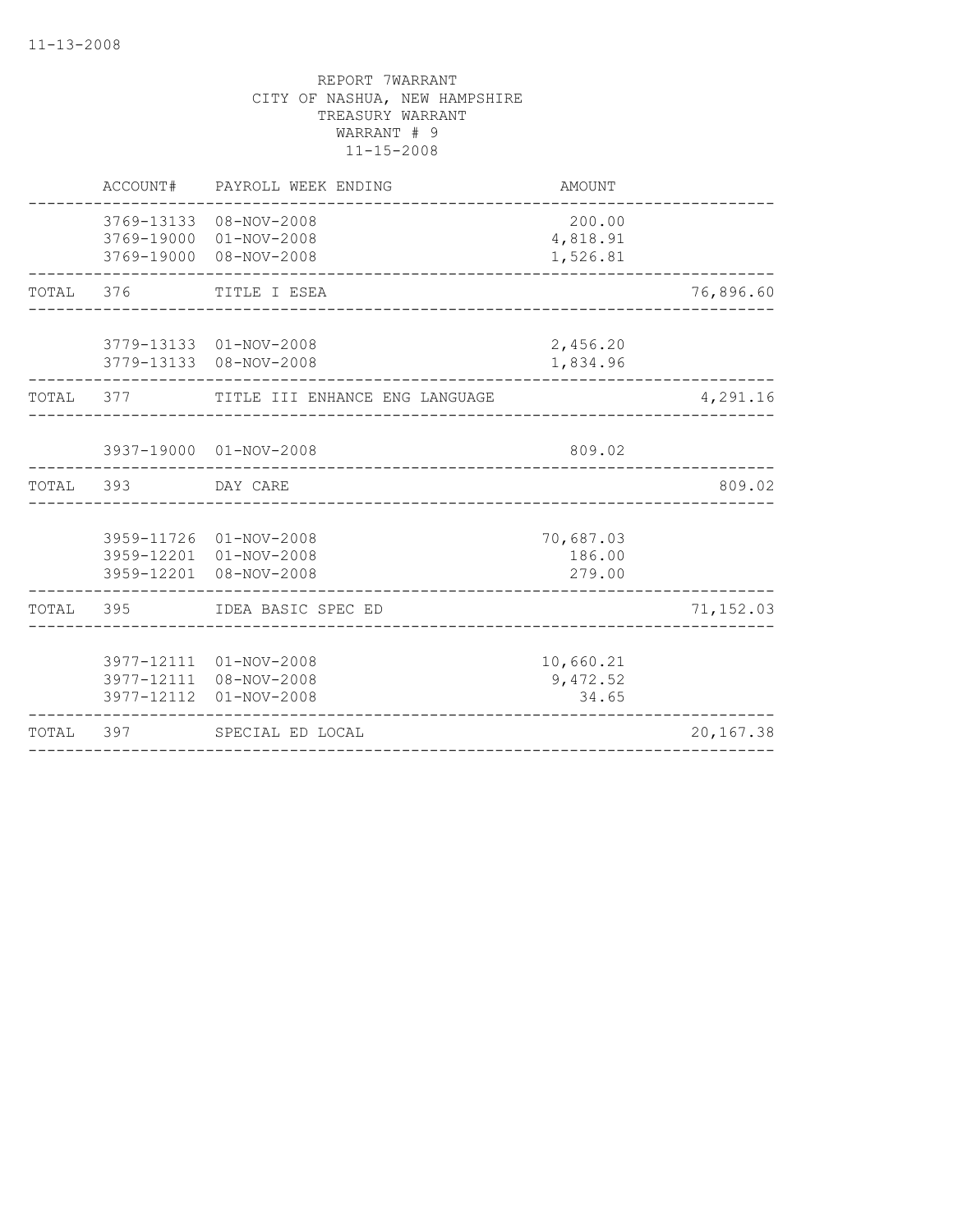11-13-2008

REPORT 7WARRANT
CITY OF NASHUA, NEW HAMPSHIRE
TREASURY WARRANT
WARRANT # 9
11-15-2008

| | ACCOUNT# | PAYROLL WEEK ENDING | AMOUNT | |
|---|---|---|---|---|
| | 3769-13133 | 08-NOV-2008 | 200.00 | |
| | 3769-19000 | 01-NOV-2008 | 4,818.91 | |
| | 3769-19000 | 08-NOV-2008 | 1,526.81 | |
| TOTAL | 376 | TITLE I ESEA | | 76,896.60 |
| | 3779-13133 | 01-NOV-2008 | 2,456.20 | |
| | 3779-13133 | 08-NOV-2008 | 1,834.96 | |
| TOTAL | 377 | TITLE III ENHANCE ENG LANGUAGE | | 4,291.16 |
| | 3937-19000 | 01-NOV-2008 | 809.02 | |
| TOTAL | 393 | DAY CARE | | 809.02 |
| | 3959-11726 | 01-NOV-2008 | 70,687.03 | |
| | 3959-12201 | 01-NOV-2008 | 186.00 | |
| | 3959-12201 | 08-NOV-2008 | 279.00 | |
| TOTAL | 395 | IDEA BASIC SPEC ED | | 71,152.03 |
| | 3977-12111 | 01-NOV-2008 | 10,660.21 | |
| | 3977-12111 | 08-NOV-2008 | 9,472.52 | |
| | 3977-12112 | 01-NOV-2008 | 34.65 | |
| TOTAL | 397 | SPECIAL ED LOCAL | | 20,167.38 |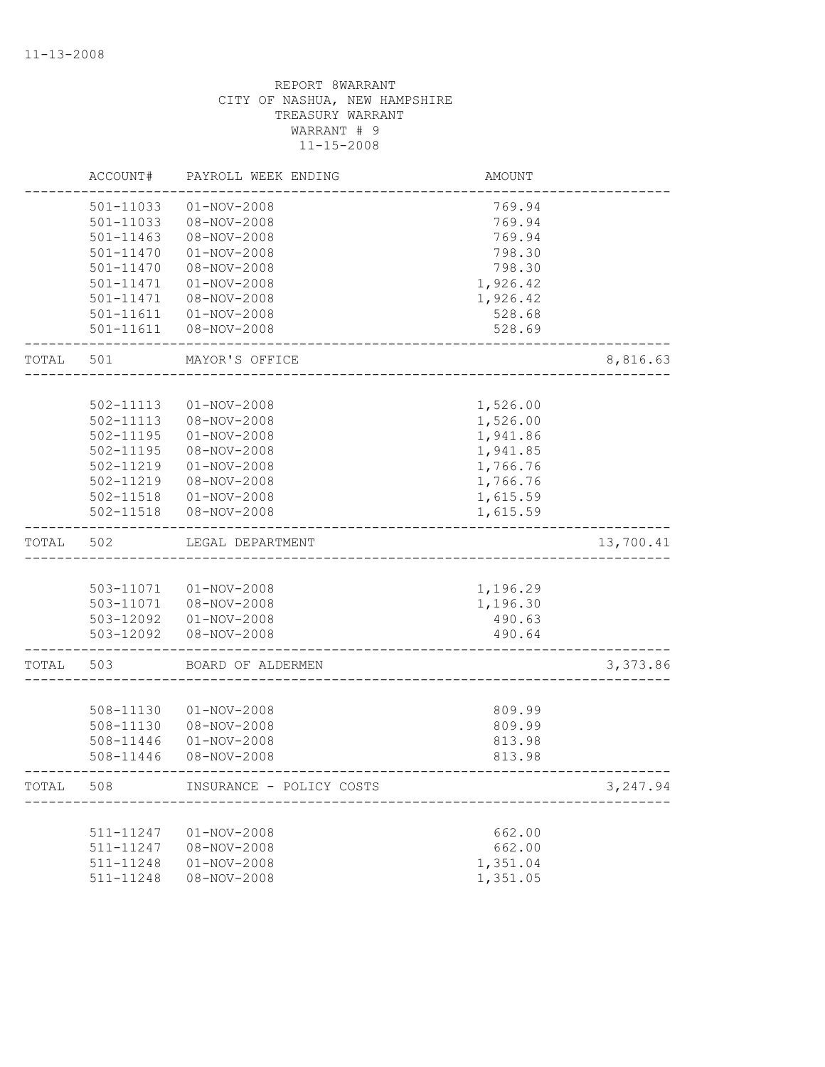11-13-2008

REPORT 8WARRANT
CITY OF NASHUA, NEW HAMPSHIRE
TREASURY WARRANT
WARRANT # 9
11-15-2008

| | ACCOUNT# | PAYROLL WEEK ENDING | AMOUNT | |
|---|---|---|---|---|
| | 501-11033 | 01-NOV-2008 | 769.94 | |
| | 501-11033 | 08-NOV-2008 | 769.94 | |
| | 501-11463 | 08-NOV-2008 | 769.94 | |
| | 501-11470 | 01-NOV-2008 | 798.30 | |
| | 501-11470 | 08-NOV-2008 | 798.30 | |
| | 501-11471 | 01-NOV-2008 | 1,926.42 | |
| | 501-11471 | 08-NOV-2008 | 1,926.42 | |
| | 501-11611 | 01-NOV-2008 | 528.68 | |
| | 501-11611 | 08-NOV-2008 | 528.69 | |
| TOTAL | 501 | MAYOR'S OFFICE | | 8,816.63 |
| | 502-11113 | 01-NOV-2008 | 1,526.00 | |
| | 502-11113 | 08-NOV-2008 | 1,526.00 | |
| | 502-11195 | 01-NOV-2008 | 1,941.86 | |
| | 502-11195 | 08-NOV-2008 | 1,941.85 | |
| | 502-11219 | 01-NOV-2008 | 1,766.76 | |
| | 502-11219 | 08-NOV-2008 | 1,766.76 | |
| | 502-11518 | 01-NOV-2008 | 1,615.59 | |
| | 502-11518 | 08-NOV-2008 | 1,615.59 | |
| TOTAL | 502 | LEGAL DEPARTMENT | | 13,700.41 |
| | 503-11071 | 01-NOV-2008 | 1,196.29 | |
| | 503-11071 | 08-NOV-2008 | 1,196.30 | |
| | 503-12092 | 01-NOV-2008 | 490.63 | |
| | 503-12092 | 08-NOV-2008 | 490.64 | |
| TOTAL | 503 | BOARD OF ALDERMEN | | 3,373.86 |
| | 508-11130 | 01-NOV-2008 | 809.99 | |
| | 508-11130 | 08-NOV-2008 | 809.99 | |
| | 508-11446 | 01-NOV-2008 | 813.98 | |
| | 508-11446 | 08-NOV-2008 | 813.98 | |
| TOTAL | 508 | INSURANCE - POLICY COSTS | | 3,247.94 |
| | 511-11247 | 01-NOV-2008 | 662.00 | |
| | 511-11247 | 08-NOV-2008 | 662.00 | |
| | 511-11248 | 01-NOV-2008 | 1,351.04 | |
| | 511-11248 | 08-NOV-2008 | 1,351.05 | |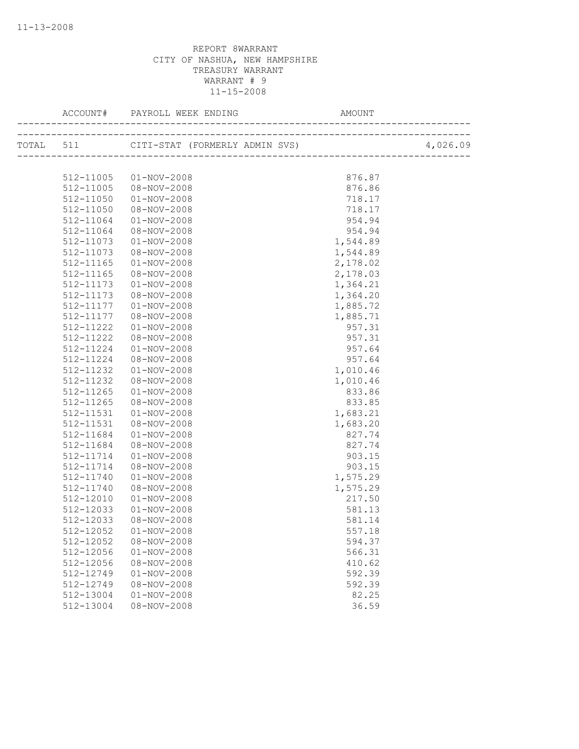11-13-2008

REPORT 8WARRANT
CITY OF NASHUA, NEW HAMPSHIRE
TREASURY WARRANT
WARRANT # 9
11-15-2008

| ACCOUNT# | PAYROLL WEEK ENDING | AMOUNT | |
|---|---|---|---|
| TOTAL 511 | CITI-STAT (FORMERLY ADMIN SVS) | | 4,026.09 |
| 512-11005 | 01-NOV-2008 | 876.87 | |
| 512-11005 | 08-NOV-2008 | 876.86 | |
| 512-11050 | 01-NOV-2008 | 718.17 | |
| 512-11050 | 08-NOV-2008 | 718.17 | |
| 512-11064 | 01-NOV-2008 | 954.94 | |
| 512-11064 | 08-NOV-2008 | 954.94 | |
| 512-11073 | 01-NOV-2008 | 1,544.89 | |
| 512-11073 | 08-NOV-2008 | 1,544.89 | |
| 512-11165 | 01-NOV-2008 | 2,178.02 | |
| 512-11165 | 08-NOV-2008 | 2,178.03 | |
| 512-11173 | 01-NOV-2008 | 1,364.21 | |
| 512-11173 | 08-NOV-2008 | 1,364.20 | |
| 512-11177 | 01-NOV-2008 | 1,885.72 | |
| 512-11177 | 08-NOV-2008 | 1,885.71 | |
| 512-11222 | 01-NOV-2008 | 957.31 | |
| 512-11222 | 08-NOV-2008 | 957.31 | |
| 512-11224 | 01-NOV-2008 | 957.64 | |
| 512-11224 | 08-NOV-2008 | 957.64 | |
| 512-11232 | 01-NOV-2008 | 1,010.46 | |
| 512-11232 | 08-NOV-2008 | 1,010.46 | |
| 512-11265 | 01-NOV-2008 | 833.86 | |
| 512-11265 | 08-NOV-2008 | 833.85 | |
| 512-11531 | 01-NOV-2008 | 1,683.21 | |
| 512-11531 | 08-NOV-2008 | 1,683.20 | |
| 512-11684 | 01-NOV-2008 | 827.74 | |
| 512-11684 | 08-NOV-2008 | 827.74 | |
| 512-11714 | 01-NOV-2008 | 903.15 | |
| 512-11714 | 08-NOV-2008 | 903.15 | |
| 512-11740 | 01-NOV-2008 | 1,575.29 | |
| 512-11740 | 08-NOV-2008 | 1,575.29 | |
| 512-12010 | 01-NOV-2008 | 217.50 | |
| 512-12033 | 01-NOV-2008 | 581.13 | |
| 512-12033 | 08-NOV-2008 | 581.14 | |
| 512-12052 | 01-NOV-2008 | 557.18 | |
| 512-12052 | 08-NOV-2008 | 594.37 | |
| 512-12056 | 01-NOV-2008 | 566.31 | |
| 512-12056 | 08-NOV-2008 | 410.62 | |
| 512-12749 | 01-NOV-2008 | 592.39 | |
| 512-12749 | 08-NOV-2008 | 592.39 | |
| 512-13004 | 01-NOV-2008 | 82.25 | |
| 512-13004 | 08-NOV-2008 | 36.59 | |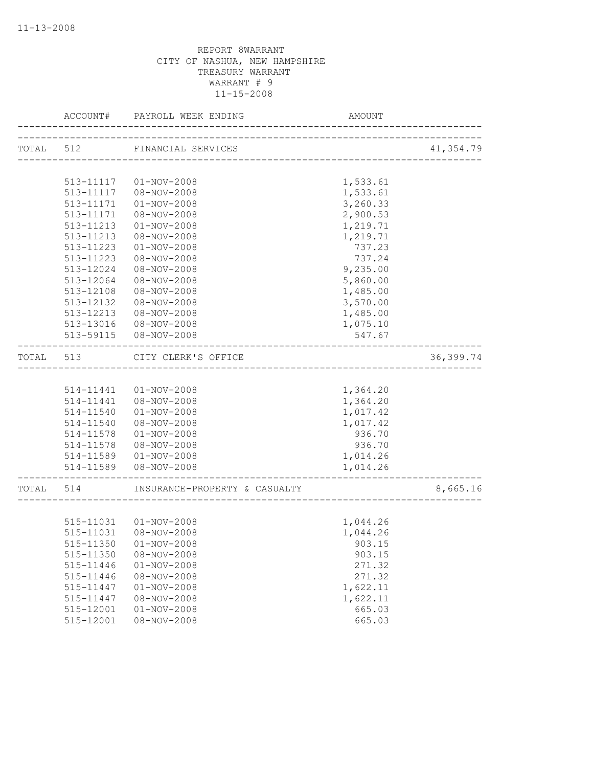REPORT 8WARRANT
CITY OF NASHUA, NEW HAMPSHIRE
TREASURY WARRANT
WARRANT # 9
11-15-2008

| | ACCOUNT# | PAYROLL WEEK ENDING | AMOUNT | |
|---|---|---|---|---|
| TOTAL | 512 | FINANCIAL SERVICES | | 41,354.79 |
| | 513-11117 | 01-NOV-2008 | 1,533.61 | |
| | 513-11117 | 08-NOV-2008 | 1,533.61 | |
| | 513-11171 | 01-NOV-2008 | 3,260.33 | |
| | 513-11171 | 08-NOV-2008 | 2,900.53 | |
| | 513-11213 | 01-NOV-2008 | 1,219.71 | |
| | 513-11213 | 08-NOV-2008 | 1,219.71 | |
| | 513-11223 | 01-NOV-2008 | 737.23 | |
| | 513-11223 | 08-NOV-2008 | 737.24 | |
| | 513-12024 | 08-NOV-2008 | 9,235.00 | |
| | 513-12064 | 08-NOV-2008 | 5,860.00 | |
| | 513-12108 | 08-NOV-2008 | 1,485.00 | |
| | 513-12132 | 08-NOV-2008 | 3,570.00 | |
| | 513-12213 | 08-NOV-2008 | 1,485.00 | |
| | 513-13016 | 08-NOV-2008 | 1,075.10 | |
| | 513-59115 | 08-NOV-2008 | 547.67 | |
| TOTAL | 513 | CITY CLERK'S OFFICE | | 36,399.74 |
| | 514-11441 | 01-NOV-2008 | 1,364.20 | |
| | 514-11441 | 08-NOV-2008 | 1,364.20 | |
| | 514-11540 | 01-NOV-2008 | 1,017.42 | |
| | 514-11540 | 08-NOV-2008 | 1,017.42 | |
| | 514-11578 | 01-NOV-2008 | 936.70 | |
| | 514-11578 | 08-NOV-2008 | 936.70 | |
| | 514-11589 | 01-NOV-2008 | 1,014.26 | |
| | 514-11589 | 08-NOV-2008 | 1,014.26 | |
| TOTAL | 514 | INSURANCE-PROPERTY & CASUALTY | | 8,665.16 |
| | 515-11031 | 01-NOV-2008 | 1,044.26 | |
| | 515-11031 | 08-NOV-2008 | 1,044.26 | |
| | 515-11350 | 01-NOV-2008 | 903.15 | |
| | 515-11350 | 08-NOV-2008 | 903.15 | |
| | 515-11446 | 01-NOV-2008 | 271.32 | |
| | 515-11446 | 08-NOV-2008 | 271.32 | |
| | 515-11447 | 01-NOV-2008 | 1,622.11 | |
| | 515-11447 | 08-NOV-2008 | 1,622.11 | |
| | 515-12001 | 01-NOV-2008 | 665.03 | |
| | 515-12001 | 08-NOV-2008 | 665.03 | |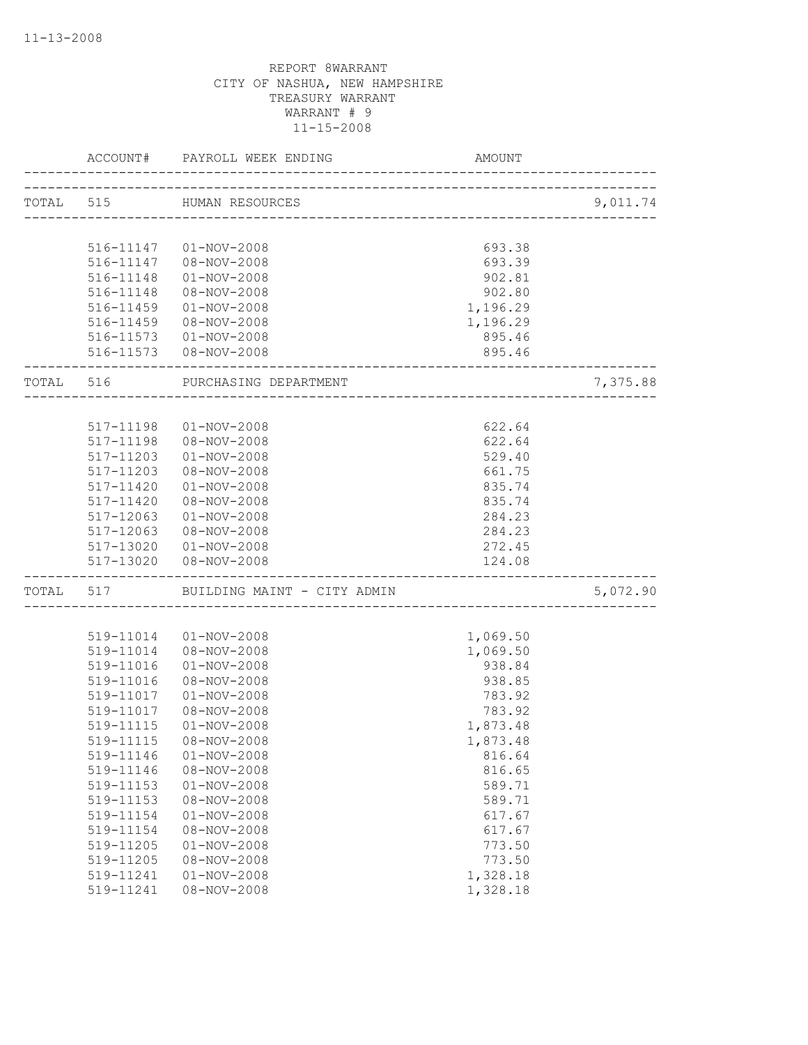REPORT 8WARRANT
CITY OF NASHUA, NEW HAMPSHIRE
TREASURY WARRANT
WARRANT # 9
11-15-2008

| | ACCOUNT# | PAYROLL WEEK ENDING | AMOUNT | |
|---|---|---|---|---|
| TOTAL | 515 | HUMAN RESOURCES | | 9,011.74 |
| | 516-11147 | 01-NOV-2008 | 693.38 | |
| | 516-11147 | 08-NOV-2008 | 693.39 | |
| | 516-11148 | 01-NOV-2008 | 902.81 | |
| | 516-11148 | 08-NOV-2008 | 902.80 | |
| | 516-11459 | 01-NOV-2008 | 1,196.29 | |
| | 516-11459 | 08-NOV-2008 | 1,196.29 | |
| | 516-11573 | 01-NOV-2008 | 895.46 | |
| | 516-11573 | 08-NOV-2008 | 895.46 | |
| TOTAL | 516 | PURCHASING DEPARTMENT | | 7,375.88 |
| | 517-11198 | 01-NOV-2008 | 622.64 | |
| | 517-11198 | 08-NOV-2008 | 622.64 | |
| | 517-11203 | 01-NOV-2008 | 529.40 | |
| | 517-11203 | 08-NOV-2008 | 661.75 | |
| | 517-11420 | 01-NOV-2008 | 835.74 | |
| | 517-11420 | 08-NOV-2008 | 835.74 | |
| | 517-12063 | 01-NOV-2008 | 284.23 | |
| | 517-12063 | 08-NOV-2008 | 284.23 | |
| | 517-13020 | 01-NOV-2008 | 272.45 | |
| | 517-13020 | 08-NOV-2008 | 124.08 | |
| TOTAL | 517 | BUILDING MAINT - CITY ADMIN | | 5,072.90 |
| | 519-11014 | 01-NOV-2008 | 1,069.50 | |
| | 519-11014 | 08-NOV-2008 | 1,069.50 | |
| | 519-11016 | 01-NOV-2008 | 938.84 | |
| | 519-11016 | 08-NOV-2008 | 938.85 | |
| | 519-11017 | 01-NOV-2008 | 783.92 | |
| | 519-11017 | 08-NOV-2008 | 783.92 | |
| | 519-11115 | 01-NOV-2008 | 1,873.48 | |
| | 519-11115 | 08-NOV-2008 | 1,873.48 | |
| | 519-11146 | 01-NOV-2008 | 816.64 | |
| | 519-11146 | 08-NOV-2008 | 816.65 | |
| | 519-11153 | 01-NOV-2008 | 589.71 | |
| | 519-11153 | 08-NOV-2008 | 589.71 | |
| | 519-11154 | 01-NOV-2008 | 617.67 | |
| | 519-11154 | 08-NOV-2008 | 617.67 | |
| | 519-11205 | 01-NOV-2008 | 773.50 | |
| | 519-11205 | 08-NOV-2008 | 773.50 | |
| | 519-11241 | 01-NOV-2008 | 1,328.18 | |
| | 519-11241 | 08-NOV-2008 | 1,328.18 | |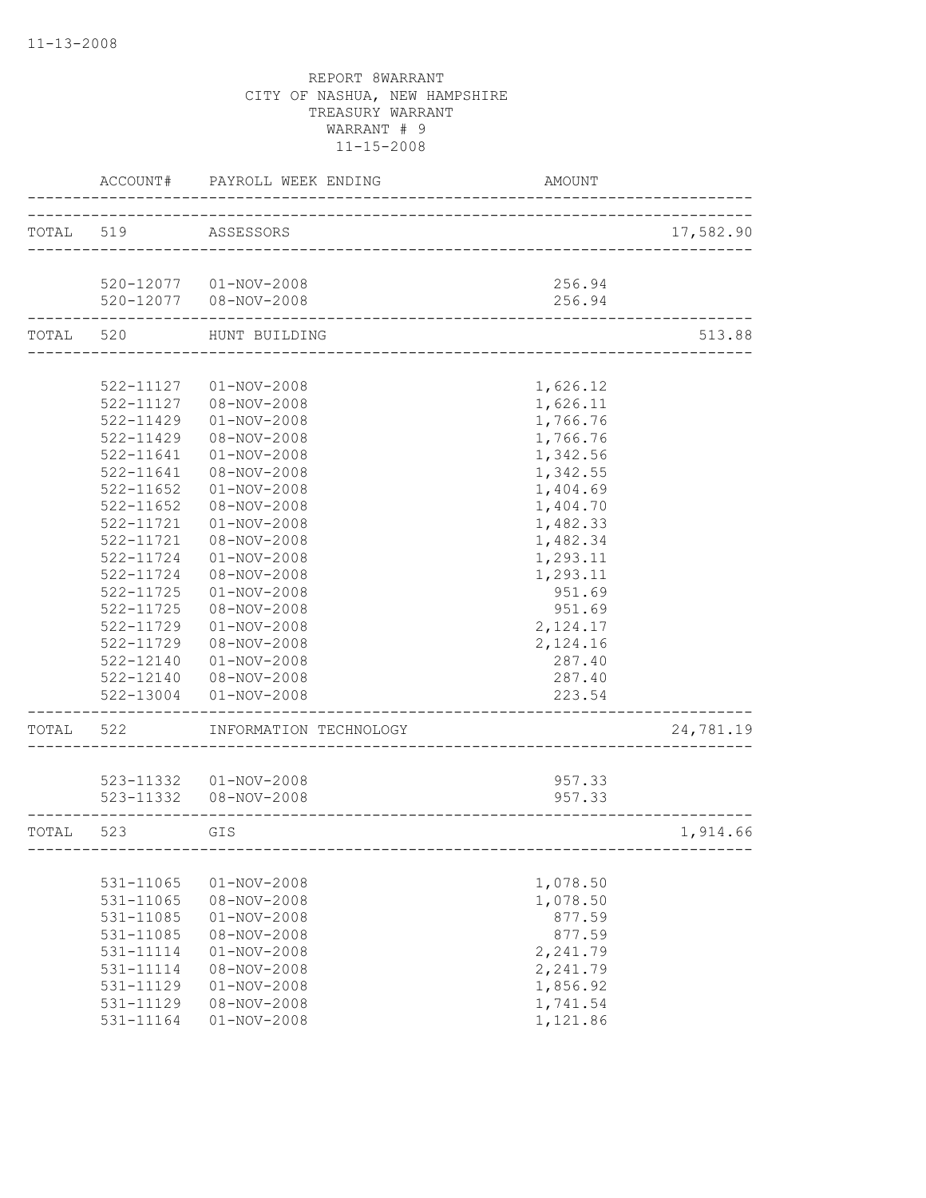REPORT 8WARRANT
CITY OF NASHUA, NEW HAMPSHIRE
TREASURY WARRANT
WARRANT # 9
11-15-2008

| | ACCOUNT# | PAYROLL WEEK ENDING | AMOUNT | |
|---|---|---|---|---|
| TOTAL | 519 | ASSESSORS | | 17,582.90 |
| | 520-12077 | 01-NOV-2008 | 256.94 | |
| | 520-12077 | 08-NOV-2008 | 256.94 | |
| TOTAL | 520 | HUNT BUILDING | | 513.88 |
| | 522-11127 | 01-NOV-2008 | 1,626.12 | |
| | 522-11127 | 08-NOV-2008 | 1,626.11 | |
| | 522-11429 | 01-NOV-2008 | 1,766.76 | |
| | 522-11429 | 08-NOV-2008 | 1,766.76 | |
| | 522-11641 | 01-NOV-2008 | 1,342.56 | |
| | 522-11641 | 08-NOV-2008 | 1,342.55 | |
| | 522-11652 | 01-NOV-2008 | 1,404.69 | |
| | 522-11652 | 08-NOV-2008 | 1,404.70 | |
| | 522-11721 | 01-NOV-2008 | 1,482.33 | |
| | 522-11721 | 08-NOV-2008 | 1,482.34 | |
| | 522-11724 | 01-NOV-2008 | 1,293.11 | |
| | 522-11724 | 08-NOV-2008 | 1,293.11 | |
| | 522-11725 | 01-NOV-2008 | 951.69 | |
| | 522-11725 | 08-NOV-2008 | 951.69 | |
| | 522-11729 | 01-NOV-2008 | 2,124.17 | |
| | 522-11729 | 08-NOV-2008 | 2,124.16 | |
| | 522-12140 | 01-NOV-2008 | 287.40 | |
| | 522-12140 | 08-NOV-2008 | 287.40 | |
| | 522-13004 | 01-NOV-2008 | 223.54 | |
| TOTAL | 522 | INFORMATION TECHNOLOGY | | 24,781.19 |
| | 523-11332 | 01-NOV-2008 | 957.33 | |
| | 523-11332 | 08-NOV-2008 | 957.33 | |
| TOTAL | 523 | GIS | | 1,914.66 |
| | 531-11065 | 01-NOV-2008 | 1,078.50 | |
| | 531-11065 | 08-NOV-2008 | 1,078.50 | |
| | 531-11085 | 01-NOV-2008 | 877.59 | |
| | 531-11085 | 08-NOV-2008 | 877.59 | |
| | 531-11114 | 01-NOV-2008 | 2,241.79 | |
| | 531-11114 | 08-NOV-2008 | 2,241.79 | |
| | 531-11129 | 01-NOV-2008 | 1,856.92 | |
| | 531-11129 | 08-NOV-2008 | 1,741.54 | |
| | 531-11164 | 01-NOV-2008 | 1,121.86 | |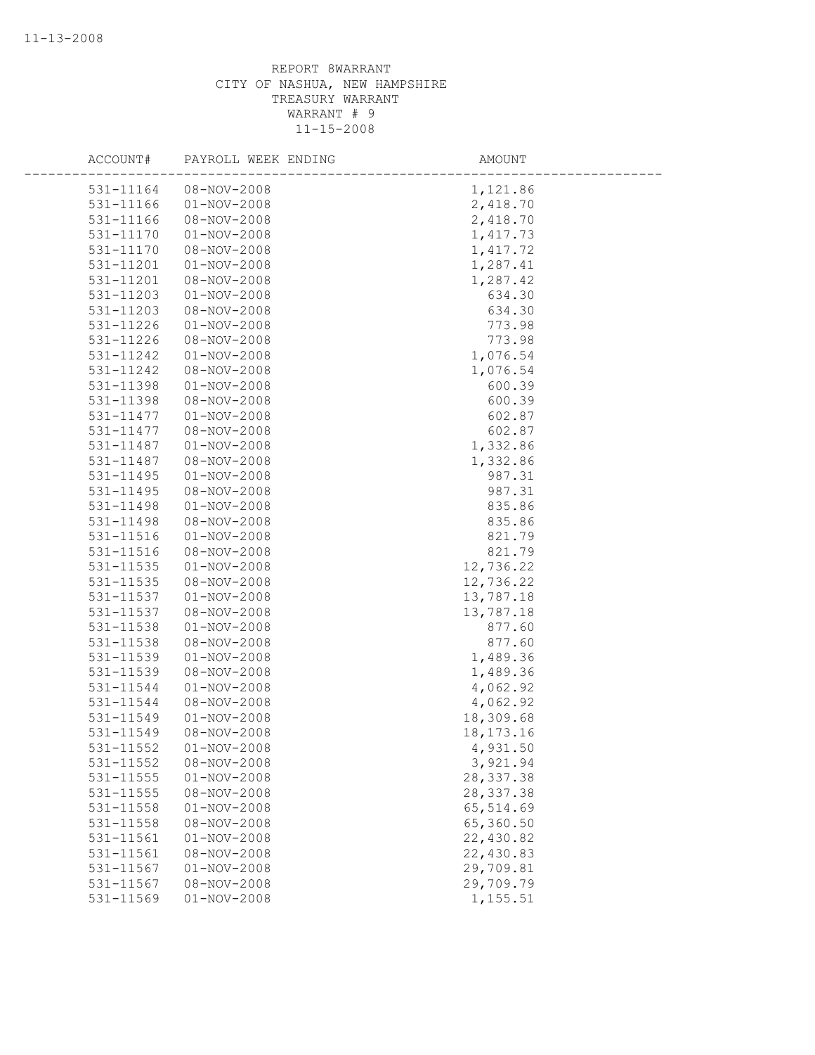REPORT 8WARRANT
CITY OF NASHUA, NEW HAMPSHIRE
TREASURY WARRANT
WARRANT # 9
11-15-2008

| ACCOUNT# | PAYROLL WEEK ENDING | AMOUNT |
|---|---|---|
| 531-11164 | 08-NOV-2008 | 1,121.86 |
| 531-11166 | 01-NOV-2008 | 2,418.70 |
| 531-11166 | 08-NOV-2008 | 2,418.70 |
| 531-11170 | 01-NOV-2008 | 1,417.73 |
| 531-11170 | 08-NOV-2008 | 1,417.72 |
| 531-11201 | 01-NOV-2008 | 1,287.41 |
| 531-11201 | 08-NOV-2008 | 1,287.42 |
| 531-11203 | 01-NOV-2008 | 634.30 |
| 531-11203 | 08-NOV-2008 | 634.30 |
| 531-11226 | 01-NOV-2008 | 773.98 |
| 531-11226 | 08-NOV-2008 | 773.98 |
| 531-11242 | 01-NOV-2008 | 1,076.54 |
| 531-11242 | 08-NOV-2008 | 1,076.54 |
| 531-11398 | 01-NOV-2008 | 600.39 |
| 531-11398 | 08-NOV-2008 | 600.39 |
| 531-11477 | 01-NOV-2008 | 602.87 |
| 531-11477 | 08-NOV-2008 | 602.87 |
| 531-11487 | 01-NOV-2008 | 1,332.86 |
| 531-11487 | 08-NOV-2008 | 1,332.86 |
| 531-11495 | 01-NOV-2008 | 987.31 |
| 531-11495 | 08-NOV-2008 | 987.31 |
| 531-11498 | 01-NOV-2008 | 835.86 |
| 531-11498 | 08-NOV-2008 | 835.86 |
| 531-11516 | 01-NOV-2008 | 821.79 |
| 531-11516 | 08-NOV-2008 | 821.79 |
| 531-11535 | 01-NOV-2008 | 12,736.22 |
| 531-11535 | 08-NOV-2008 | 12,736.22 |
| 531-11537 | 01-NOV-2008 | 13,787.18 |
| 531-11537 | 08-NOV-2008 | 13,787.18 |
| 531-11538 | 01-NOV-2008 | 877.60 |
| 531-11538 | 08-NOV-2008 | 877.60 |
| 531-11539 | 01-NOV-2008 | 1,489.36 |
| 531-11539 | 08-NOV-2008 | 1,489.36 |
| 531-11544 | 01-NOV-2008 | 4,062.92 |
| 531-11544 | 08-NOV-2008 | 4,062.92 |
| 531-11549 | 01-NOV-2008 | 18,309.68 |
| 531-11549 | 08-NOV-2008 | 18,173.16 |
| 531-11552 | 01-NOV-2008 | 4,931.50 |
| 531-11552 | 08-NOV-2008 | 3,921.94 |
| 531-11555 | 01-NOV-2008 | 28,337.38 |
| 531-11555 | 08-NOV-2008 | 28,337.38 |
| 531-11558 | 01-NOV-2008 | 65,514.69 |
| 531-11558 | 08-NOV-2008 | 65,360.50 |
| 531-11561 | 01-NOV-2008 | 22,430.82 |
| 531-11561 | 08-NOV-2008 | 22,430.83 |
| 531-11567 | 01-NOV-2008 | 29,709.81 |
| 531-11567 | 08-NOV-2008 | 29,709.79 |
| 531-11569 | 01-NOV-2008 | 1,155.51 |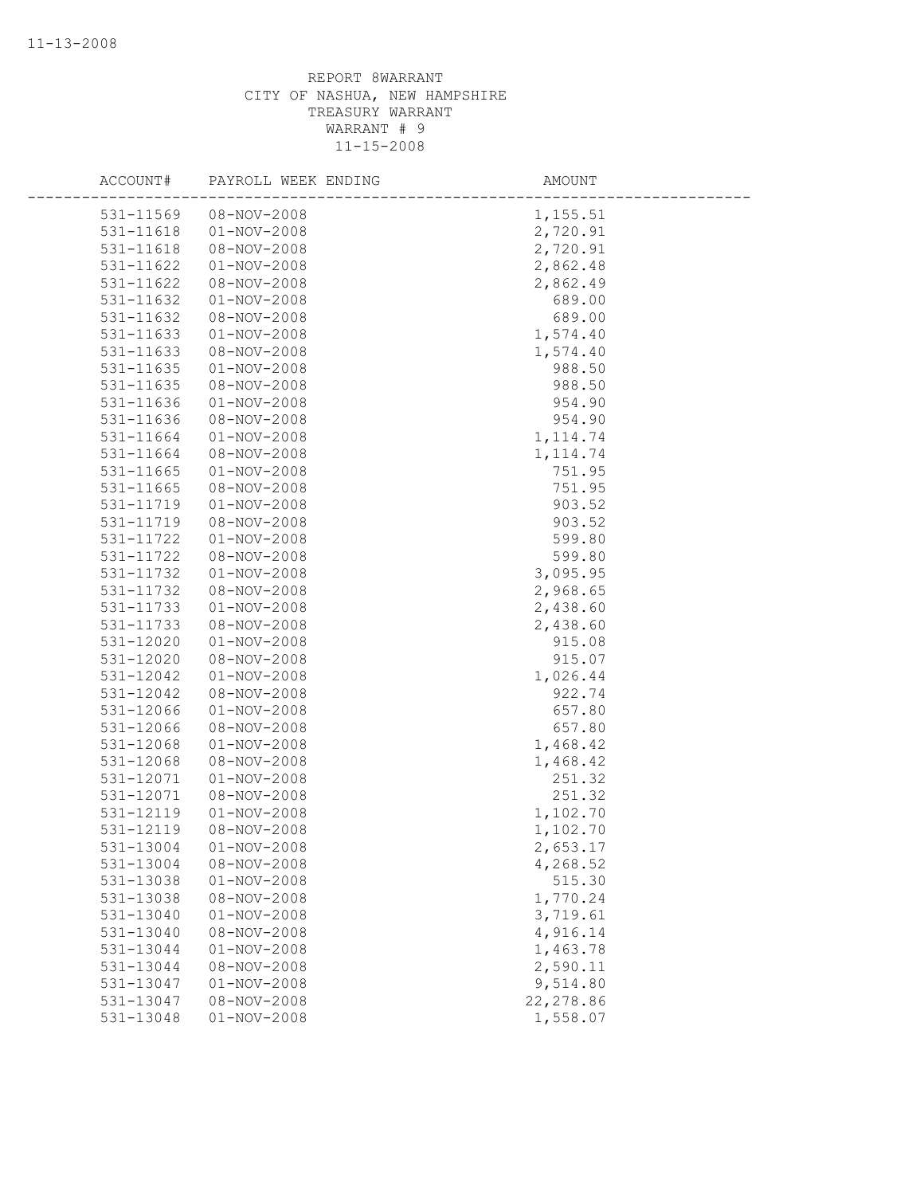REPORT 8WARRANT
CITY OF NASHUA, NEW HAMPSHIRE
TREASURY WARRANT
WARRANT # 9
11-15-2008

| ACCOUNT# | PAYROLL WEEK ENDING | AMOUNT |
|---|---|---|
| 531-11569 | 08-NOV-2008 | 1,155.51 |
| 531-11618 | 01-NOV-2008 | 2,720.91 |
| 531-11618 | 08-NOV-2008 | 2,720.91 |
| 531-11622 | 01-NOV-2008 | 2,862.48 |
| 531-11622 | 08-NOV-2008 | 2,862.49 |
| 531-11632 | 01-NOV-2008 | 689.00 |
| 531-11632 | 08-NOV-2008 | 689.00 |
| 531-11633 | 01-NOV-2008 | 1,574.40 |
| 531-11633 | 08-NOV-2008 | 1,574.40 |
| 531-11635 | 01-NOV-2008 | 988.50 |
| 531-11635 | 08-NOV-2008 | 988.50 |
| 531-11636 | 01-NOV-2008 | 954.90 |
| 531-11636 | 08-NOV-2008 | 954.90 |
| 531-11664 | 01-NOV-2008 | 1,114.74 |
| 531-11664 | 08-NOV-2008 | 1,114.74 |
| 531-11665 | 01-NOV-2008 | 751.95 |
| 531-11665 | 08-NOV-2008 | 751.95 |
| 531-11719 | 01-NOV-2008 | 903.52 |
| 531-11719 | 08-NOV-2008 | 903.52 |
| 531-11722 | 01-NOV-2008 | 599.80 |
| 531-11722 | 08-NOV-2008 | 599.80 |
| 531-11732 | 01-NOV-2008 | 3,095.95 |
| 531-11732 | 08-NOV-2008 | 2,968.65 |
| 531-11733 | 01-NOV-2008 | 2,438.60 |
| 531-11733 | 08-NOV-2008 | 2,438.60 |
| 531-12020 | 01-NOV-2008 | 915.08 |
| 531-12020 | 08-NOV-2008 | 915.07 |
| 531-12042 | 01-NOV-2008 | 1,026.44 |
| 531-12042 | 08-NOV-2008 | 922.74 |
| 531-12066 | 01-NOV-2008 | 657.80 |
| 531-12066 | 08-NOV-2008 | 657.80 |
| 531-12068 | 01-NOV-2008 | 1,468.42 |
| 531-12068 | 08-NOV-2008 | 1,468.42 |
| 531-12071 | 01-NOV-2008 | 251.32 |
| 531-12071 | 08-NOV-2008 | 251.32 |
| 531-12119 | 01-NOV-2008 | 1,102.70 |
| 531-12119 | 08-NOV-2008 | 1,102.70 |
| 531-13004 | 01-NOV-2008 | 2,653.17 |
| 531-13004 | 08-NOV-2008 | 4,268.52 |
| 531-13038 | 01-NOV-2008 | 515.30 |
| 531-13038 | 08-NOV-2008 | 1,770.24 |
| 531-13040 | 01-NOV-2008 | 3,719.61 |
| 531-13040 | 08-NOV-2008 | 4,916.14 |
| 531-13044 | 01-NOV-2008 | 1,463.78 |
| 531-13044 | 08-NOV-2008 | 2,590.11 |
| 531-13047 | 01-NOV-2008 | 9,514.80 |
| 531-13047 | 08-NOV-2008 | 22,278.86 |
| 531-13048 | 01-NOV-2008 | 1,558.07 |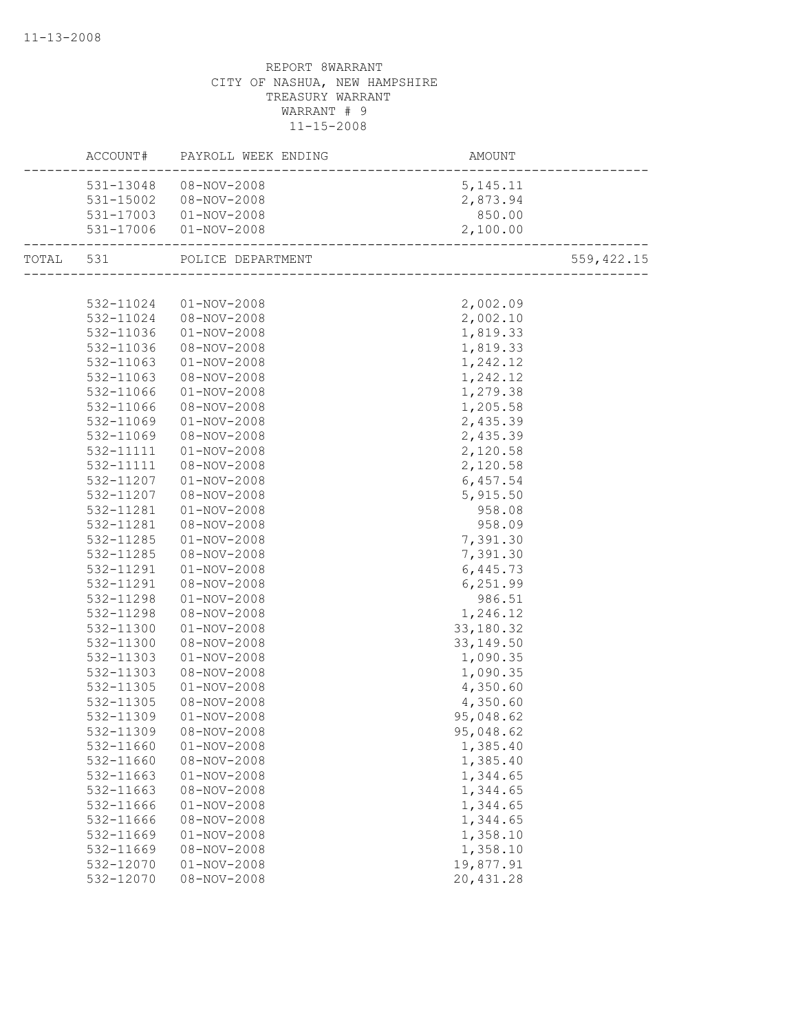REPORT 8WARRANT
CITY OF NASHUA, NEW HAMPSHIRE
TREASURY WARRANT
WARRANT # 9
11-15-2008

| ACCOUNT# | PAYROLL WEEK ENDING | AMOUNT | |
|---|---|---|---|
| 531-13048 | 08-NOV-2008 | 5,145.11 | |
| 531-15002 | 08-NOV-2008 | 2,873.94 | |
| 531-17003 | 01-NOV-2008 | 850.00 | |
| 531-17006 | 01-NOV-2008 | 2,100.00 | |
| TOTAL 531 | POLICE DEPARTMENT | | 559,422.15 |
| 532-11024 | 01-NOV-2008 | 2,002.09 | |
| 532-11024 | 08-NOV-2008 | 2,002.10 | |
| 532-11036 | 01-NOV-2008 | 1,819.33 | |
| 532-11036 | 08-NOV-2008 | 1,819.33 | |
| 532-11063 | 01-NOV-2008 | 1,242.12 | |
| 532-11063 | 08-NOV-2008 | 1,242.12 | |
| 532-11066 | 01-NOV-2008 | 1,279.38 | |
| 532-11066 | 08-NOV-2008 | 1,205.58 | |
| 532-11069 | 01-NOV-2008 | 2,435.39 | |
| 532-11069 | 08-NOV-2008 | 2,435.39 | |
| 532-11111 | 01-NOV-2008 | 2,120.58 | |
| 532-11111 | 08-NOV-2008 | 2,120.58 | |
| 532-11207 | 01-NOV-2008 | 6,457.54 | |
| 532-11207 | 08-NOV-2008 | 5,915.50 | |
| 532-11281 | 01-NOV-2008 | 958.08 | |
| 532-11281 | 08-NOV-2008 | 958.09 | |
| 532-11285 | 01-NOV-2008 | 7,391.30 | |
| 532-11285 | 08-NOV-2008 | 7,391.30 | |
| 532-11291 | 01-NOV-2008 | 6,445.73 | |
| 532-11291 | 08-NOV-2008 | 6,251.99 | |
| 532-11298 | 01-NOV-2008 | 986.51 | |
| 532-11298 | 08-NOV-2008 | 1,246.12 | |
| 532-11300 | 01-NOV-2008 | 33,180.32 | |
| 532-11300 | 08-NOV-2008 | 33,149.50 | |
| 532-11303 | 01-NOV-2008 | 1,090.35 | |
| 532-11303 | 08-NOV-2008 | 1,090.35 | |
| 532-11305 | 01-NOV-2008 | 4,350.60 | |
| 532-11305 | 08-NOV-2008 | 4,350.60 | |
| 532-11309 | 01-NOV-2008 | 95,048.62 | |
| 532-11309 | 08-NOV-2008 | 95,048.62 | |
| 532-11660 | 01-NOV-2008 | 1,385.40 | |
| 532-11660 | 08-NOV-2008 | 1,385.40 | |
| 532-11663 | 01-NOV-2008 | 1,344.65 | |
| 532-11663 | 08-NOV-2008 | 1,344.65 | |
| 532-11666 | 01-NOV-2008 | 1,344.65 | |
| 532-11666 | 08-NOV-2008 | 1,344.65 | |
| 532-11669 | 01-NOV-2008 | 1,358.10 | |
| 532-11669 | 08-NOV-2008 | 1,358.10 | |
| 532-12070 | 01-NOV-2008 | 19,877.91 | |
| 532-12070 | 08-NOV-2008 | 20,431.28 | |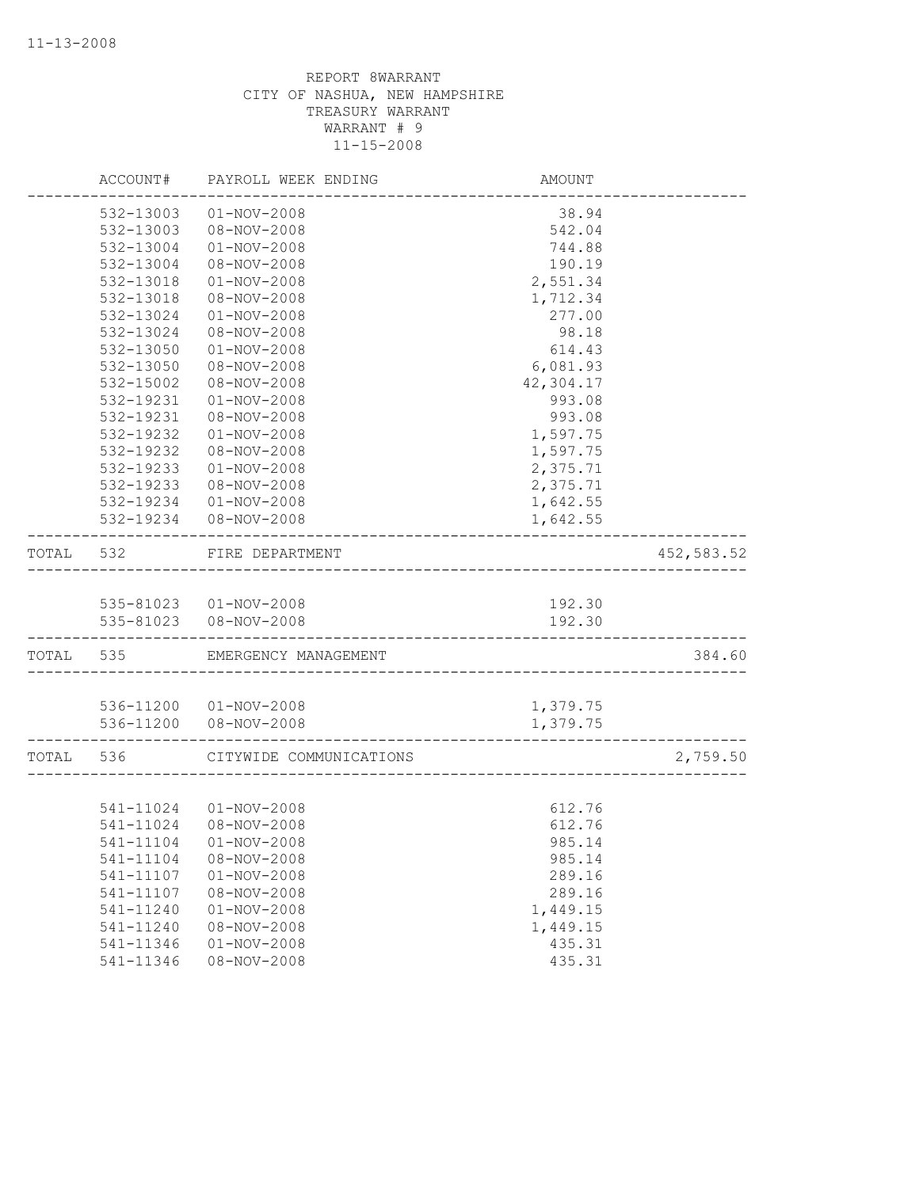REPORT 8WARRANT
CITY OF NASHUA, NEW HAMPSHIRE
TREASURY WARRANT
WARRANT # 9
11-15-2008

| ACCOUNT# | PAYROLL WEEK ENDING | AMOUNT | |
|---|---|---|---|
| 532-13003 | 01-NOV-2008 | 38.94 | |
| 532-13003 | 08-NOV-2008 | 542.04 | |
| 532-13004 | 01-NOV-2008 | 744.88 | |
| 532-13004 | 08-NOV-2008 | 190.19 | |
| 532-13018 | 01-NOV-2008 | 2,551.34 | |
| 532-13018 | 08-NOV-2008 | 1,712.34 | |
| 532-13024 | 01-NOV-2008 | 277.00 | |
| 532-13024 | 08-NOV-2008 | 98.18 | |
| 532-13050 | 01-NOV-2008 | 614.43 | |
| 532-13050 | 08-NOV-2008 | 6,081.93 | |
| 532-15002 | 08-NOV-2008 | 42,304.17 | |
| 532-19231 | 01-NOV-2008 | 993.08 | |
| 532-19231 | 08-NOV-2008 | 993.08 | |
| 532-19232 | 01-NOV-2008 | 1,597.75 | |
| 532-19232 | 08-NOV-2008 | 1,597.75 | |
| 532-19233 | 01-NOV-2008 | 2,375.71 | |
| 532-19233 | 08-NOV-2008 | 2,375.71 | |
| 532-19234 | 01-NOV-2008 | 1,642.55 | |
| 532-19234 | 08-NOV-2008 | 1,642.55 | |
| TOTAL 532 | FIRE DEPARTMENT | | 452,583.52 |
| 535-81023 | 01-NOV-2008 | 192.30 | |
| 535-81023 | 08-NOV-2008 | 192.30 | |
| TOTAL 535 | EMERGENCY MANAGEMENT | | 384.60 |
| 536-11200 | 01-NOV-2008 | 1,379.75 | |
| 536-11200 | 08-NOV-2008 | 1,379.75 | |
| TOTAL 536 | CITYWIDE COMMUNICATIONS | | 2,759.50 |
| 541-11024 | 01-NOV-2008 | 612.76 | |
| 541-11024 | 08-NOV-2008 | 612.76 | |
| 541-11104 | 01-NOV-2008 | 985.14 | |
| 541-11104 | 08-NOV-2008 | 985.14 | |
| 541-11107 | 01-NOV-2008 | 289.16 | |
| 541-11107 | 08-NOV-2008 | 289.16 | |
| 541-11240 | 01-NOV-2008 | 1,449.15 | |
| 541-11240 | 08-NOV-2008 | 1,449.15 | |
| 541-11346 | 01-NOV-2008 | 435.31 | |
| 541-11346 | 08-NOV-2008 | 435.31 | |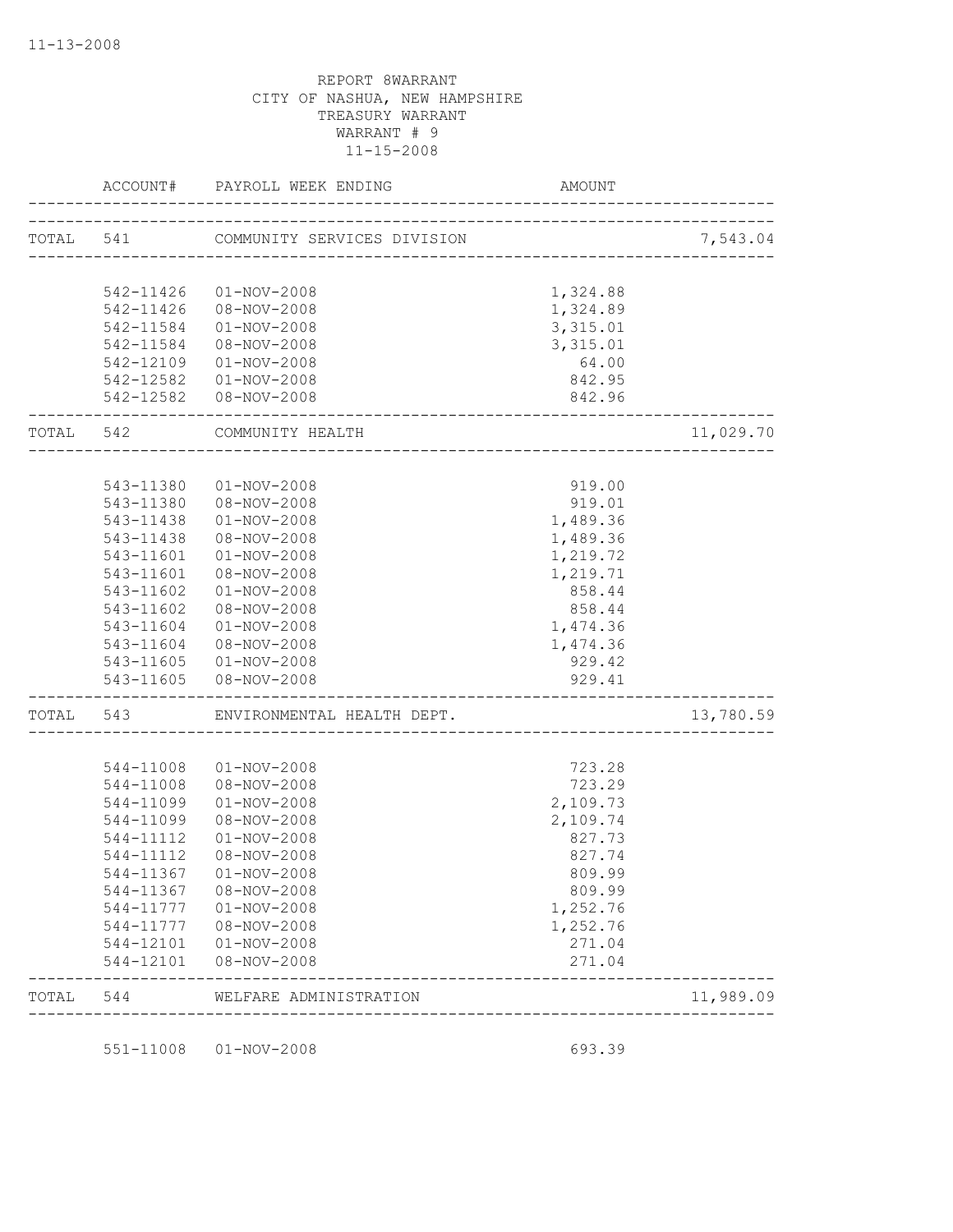REPORT 8WARRANT
CITY OF NASHUA, NEW HAMPSHIRE
TREASURY WARRANT
WARRANT # 9
11-15-2008

| | ACCOUNT# | PAYROLL WEEK ENDING | AMOUNT | |
|---|---|---|---|---|
| TOTAL | 541 | COMMUNITY SERVICES DIVISION | | 7,543.04 |
| | 542-11426 | 01-NOV-2008 | 1,324.88 | |
| | 542-11426 | 08-NOV-2008 | 1,324.89 | |
| | 542-11584 | 01-NOV-2008 | 3,315.01 | |
| | 542-11584 | 08-NOV-2008 | 3,315.01 | |
| | 542-12109 | 01-NOV-2008 | 64.00 | |
| | 542-12582 | 01-NOV-2008 | 842.95 | |
| | 542-12582 | 08-NOV-2008 | 842.96 | |
| TOTAL | 542 | COMMUNITY HEALTH | | 11,029.70 |
| | 543-11380 | 01-NOV-2008 | 919.00 | |
| | 543-11380 | 08-NOV-2008 | 919.01 | |
| | 543-11438 | 01-NOV-2008 | 1,489.36 | |
| | 543-11438 | 08-NOV-2008 | 1,489.36 | |
| | 543-11601 | 01-NOV-2008 | 1,219.72 | |
| | 543-11601 | 08-NOV-2008 | 1,219.71 | |
| | 543-11602 | 01-NOV-2008 | 858.44 | |
| | 543-11602 | 08-NOV-2008 | 858.44 | |
| | 543-11604 | 01-NOV-2008 | 1,474.36 | |
| | 543-11604 | 08-NOV-2008 | 1,474.36 | |
| | 543-11605 | 01-NOV-2008 | 929.42 | |
| | 543-11605 | 08-NOV-2008 | 929.41 | |
| TOTAL | 543 | ENVIRONMENTAL HEALTH DEPT. | | 13,780.59 |
| | 544-11008 | 01-NOV-2008 | 723.28 | |
| | 544-11008 | 08-NOV-2008 | 723.29 | |
| | 544-11099 | 01-NOV-2008 | 2,109.73 | |
| | 544-11099 | 08-NOV-2008 | 2,109.74 | |
| | 544-11112 | 01-NOV-2008 | 827.73 | |
| | 544-11112 | 08-NOV-2008 | 827.74 | |
| | 544-11367 | 01-NOV-2008 | 809.99 | |
| | 544-11367 | 08-NOV-2008 | 809.99 | |
| | 544-11777 | 01-NOV-2008 | 1,252.76 | |
| | 544-11777 | 08-NOV-2008 | 1,252.76 | |
| | 544-12101 | 01-NOV-2008 | 271.04 | |
| | 544-12101 | 08-NOV-2008 | 271.04 | |
| TOTAL | 544 | WELFARE ADMINISTRATION | | 11,989.09 |
| | 551-11008 | 01-NOV-2008 | 693.39 | |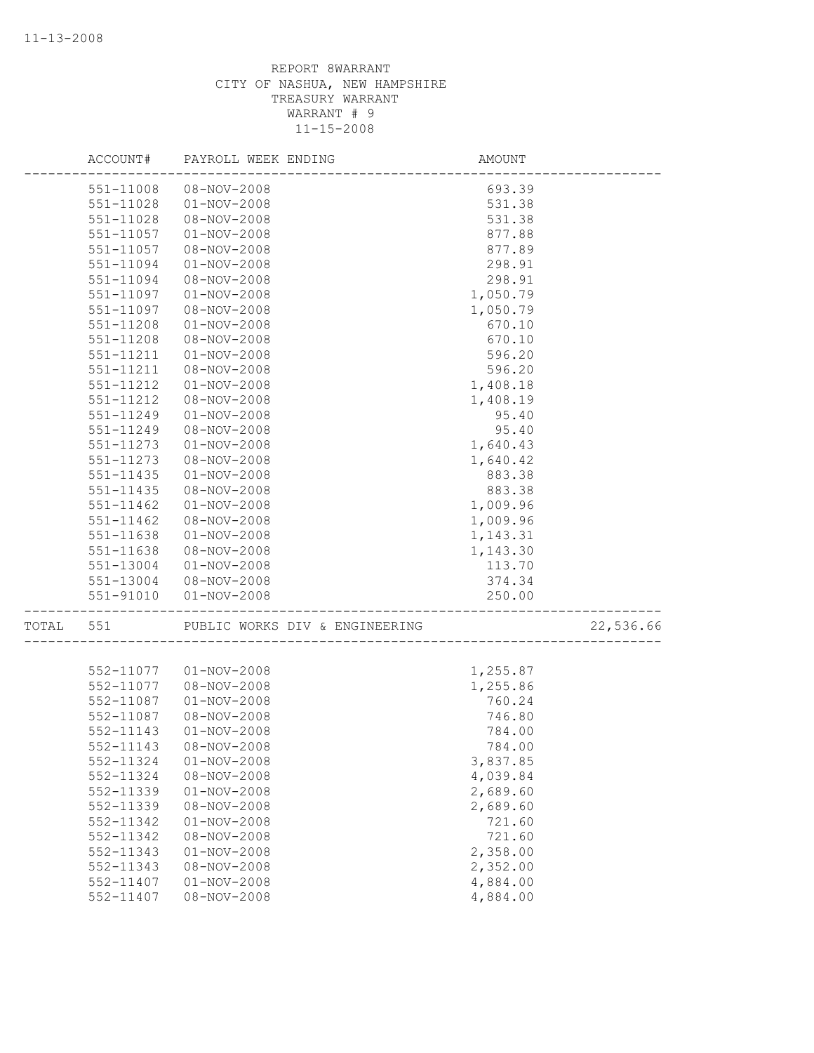11-13-2008

REPORT 8WARRANT
CITY OF NASHUA, NEW HAMPSHIRE
TREASURY WARRANT
WARRANT # 9
11-15-2008

| | ACCOUNT# | PAYROLL WEEK ENDING | AMOUNT | |
|---|---|---|---|---|
| | 551-11008 | 08-NOV-2008 | 693.39 | |
| | 551-11028 | 01-NOV-2008 | 531.38 | |
| | 551-11028 | 08-NOV-2008 | 531.38 | |
| | 551-11057 | 01-NOV-2008 | 877.88 | |
| | 551-11057 | 08-NOV-2008 | 877.89 | |
| | 551-11094 | 01-NOV-2008 | 298.91 | |
| | 551-11094 | 08-NOV-2008 | 298.91 | |
| | 551-11097 | 01-NOV-2008 | 1,050.79 | |
| | 551-11097 | 08-NOV-2008 | 1,050.79 | |
| | 551-11208 | 01-NOV-2008 | 670.10 | |
| | 551-11208 | 08-NOV-2008 | 670.10 | |
| | 551-11211 | 01-NOV-2008 | 596.20 | |
| | 551-11211 | 08-NOV-2008 | 596.20 | |
| | 551-11212 | 01-NOV-2008 | 1,408.18 | |
| | 551-11212 | 08-NOV-2008 | 1,408.19 | |
| | 551-11249 | 01-NOV-2008 | 95.40 | |
| | 551-11249 | 08-NOV-2008 | 95.40 | |
| | 551-11273 | 01-NOV-2008 | 1,640.43 | |
| | 551-11273 | 08-NOV-2008 | 1,640.42 | |
| | 551-11435 | 01-NOV-2008 | 883.38 | |
| | 551-11435 | 08-NOV-2008 | 883.38 | |
| | 551-11462 | 01-NOV-2008 | 1,009.96 | |
| | 551-11462 | 08-NOV-2008 | 1,009.96 | |
| | 551-11638 | 01-NOV-2008 | 1,143.31 | |
| | 551-11638 | 08-NOV-2008 | 1,143.30 | |
| | 551-13004 | 01-NOV-2008 | 113.70 | |
| | 551-13004 | 08-NOV-2008 | 374.34 | |
| | 551-91010 | 01-NOV-2008 | 250.00 | |
| TOTAL | 551 | PUBLIC WORKS DIV & ENGINEERING | | 22,536.66 |
| | 552-11077 | 01-NOV-2008 | 1,255.87 | |
| | 552-11077 | 08-NOV-2008 | 1,255.86 | |
| | 552-11087 | 01-NOV-2008 | 760.24 | |
| | 552-11087 | 08-NOV-2008 | 746.80 | |
| | 552-11143 | 01-NOV-2008 | 784.00 | |
| | 552-11143 | 08-NOV-2008 | 784.00 | |
| | 552-11324 | 01-NOV-2008 | 3,837.85 | |
| | 552-11324 | 08-NOV-2008 | 4,039.84 | |
| | 552-11339 | 01-NOV-2008 | 2,689.60 | |
| | 552-11339 | 08-NOV-2008 | 2,689.60 | |
| | 552-11342 | 01-NOV-2008 | 721.60 | |
| | 552-11342 | 08-NOV-2008 | 721.60 | |
| | 552-11343 | 01-NOV-2008 | 2,358.00 | |
| | 552-11343 | 08-NOV-2008 | 2,352.00 | |
| | 552-11407 | 01-NOV-2008 | 4,884.00 | |
| | 552-11407 | 08-NOV-2008 | 4,884.00 | |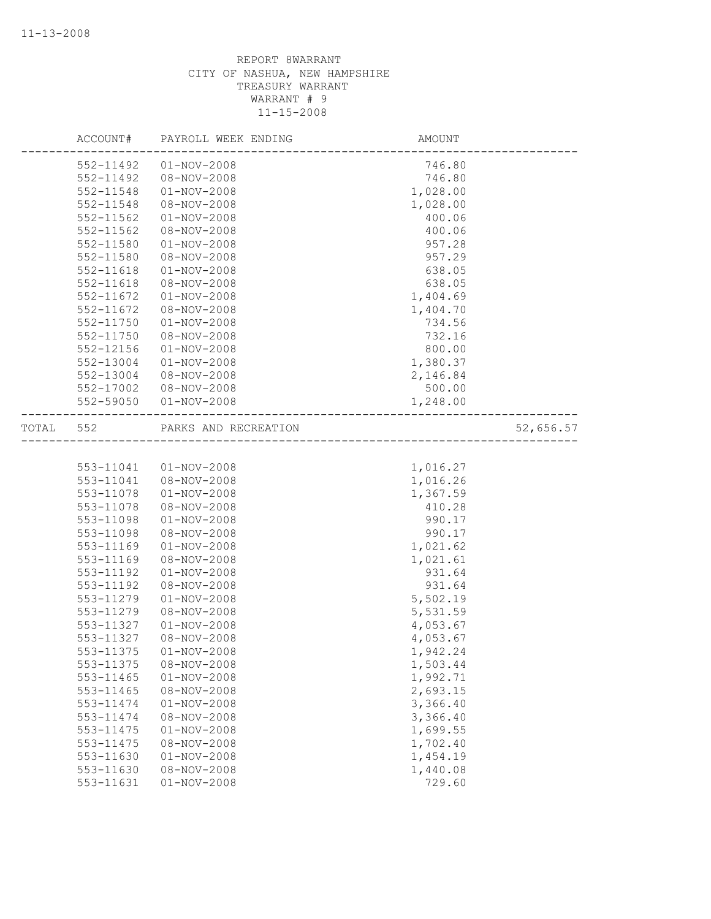REPORT 8WARRANT
CITY OF NASHUA, NEW HAMPSHIRE
TREASURY WARRANT
WARRANT # 9
11-15-2008

| | ACCOUNT# | PAYROLL WEEK ENDING | AMOUNT | |
|---|---|---|---|---|
| | 552-11492 | 01-NOV-2008 | 746.80 | |
| | 552-11492 | 08-NOV-2008 | 746.80 | |
| | 552-11548 | 01-NOV-2008 | 1,028.00 | |
| | 552-11548 | 08-NOV-2008 | 1,028.00 | |
| | 552-11562 | 01-NOV-2008 | 400.06 | |
| | 552-11562 | 08-NOV-2008 | 400.06 | |
| | 552-11580 | 01-NOV-2008 | 957.28 | |
| | 552-11580 | 08-NOV-2008 | 957.29 | |
| | 552-11618 | 01-NOV-2008 | 638.05 | |
| | 552-11618 | 08-NOV-2008 | 638.05 | |
| | 552-11672 | 01-NOV-2008 | 1,404.69 | |
| | 552-11672 | 08-NOV-2008 | 1,404.70 | |
| | 552-11750 | 01-NOV-2008 | 734.56 | |
| | 552-11750 | 08-NOV-2008 | 732.16 | |
| | 552-12156 | 01-NOV-2008 | 800.00 | |
| | 552-13004 | 01-NOV-2008 | 1,380.37 | |
| | 552-13004 | 08-NOV-2008 | 2,146.84 | |
| | 552-17002 | 08-NOV-2008 | 500.00 | |
| | 552-59050 | 01-NOV-2008 | 1,248.00 | |
| TOTAL | 552 | PARKS AND RECREATION | | 52,656.57 |
| | 553-11041 | 01-NOV-2008 | 1,016.27 | |
| | 553-11041 | 08-NOV-2008 | 1,016.26 | |
| | 553-11078 | 01-NOV-2008 | 1,367.59 | |
| | 553-11078 | 08-NOV-2008 | 410.28 | |
| | 553-11098 | 01-NOV-2008 | 990.17 | |
| | 553-11098 | 08-NOV-2008 | 990.17 | |
| | 553-11169 | 01-NOV-2008 | 1,021.62 | |
| | 553-11169 | 08-NOV-2008 | 1,021.61 | |
| | 553-11192 | 01-NOV-2008 | 931.64 | |
| | 553-11192 | 08-NOV-2008 | 931.64 | |
| | 553-11279 | 01-NOV-2008 | 5,502.19 | |
| | 553-11279 | 08-NOV-2008 | 5,531.59 | |
| | 553-11327 | 01-NOV-2008 | 4,053.67 | |
| | 553-11327 | 08-NOV-2008 | 4,053.67 | |
| | 553-11375 | 01-NOV-2008 | 1,942.24 | |
| | 553-11375 | 08-NOV-2008 | 1,503.44 | |
| | 553-11465 | 01-NOV-2008 | 1,992.71 | |
| | 553-11465 | 08-NOV-2008 | 2,693.15 | |
| | 553-11474 | 01-NOV-2008 | 3,366.40 | |
| | 553-11474 | 08-NOV-2008 | 3,366.40 | |
| | 553-11475 | 01-NOV-2008 | 1,699.55 | |
| | 553-11475 | 08-NOV-2008 | 1,702.40 | |
| | 553-11630 | 01-NOV-2008 | 1,454.19 | |
| | 553-11630 | 08-NOV-2008 | 1,440.08 | |
| | 553-11631 | 01-NOV-2008 | 729.60 | |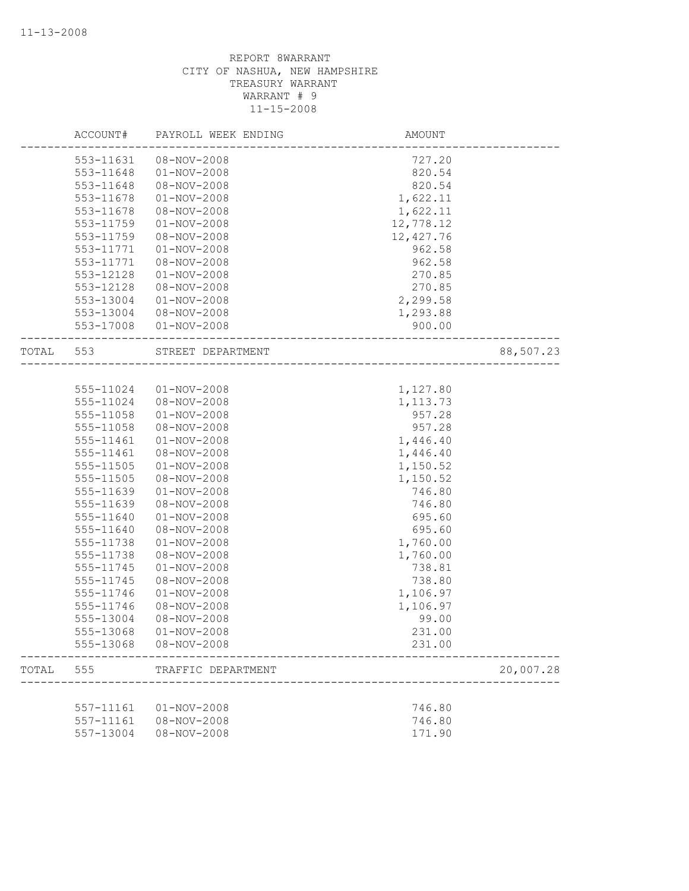REPORT 8WARRANT
CITY OF NASHUA, NEW HAMPSHIRE
TREASURY WARRANT
WARRANT # 9
11-15-2008

| | ACCOUNT# | PAYROLL WEEK ENDING | AMOUNT | |
|---|---|---|---|---|
| | 553-11631 | 08-NOV-2008 | 727.20 | |
| | 553-11648 | 01-NOV-2008 | 820.54 | |
| | 553-11648 | 08-NOV-2008 | 820.54 | |
| | 553-11678 | 01-NOV-2008 | 1,622.11 | |
| | 553-11678 | 08-NOV-2008 | 1,622.11 | |
| | 553-11759 | 01-NOV-2008 | 12,778.12 | |
| | 553-11759 | 08-NOV-2008 | 12,427.76 | |
| | 553-11771 | 01-NOV-2008 | 962.58 | |
| | 553-11771 | 08-NOV-2008 | 962.58 | |
| | 553-12128 | 01-NOV-2008 | 270.85 | |
| | 553-12128 | 08-NOV-2008 | 270.85 | |
| | 553-13004 | 01-NOV-2008 | 2,299.58 | |
| | 553-13004 | 08-NOV-2008 | 1,293.88 | |
| | 553-17008 | 01-NOV-2008 | 900.00 | |
| TOTAL | 553 | STREET DEPARTMENT | | 88,507.23 |
| | 555-11024 | 01-NOV-2008 | 1,127.80 | |
| | 555-11024 | 08-NOV-2008 | 1,113.73 | |
| | 555-11058 | 01-NOV-2008 | 957.28 | |
| | 555-11058 | 08-NOV-2008 | 957.28 | |
| | 555-11461 | 01-NOV-2008 | 1,446.40 | |
| | 555-11461 | 08-NOV-2008 | 1,446.40 | |
| | 555-11505 | 01-NOV-2008 | 1,150.52 | |
| | 555-11505 | 08-NOV-2008 | 1,150.52 | |
| | 555-11639 | 01-NOV-2008 | 746.80 | |
| | 555-11639 | 08-NOV-2008 | 746.80 | |
| | 555-11640 | 01-NOV-2008 | 695.60 | |
| | 555-11640 | 08-NOV-2008 | 695.60 | |
| | 555-11738 | 01-NOV-2008 | 1,760.00 | |
| | 555-11738 | 08-NOV-2008 | 1,760.00 | |
| | 555-11745 | 01-NOV-2008 | 738.81 | |
| | 555-11745 | 08-NOV-2008 | 738.80 | |
| | 555-11746 | 01-NOV-2008 | 1,106.97 | |
| | 555-11746 | 08-NOV-2008 | 1,106.97 | |
| | 555-13004 | 08-NOV-2008 | 99.00 | |
| | 555-13068 | 01-NOV-2008 | 231.00 | |
| | 555-13068 | 08-NOV-2008 | 231.00 | |
| TOTAL | 555 | TRAFFIC DEPARTMENT | | 20,007.28 |
| | 557-11161 | 01-NOV-2008 | 746.80 | |
| | 557-11161 | 08-NOV-2008 | 746.80 | |
| | 557-13004 | 08-NOV-2008 | 171.90 | |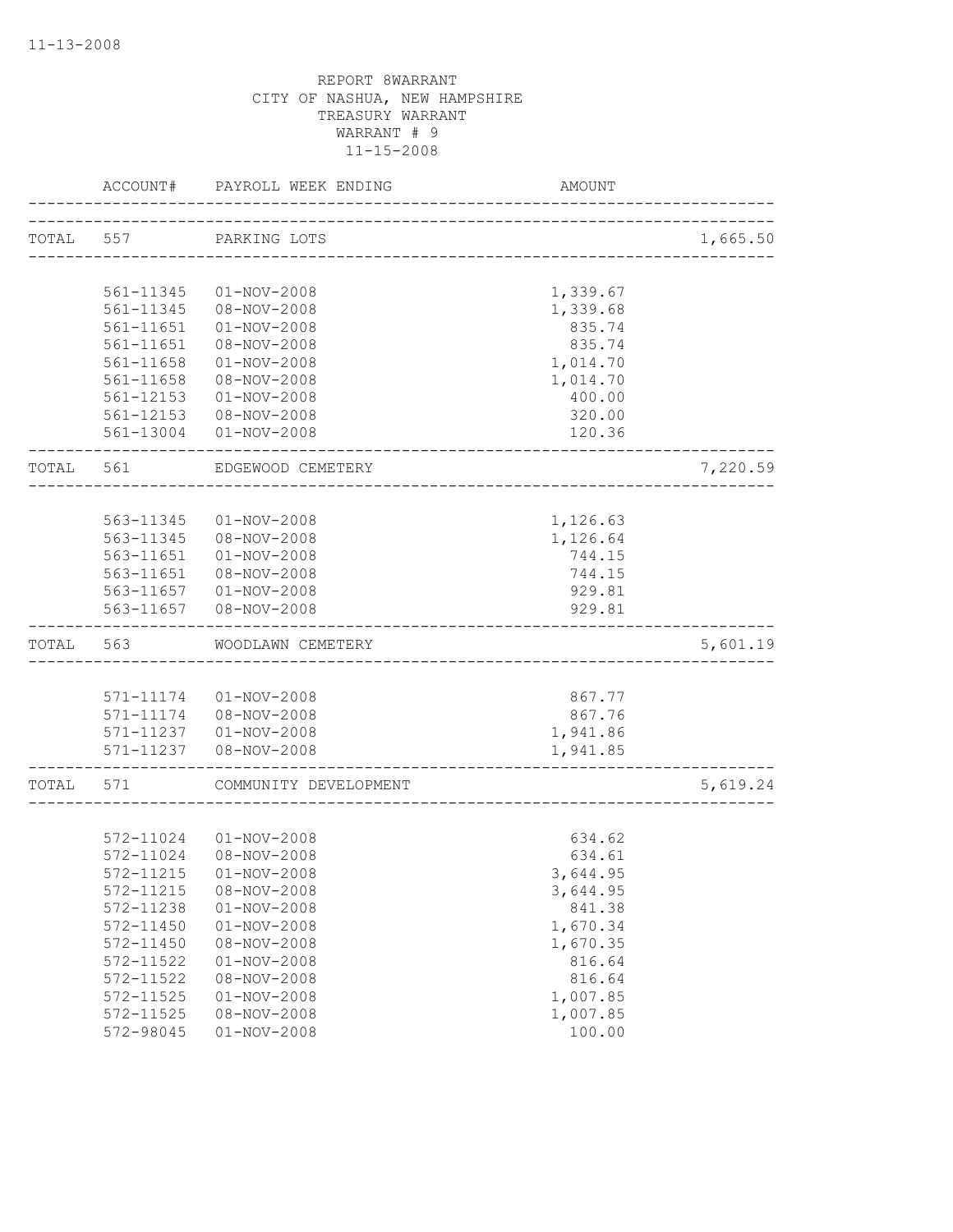11-13-2008

REPORT 8WARRANT
CITY OF NASHUA, NEW HAMPSHIRE
TREASURY WARRANT
WARRANT # 9
11-15-2008

| | ACCOUNT# | PAYROLL WEEK ENDING | AMOUNT | |
|---|---|---|---|---|
| TOTAL | 557 | PARKING LOTS | | 1,665.50 |
| | 561-11345 | 01-NOV-2008 | 1,339.67 | |
| | 561-11345 | 08-NOV-2008 | 1,339.68 | |
| | 561-11651 | 01-NOV-2008 | 835.74 | |
| | 561-11651 | 08-NOV-2008 | 835.74 | |
| | 561-11658 | 01-NOV-2008 | 1,014.70 | |
| | 561-11658 | 08-NOV-2008 | 1,014.70 | |
| | 561-12153 | 01-NOV-2008 | 400.00 | |
| | 561-12153 | 08-NOV-2008 | 320.00 | |
| | 561-13004 | 01-NOV-2008 | 120.36 | |
| TOTAL | 561 | EDGEWOOD CEMETERY | | 7,220.59 |
| | 563-11345 | 01-NOV-2008 | 1,126.63 | |
| | 563-11345 | 08-NOV-2008 | 1,126.64 | |
| | 563-11651 | 01-NOV-2008 | 744.15 | |
| | 563-11651 | 08-NOV-2008 | 744.15 | |
| | 563-11657 | 01-NOV-2008 | 929.81 | |
| | 563-11657 | 08-NOV-2008 | 929.81 | |
| TOTAL | 563 | WOODLAWN CEMETERY | | 5,601.19 |
| | 571-11174 | 01-NOV-2008 | 867.77 | |
| | 571-11174 | 08-NOV-2008 | 867.76 | |
| | 571-11237 | 01-NOV-2008 | 1,941.86 | |
| | 571-11237 | 08-NOV-2008 | 1,941.85 | |
| TOTAL | 571 | COMMUNITY DEVELOPMENT | | 5,619.24 |
| | 572-11024 | 01-NOV-2008 | 634.62 | |
| | 572-11024 | 08-NOV-2008 | 634.61 | |
| | 572-11215 | 01-NOV-2008 | 3,644.95 | |
| | 572-11215 | 08-NOV-2008 | 3,644.95 | |
| | 572-11238 | 01-NOV-2008 | 841.38 | |
| | 572-11450 | 01-NOV-2008 | 1,670.34 | |
| | 572-11450 | 08-NOV-2008 | 1,670.35 | |
| | 572-11522 | 01-NOV-2008 | 816.64 | |
| | 572-11522 | 08-NOV-2008 | 816.64 | |
| | 572-11525 | 01-NOV-2008 | 1,007.85 | |
| | 572-11525 | 08-NOV-2008 | 1,007.85 | |
| | 572-98045 | 01-NOV-2008 | 100.00 | |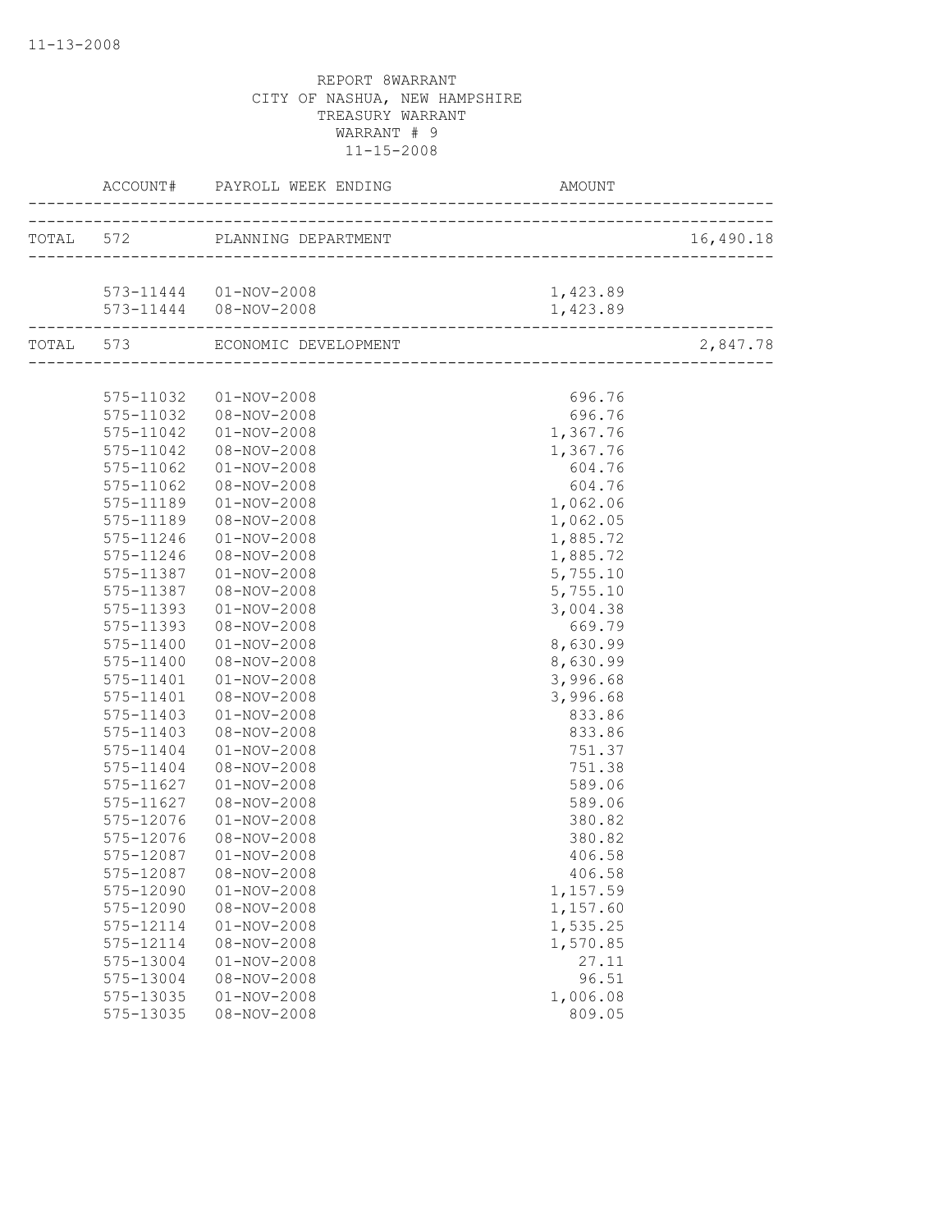REPORT 8WARRANT
CITY OF NASHUA, NEW HAMPSHIRE
TREASURY WARRANT
WARRANT # 9
11-15-2008

| | ACCOUNT# | PAYROLL WEEK ENDING | AMOUNT | |
|---|---|---|---|---|
| TOTAL | 572 | PLANNING DEPARTMENT | | 16,490.18 |
| | 573-11444 | 01-NOV-2008 | 1,423.89 | |
| | 573-11444 | 08-NOV-2008 | 1,423.89 | |
| TOTAL | 573 | ECONOMIC DEVELOPMENT | | 2,847.78 |
| | 575-11032 | 01-NOV-2008 | 696.76 | |
| | 575-11032 | 08-NOV-2008 | 696.76 | |
| | 575-11042 | 01-NOV-2008 | 1,367.76 | |
| | 575-11042 | 08-NOV-2008 | 1,367.76 | |
| | 575-11062 | 01-NOV-2008 | 604.76 | |
| | 575-11062 | 08-NOV-2008 | 604.76 | |
| | 575-11189 | 01-NOV-2008 | 1,062.06 | |
| | 575-11189 | 08-NOV-2008 | 1,062.05 | |
| | 575-11246 | 01-NOV-2008 | 1,885.72 | |
| | 575-11246 | 08-NOV-2008 | 1,885.72 | |
| | 575-11387 | 01-NOV-2008 | 5,755.10 | |
| | 575-11387 | 08-NOV-2008 | 5,755.10 | |
| | 575-11393 | 01-NOV-2008 | 3,004.38 | |
| | 575-11393 | 08-NOV-2008 | 669.79 | |
| | 575-11400 | 01-NOV-2008 | 8,630.99 | |
| | 575-11400 | 08-NOV-2008 | 8,630.99 | |
| | 575-11401 | 01-NOV-2008 | 3,996.68 | |
| | 575-11401 | 08-NOV-2008 | 3,996.68 | |
| | 575-11403 | 01-NOV-2008 | 833.86 | |
| | 575-11403 | 08-NOV-2008 | 833.86 | |
| | 575-11404 | 01-NOV-2008 | 751.37 | |
| | 575-11404 | 08-NOV-2008 | 751.38 | |
| | 575-11627 | 01-NOV-2008 | 589.06 | |
| | 575-11627 | 08-NOV-2008 | 589.06 | |
| | 575-12076 | 01-NOV-2008 | 380.82 | |
| | 575-12076 | 08-NOV-2008 | 380.82 | |
| | 575-12087 | 01-NOV-2008 | 406.58 | |
| | 575-12087 | 08-NOV-2008 | 406.58 | |
| | 575-12090 | 01-NOV-2008 | 1,157.59 | |
| | 575-12090 | 08-NOV-2008 | 1,157.60 | |
| | 575-12114 | 01-NOV-2008 | 1,535.25 | |
| | 575-12114 | 08-NOV-2008 | 1,570.85 | |
| | 575-13004 | 01-NOV-2008 | 27.11 | |
| | 575-13004 | 08-NOV-2008 | 96.51 | |
| | 575-13035 | 01-NOV-2008 | 1,006.08 | |
| | 575-13035 | 08-NOV-2008 | 809.05 | |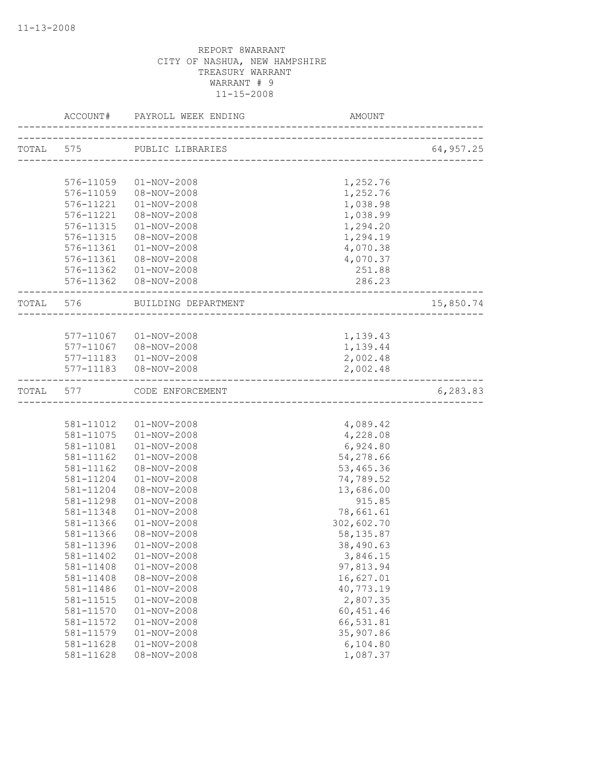11-13-2008

REPORT 8WARRANT
CITY OF NASHUA, NEW HAMPSHIRE
TREASURY WARRANT
WARRANT # 9
11-15-2008

| | ACCOUNT# | PAYROLL WEEK ENDING | AMOUNT | |
|---|---|---|---|---|
| TOTAL | 575 | PUBLIC LIBRARIES | | 64,957.25 |
| | 576-11059 | 01-NOV-2008 | 1,252.76 | |
| | 576-11059 | 08-NOV-2008 | 1,252.76 | |
| | 576-11221 | 01-NOV-2008 | 1,038.98 | |
| | 576-11221 | 08-NOV-2008 | 1,038.99 | |
| | 576-11315 | 01-NOV-2008 | 1,294.20 | |
| | 576-11315 | 08-NOV-2008 | 1,294.19 | |
| | 576-11361 | 01-NOV-2008 | 4,070.38 | |
| | 576-11361 | 08-NOV-2008 | 4,070.37 | |
| | 576-11362 | 01-NOV-2008 | 251.88 | |
| | 576-11362 | 08-NOV-2008 | 286.23 | |
| TOTAL | 576 | BUILDING DEPARTMENT | | 15,850.74 |
| | 577-11067 | 01-NOV-2008 | 1,139.43 | |
| | 577-11067 | 08-NOV-2008 | 1,139.44 | |
| | 577-11183 | 01-NOV-2008 | 2,002.48 | |
| | 577-11183 | 08-NOV-2008 | 2,002.48 | |
| TOTAL | 577 | CODE ENFORCEMENT | | 6,283.83 |
| | 581-11012 | 01-NOV-2008 | 4,089.42 | |
| | 581-11075 | 01-NOV-2008 | 4,228.08 | |
| | 581-11081 | 01-NOV-2008 | 6,924.80 | |
| | 581-11162 | 01-NOV-2008 | 54,278.66 | |
| | 581-11162 | 08-NOV-2008 | 53,465.36 | |
| | 581-11204 | 01-NOV-2008 | 74,789.52 | |
| | 581-11204 | 08-NOV-2008 | 13,686.00 | |
| | 581-11298 | 01-NOV-2008 | 915.85 | |
| | 581-11348 | 01-NOV-2008 | 78,661.61 | |
| | 581-11366 | 01-NOV-2008 | 302,602.70 | |
| | 581-11366 | 08-NOV-2008 | 58,135.87 | |
| | 581-11396 | 01-NOV-2008 | 38,490.63 | |
| | 581-11402 | 01-NOV-2008 | 3,846.15 | |
| | 581-11408 | 01-NOV-2008 | 97,813.94 | |
| | 581-11408 | 08-NOV-2008 | 16,627.01 | |
| | 581-11486 | 01-NOV-2008 | 40,773.19 | |
| | 581-11515 | 01-NOV-2008 | 2,807.35 | |
| | 581-11570 | 01-NOV-2008 | 60,451.46 | |
| | 581-11572 | 01-NOV-2008 | 66,531.81 | |
| | 581-11579 | 01-NOV-2008 | 35,907.86 | |
| | 581-11628 | 01-NOV-2008 | 6,104.80 | |
| | 581-11628 | 08-NOV-2008 | 1,087.37 | |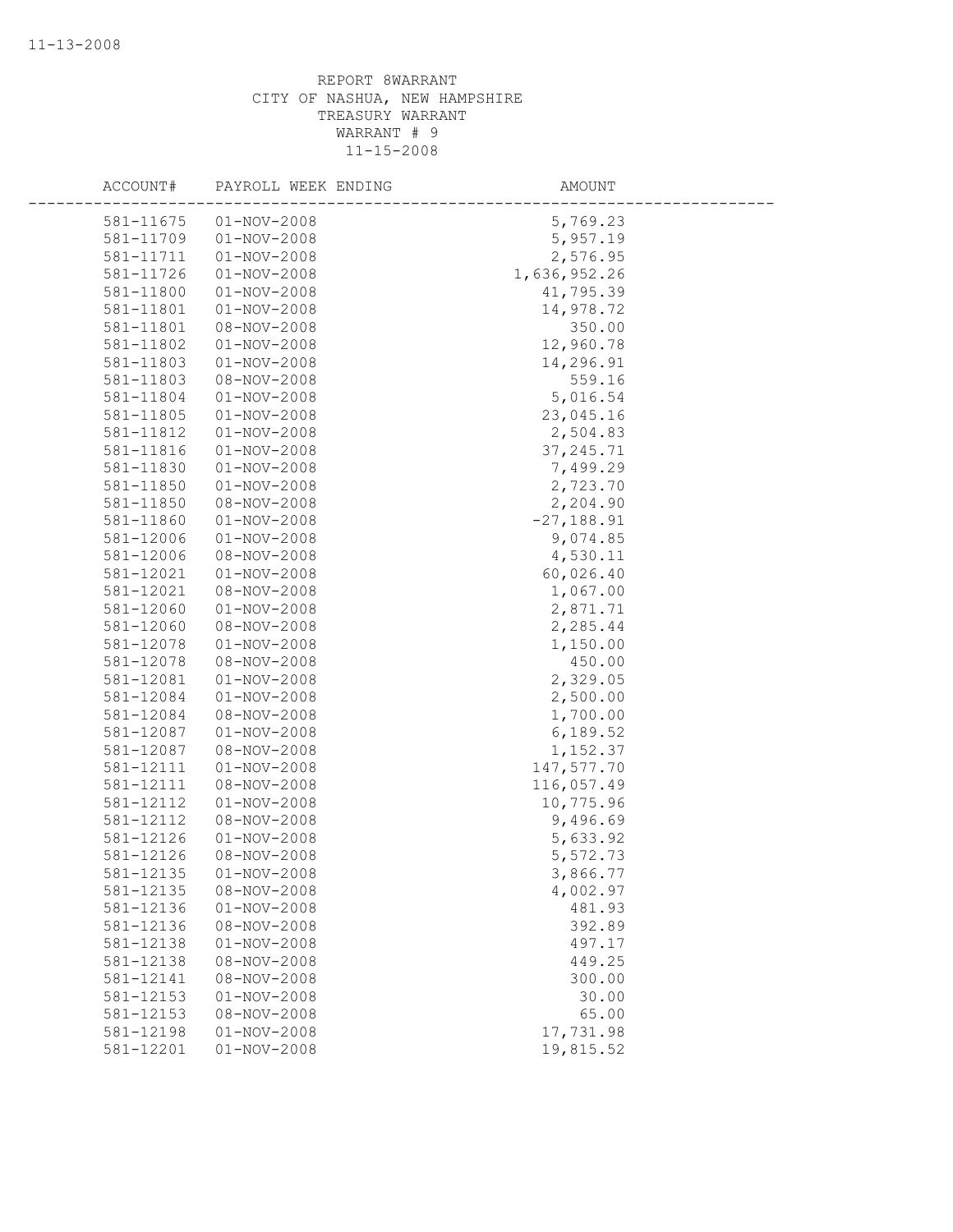REPORT 8WARRANT
CITY OF NASHUA, NEW HAMPSHIRE
TREASURY WARRANT
WARRANT # 9
11-15-2008

| ACCOUNT# | PAYROLL WEEK ENDING | AMOUNT |
|---|---|---|
| 581-11675 | 01-NOV-2008 | 5,769.23 |
| 581-11709 | 01-NOV-2008 | 5,957.19 |
| 581-11711 | 01-NOV-2008 | 2,576.95 |
| 581-11726 | 01-NOV-2008 | 1,636,952.26 |
| 581-11800 | 01-NOV-2008 | 41,795.39 |
| 581-11801 | 01-NOV-2008 | 14,978.72 |
| 581-11801 | 08-NOV-2008 | 350.00 |
| 581-11802 | 01-NOV-2008 | 12,960.78 |
| 581-11803 | 01-NOV-2008 | 14,296.91 |
| 581-11803 | 08-NOV-2008 | 559.16 |
| 581-11804 | 01-NOV-2008 | 5,016.54 |
| 581-11805 | 01-NOV-2008 | 23,045.16 |
| 581-11812 | 01-NOV-2008 | 2,504.83 |
| 581-11816 | 01-NOV-2008 | 37,245.71 |
| 581-11830 | 01-NOV-2008 | 7,499.29 |
| 581-11850 | 01-NOV-2008 | 2,723.70 |
| 581-11850 | 08-NOV-2008 | 2,204.90 |
| 581-11860 | 01-NOV-2008 | -27,188.91 |
| 581-12006 | 01-NOV-2008 | 9,074.85 |
| 581-12006 | 08-NOV-2008 | 4,530.11 |
| 581-12021 | 01-NOV-2008 | 60,026.40 |
| 581-12021 | 08-NOV-2008 | 1,067.00 |
| 581-12060 | 01-NOV-2008 | 2,871.71 |
| 581-12060 | 08-NOV-2008 | 2,285.44 |
| 581-12078 | 01-NOV-2008 | 1,150.00 |
| 581-12078 | 08-NOV-2008 | 450.00 |
| 581-12081 | 01-NOV-2008 | 2,329.05 |
| 581-12084 | 01-NOV-2008 | 2,500.00 |
| 581-12084 | 08-NOV-2008 | 1,700.00 |
| 581-12087 | 01-NOV-2008 | 6,189.52 |
| 581-12087 | 08-NOV-2008 | 1,152.37 |
| 581-12111 | 01-NOV-2008 | 147,577.70 |
| 581-12111 | 08-NOV-2008 | 116,057.49 |
| 581-12112 | 01-NOV-2008 | 10,775.96 |
| 581-12112 | 08-NOV-2008 | 9,496.69 |
| 581-12126 | 01-NOV-2008 | 5,633.92 |
| 581-12126 | 08-NOV-2008 | 5,572.73 |
| 581-12135 | 01-NOV-2008 | 3,866.77 |
| 581-12135 | 08-NOV-2008 | 4,002.97 |
| 581-12136 | 01-NOV-2008 | 481.93 |
| 581-12136 | 08-NOV-2008 | 392.89 |
| 581-12138 | 01-NOV-2008 | 497.17 |
| 581-12138 | 08-NOV-2008 | 449.25 |
| 581-12141 | 08-NOV-2008 | 300.00 |
| 581-12153 | 01-NOV-2008 | 30.00 |
| 581-12153 | 08-NOV-2008 | 65.00 |
| 581-12198 | 01-NOV-2008 | 17,731.98 |
| 581-12201 | 01-NOV-2008 | 19,815.52 |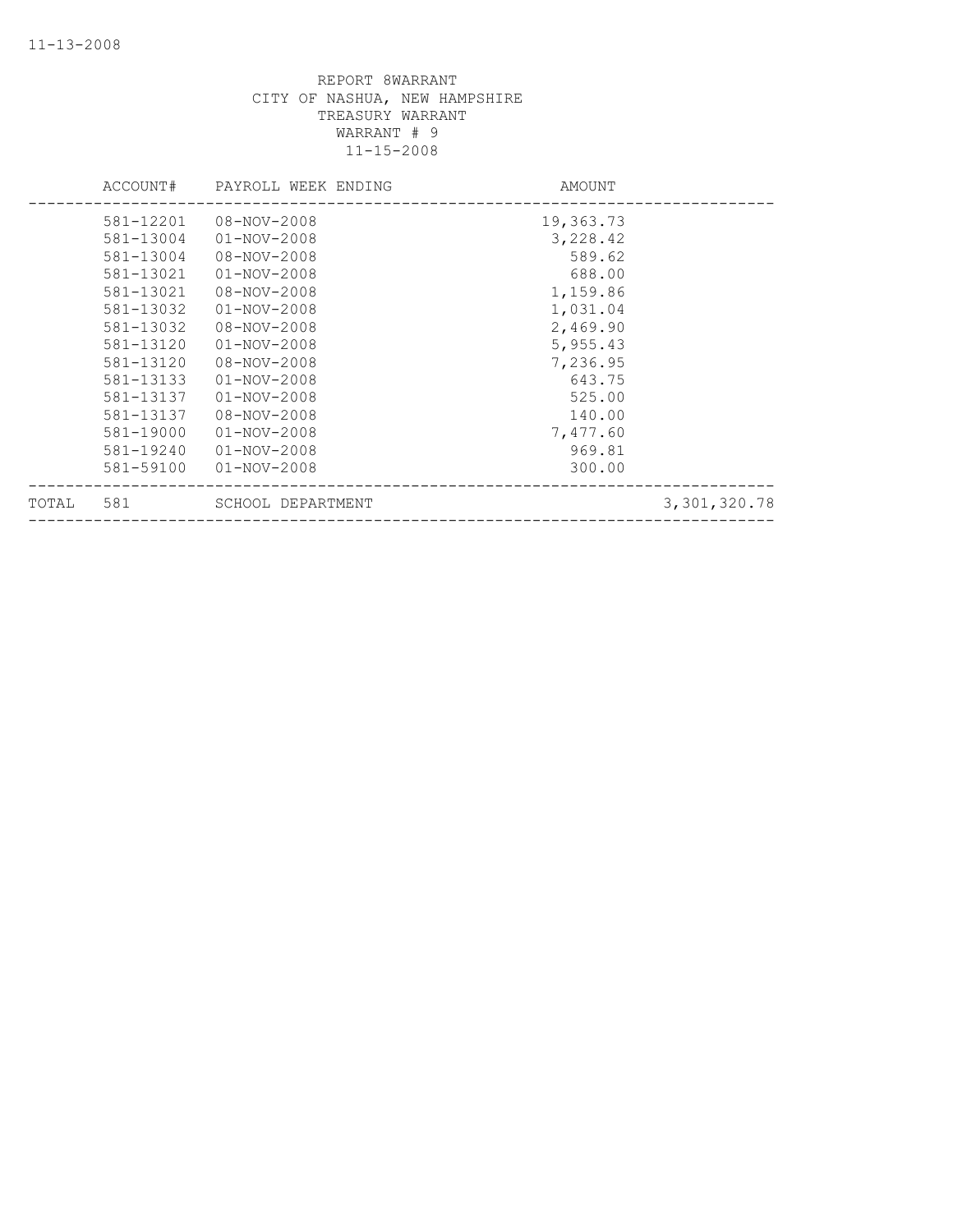REPORT 8WARRANT
CITY OF NASHUA, NEW HAMPSHIRE
TREASURY WARRANT
WARRANT # 9
11-15-2008

| | ACCOUNT# | PAYROLL WEEK ENDING | AMOUNT | |
|---|---|---|---|---|
| | 581-12201 | 08-NOV-2008 | 19,363.73 | |
| | 581-13004 | 01-NOV-2008 | 3,228.42 | |
| | 581-13004 | 08-NOV-2008 | 589.62 | |
| | 581-13021 | 01-NOV-2008 | 688.00 | |
| | 581-13021 | 08-NOV-2008 | 1,159.86 | |
| | 581-13032 | 01-NOV-2008 | 1,031.04 | |
| | 581-13032 | 08-NOV-2008 | 2,469.90 | |
| | 581-13120 | 01-NOV-2008 | 5,955.43 | |
| | 581-13120 | 08-NOV-2008 | 7,236.95 | |
| | 581-13133 | 01-NOV-2008 | 643.75 | |
| | 581-13137 | 01-NOV-2008 | 525.00 | |
| | 581-13137 | 08-NOV-2008 | 140.00 | |
| | 581-19000 | 01-NOV-2008 | 7,477.60 | |
| | 581-19240 | 01-NOV-2008 | 969.81 | |
| | 581-59100 | 01-NOV-2008 | 300.00 | |
| TOTAL | 581 | SCHOOL DEPARTMENT | | 3,301,320.78 |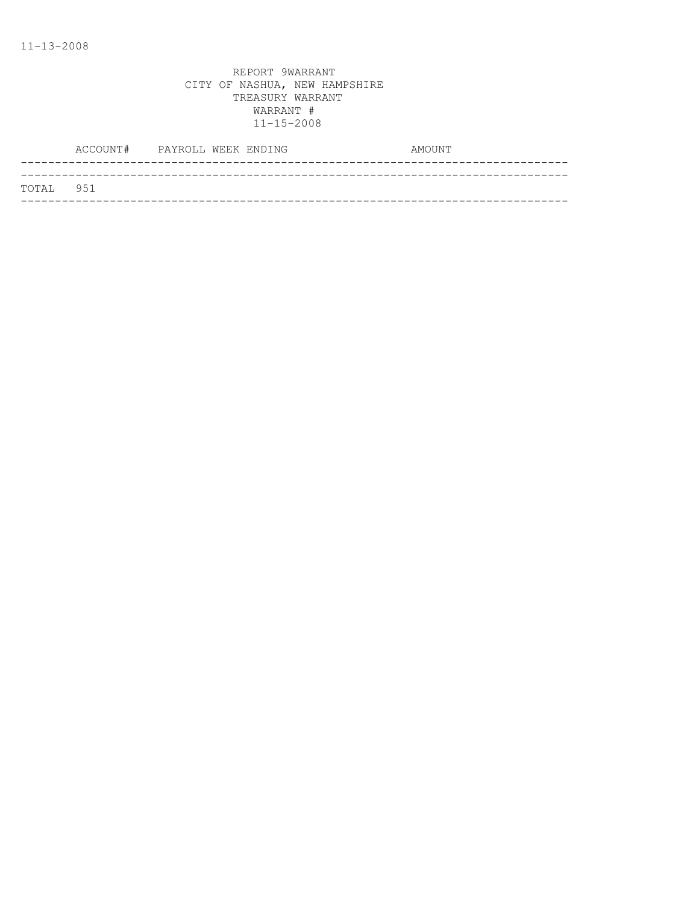11-13-2008

REPORT 9WARRANT
CITY OF NASHUA, NEW HAMPSHIRE
TREASURY WARRANT
WARRANT #
11-15-2008

| ACCOUNT# | PAYROLL WEEK ENDING | AMOUNT |
|---|---|---|
| TOTAL 951 | | |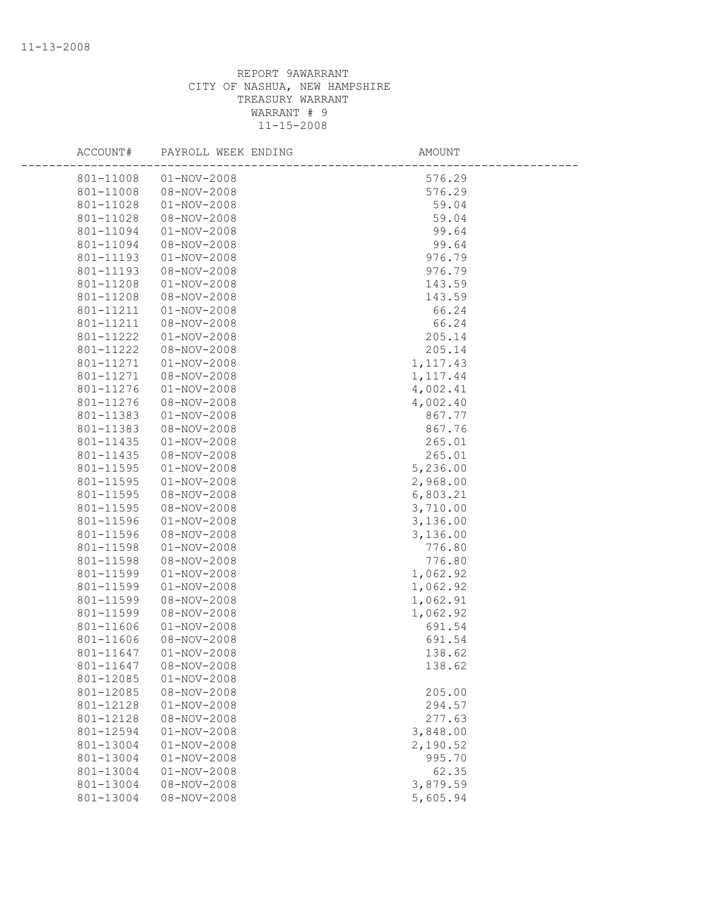REPORT 9AWARRANT
CITY OF NASHUA, NEW HAMPSHIRE
TREASURY WARRANT
WARRANT # 9
11-15-2008

| ACCOUNT# | PAYROLL WEEK ENDING | AMOUNT |
|---|---|---|
| 801-11008 | 01-NOV-2008 | 576.29 |
| 801-11008 | 08-NOV-2008 | 576.29 |
| 801-11028 | 01-NOV-2008 | 59.04 |
| 801-11028 | 08-NOV-2008 | 59.04 |
| 801-11094 | 01-NOV-2008 | 99.64 |
| 801-11094 | 08-NOV-2008 | 99.64 |
| 801-11193 | 01-NOV-2008 | 976.79 |
| 801-11193 | 08-NOV-2008 | 976.79 |
| 801-11208 | 01-NOV-2008 | 143.59 |
| 801-11208 | 08-NOV-2008 | 143.59 |
| 801-11211 | 01-NOV-2008 | 66.24 |
| 801-11211 | 08-NOV-2008 | 66.24 |
| 801-11222 | 01-NOV-2008 | 205.14 |
| 801-11222 | 08-NOV-2008 | 205.14 |
| 801-11271 | 01-NOV-2008 | 1,117.43 |
| 801-11271 | 08-NOV-2008 | 1,117.44 |
| 801-11276 | 01-NOV-2008 | 4,002.41 |
| 801-11276 | 08-NOV-2008 | 4,002.40 |
| 801-11383 | 01-NOV-2008 | 867.77 |
| 801-11383 | 08-NOV-2008 | 867.76 |
| 801-11435 | 01-NOV-2008 | 265.01 |
| 801-11435 | 08-NOV-2008 | 265.01 |
| 801-11595 | 01-NOV-2008 | 5,236.00 |
| 801-11595 | 01-NOV-2008 | 2,968.00 |
| 801-11595 | 08-NOV-2008 | 6,803.21 |
| 801-11595 | 08-NOV-2008 | 3,710.00 |
| 801-11596 | 01-NOV-2008 | 3,136.00 |
| 801-11596 | 08-NOV-2008 | 3,136.00 |
| 801-11598 | 01-NOV-2008 | 776.80 |
| 801-11598 | 08-NOV-2008 | 776.80 |
| 801-11599 | 01-NOV-2008 | 1,062.92 |
| 801-11599 | 01-NOV-2008 | 1,062.92 |
| 801-11599 | 08-NOV-2008 | 1,062.91 |
| 801-11599 | 08-NOV-2008 | 1,062.92 |
| 801-11606 | 01-NOV-2008 | 691.54 |
| 801-11606 | 08-NOV-2008 | 691.54 |
| 801-11647 | 01-NOV-2008 | 138.62 |
| 801-11647 | 08-NOV-2008 | 138.62 |
| 801-12085 | 01-NOV-2008 | |
| 801-12085 | 08-NOV-2008 | 205.00 |
| 801-12128 | 01-NOV-2008 | 294.57 |
| 801-12128 | 08-NOV-2008 | 277.63 |
| 801-12594 | 01-NOV-2008 | 3,848.00 |
| 801-13004 | 01-NOV-2008 | 2,190.52 |
| 801-13004 | 01-NOV-2008 | 995.70 |
| 801-13004 | 01-NOV-2008 | 62.35 |
| 801-13004 | 08-NOV-2008 | 3,879.59 |
| 801-13004 | 08-NOV-2008 | 5,605.94 |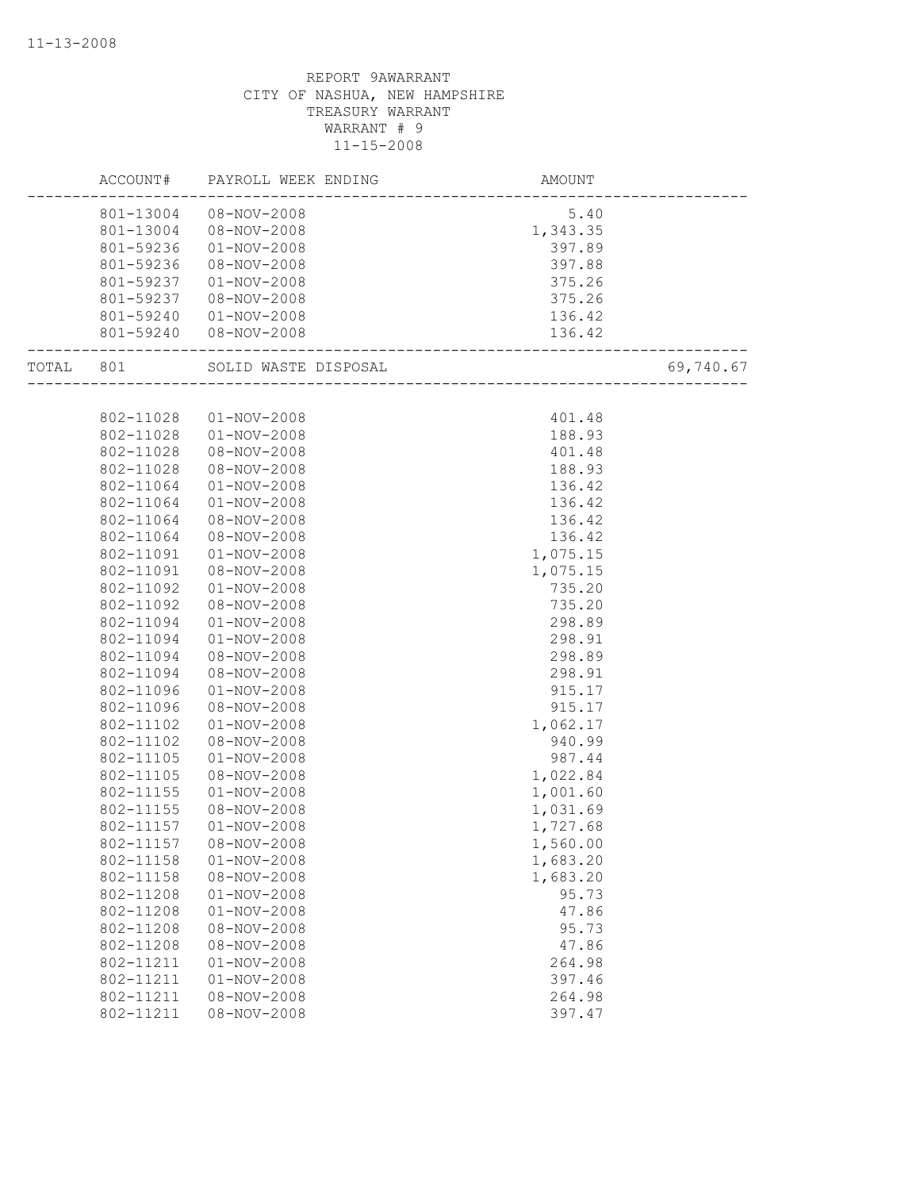REPORT 9AWARRANT
CITY OF NASHUA, NEW HAMPSHIRE
TREASURY WARRANT
WARRANT # 9
11-15-2008

| ACCOUNT# | PAYROLL WEEK ENDING | AMOUNT | |
|---|---|---|---|
| 801-13004 | 08-NOV-2008 | 5.40 | |
| 801-13004 | 08-NOV-2008 | 1,343.35 | |
| 801-59236 | 01-NOV-2008 | 397.89 | |
| 801-59236 | 08-NOV-2008 | 397.88 | |
| 801-59237 | 01-NOV-2008 | 375.26 | |
| 801-59237 | 08-NOV-2008 | 375.26 | |
| 801-59240 | 01-NOV-2008 | 136.42 | |
| 801-59240 | 08-NOV-2008 | 136.42 | |
| TOTAL 801 | SOLID WASTE DISPOSAL | | 69,740.67 |
| 802-11028 | 01-NOV-2008 | 401.48 | |
| 802-11028 | 01-NOV-2008 | 188.93 | |
| 802-11028 | 08-NOV-2008 | 401.48 | |
| 802-11028 | 08-NOV-2008 | 188.93 | |
| 802-11064 | 01-NOV-2008 | 136.42 | |
| 802-11064 | 01-NOV-2008 | 136.42 | |
| 802-11064 | 08-NOV-2008 | 136.42 | |
| 802-11064 | 08-NOV-2008 | 136.42 | |
| 802-11091 | 01-NOV-2008 | 1,075.15 | |
| 802-11091 | 08-NOV-2008 | 1,075.15 | |
| 802-11092 | 01-NOV-2008 | 735.20 | |
| 802-11092 | 08-NOV-2008 | 735.20 | |
| 802-11094 | 01-NOV-2008 | 298.89 | |
| 802-11094 | 01-NOV-2008 | 298.91 | |
| 802-11094 | 08-NOV-2008 | 298.89 | |
| 802-11094 | 08-NOV-2008 | 298.91 | |
| 802-11096 | 01-NOV-2008 | 915.17 | |
| 802-11096 | 08-NOV-2008 | 915.17 | |
| 802-11102 | 01-NOV-2008 | 1,062.17 | |
| 802-11102 | 08-NOV-2008 | 940.99 | |
| 802-11105 | 01-NOV-2008 | 987.44 | |
| 802-11105 | 08-NOV-2008 | 1,022.84 | |
| 802-11155 | 01-NOV-2008 | 1,001.60 | |
| 802-11155 | 08-NOV-2008 | 1,031.69 | |
| 802-11157 | 01-NOV-2008 | 1,727.68 | |
| 802-11157 | 08-NOV-2008 | 1,560.00 | |
| 802-11158 | 01-NOV-2008 | 1,683.20 | |
| 802-11158 | 08-NOV-2008 | 1,683.20 | |
| 802-11208 | 01-NOV-2008 | 95.73 | |
| 802-11208 | 01-NOV-2008 | 47.86 | |
| 802-11208 | 08-NOV-2008 | 95.73 | |
| 802-11208 | 08-NOV-2008 | 47.86 | |
| 802-11211 | 01-NOV-2008 | 264.98 | |
| 802-11211 | 01-NOV-2008 | 397.46 | |
| 802-11211 | 08-NOV-2008 | 264.98 | |
| 802-11211 | 08-NOV-2008 | 397.47 | |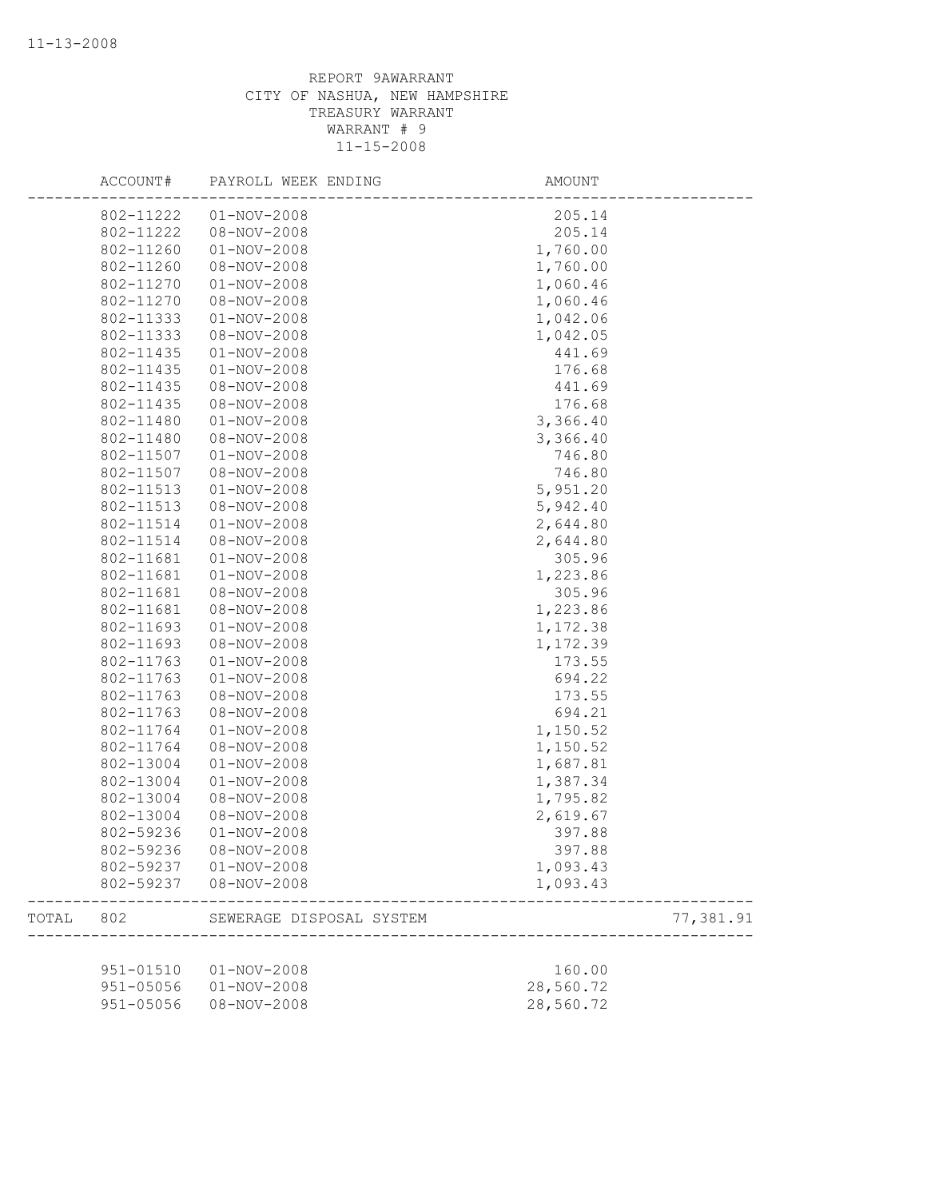REPORT 9AWARRANT
CITY OF NASHUA, NEW HAMPSHIRE
TREASURY WARRANT
WARRANT # 9
11-15-2008

| | ACCOUNT# | PAYROLL WEEK ENDING | AMOUNT | |
|---|---|---|---|---|
| | 802-11222 | 01-NOV-2008 | 205.14 | |
| | 802-11222 | 08-NOV-2008 | 205.14 | |
| | 802-11260 | 01-NOV-2008 | 1,760.00 | |
| | 802-11260 | 08-NOV-2008 | 1,760.00 | |
| | 802-11270 | 01-NOV-2008 | 1,060.46 | |
| | 802-11270 | 08-NOV-2008 | 1,060.46 | |
| | 802-11333 | 01-NOV-2008 | 1,042.06 | |
| | 802-11333 | 08-NOV-2008 | 1,042.05 | |
| | 802-11435 | 01-NOV-2008 | 441.69 | |
| | 802-11435 | 01-NOV-2008 | 176.68 | |
| | 802-11435 | 08-NOV-2008 | 441.69 | |
| | 802-11435 | 08-NOV-2008 | 176.68 | |
| | 802-11480 | 01-NOV-2008 | 3,366.40 | |
| | 802-11480 | 08-NOV-2008 | 3,366.40 | |
| | 802-11507 | 01-NOV-2008 | 746.80 | |
| | 802-11507 | 08-NOV-2008 | 746.80 | |
| | 802-11513 | 01-NOV-2008 | 5,951.20 | |
| | 802-11513 | 08-NOV-2008 | 5,942.40 | |
| | 802-11514 | 01-NOV-2008 | 2,644.80 | |
| | 802-11514 | 08-NOV-2008 | 2,644.80 | |
| | 802-11681 | 01-NOV-2008 | 305.96 | |
| | 802-11681 | 01-NOV-2008 | 1,223.86 | |
| | 802-11681 | 08-NOV-2008 | 305.96 | |
| | 802-11681 | 08-NOV-2008 | 1,223.86 | |
| | 802-11693 | 01-NOV-2008 | 1,172.38 | |
| | 802-11693 | 08-NOV-2008 | 1,172.39 | |
| | 802-11763 | 01-NOV-2008 | 173.55 | |
| | 802-11763 | 01-NOV-2008 | 694.22 | |
| | 802-11763 | 08-NOV-2008 | 173.55 | |
| | 802-11763 | 08-NOV-2008 | 694.21 | |
| | 802-11764 | 01-NOV-2008 | 1,150.52 | |
| | 802-11764 | 08-NOV-2008 | 1,150.52 | |
| | 802-13004 | 01-NOV-2008 | 1,687.81 | |
| | 802-13004 | 01-NOV-2008 | 1,387.34 | |
| | 802-13004 | 08-NOV-2008 | 1,795.82 | |
| | 802-13004 | 08-NOV-2008 | 2,619.67 | |
| | 802-59236 | 01-NOV-2008 | 397.88 | |
| | 802-59236 | 08-NOV-2008 | 397.88 | |
| | 802-59237 | 01-NOV-2008 | 1,093.43 | |
| | 802-59237 | 08-NOV-2008 | 1,093.43 | |
| TOTAL | 802 | SEWERAGE DISPOSAL SYSTEM | | 77,381.91 |
| | 951-01510 | 01-NOV-2008 | 160.00 | |
| | 951-05056 | 01-NOV-2008 | 28,560.72 | |
| | 951-05056 | 08-NOV-2008 | 28,560.72 | |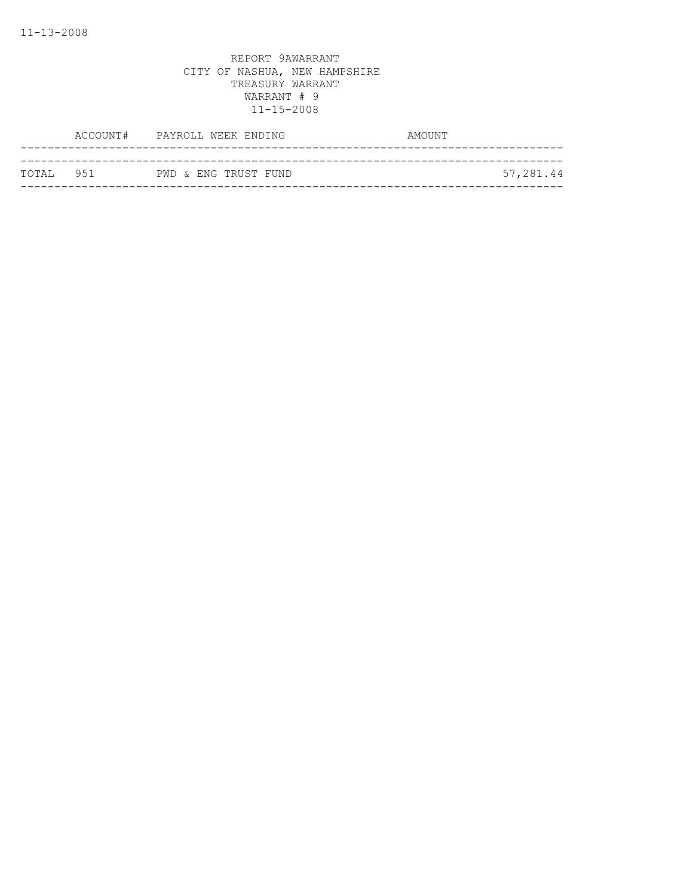REPORT 9AWARRANT
CITY OF NASHUA, NEW HAMPSHIRE
TREASURY WARRANT
WARRANT # 9
11-15-2008

| | ACCOUNT# | PAYROLL WEEK ENDING | AMOUNT |
|---|---|---|---|
| TOTAL | 951 | PWD & ENG TRUST FUND | 57,281.44 |